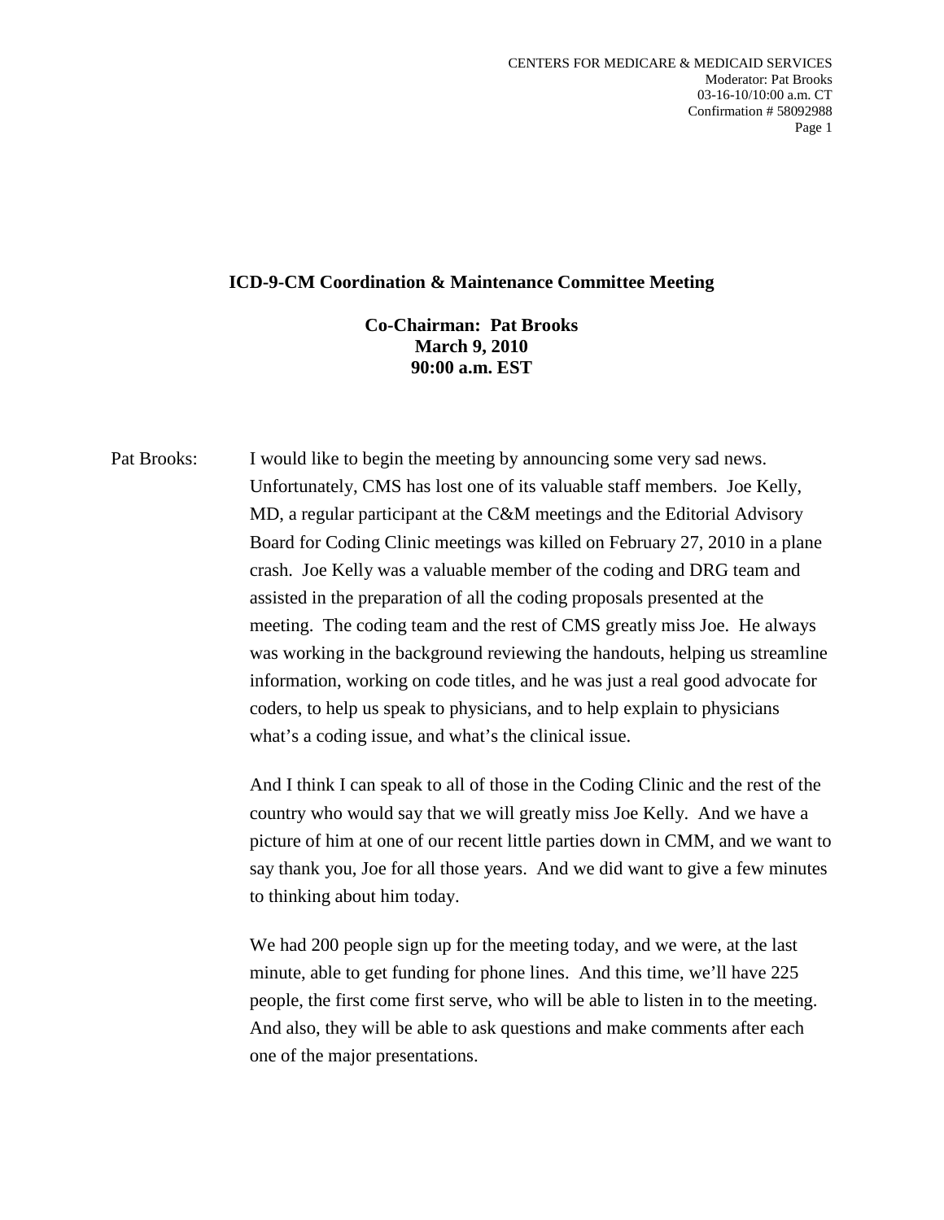## ICD-9-CM Coordination & Maintenance Committee Meeting

**Co-Chairman: Pat Brooks**
**March 9, 2010**
**90:00 a.m. EST**

Pat Brooks: I would like to begin the meeting by announcing some very sad news. Unfortunately, CMS has lost one of its valuable staff members. Joe Kelly, MD, a regular participant at the C&M meetings and the Editorial Advisory Board for Coding Clinic meetings was killed on February 27, 2010 in a plane crash. Joe Kelly was a valuable member of the coding and DRG team and assisted in the preparation of all the coding proposals presented at the meeting. The coding team and the rest of CMS greatly miss Joe. He always was working in the background reviewing the handouts, helping us streamline information, working on code titles, and he was just a real good advocate for coders, to help us speak to physicians, and to help explain to physicians what's a coding issue, and what's the clinical issue.

And I think I can speak to all of those in the Coding Clinic and the rest of the country who would say that we will greatly miss Joe Kelly. And we have a picture of him at one of our recent little parties down in CMM, and we want to say thank you, Joe for all those years. And we did want to give a few minutes to thinking about him today.

We had 200 people sign up for the meeting today, and we were, at the last minute, able to get funding for phone lines. And this time, we'll have 225 people, the first come first serve, who will be able to listen in to the meeting. And also, they will be able to ask questions and make comments after each one of the major presentations.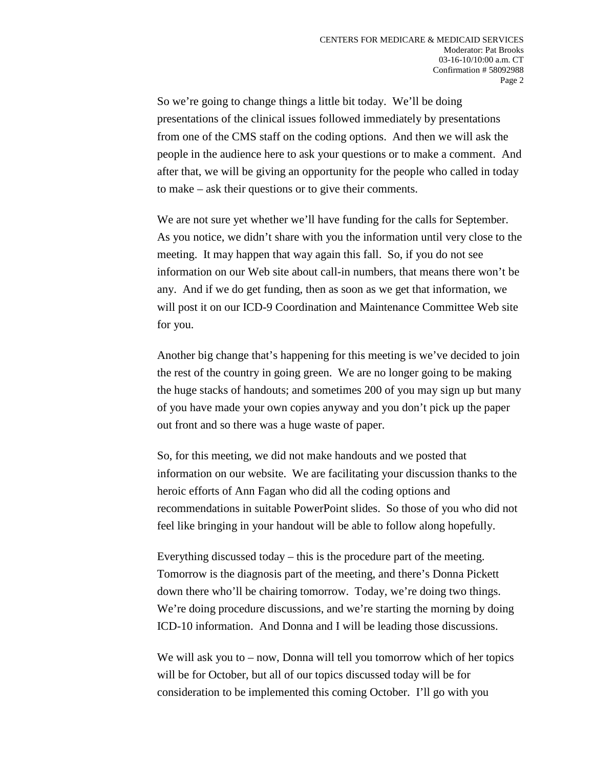So we're going to change things a little bit today. We'll be doing presentations of the clinical issues followed immediately by presentations from one of the CMS staff on the coding options. And then we will ask the people in the audience here to ask your questions or to make a comment. And after that, we will be giving an opportunity for the people who called in today to make – ask their questions or to give their comments.

We are not sure yet whether we'll have funding for the calls for September. As you notice, we didn't share with you the information until very close to the meeting. It may happen that way again this fall. So, if you do not see information on our Web site about call-in numbers, that means there won't be any. And if we do get funding, then as soon as we get that information, we will post it on our ICD-9 Coordination and Maintenance Committee Web site for you.

Another big change that's happening for this meeting is we've decided to join the rest of the country in going green. We are no longer going to be making the huge stacks of handouts; and sometimes 200 of you may sign up but many of you have made your own copies anyway and you don't pick up the paper out front and so there was a huge waste of paper.

So, for this meeting, we did not make handouts and we posted that information on our website. We are facilitating your discussion thanks to the heroic efforts of Ann Fagan who did all the coding options and recommendations in suitable PowerPoint slides. So those of you who did not feel like bringing in your handout will be able to follow along hopefully.

Everything discussed today – this is the procedure part of the meeting. Tomorrow is the diagnosis part of the meeting, and there's Donna Pickett down there who'll be chairing tomorrow. Today, we're doing two things. We're doing procedure discussions, and we're starting the morning by doing ICD-10 information. And Donna and I will be leading those discussions.

We will ask you to – now, Donna will tell you tomorrow which of her topics will be for October, but all of our topics discussed today will be for consideration to be implemented this coming October. I'll go with you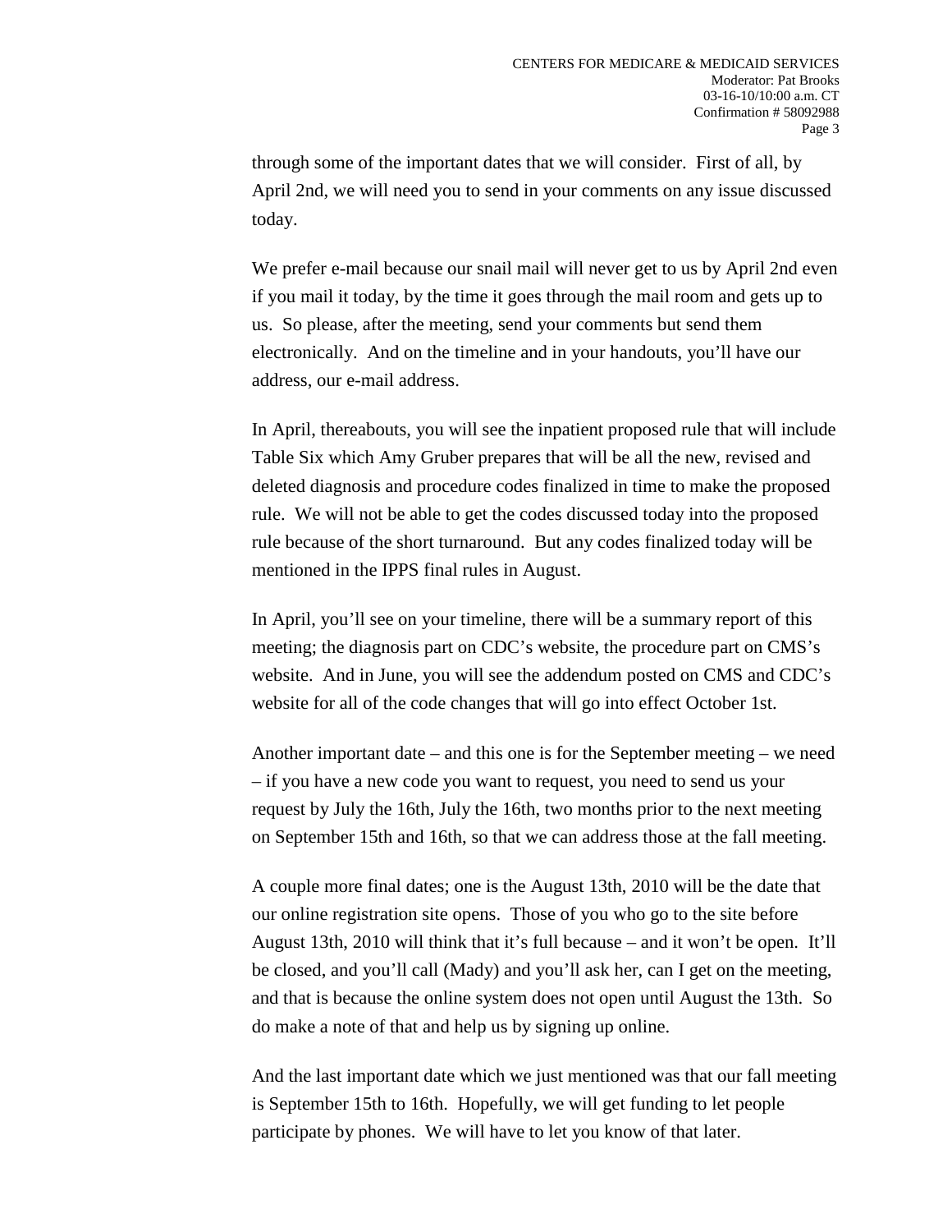through some of the important dates that we will consider. First of all, by April 2nd, we will need you to send in your comments on any issue discussed today.

We prefer e-mail because our snail mail will never get to us by April 2nd even if you mail it today, by the time it goes through the mail room and gets up to us. So please, after the meeting, send your comments but send them electronically. And on the timeline and in your handouts, you'll have our address, our e-mail address.

In April, thereabouts, you will see the inpatient proposed rule that will include Table Six which Amy Gruber prepares that will be all the new, revised and deleted diagnosis and procedure codes finalized in time to make the proposed rule. We will not be able to get the codes discussed today into the proposed rule because of the short turnaround. But any codes finalized today will be mentioned in the IPPS final rules in August.

In April, you'll see on your timeline, there will be a summary report of this meeting; the diagnosis part on CDC's website, the procedure part on CMS's website. And in June, you will see the addendum posted on CMS and CDC's website for all of the code changes that will go into effect October 1st.

Another important date – and this one is for the September meeting – we need – if you have a new code you want to request, you need to send us your request by July the 16th, July the 16th, two months prior to the next meeting on September 15th and 16th, so that we can address those at the fall meeting.

A couple more final dates; one is the August 13th, 2010 will be the date that our online registration site opens. Those of you who go to the site before August 13th, 2010 will think that it's full because – and it won't be open. It'll be closed, and you'll call (Mady) and you'll ask her, can I get on the meeting, and that is because the online system does not open until August the 13th. So do make a note of that and help us by signing up online.

And the last important date which we just mentioned was that our fall meeting is September 15th to 16th. Hopefully, we will get funding to let people participate by phones. We will have to let you know of that later.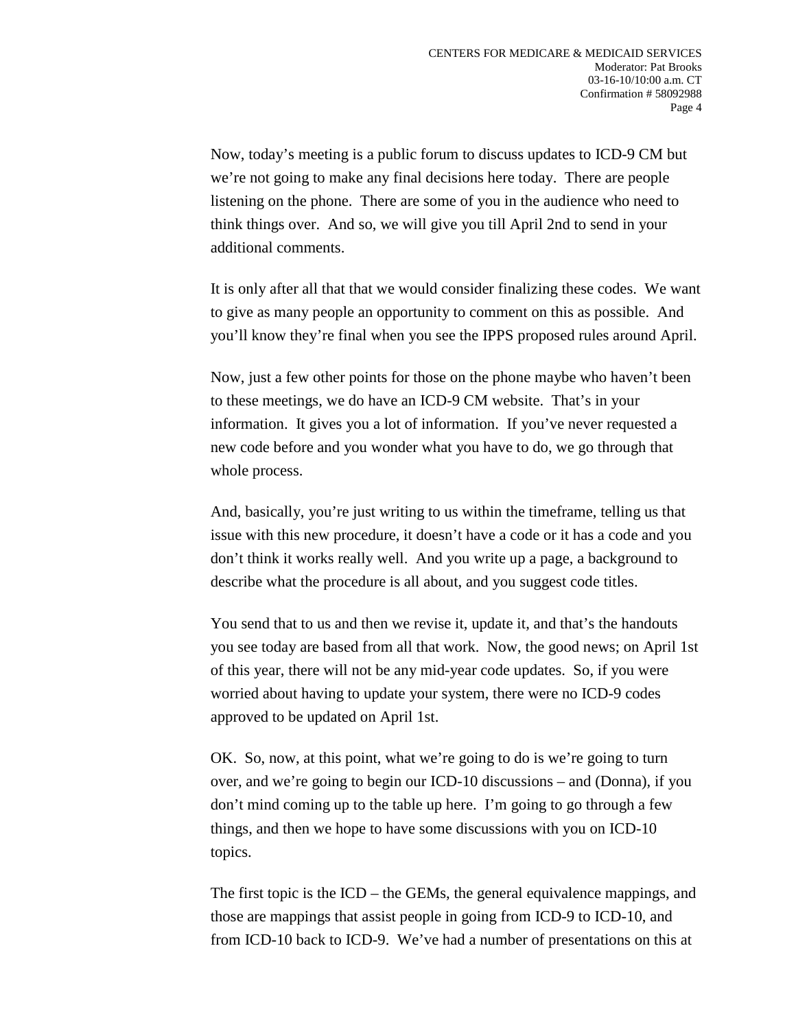Now, today's meeting is a public forum to discuss updates to ICD-9 CM but we're not going to make any final decisions here today. There are people listening on the phone. There are some of you in the audience who need to think things over. And so, we will give you till April 2nd to send in your additional comments.

It is only after all that that we would consider finalizing these codes. We want to give as many people an opportunity to comment on this as possible. And you'll know they're final when you see the IPPS proposed rules around April.

Now, just a few other points for those on the phone maybe who haven't been to these meetings, we do have an ICD-9 CM website. That's in your information. It gives you a lot of information. If you've never requested a new code before and you wonder what you have to do, we go through that whole process.

And, basically, you're just writing to us within the timeframe, telling us that issue with this new procedure, it doesn't have a code or it has a code and you don't think it works really well. And you write up a page, a background to describe what the procedure is all about, and you suggest code titles.

You send that to us and then we revise it, update it, and that's the handouts you see today are based from all that work. Now, the good news; on April 1st of this year, there will not be any mid-year code updates. So, if you were worried about having to update your system, there were no ICD-9 codes approved to be updated on April 1st.

OK. So, now, at this point, what we're going to do is we're going to turn over, and we're going to begin our ICD-10 discussions – and (Donna), if you don't mind coming up to the table up here. I'm going to go through a few things, and then we hope to have some discussions with you on ICD-10 topics.

The first topic is the ICD – the GEMs, the general equivalence mappings, and those are mappings that assist people in going from ICD-9 to ICD-10, and from ICD-10 back to ICD-9. We've had a number of presentations on this at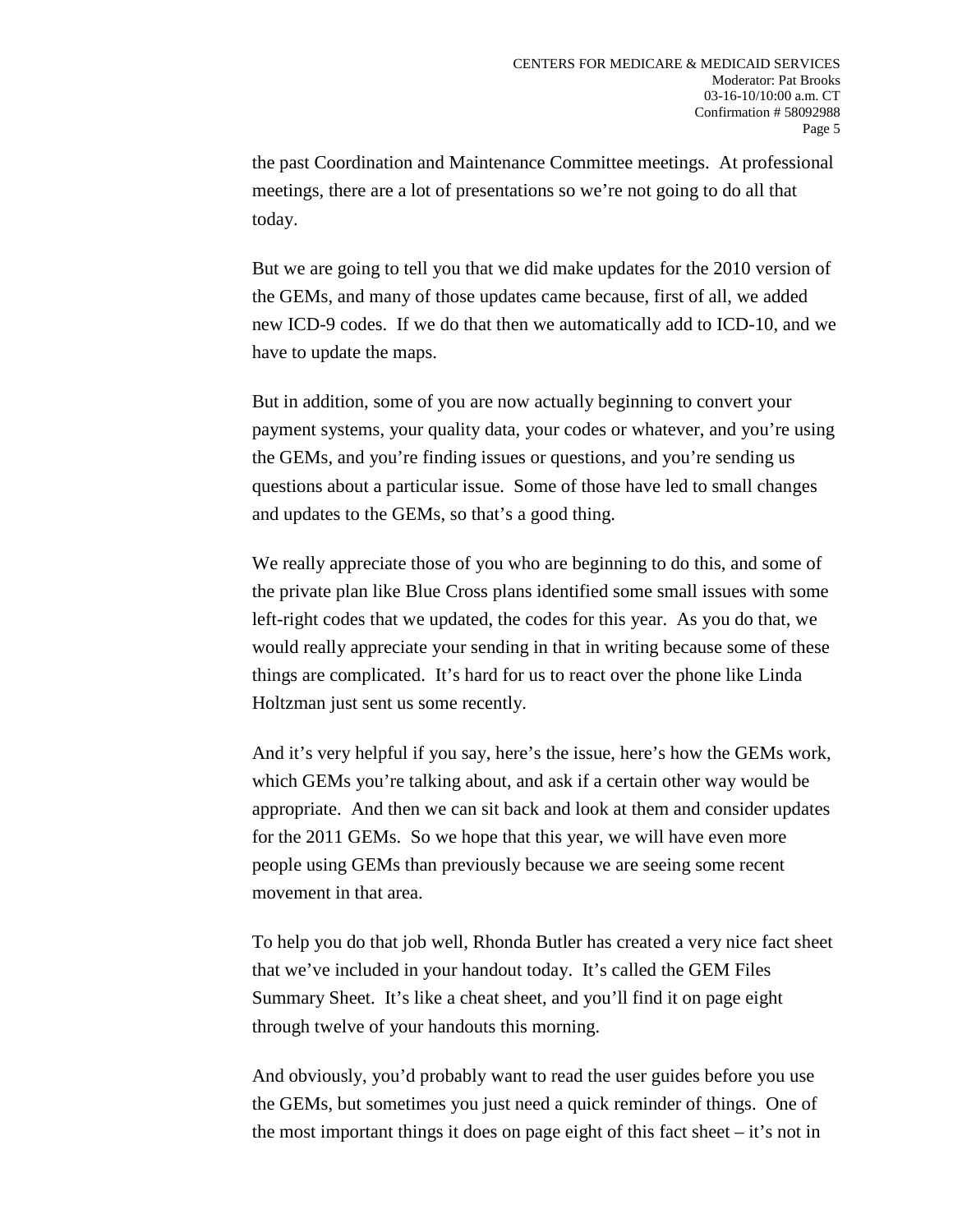the past Coordination and Maintenance Committee meetings. At professional meetings, there are a lot of presentations so we're not going to do all that today.

But we are going to tell you that we did make updates for the 2010 version of the GEMs, and many of those updates came because, first of all, we added new ICD-9 codes. If we do that then we automatically add to ICD-10, and we have to update the maps.

But in addition, some of you are now actually beginning to convert your payment systems, your quality data, your codes or whatever, and you're using the GEMs, and you're finding issues or questions, and you're sending us questions about a particular issue. Some of those have led to small changes and updates to the GEMs, so that's a good thing.

We really appreciate those of you who are beginning to do this, and some of the private plan like Blue Cross plans identified some small issues with some left-right codes that we updated, the codes for this year. As you do that, we would really appreciate your sending in that in writing because some of these things are complicated. It's hard for us to react over the phone like Linda Holtzman just sent us some recently.

And it's very helpful if you say, here's the issue, here's how the GEMs work, which GEMs you're talking about, and ask if a certain other way would be appropriate. And then we can sit back and look at them and consider updates for the 2011 GEMs. So we hope that this year, we will have even more people using GEMs than previously because we are seeing some recent movement in that area.

To help you do that job well, Rhonda Butler has created a very nice fact sheet that we've included in your handout today. It's called the GEM Files Summary Sheet. It's like a cheat sheet, and you'll find it on page eight through twelve of your handouts this morning.

And obviously, you'd probably want to read the user guides before you use the GEMs, but sometimes you just need a quick reminder of things. One of the most important things it does on page eight of this fact sheet – it's not in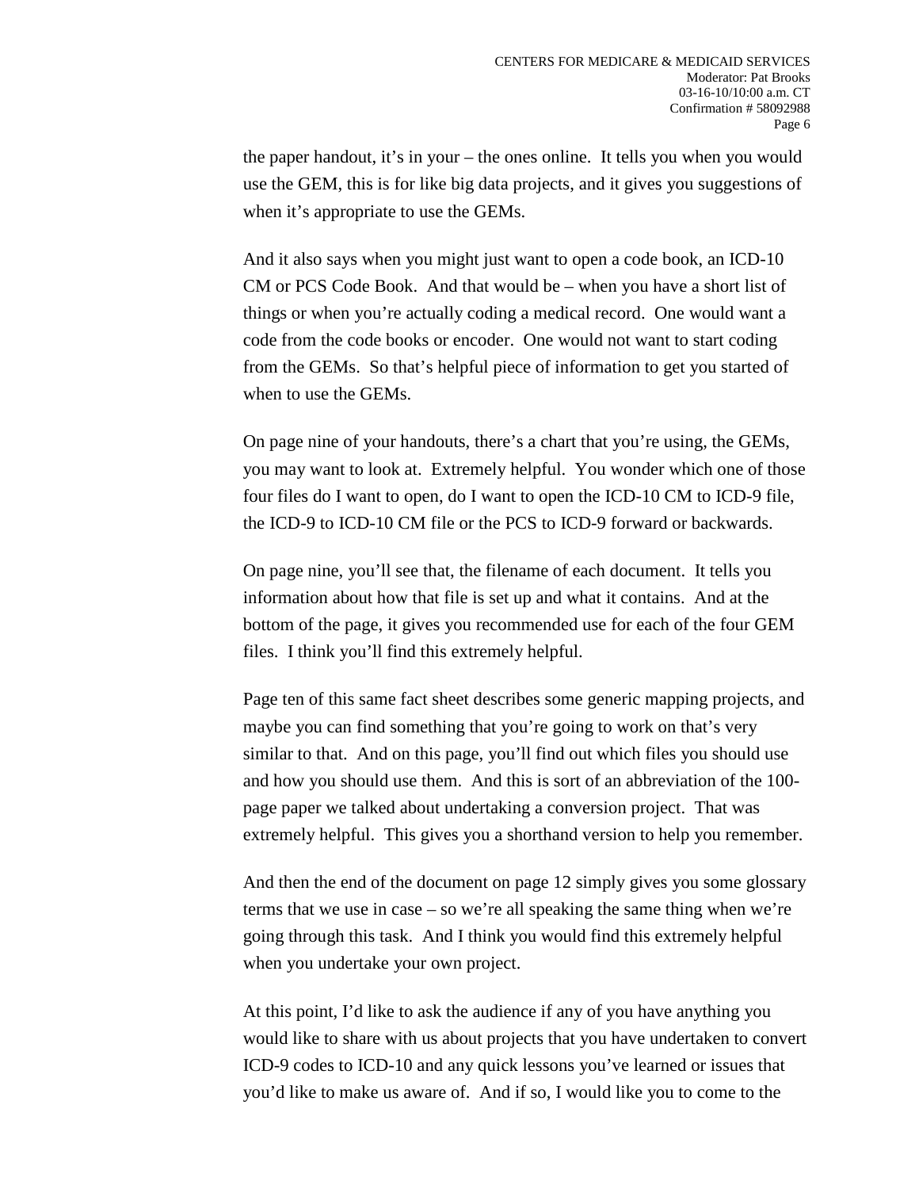the paper handout, it's in your – the ones online. It tells you when you would use the GEM, this is for like big data projects, and it gives you suggestions of when it's appropriate to use the GEMs.

And it also says when you might just want to open a code book, an ICD-10 CM or PCS Code Book. And that would be – when you have a short list of things or when you're actually coding a medical record. One would want a code from the code books or encoder. One would not want to start coding from the GEMs. So that's helpful piece of information to get you started of when to use the GEMs.

On page nine of your handouts, there's a chart that you're using, the GEMs, you may want to look at. Extremely helpful. You wonder which one of those four files do I want to open, do I want to open the ICD-10 CM to ICD-9 file, the ICD-9 to ICD-10 CM file or the PCS to ICD-9 forward or backwards.

On page nine, you'll see that, the filename of each document. It tells you information about how that file is set up and what it contains. And at the bottom of the page, it gives you recommended use for each of the four GEM files. I think you'll find this extremely helpful.

Page ten of this same fact sheet describes some generic mapping projects, and maybe you can find something that you're going to work on that's very similar to that. And on this page, you'll find out which files you should use and how you should use them. And this is sort of an abbreviation of the 100-page paper we talked about undertaking a conversion project. That was extremely helpful. This gives you a shorthand version to help you remember.

And then the end of the document on page 12 simply gives you some glossary terms that we use in case – so we're all speaking the same thing when we're going through this task. And I think you would find this extremely helpful when you undertake your own project.

At this point, I'd like to ask the audience if any of you have anything you would like to share with us about projects that you have undertaken to convert ICD-9 codes to ICD-10 and any quick lessons you've learned or issues that you'd like to make us aware of. And if so, I would like you to come to the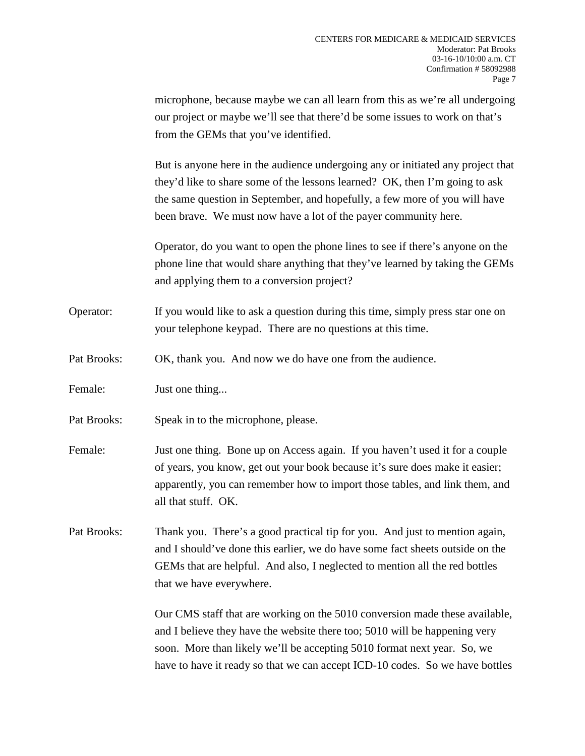microphone, because maybe we can all learn from this as we're all undergoing our project or maybe we'll see that there'd be some issues to work on that's from the GEMs that you've identified.

But is anyone here in the audience undergoing any or initiated any project that they'd like to share some of the lessons learned? OK, then I'm going to ask the same question in September, and hopefully, a few more of you will have been brave. We must now have a lot of the payer community here.

Operator, do you want to open the phone lines to see if there's anyone on the phone line that would share anything that they've learned by taking the GEMs and applying them to a conversion project?

Operator: If you would like to ask a question during this time, simply press star one on your telephone keypad. There are no questions at this time.

Pat Brooks: OK, thank you. And now we do have one from the audience.

Female: Just one thing...

Pat Brooks: Speak in to the microphone, please.

Female: Just one thing. Bone up on Access again. If you haven't used it for a couple of years, you know, get out your book because it's sure does make it easier; apparently, you can remember how to import those tables, and link them, and all that stuff. OK.

Pat Brooks: Thank you. There's a good practical tip for you. And just to mention again, and I should've done this earlier, we do have some fact sheets outside on the GEMs that are helpful. And also, I neglected to mention all the red bottles that we have everywhere.

Our CMS staff that are working on the 5010 conversion made these available, and I believe they have the website there too; 5010 will be happening very soon. More than likely we'll be accepting 5010 format next year. So, we have to have it ready so that we can accept ICD-10 codes. So we have bottles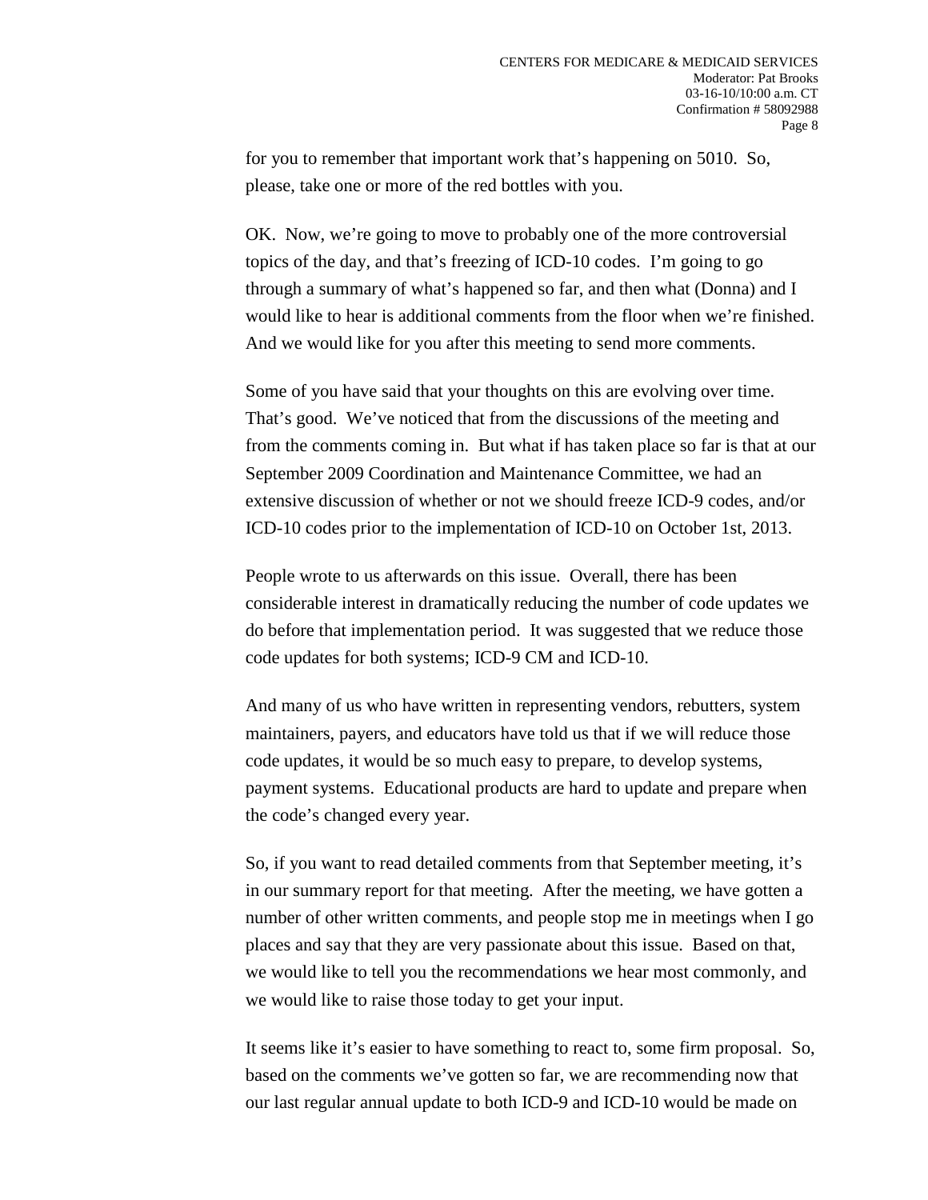for you to remember that important work that's happening on 5010. So, please, take one or more of the red bottles with you.

OK. Now, we're going to move to probably one of the more controversial topics of the day, and that's freezing of ICD-10 codes. I'm going to go through a summary of what's happened so far, and then what (Donna) and I would like to hear is additional comments from the floor when we're finished. And we would like for you after this meeting to send more comments.

Some of you have said that your thoughts on this are evolving over time. That's good. We've noticed that from the discussions of the meeting and from the comments coming in. But what if has taken place so far is that at our September 2009 Coordination and Maintenance Committee, we had an extensive discussion of whether or not we should freeze ICD-9 codes, and/or ICD-10 codes prior to the implementation of ICD-10 on October 1st, 2013.

People wrote to us afterwards on this issue. Overall, there has been considerable interest in dramatically reducing the number of code updates we do before that implementation period. It was suggested that we reduce those code updates for both systems; ICD-9 CM and ICD-10.

And many of us who have written in representing vendors, rebutters, system maintainers, payers, and educators have told us that if we will reduce those code updates, it would be so much easy to prepare, to develop systems, payment systems. Educational products are hard to update and prepare when the code's changed every year.

So, if you want to read detailed comments from that September meeting, it's in our summary report for that meeting. After the meeting, we have gotten a number of other written comments, and people stop me in meetings when I go places and say that they are very passionate about this issue. Based on that, we would like to tell you the recommendations we hear most commonly, and we would like to raise those today to get your input.

It seems like it's easier to have something to react to, some firm proposal. So, based on the comments we've gotten so far, we are recommending now that our last regular annual update to both ICD-9 and ICD-10 would be made on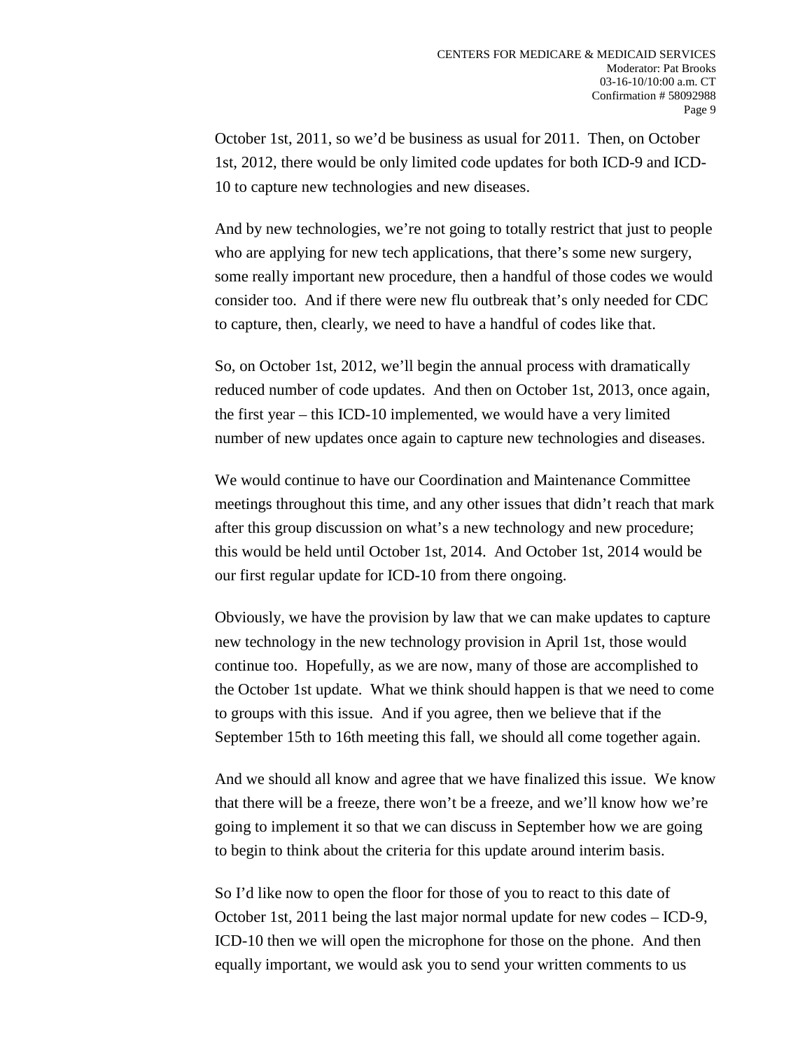October 1st, 2011, so we'd be business as usual for 2011. Then, on October 1st, 2012, there would be only limited code updates for both ICD-9 and ICD-10 to capture new technologies and new diseases.

And by new technologies, we're not going to totally restrict that just to people who are applying for new tech applications, that there's some new surgery, some really important new procedure, then a handful of those codes we would consider too. And if there were new flu outbreak that's only needed for CDC to capture, then, clearly, we need to have a handful of codes like that.

So, on October 1st, 2012, we'll begin the annual process with dramatically reduced number of code updates. And then on October 1st, 2013, once again, the first year – this ICD-10 implemented, we would have a very limited number of new updates once again to capture new technologies and diseases.

We would continue to have our Coordination and Maintenance Committee meetings throughout this time, and any other issues that didn't reach that mark after this group discussion on what's a new technology and new procedure; this would be held until October 1st, 2014. And October 1st, 2014 would be our first regular update for ICD-10 from there ongoing.

Obviously, we have the provision by law that we can make updates to capture new technology in the new technology provision in April 1st, those would continue too. Hopefully, as we are now, many of those are accomplished to the October 1st update. What we think should happen is that we need to come to groups with this issue. And if you agree, then we believe that if the September 15th to 16th meeting this fall, we should all come together again.

And we should all know and agree that we have finalized this issue. We know that there will be a freeze, there won't be a freeze, and we'll know how we're going to implement it so that we can discuss in September how we are going to begin to think about the criteria for this update around interim basis.

So I'd like now to open the floor for those of you to react to this date of October 1st, 2011 being the last major normal update for new codes – ICD-9, ICD-10 then we will open the microphone for those on the phone. And then equally important, we would ask you to send your written comments to us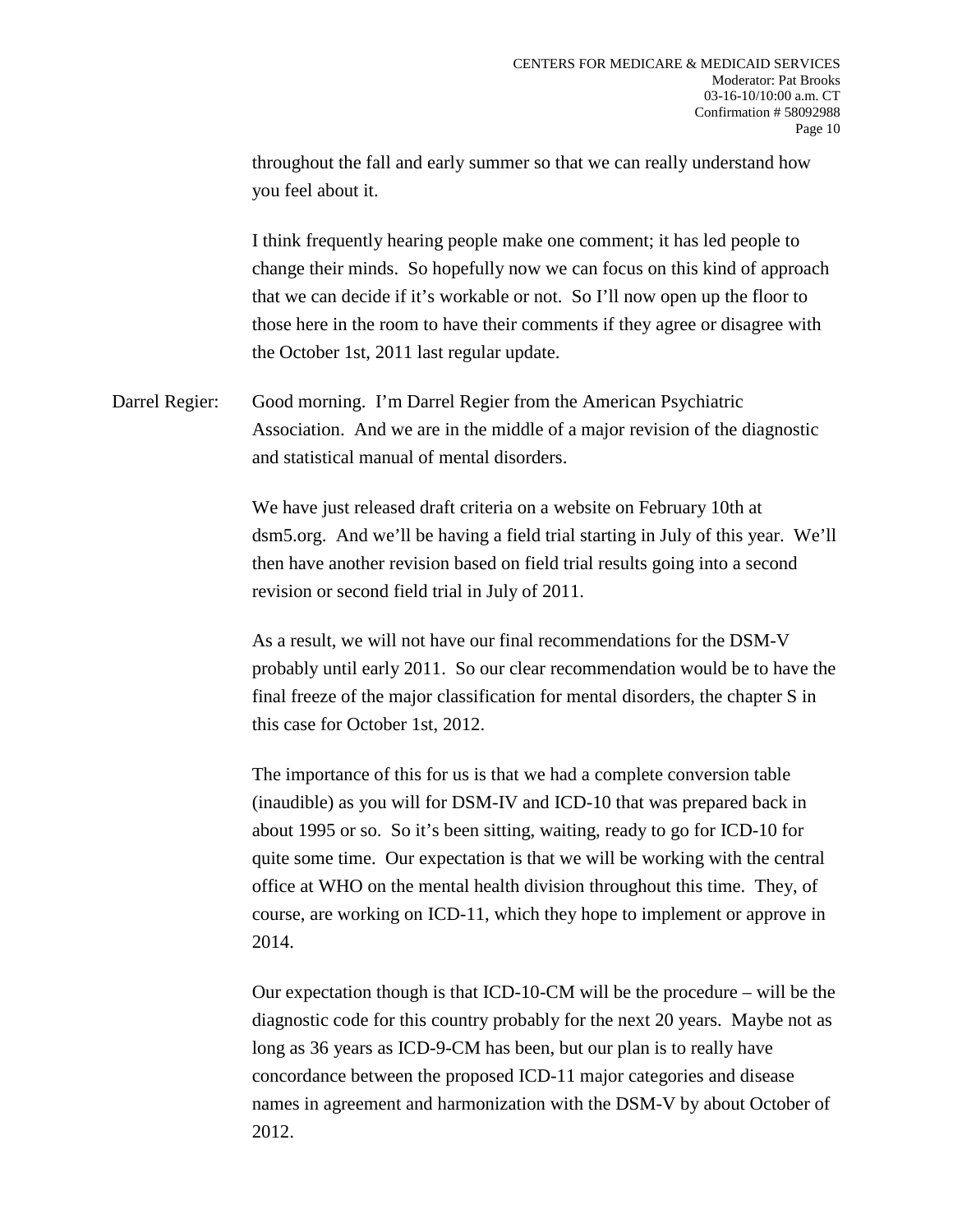throughout the fall and early summer so that we can really understand how you feel about it.

I think frequently hearing people make one comment; it has led people to change their minds. So hopefully now we can focus on this kind of approach that we can decide if it's workable or not. So I'll now open up the floor to those here in the room to have their comments if they agree or disagree with the October 1st, 2011 last regular update.

Darrel Regier: Good morning. I'm Darrel Regier from the American Psychiatric Association. And we are in the middle of a major revision of the diagnostic and statistical manual of mental disorders.

We have just released draft criteria on a website on February 10th at dsm5.org. And we'll be having a field trial starting in July of this year. We'll then have another revision based on field trial results going into a second revision or second field trial in July of 2011.

As a result, we will not have our final recommendations for the DSM-V probably until early 2011. So our clear recommendation would be to have the final freeze of the major classification for mental disorders, the chapter S in this case for October 1st, 2012.

The importance of this for us is that we had a complete conversion table (inaudible) as you will for DSM-IV and ICD-10 that was prepared back in about 1995 or so. So it's been sitting, waiting, ready to go for ICD-10 for quite some time. Our expectation is that we will be working with the central office at WHO on the mental health division throughout this time. They, of course, are working on ICD-11, which they hope to implement or approve in 2014.

Our expectation though is that ICD-10-CM will be the procedure – will be the diagnostic code for this country probably for the next 20 years. Maybe not as long as 36 years as ICD-9-CM has been, but our plan is to really have concordance between the proposed ICD-11 major categories and disease names in agreement and harmonization with the DSM-V by about October of 2012.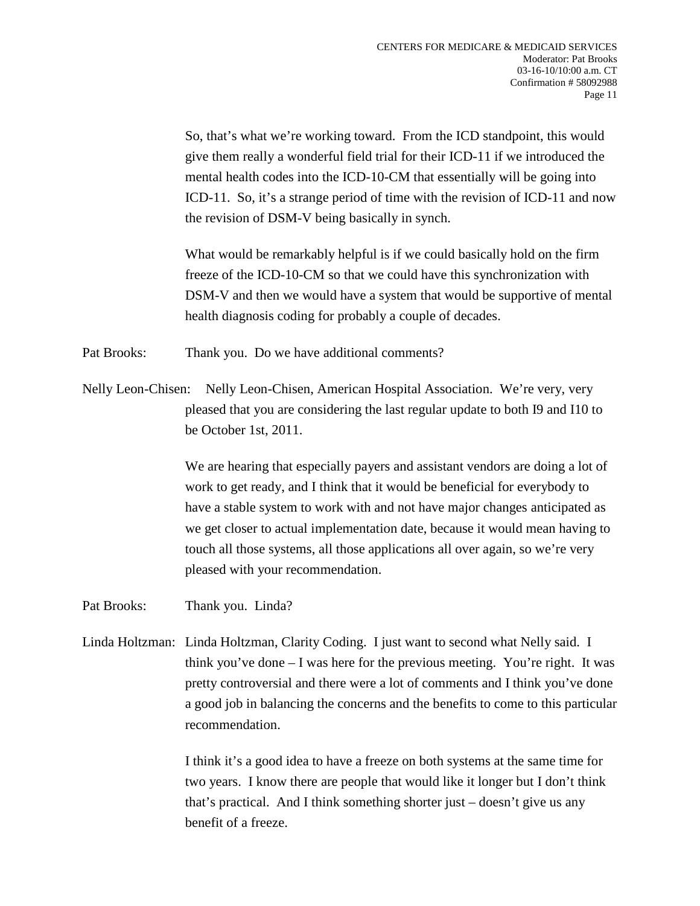So, that's what we're working toward. From the ICD standpoint, this would give them really a wonderful field trial for their ICD-11 if we introduced the mental health codes into the ICD-10-CM that essentially will be going into ICD-11. So, it's a strange period of time with the revision of ICD-11 and now the revision of DSM-V being basically in synch.

What would be remarkably helpful is if we could basically hold on the firm freeze of the ICD-10-CM so that we could have this synchronization with DSM-V and then we would have a system that would be supportive of mental health diagnosis coding for probably a couple of decades.

Pat Brooks: Thank you. Do we have additional comments?

Nelly Leon-Chisen: Nelly Leon-Chisen, American Hospital Association. We're very, very pleased that you are considering the last regular update to both I9 and I10 to be October 1st, 2011.

We are hearing that especially payers and assistant vendors are doing a lot of work to get ready, and I think that it would be beneficial for everybody to have a stable system to work with and not have major changes anticipated as we get closer to actual implementation date, because it would mean having to touch all those systems, all those applications all over again, so we're very pleased with your recommendation.

Pat Brooks: Thank you. Linda?

Linda Holtzman: Linda Holtzman, Clarity Coding. I just want to second what Nelly said. I think you've done – I was here for the previous meeting. You're right. It was pretty controversial and there were a lot of comments and I think you've done a good job in balancing the concerns and the benefits to come to this particular recommendation.

I think it's a good idea to have a freeze on both systems at the same time for two years. I know there are people that would like it longer but I don't think that's practical. And I think something shorter just – doesn't give us any benefit of a freeze.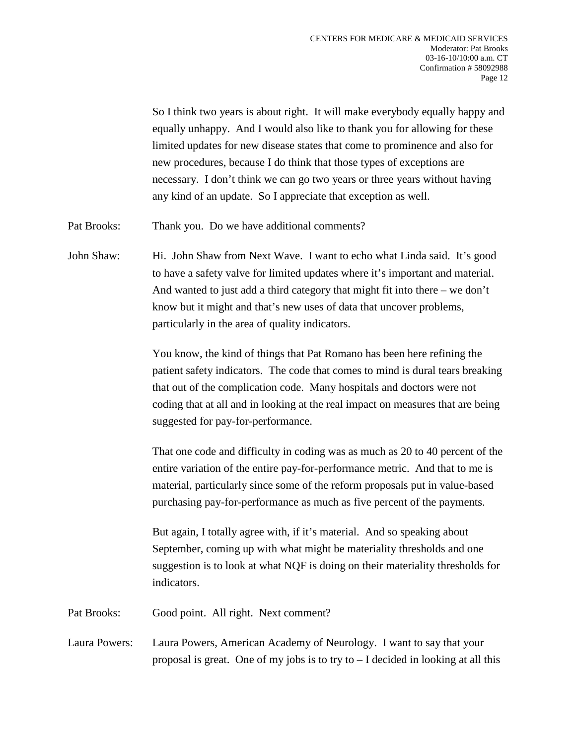So I think two years is about right. It will make everybody equally happy and equally unhappy. And I would also like to thank you for allowing for these limited updates for new disease states that come to prominence and also for new procedures, because I do think that those types of exceptions are necessary. I don't think we can go two years or three years without having any kind of an update. So I appreciate that exception as well.

Pat Brooks: Thank you. Do we have additional comments?

John Shaw: Hi. John Shaw from Next Wave. I want to echo what Linda said. It's good to have a safety valve for limited updates where it's important and material. And wanted to just add a third category that might fit into there – we don't know but it might and that's new uses of data that uncover problems, particularly in the area of quality indicators.

You know, the kind of things that Pat Romano has been here refining the patient safety indicators. The code that comes to mind is dural tears breaking that out of the complication code. Many hospitals and doctors were not coding that at all and in looking at the real impact on measures that are being suggested for pay-for-performance.

That one code and difficulty in coding was as much as 20 to 40 percent of the entire variation of the entire pay-for-performance metric. And that to me is material, particularly since some of the reform proposals put in value-based purchasing pay-for-performance as much as five percent of the payments.

But again, I totally agree with, if it's material. And so speaking about September, coming up with what might be materiality thresholds and one suggestion is to look at what NQF is doing on their materiality thresholds for indicators.

Pat Brooks: Good point. All right. Next comment?

Laura Powers: Laura Powers, American Academy of Neurology. I want to say that your proposal is great. One of my jobs is to try to – I decided in looking at all this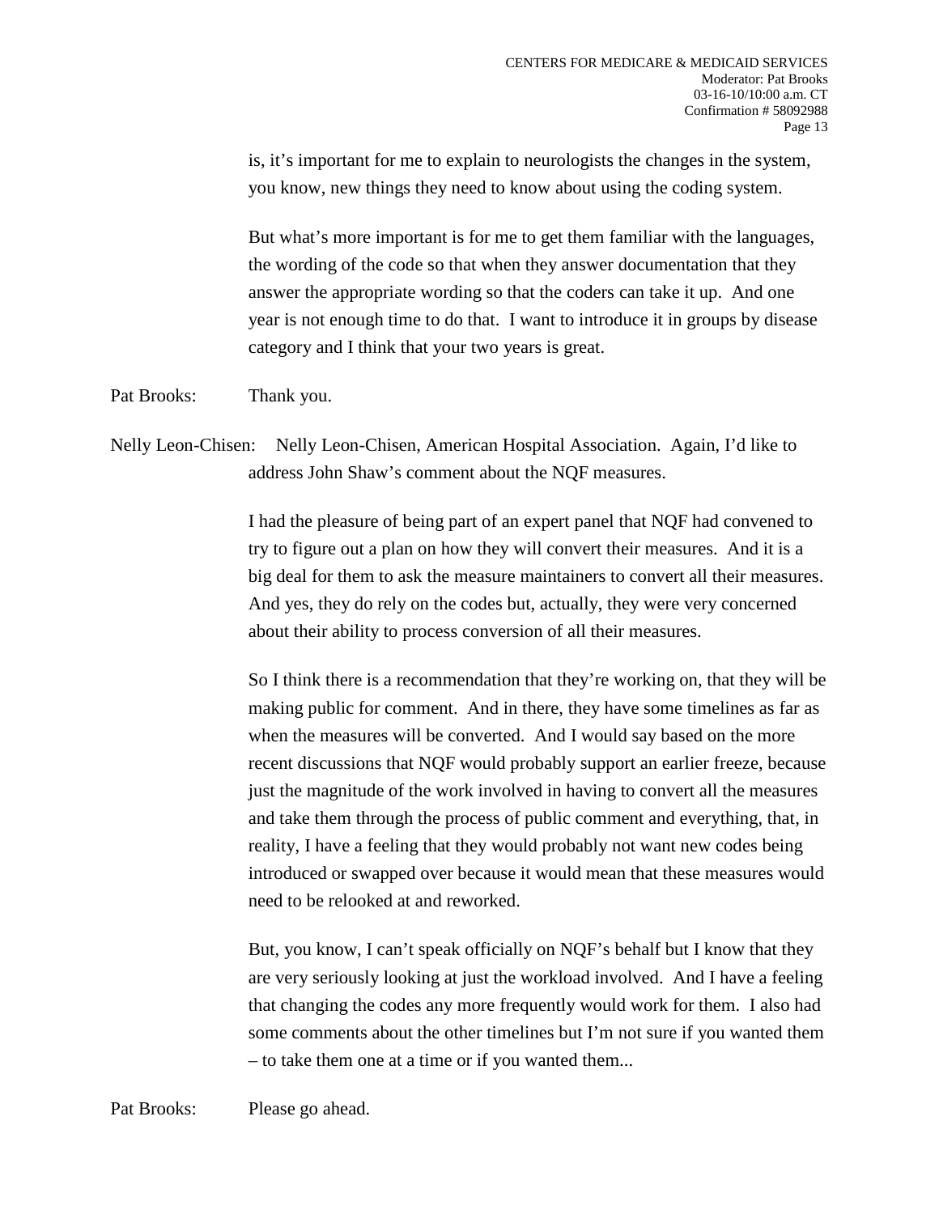is, it's important for me to explain to neurologists the changes in the system, you know, new things they need to know about using the coding system.

But what's more important is for me to get them familiar with the languages, the wording of the code so that when they answer documentation that they answer the appropriate wording so that the coders can take it up. And one year is not enough time to do that. I want to introduce it in groups by disease category and I think that your two years is great.

Pat Brooks: Thank you.

Nelly Leon-Chisen: Nelly Leon-Chisen, American Hospital Association. Again, I'd like to address John Shaw's comment about the NQF measures.

I had the pleasure of being part of an expert panel that NQF had convened to try to figure out a plan on how they will convert their measures. And it is a big deal for them to ask the measure maintainers to convert all their measures. And yes, they do rely on the codes but, actually, they were very concerned about their ability to process conversion of all their measures.

So I think there is a recommendation that they're working on, that they will be making public for comment. And in there, they have some timelines as far as when the measures will be converted. And I would say based on the more recent discussions that NQF would probably support an earlier freeze, because just the magnitude of the work involved in having to convert all the measures and take them through the process of public comment and everything, that, in reality, I have a feeling that they would probably not want new codes being introduced or swapped over because it would mean that these measures would need to be relooked at and reworked.

But, you know, I can't speak officially on NQF's behalf but I know that they are very seriously looking at just the workload involved. And I have a feeling that changing the codes any more frequently would work for them. I also had some comments about the other timelines but I'm not sure if you wanted them – to take them one at a time or if you wanted them...

Pat Brooks: Please go ahead.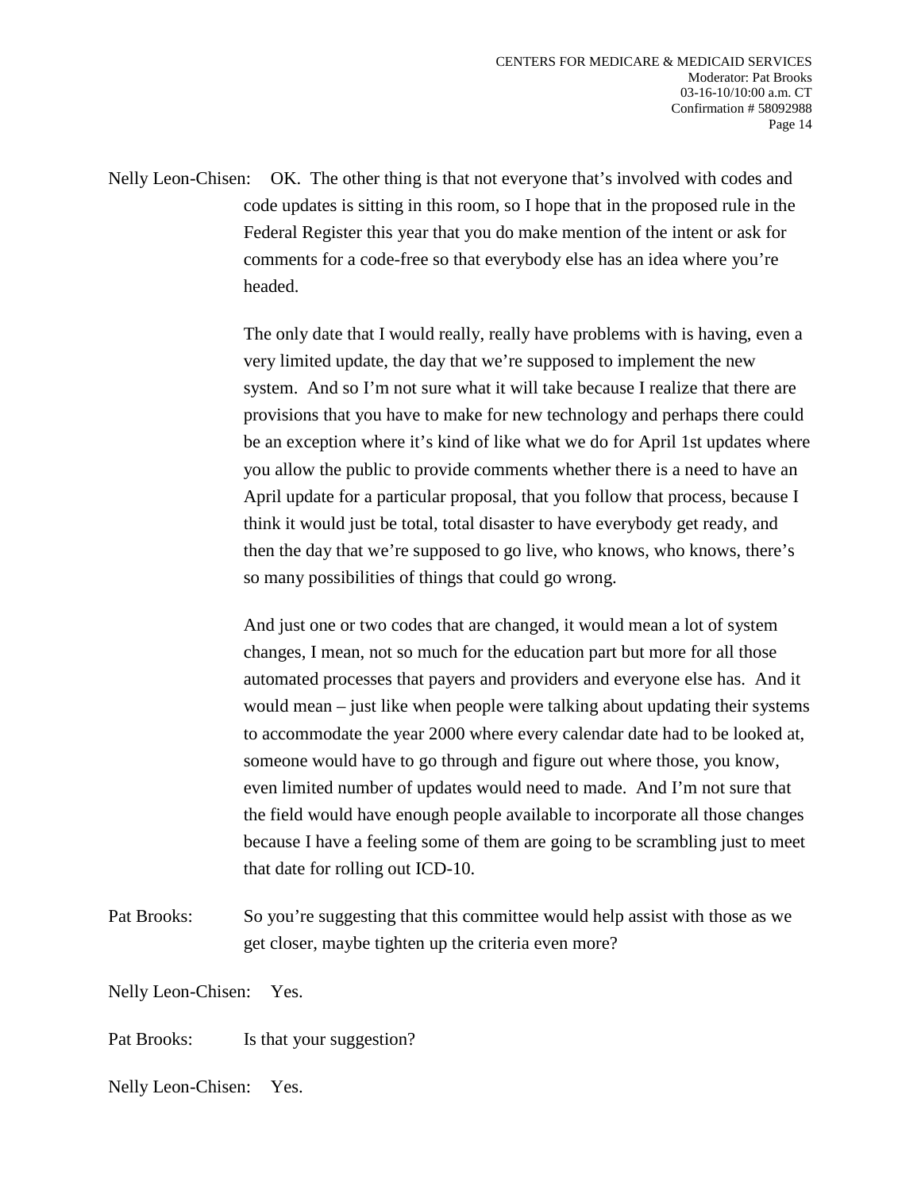Nelly Leon-Chisen: OK. The other thing is that not everyone that's involved with codes and code updates is sitting in this room, so I hope that in the proposed rule in the Federal Register this year that you do make mention of the intent or ask for comments for a code-free so that everybody else has an idea where you're headed.

The only date that I would really, really have problems with is having, even a very limited update, the day that we're supposed to implement the new system. And so I'm not sure what it will take because I realize that there are provisions that you have to make for new technology and perhaps there could be an exception where it's kind of like what we do for April 1st updates where you allow the public to provide comments whether there is a need to have an April update for a particular proposal, that you follow that process, because I think it would just be total, total disaster to have everybody get ready, and then the day that we're supposed to go live, who knows, who knows, there's so many possibilities of things that could go wrong.

And just one or two codes that are changed, it would mean a lot of system changes, I mean, not so much for the education part but more for all those automated processes that payers and providers and everyone else has. And it would mean – just like when people were talking about updating their systems to accommodate the year 2000 where every calendar date had to be looked at, someone would have to go through and figure out where those, you know, even limited number of updates would need to made. And I'm not sure that the field would have enough people available to incorporate all those changes because I have a feeling some of them are going to be scrambling just to meet that date for rolling out ICD-10.

Pat Brooks: So you're suggesting that this committee would help assist with those as we get closer, maybe tighten up the criteria even more?

Nelly Leon-Chisen: Yes.

Pat Brooks: Is that your suggestion?

Nelly Leon-Chisen: Yes.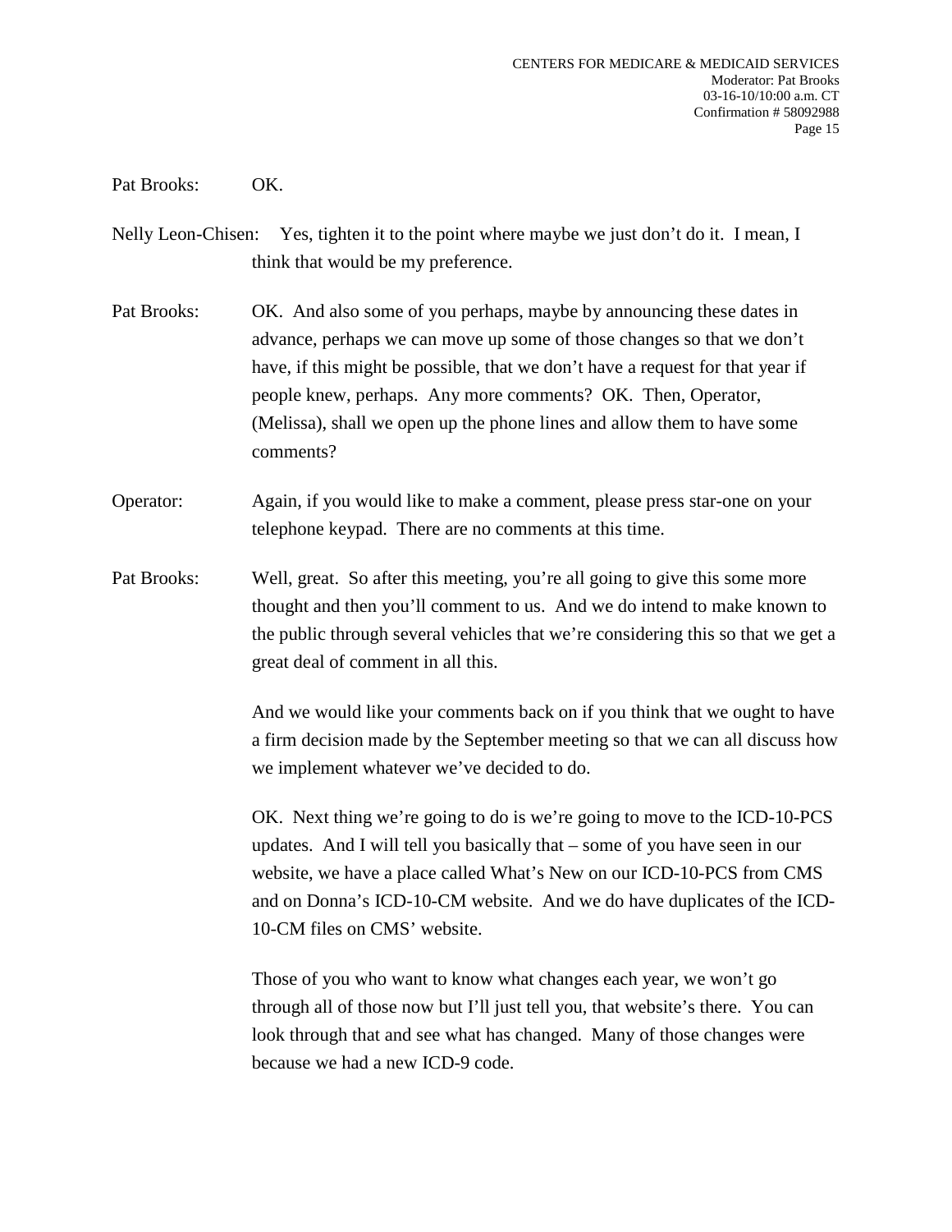Pat Brooks: OK.

Nelly Leon-Chisen: Yes, tighten it to the point where maybe we just don't do it. I mean, I think that would be my preference.

Pat Brooks: OK. And also some of you perhaps, maybe by announcing these dates in advance, perhaps we can move up some of those changes so that we don't have, if this might be possible, that we don't have a request for that year if people knew, perhaps. Any more comments? OK. Then, Operator, (Melissa), shall we open up the phone lines and allow them to have some comments?

Operator: Again, if you would like to make a comment, please press star-one on your telephone keypad. There are no comments at this time.

Pat Brooks: Well, great. So after this meeting, you're all going to give this some more thought and then you'll comment to us. And we do intend to make known to the public through several vehicles that we're considering this so that we get a great deal of comment in all this.

And we would like your comments back on if you think that we ought to have a firm decision made by the September meeting so that we can all discuss how we implement whatever we've decided to do.

OK. Next thing we're going to do is we're going to move to the ICD-10-PCS updates. And I will tell you basically that – some of you have seen in our website, we have a place called What's New on our ICD-10-PCS from CMS and on Donna's ICD-10-CM website. And we do have duplicates of the ICD-10-CM files on CMS' website.

Those of you who want to know what changes each year, we won't go through all of those now but I'll just tell you, that website's there. You can look through that and see what has changed. Many of those changes were because we had a new ICD-9 code.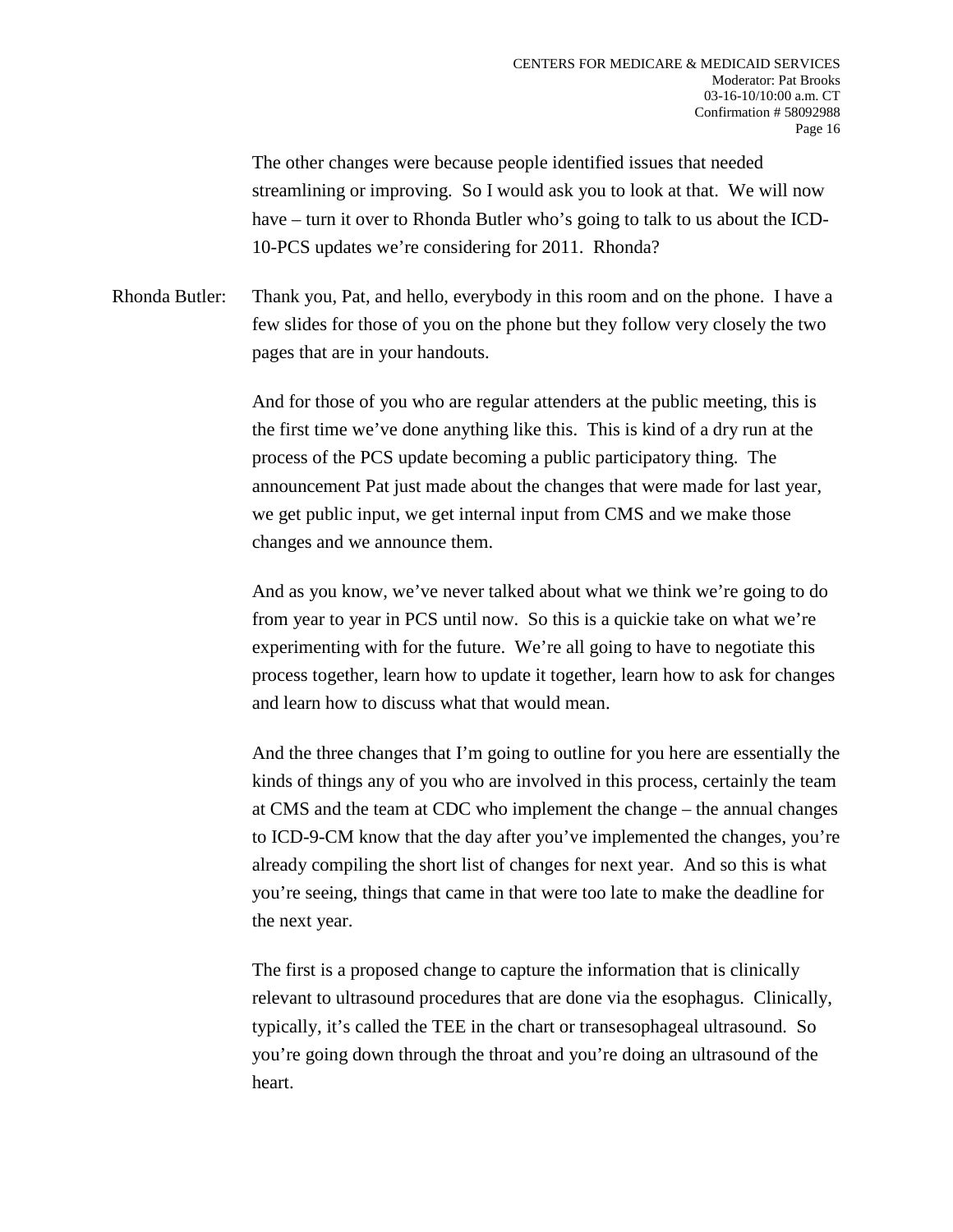The other changes were because people identified issues that needed streamlining or improving. So I would ask you to look at that. We will now have – turn it over to Rhonda Butler who's going to talk to us about the ICD-10-PCS updates we're considering for 2011. Rhonda?

Rhonda Butler: Thank you, Pat, and hello, everybody in this room and on the phone. I have a few slides for those of you on the phone but they follow very closely the two pages that are in your handouts.

And for those of you who are regular attenders at the public meeting, this is the first time we've done anything like this. This is kind of a dry run at the process of the PCS update becoming a public participatory thing. The announcement Pat just made about the changes that were made for last year, we get public input, we get internal input from CMS and we make those changes and we announce them.

And as you know, we've never talked about what we think we're going to do from year to year in PCS until now. So this is a quickie take on what we're experimenting with for the future. We're all going to have to negotiate this process together, learn how to update it together, learn how to ask for changes and learn how to discuss what that would mean.

And the three changes that I'm going to outline for you here are essentially the kinds of things any of you who are involved in this process, certainly the team at CMS and the team at CDC who implement the change – the annual changes to ICD-9-CM know that the day after you've implemented the changes, you're already compiling the short list of changes for next year. And so this is what you're seeing, things that came in that were too late to make the deadline for the next year.

The first is a proposed change to capture the information that is clinically relevant to ultrasound procedures that are done via the esophagus. Clinically, typically, it's called the TEE in the chart or transesophageal ultrasound. So you're going down through the throat and you're doing an ultrasound of the heart.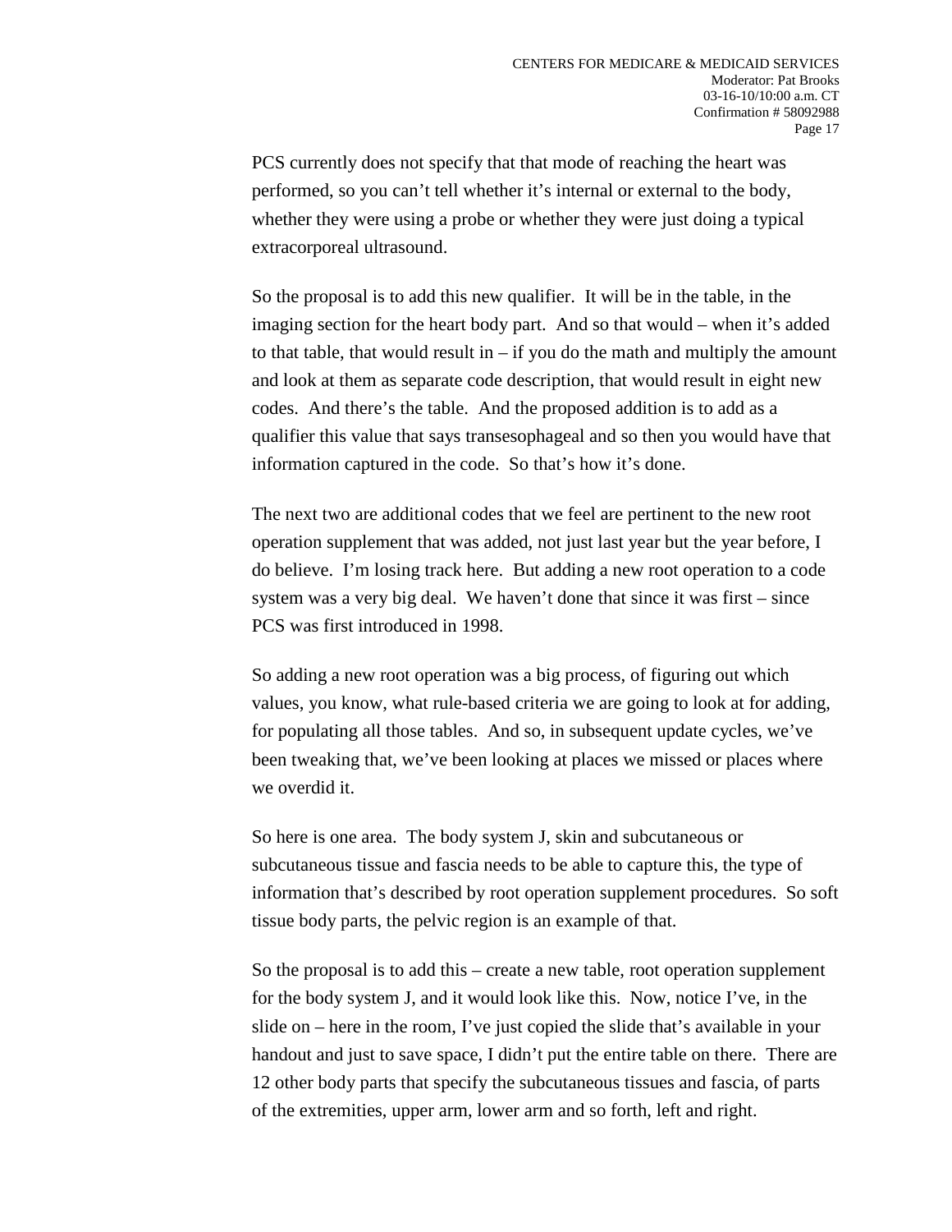PCS currently does not specify that that mode of reaching the heart was performed, so you can't tell whether it's internal or external to the body, whether they were using a probe or whether they were just doing a typical extracorporeal ultrasound.

So the proposal is to add this new qualifier. It will be in the table, in the imaging section for the heart body part. And so that would – when it's added to that table, that would result in – if you do the math and multiply the amount and look at them as separate code description, that would result in eight new codes. And there's the table. And the proposed addition is to add as a qualifier this value that says transesophageal and so then you would have that information captured in the code. So that's how it's done.

The next two are additional codes that we feel are pertinent to the new root operation supplement that was added, not just last year but the year before, I do believe. I'm losing track here. But adding a new root operation to a code system was a very big deal. We haven't done that since it was first – since PCS was first introduced in 1998.

So adding a new root operation was a big process, of figuring out which values, you know, what rule-based criteria we are going to look at for adding, for populating all those tables. And so, in subsequent update cycles, we've been tweaking that, we've been looking at places we missed or places where we overdid it.

So here is one area. The body system J, skin and subcutaneous or subcutaneous tissue and fascia needs to be able to capture this, the type of information that's described by root operation supplement procedures. So soft tissue body parts, the pelvic region is an example of that.

So the proposal is to add this – create a new table, root operation supplement for the body system J, and it would look like this. Now, notice I've, in the slide on – here in the room, I've just copied the slide that's available in your handout and just to save space, I didn't put the entire table on there. There are 12 other body parts that specify the subcutaneous tissues and fascia, of parts of the extremities, upper arm, lower arm and so forth, left and right.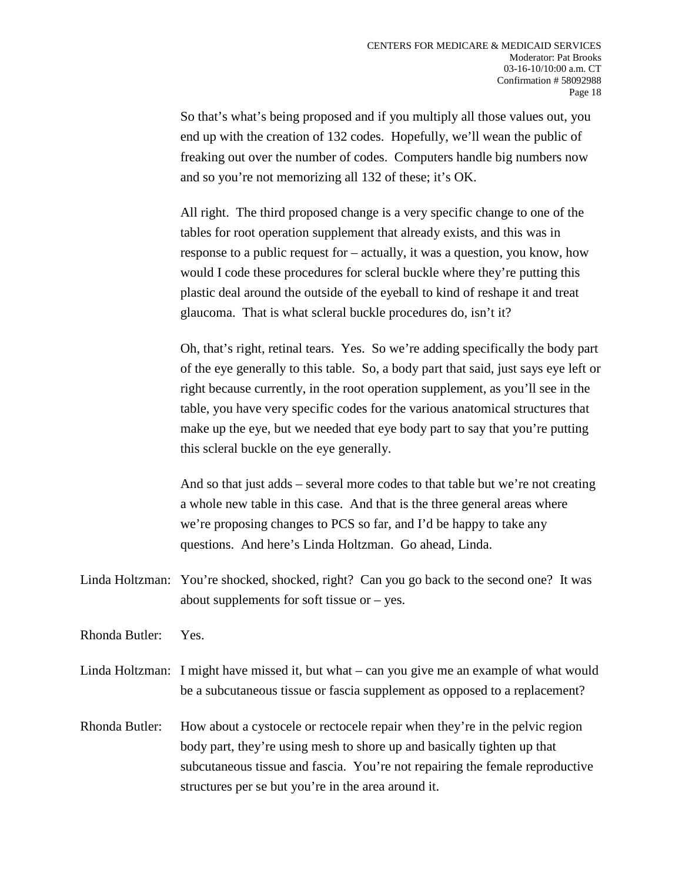So that's what's being proposed and if you multiply all those values out, you end up with the creation of 132 codes. Hopefully, we'll wean the public of freaking out over the number of codes. Computers handle big numbers now and so you're not memorizing all 132 of these; it's OK.

All right. The third proposed change is a very specific change to one of the tables for root operation supplement that already exists, and this was in response to a public request for – actually, it was a question, you know, how would I code these procedures for scleral buckle where they're putting this plastic deal around the outside of the eyeball to kind of reshape it and treat glaucoma. That is what scleral buckle procedures do, isn't it?

Oh, that's right, retinal tears. Yes. So we're adding specifically the body part of the eye generally to this table. So, a body part that said, just says eye left or right because currently, in the root operation supplement, as you'll see in the table, you have very specific codes for the various anatomical structures that make up the eye, but we needed that eye body part to say that you're putting this scleral buckle on the eye generally.

And so that just adds – several more codes to that table but we're not creating a whole new table in this case. And that is the three general areas where we're proposing changes to PCS so far, and I'd be happy to take any questions. And here's Linda Holtzman. Go ahead, Linda.

Linda Holtzman: You're shocked, shocked, right? Can you go back to the second one? It was about supplements for soft tissue or – yes.

Rhonda Butler: Yes.

Linda Holtzman: I might have missed it, but what – can you give me an example of what would be a subcutaneous tissue or fascia supplement as opposed to a replacement?

Rhonda Butler: How about a cystocele or rectocele repair when they're in the pelvic region body part, they're using mesh to shore up and basically tighten up that subcutaneous tissue and fascia. You're not repairing the female reproductive structures per se but you're in the area around it.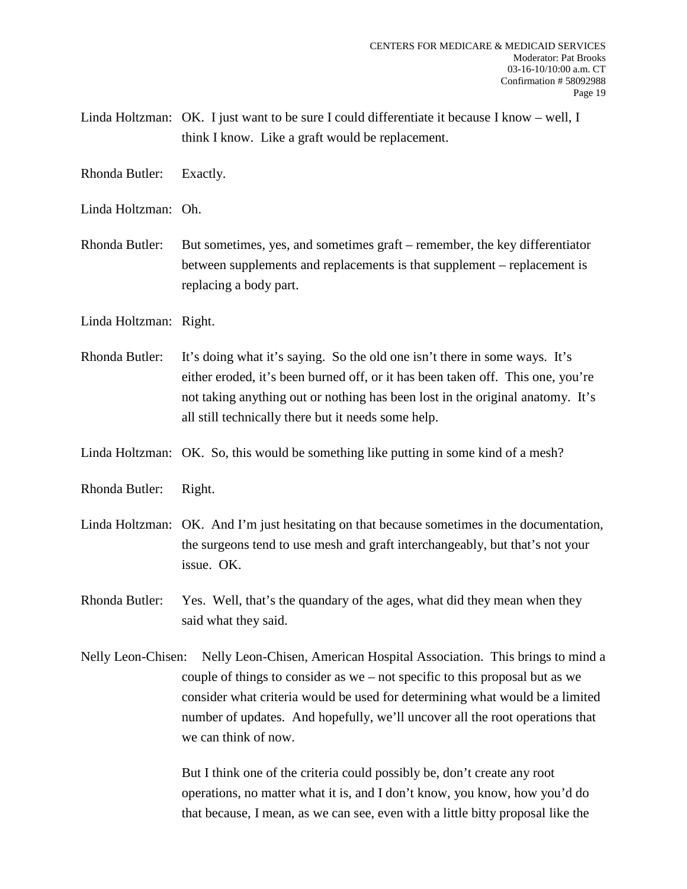Linda Holtzman: OK. I just want to be sure I could differentiate it because I know – well, I think I know. Like a graft would be replacement.

Rhonda Butler: Exactly.

Linda Holtzman: Oh.

Rhonda Butler: But sometimes, yes, and sometimes graft – remember, the key differentiator between supplements and replacements is that supplement – replacement is replacing a body part.

Linda Holtzman: Right.

Rhonda Butler: It's doing what it's saying. So the old one isn't there in some ways. It's either eroded, it's been burned off, or it has been taken off. This one, you're not taking anything out or nothing has been lost in the original anatomy. It's all still technically there but it needs some help.

Linda Holtzman: OK. So, this would be something like putting in some kind of a mesh?

Rhonda Butler: Right.

Linda Holtzman: OK. And I'm just hesitating on that because sometimes in the documentation, the surgeons tend to use mesh and graft interchangeably, but that's not your issue. OK.

Rhonda Butler: Yes. Well, that's the quandary of the ages, what did they mean when they said what they said.

Nelly Leon-Chisen: Nelly Leon-Chisen, American Hospital Association. This brings to mind a couple of things to consider as we – not specific to this proposal but as we consider what criteria would be used for determining what would be a limited number of updates. And hopefully, we'll uncover all the root operations that we can think of now.

But I think one of the criteria could possibly be, don't create any root operations, no matter what it is, and I don't know, you know, how you'd do that because, I mean, as we can see, even with a little bitty proposal like the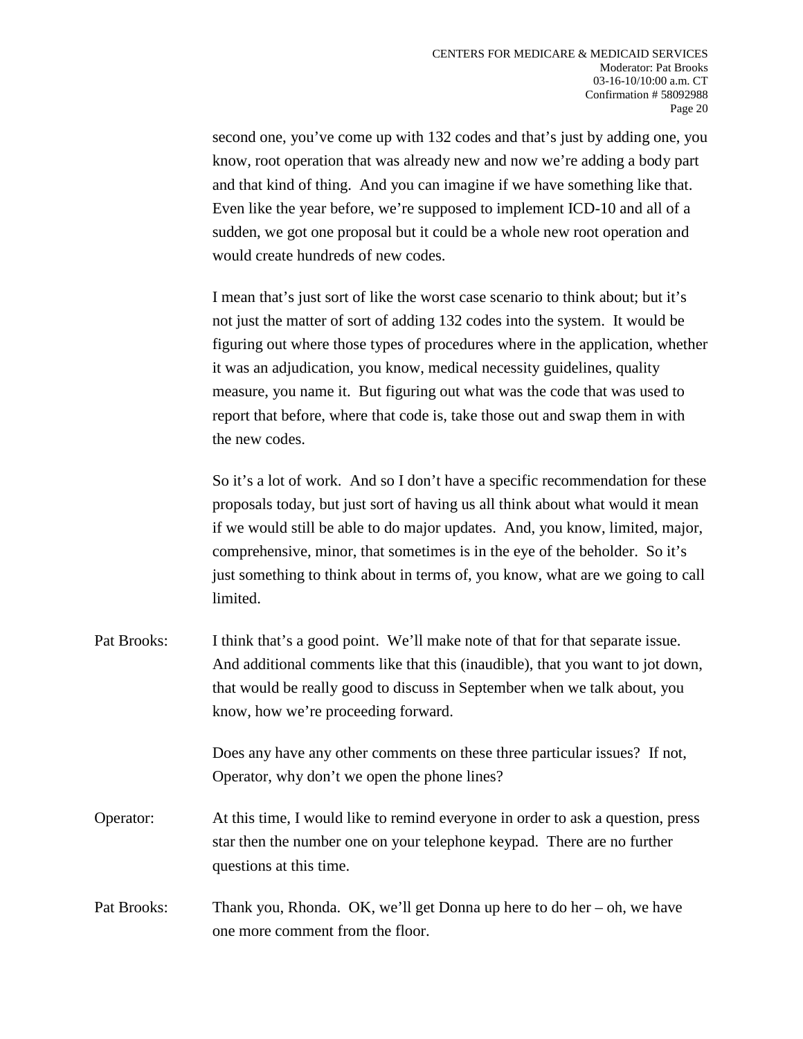second one, you've come up with 132 codes and that's just by adding one, you know, root operation that was already new and now we're adding a body part and that kind of thing. And you can imagine if we have something like that. Even like the year before, we're supposed to implement ICD-10 and all of a sudden, we got one proposal but it could be a whole new root operation and would create hundreds of new codes.

I mean that's just sort of like the worst case scenario to think about; but it's not just the matter of sort of adding 132 codes into the system. It would be figuring out where those types of procedures where in the application, whether it was an adjudication, you know, medical necessity guidelines, quality measure, you name it. But figuring out what was the code that was used to report that before, where that code is, take those out and swap them in with the new codes.

So it's a lot of work. And so I don't have a specific recommendation for these proposals today, but just sort of having us all think about what would it mean if we would still be able to do major updates. And, you know, limited, major, comprehensive, minor, that sometimes is in the eye of the beholder. So it's just something to think about in terms of, you know, what are we going to call limited.

Pat Brooks: I think that's a good point. We'll make note of that for that separate issue. And additional comments like that this (inaudible), that you want to jot down, that would be really good to discuss in September when we talk about, you know, how we're proceeding forward.

Does any have any other comments on these three particular issues? If not, Operator, why don't we open the phone lines?

Operator: At this time, I would like to remind everyone in order to ask a question, press star then the number one on your telephone keypad. There are no further questions at this time.

Pat Brooks: Thank you, Rhonda. OK, we'll get Donna up here to do her – oh, we have one more comment from the floor.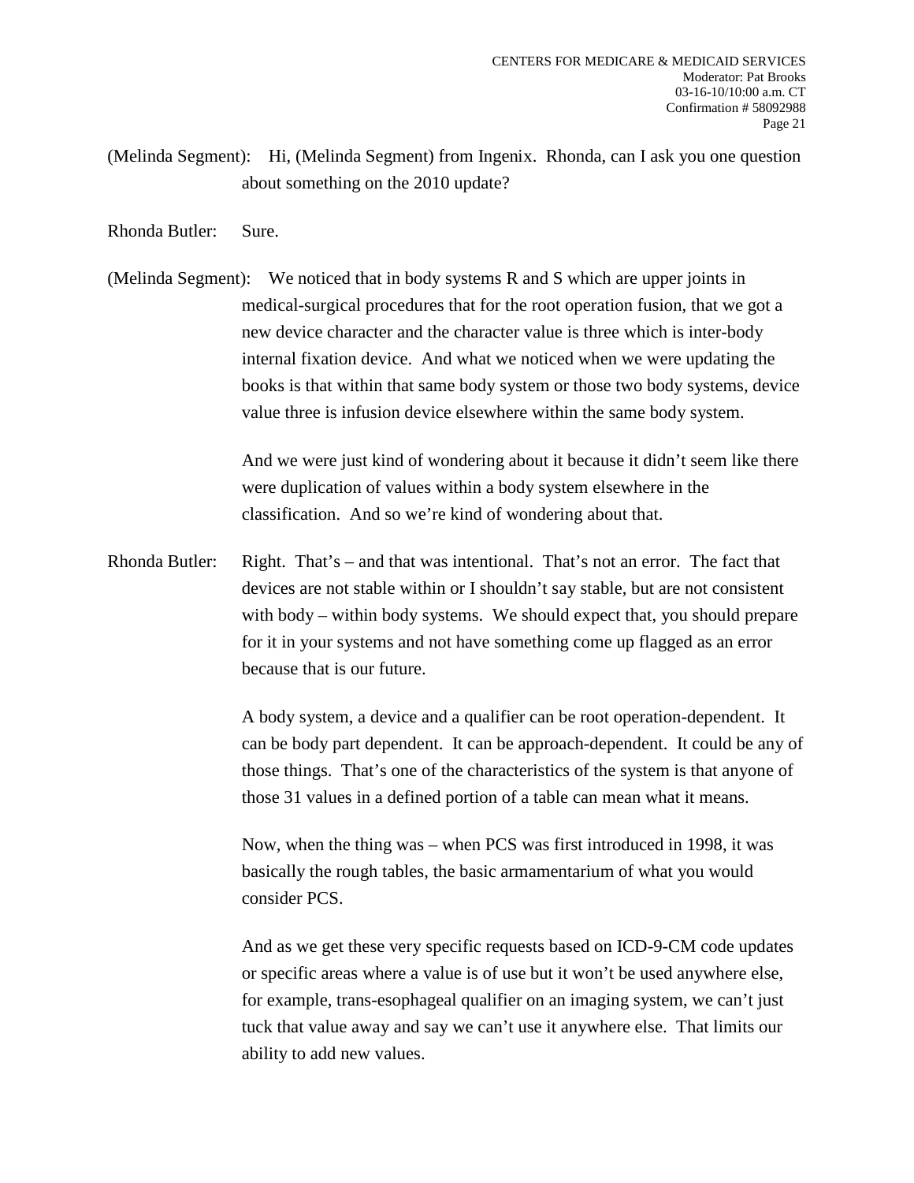(Melinda Segment): Hi, (Melinda Segment) from Ingenix. Rhonda, can I ask you one question about something on the 2010 update?

Rhonda Butler: Sure.

(Melinda Segment): We noticed that in body systems R and S which are upper joints in medical-surgical procedures that for the root operation fusion, that we got a new device character and the character value is three which is inter-body internal fixation device. And what we noticed when we were updating the books is that within that same body system or those two body systems, device value three is infusion device elsewhere within the same body system.

And we were just kind of wondering about it because it didn't seem like there were duplication of values within a body system elsewhere in the classification. And so we're kind of wondering about that.

Rhonda Butler: Right. That's – and that was intentional. That's not an error. The fact that devices are not stable within or I shouldn't say stable, but are not consistent with body – within body systems. We should expect that, you should prepare for it in your systems and not have something come up flagged as an error because that is our future.

A body system, a device and a qualifier can be root operation-dependent. It can be body part dependent. It can be approach-dependent. It could be any of those things. That's one of the characteristics of the system is that anyone of those 31 values in a defined portion of a table can mean what it means.

Now, when the thing was – when PCS was first introduced in 1998, it was basically the rough tables, the basic armamentarium of what you would consider PCS.

And as we get these very specific requests based on ICD-9-CM code updates or specific areas where a value is of use but it won't be used anywhere else, for example, trans-esophageal qualifier on an imaging system, we can't just tuck that value away and say we can't use it anywhere else. That limits our ability to add new values.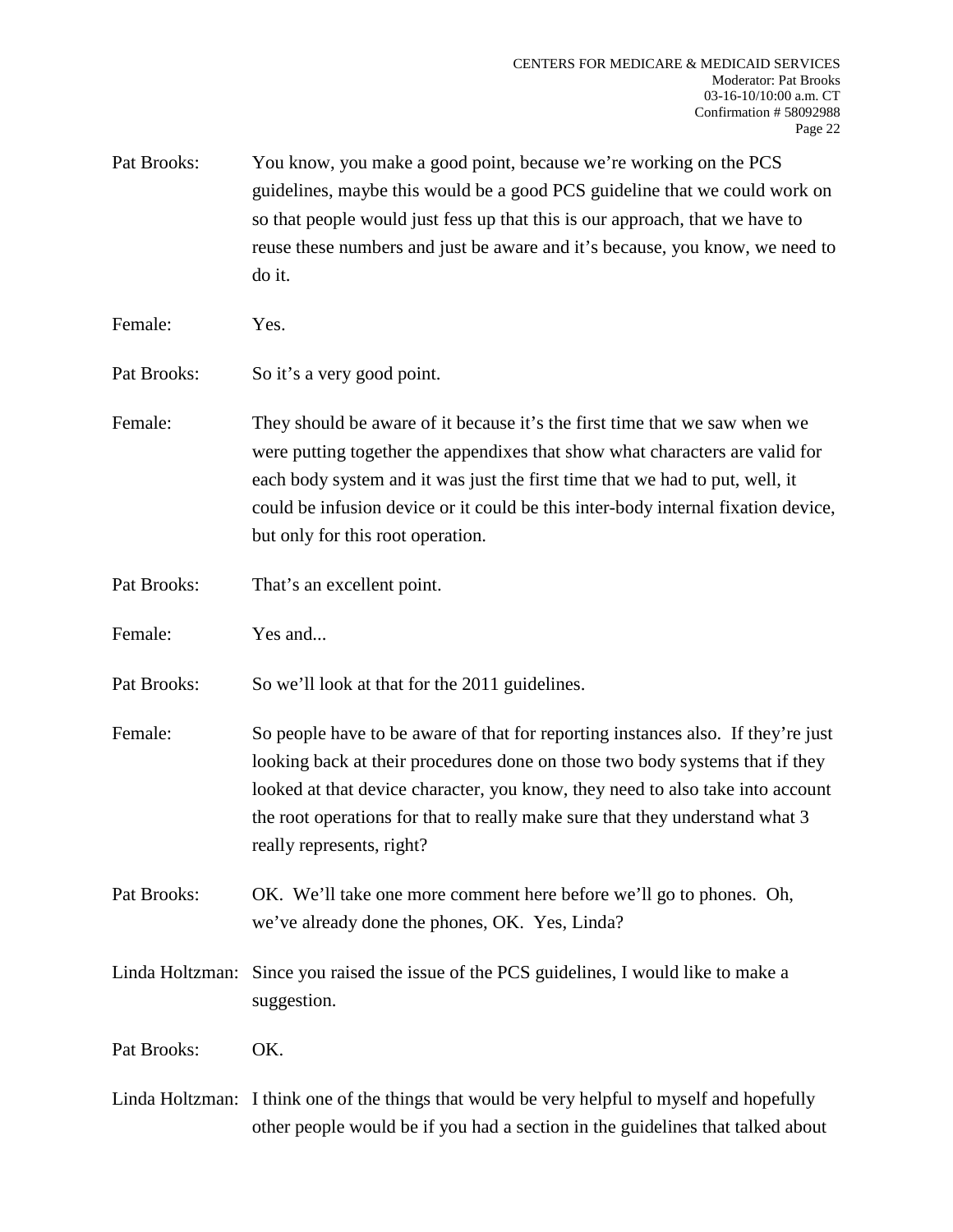Pat Brooks: You know, you make a good point, because we're working on the PCS guidelines, maybe this would be a good PCS guideline that we could work on so that people would just fess up that this is our approach, that we have to reuse these numbers and just be aware and it's because, you know, we need to do it.

Female: Yes.

Pat Brooks: So it's a very good point.

Female: They should be aware of it because it's the first time that we saw when we were putting together the appendixes that show what characters are valid for each body system and it was just the first time that we had to put, well, it could be infusion device or it could be this inter-body internal fixation device, but only for this root operation.

Pat Brooks: That's an excellent point.

Female: Yes and...

Pat Brooks: So we'll look at that for the 2011 guidelines.

Female: So people have to be aware of that for reporting instances also. If they're just looking back at their procedures done on those two body systems that if they looked at that device character, you know, they need to also take into account the root operations for that to really make sure that they understand what 3 really represents, right?

Pat Brooks: OK. We'll take one more comment here before we'll go to phones. Oh, we've already done the phones, OK. Yes, Linda?

Linda Holtzman: Since you raised the issue of the PCS guidelines, I would like to make a suggestion.

Pat Brooks: OK.

Linda Holtzman: I think one of the things that would be very helpful to myself and hopefully other people would be if you had a section in the guidelines that talked about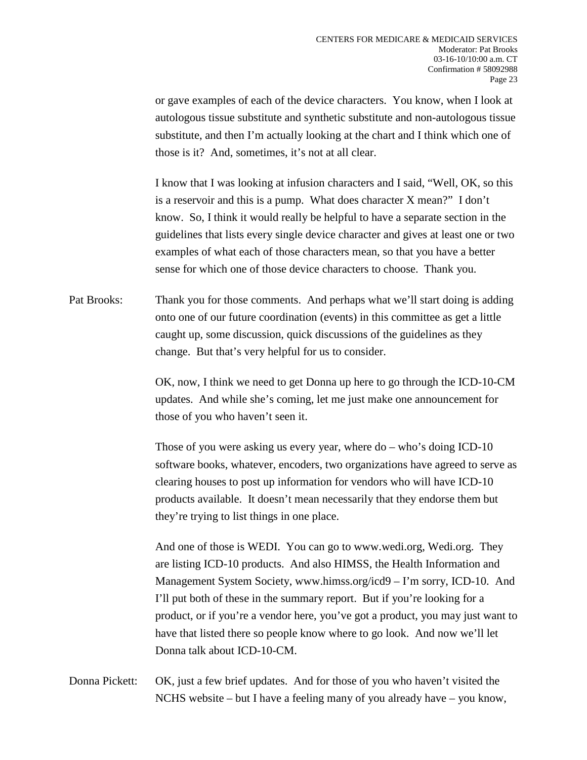or gave examples of each of the device characters. You know, when I look at autologous tissue substitute and synthetic substitute and non-autologous tissue substitute, and then I'm actually looking at the chart and I think which one of those is it? And, sometimes, it's not at all clear.

I know that I was looking at infusion characters and I said, "Well, OK, so this is a reservoir and this is a pump. What does character X mean?" I don't know. So, I think it would really be helpful to have a separate section in the guidelines that lists every single device character and gives at least one or two examples of what each of those characters mean, so that you have a better sense for which one of those device characters to choose. Thank you.

Pat Brooks: Thank you for those comments. And perhaps what we'll start doing is adding onto one of our future coordination (events) in this committee as get a little caught up, some discussion, quick discussions of the guidelines as they change. But that's very helpful for us to consider.

OK, now, I think we need to get Donna up here to go through the ICD-10-CM updates. And while she's coming, let me just make one announcement for those of you who haven't seen it.

Those of you were asking us every year, where do – who's doing ICD-10 software books, whatever, encoders, two organizations have agreed to serve as clearing houses to post up information for vendors who will have ICD-10 products available. It doesn't mean necessarily that they endorse them but they're trying to list things in one place.

And one of those is WEDI. You can go to www.wedi.org, Wedi.org. They are listing ICD-10 products. And also HIMSS, the Health Information and Management System Society, www.himss.org/icd9 – I'm sorry, ICD-10. And I'll put both of these in the summary report. But if you're looking for a product, or if you're a vendor here, you've got a product, you may just want to have that listed there so people know where to go look. And now we'll let Donna talk about ICD-10-CM.

Donna Pickett: OK, just a few brief updates. And for those of you who haven't visited the NCHS website – but I have a feeling many of you already have – you know,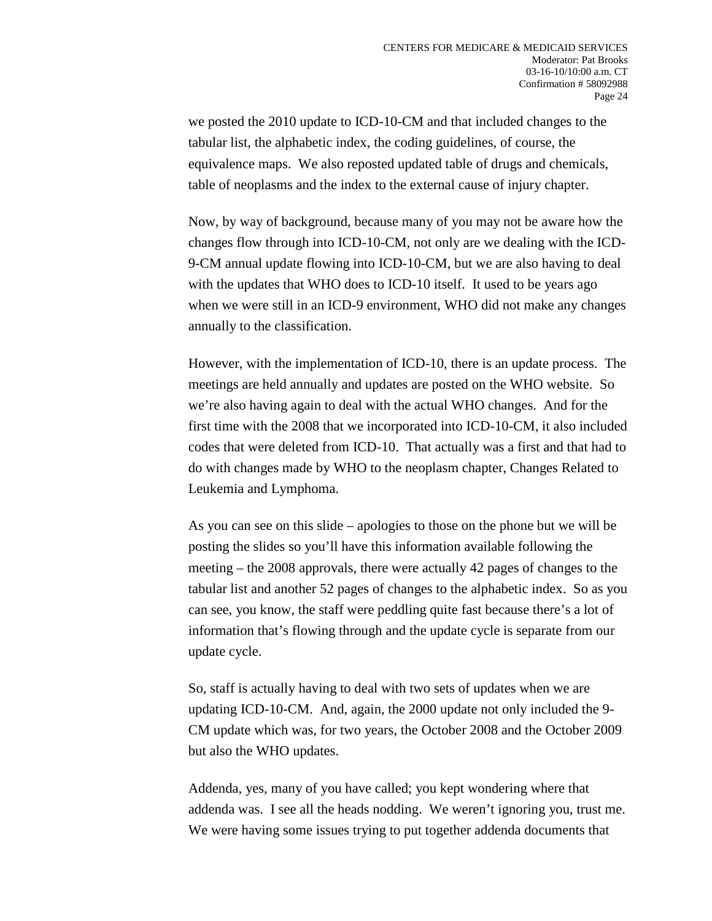we posted the 2010 update to ICD-10-CM and that included changes to the tabular list, the alphabetic index, the coding guidelines, of course, the equivalence maps. We also reposted updated table of drugs and chemicals, table of neoplasms and the index to the external cause of injury chapter.

Now, by way of background, because many of you may not be aware how the changes flow through into ICD-10-CM, not only are we dealing with the ICD-9-CM annual update flowing into ICD-10-CM, but we are also having to deal with the updates that WHO does to ICD-10 itself. It used to be years ago when we were still in an ICD-9 environment, WHO did not make any changes annually to the classification.

However, with the implementation of ICD-10, there is an update process. The meetings are held annually and updates are posted on the WHO website. So we're also having again to deal with the actual WHO changes. And for the first time with the 2008 that we incorporated into ICD-10-CM, it also included codes that were deleted from ICD-10. That actually was a first and that had to do with changes made by WHO to the neoplasm chapter, Changes Related to Leukemia and Lymphoma.

As you can see on this slide – apologies to those on the phone but we will be posting the slides so you'll have this information available following the meeting – the 2008 approvals, there were actually 42 pages of changes to the tabular list and another 52 pages of changes to the alphabetic index. So as you can see, you know, the staff were peddling quite fast because there's a lot of information that's flowing through and the update cycle is separate from our update cycle.

So, staff is actually having to deal with two sets of updates when we are updating ICD-10-CM. And, again, the 2000 update not only included the 9-CM update which was, for two years, the October 2008 and the October 2009 but also the WHO updates.

Addenda, yes, many of you have called; you kept wondering where that addenda was. I see all the heads nodding. We weren't ignoring you, trust me. We were having some issues trying to put together addenda documents that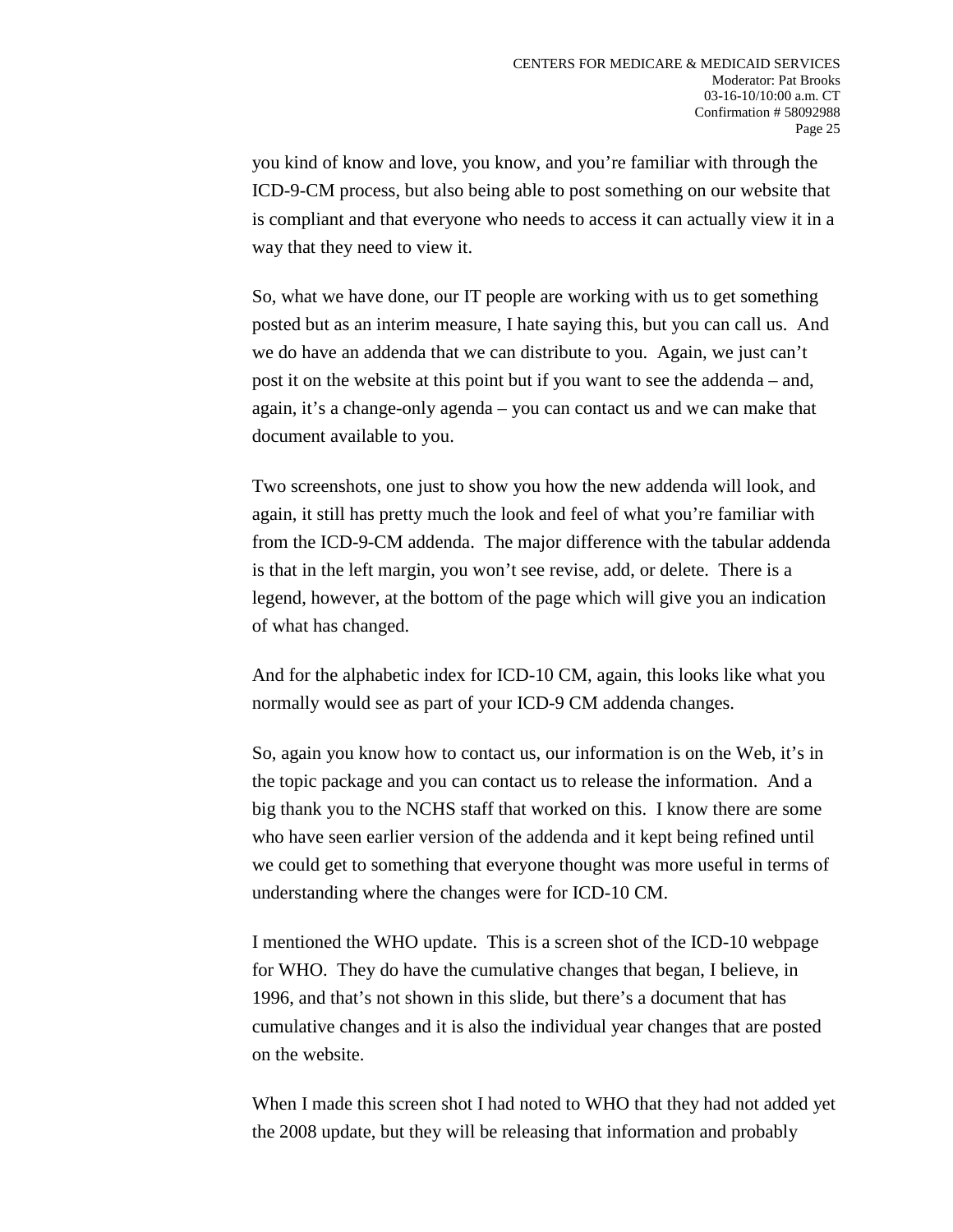you kind of know and love, you know, and you're familiar with through the ICD-9-CM process, but also being able to post something on our website that is compliant and that everyone who needs to access it can actually view it in a way that they need to view it.

So, what we have done, our IT people are working with us to get something posted but as an interim measure, I hate saying this, but you can call us. And we do have an addenda that we can distribute to you. Again, we just can't post it on the website at this point but if you want to see the addenda – and, again, it's a change-only agenda – you can contact us and we can make that document available to you.

Two screenshots, one just to show you how the new addenda will look, and again, it still has pretty much the look and feel of what you're familiar with from the ICD-9-CM addenda. The major difference with the tabular addenda is that in the left margin, you won't see revise, add, or delete. There is a legend, however, at the bottom of the page which will give you an indication of what has changed.

And for the alphabetic index for ICD-10 CM, again, this looks like what you normally would see as part of your ICD-9 CM addenda changes.

So, again you know how to contact us, our information is on the Web, it's in the topic package and you can contact us to release the information. And a big thank you to the NCHS staff that worked on this. I know there are some who have seen earlier version of the addenda and it kept being refined until we could get to something that everyone thought was more useful in terms of understanding where the changes were for ICD-10 CM.

I mentioned the WHO update. This is a screen shot of the ICD-10 webpage for WHO. They do have the cumulative changes that began, I believe, in 1996, and that's not shown in this slide, but there's a document that has cumulative changes and it is also the individual year changes that are posted on the website.

When I made this screen shot I had noted to WHO that they had not added yet the 2008 update, but they will be releasing that information and probably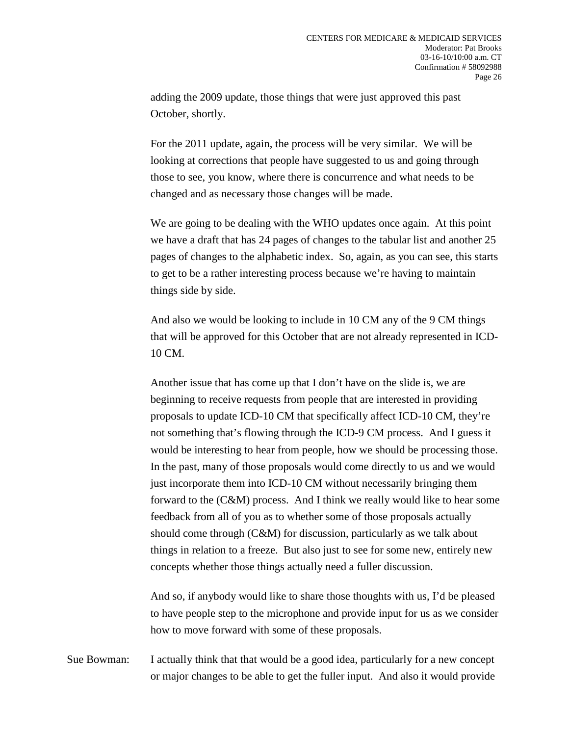adding the 2009 update, those things that were just approved this past October, shortly.

For the 2011 update, again, the process will be very similar. We will be looking at corrections that people have suggested to us and going through those to see, you know, where there is concurrence and what needs to be changed and as necessary those changes will be made.

We are going to be dealing with the WHO updates once again. At this point we have a draft that has 24 pages of changes to the tabular list and another 25 pages of changes to the alphabetic index. So, again, as you can see, this starts to get to be a rather interesting process because we're having to maintain things side by side.

And also we would be looking to include in 10 CM any of the 9 CM things that will be approved for this October that are not already represented in ICD-10 CM.

Another issue that has come up that I don't have on the slide is, we are beginning to receive requests from people that are interested in providing proposals to update ICD-10 CM that specifically affect ICD-10 CM, they're not something that's flowing through the ICD-9 CM process. And I guess it would be interesting to hear from people, how we should be processing those. In the past, many of those proposals would come directly to us and we would just incorporate them into ICD-10 CM without necessarily bringing them forward to the (C&M) process. And I think we really would like to hear some feedback from all of you as to whether some of those proposals actually should come through (C&M) for discussion, particularly as we talk about things in relation to a freeze. But also just to see for some new, entirely new concepts whether those things actually need a fuller discussion.

And so, if anybody would like to share those thoughts with us, I'd be pleased to have people step to the microphone and provide input for us as we consider how to move forward with some of these proposals.

Sue Bowman: I actually think that that would be a good idea, particularly for a new concept or major changes to be able to get the fuller input. And also it would provide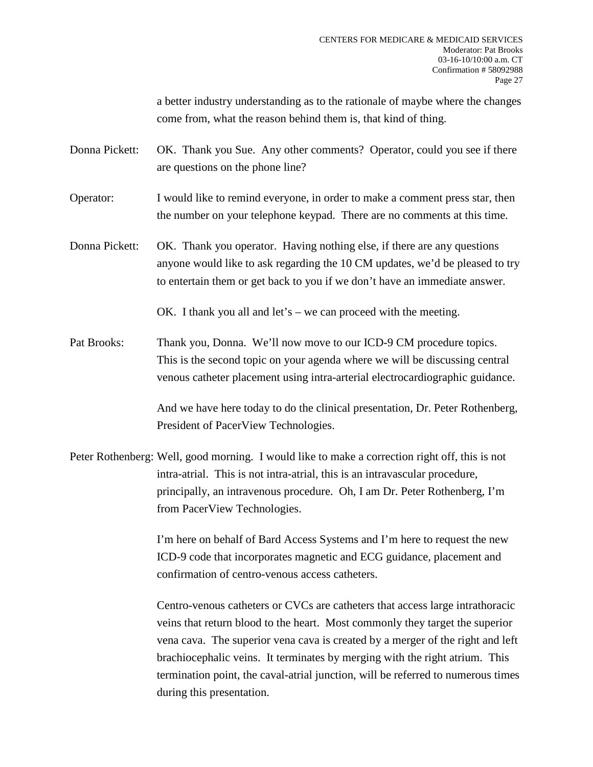a better industry understanding as to the rationale of maybe where the changes come from, what the reason behind them is, that kind of thing.

Donna Pickett: OK. Thank you Sue. Any other comments? Operator, could you see if there are questions on the phone line?

Operator: I would like to remind everyone, in order to make a comment press star, then the number on your telephone keypad. There are no comments at this time.

Donna Pickett: OK. Thank you operator. Having nothing else, if there are any questions anyone would like to ask regarding the 10 CM updates, we'd be pleased to try to entertain them or get back to you if we don't have an immediate answer.

OK. I thank you all and let's – we can proceed with the meeting.

Pat Brooks: Thank you, Donna. We'll now move to our ICD-9 CM procedure topics. This is the second topic on your agenda where we will be discussing central venous catheter placement using intra-arterial electrocardiographic guidance.

And we have here today to do the clinical presentation, Dr. Peter Rothenberg, President of PacerView Technologies.

Peter Rothenberg: Well, good morning. I would like to make a correction right off, this is not intra-atrial. This is not intra-atrial, this is an intravascular procedure, principally, an intravenous procedure. Oh, I am Dr. Peter Rothenberg, I'm from PacerView Technologies.

I'm here on behalf of Bard Access Systems and I'm here to request the new ICD-9 code that incorporates magnetic and ECG guidance, placement and confirmation of centro-venous access catheters.

Centro-venous catheters or CVCs are catheters that access large intrathoracic veins that return blood to the heart. Most commonly they target the superior vena cava. The superior vena cava is created by a merger of the right and left brachiocephalic veins. It terminates by merging with the right atrium. This termination point, the caval-atrial junction, will be referred to numerous times during this presentation.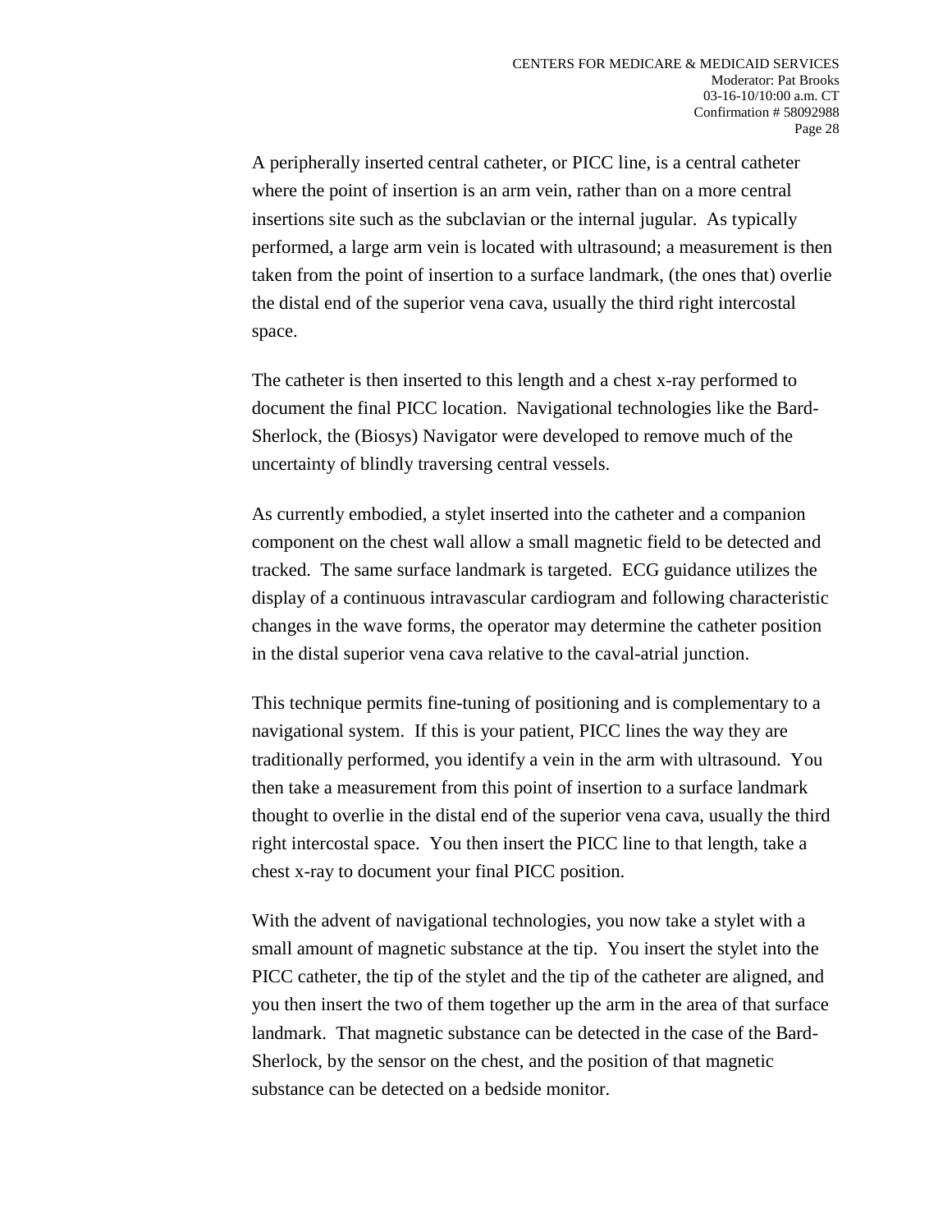A peripherally inserted central catheter, or PICC line, is a central catheter where the point of insertion is an arm vein, rather than on a more central insertions site such as the subclavian or the internal jugular. As typically performed, a large arm vein is located with ultrasound; a measurement is then taken from the point of insertion to a surface landmark, (the ones that) overlie the distal end of the superior vena cava, usually the third right intercostal space.

The catheter is then inserted to this length and a chest x-ray performed to document the final PICC location. Navigational technologies like the Bard-Sherlock, the (Biosys) Navigator were developed to remove much of the uncertainty of blindly traversing central vessels.

As currently embodied, a stylet inserted into the catheter and a companion component on the chest wall allow a small magnetic field to be detected and tracked. The same surface landmark is targeted. ECG guidance utilizes the display of a continuous intravascular cardiogram and following characteristic changes in the wave forms, the operator may determine the catheter position in the distal superior vena cava relative to the caval-atrial junction.

This technique permits fine-tuning of positioning and is complementary to a navigational system. If this is your patient, PICC lines the way they are traditionally performed, you identify a vein in the arm with ultrasound. You then take a measurement from this point of insertion to a surface landmark thought to overlie in the distal end of the superior vena cava, usually the third right intercostal space. You then insert the PICC line to that length, take a chest x-ray to document your final PICC position.

With the advent of navigational technologies, you now take a stylet with a small amount of magnetic substance at the tip. You insert the stylet into the PICC catheter, the tip of the stylet and the tip of the catheter are aligned, and you then insert the two of them together up the arm in the area of that surface landmark. That magnetic substance can be detected in the case of the Bard-Sherlock, by the sensor on the chest, and the position of that magnetic substance can be detected on a bedside monitor.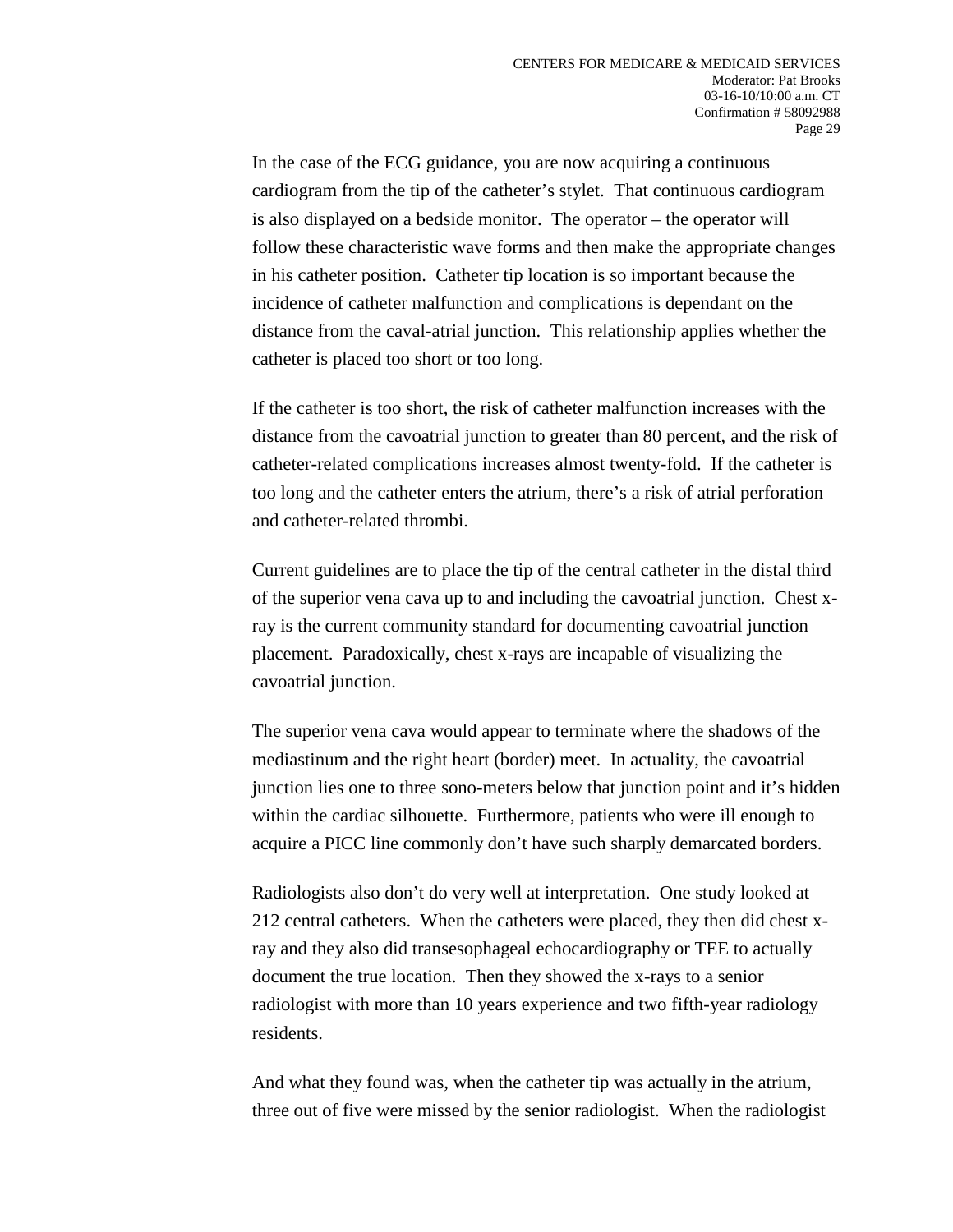In the case of the ECG guidance, you are now acquiring a continuous cardiogram from the tip of the catheter's stylet. That continuous cardiogram is also displayed on a bedside monitor. The operator – the operator will follow these characteristic wave forms and then make the appropriate changes in his catheter position. Catheter tip location is so important because the incidence of catheter malfunction and complications is dependant on the distance from the caval-atrial junction. This relationship applies whether the catheter is placed too short or too long.

If the catheter is too short, the risk of catheter malfunction increases with the distance from the cavoatrial junction to greater than 80 percent, and the risk of catheter-related complications increases almost twenty-fold. If the catheter is too long and the catheter enters the atrium, there's a risk of atrial perforation and catheter-related thrombi.

Current guidelines are to place the tip of the central catheter in the distal third of the superior vena cava up to and including the cavoatrial junction. Chest x-ray is the current community standard for documenting cavoatrial junction placement. Paradoxically, chest x-rays are incapable of visualizing the cavoatrial junction.

The superior vena cava would appear to terminate where the shadows of the mediastinum and the right heart (border) meet. In actuality, the cavoatrial junction lies one to three sono-meters below that junction point and it's hidden within the cardiac silhouette. Furthermore, patients who were ill enough to acquire a PICC line commonly don't have such sharply demarcated borders.

Radiologists also don't do very well at interpretation. One study looked at 212 central catheters. When the catheters were placed, they then did chest x-ray and they also did transesophageal echocardiography or TEE to actually document the true location. Then they showed the x-rays to a senior radiologist with more than 10 years experience and two fifth-year radiology residents.

And what they found was, when the catheter tip was actually in the atrium, three out of five were missed by the senior radiologist. When the radiologist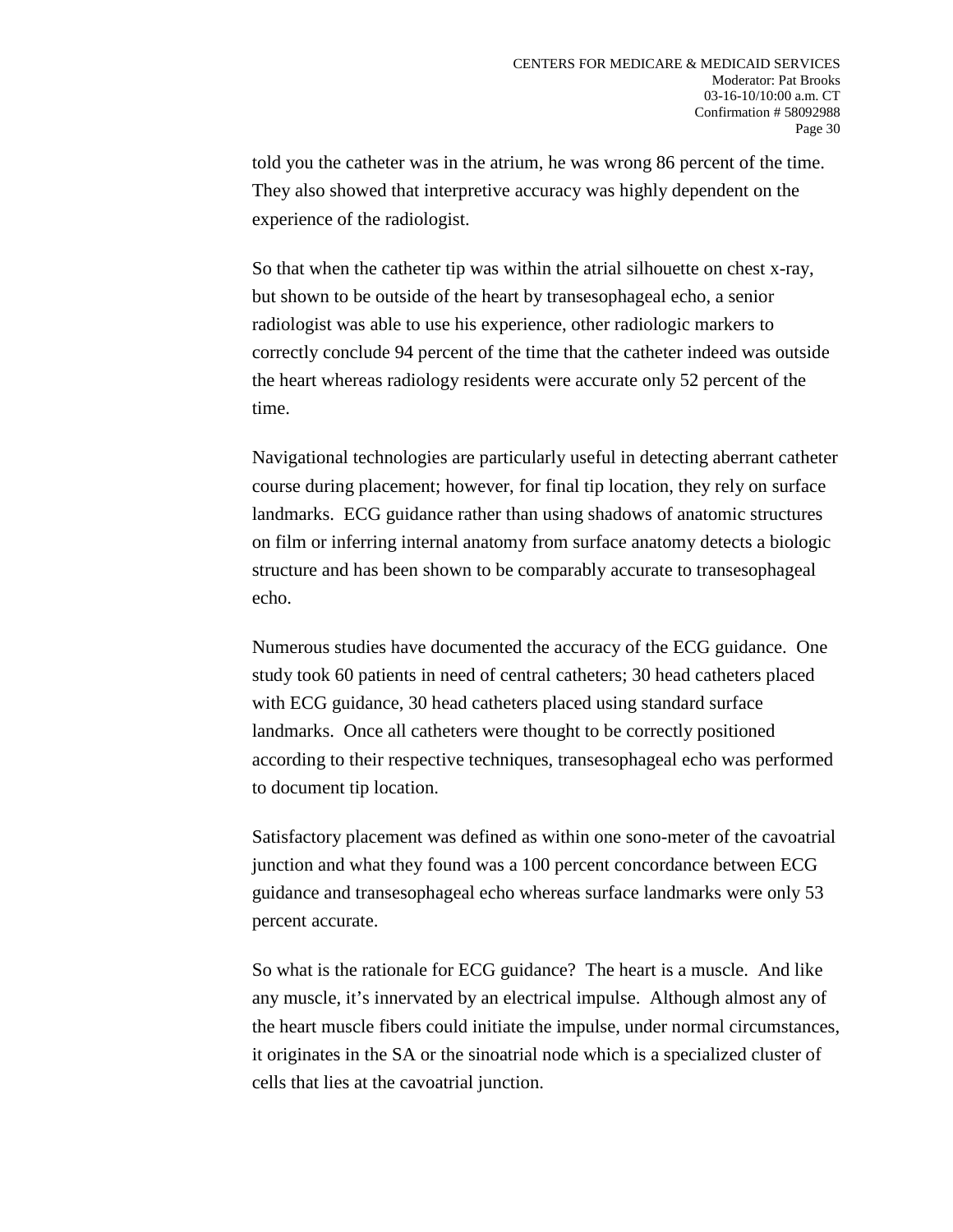told you the catheter was in the atrium, he was wrong 86 percent of the time. They also showed that interpretive accuracy was highly dependent on the experience of the radiologist.

So that when the catheter tip was within the atrial silhouette on chest x-ray, but shown to be outside of the heart by transesophageal echo, a senior radiologist was able to use his experience, other radiologic markers to correctly conclude 94 percent of the time that the catheter indeed was outside the heart whereas radiology residents were accurate only 52 percent of the time.

Navigational technologies are particularly useful in detecting aberrant catheter course during placement; however, for final tip location, they rely on surface landmarks. ECG guidance rather than using shadows of anatomic structures on film or inferring internal anatomy from surface anatomy detects a biologic structure and has been shown to be comparably accurate to transesophageal echo.

Numerous studies have documented the accuracy of the ECG guidance. One study took 60 patients in need of central catheters; 30 head catheters placed with ECG guidance, 30 head catheters placed using standard surface landmarks. Once all catheters were thought to be correctly positioned according to their respective techniques, transesophageal echo was performed to document tip location.

Satisfactory placement was defined as within one sono-meter of the cavoatrial junction and what they found was a 100 percent concordance between ECG guidance and transesophageal echo whereas surface landmarks were only 53 percent accurate.

So what is the rationale for ECG guidance? The heart is a muscle. And like any muscle, it's innervated by an electrical impulse. Although almost any of the heart muscle fibers could initiate the impulse, under normal circumstances, it originates in the SA or the sinoatrial node which is a specialized cluster of cells that lies at the cavoatrial junction.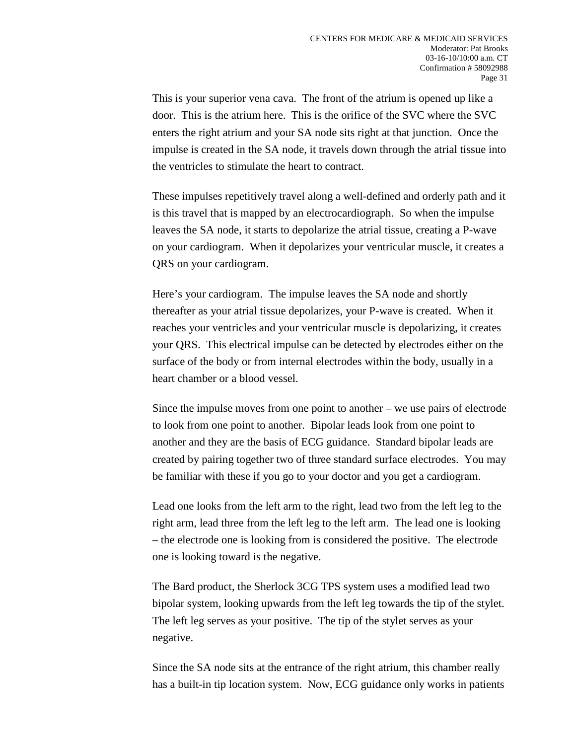This is your superior vena cava. The front of the atrium is opened up like a door. This is the atrium here. This is the orifice of the SVC where the SVC enters the right atrium and your SA node sits right at that junction. Once the impulse is created in the SA node, it travels down through the atrial tissue into the ventricles to stimulate the heart to contract.

These impulses repetitively travel along a well-defined and orderly path and it is this travel that is mapped by an electrocardiograph. So when the impulse leaves the SA node, it starts to depolarize the atrial tissue, creating a P-wave on your cardiogram. When it depolarizes your ventricular muscle, it creates a QRS on your cardiogram.

Here's your cardiogram. The impulse leaves the SA node and shortly thereafter as your atrial tissue depolarizes, your P-wave is created. When it reaches your ventricles and your ventricular muscle is depolarizing, it creates your QRS. This electrical impulse can be detected by electrodes either on the surface of the body or from internal electrodes within the body, usually in a heart chamber or a blood vessel.

Since the impulse moves from one point to another – we use pairs of electrode to look from one point to another. Bipolar leads look from one point to another and they are the basis of ECG guidance. Standard bipolar leads are created by pairing together two of three standard surface electrodes. You may be familiar with these if you go to your doctor and you get a cardiogram.

Lead one looks from the left arm to the right, lead two from the left leg to the right arm, lead three from the left leg to the left arm. The lead one is looking – the electrode one is looking from is considered the positive. The electrode one is looking toward is the negative.

The Bard product, the Sherlock 3CG TPS system uses a modified lead two bipolar system, looking upwards from the left leg towards the tip of the stylet. The left leg serves as your positive. The tip of the stylet serves as your negative.

Since the SA node sits at the entrance of the right atrium, this chamber really has a built-in tip location system. Now, ECG guidance only works in patients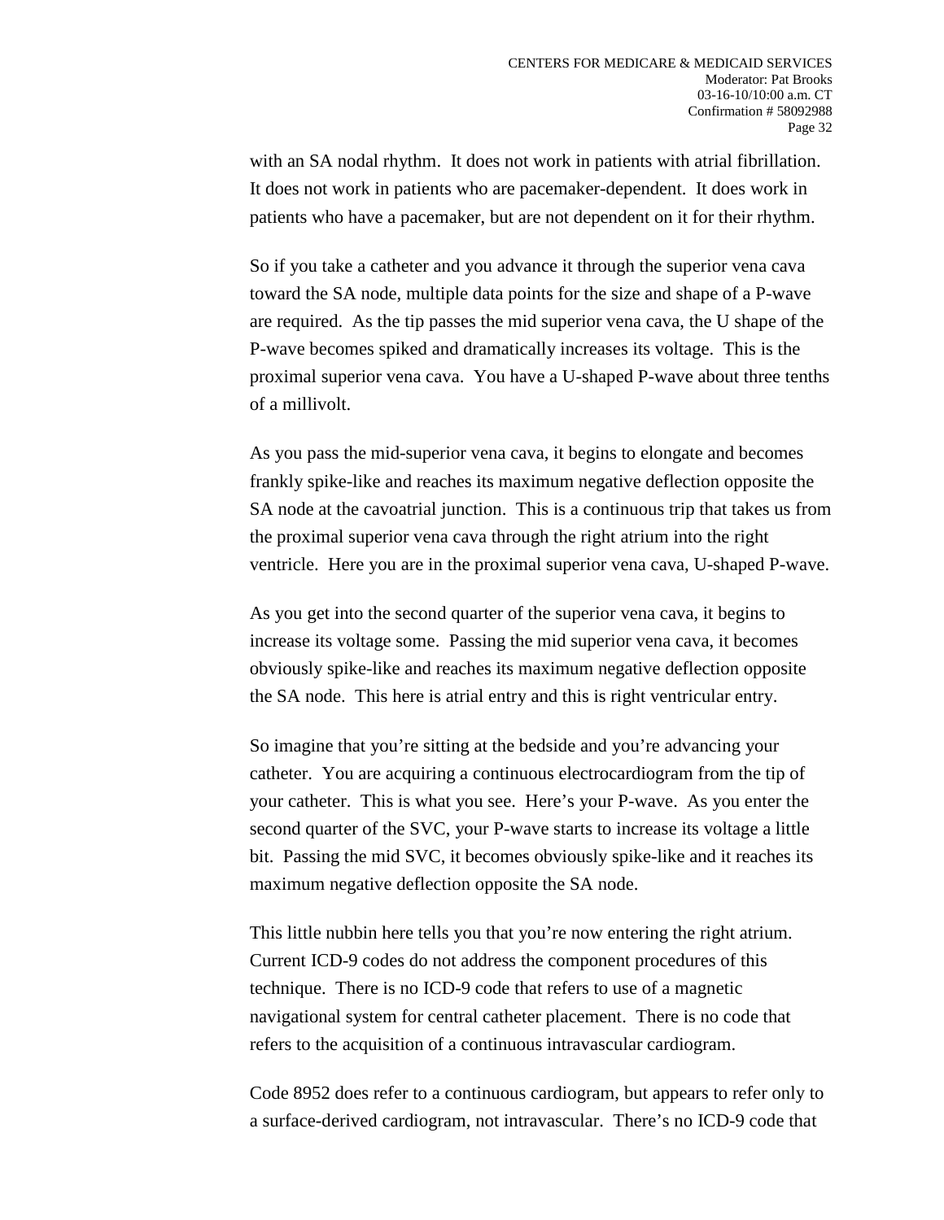with an SA nodal rhythm. It does not work in patients with atrial fibrillation. It does not work in patients who are pacemaker-dependent. It does work in patients who have a pacemaker, but are not dependent on it for their rhythm.

So if you take a catheter and you advance it through the superior vena cava toward the SA node, multiple data points for the size and shape of a P-wave are required. As the tip passes the mid superior vena cava, the U shape of the P-wave becomes spiked and dramatically increases its voltage. This is the proximal superior vena cava. You have a U-shaped P-wave about three tenths of a millivolt.

As you pass the mid-superior vena cava, it begins to elongate and becomes frankly spike-like and reaches its maximum negative deflection opposite the SA node at the cavoatrial junction. This is a continuous trip that takes us from the proximal superior vena cava through the right atrium into the right ventricle. Here you are in the proximal superior vena cava, U-shaped P-wave.

As you get into the second quarter of the superior vena cava, it begins to increase its voltage some. Passing the mid superior vena cava, it becomes obviously spike-like and reaches its maximum negative deflection opposite the SA node. This here is atrial entry and this is right ventricular entry.

So imagine that you're sitting at the bedside and you're advancing your catheter. You are acquiring a continuous electrocardiogram from the tip of your catheter. This is what you see. Here's your P-wave. As you enter the second quarter of the SVC, your P-wave starts to increase its voltage a little bit. Passing the mid SVC, it becomes obviously spike-like and it reaches its maximum negative deflection opposite the SA node.

This little nubbin here tells you that you're now entering the right atrium. Current ICD-9 codes do not address the component procedures of this technique. There is no ICD-9 code that refers to use of a magnetic navigational system for central catheter placement. There is no code that refers to the acquisition of a continuous intravascular cardiogram.

Code 8952 does refer to a continuous cardiogram, but appears to refer only to a surface-derived cardiogram, not intravascular. There's no ICD-9 code that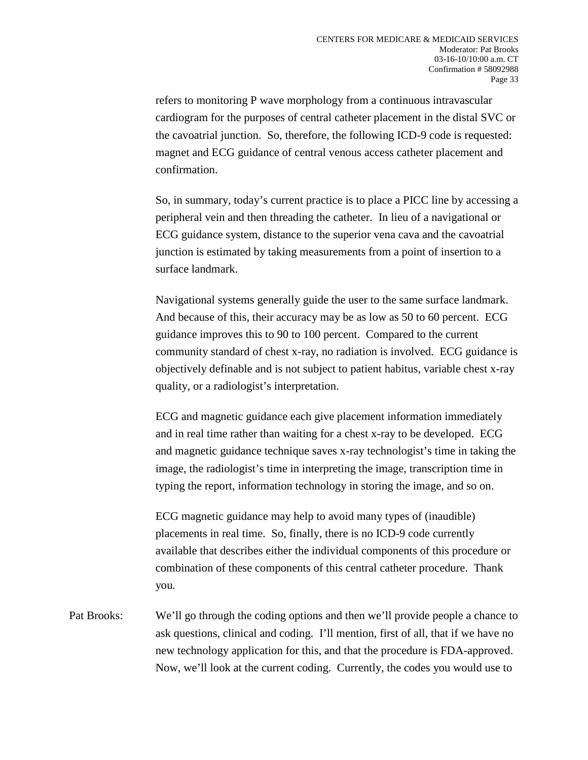refers to monitoring P wave morphology from a continuous intravascular cardiogram for the purposes of central catheter placement in the distal SVC or the cavoatrial junction. So, therefore, the following ICD-9 code is requested: magnet and ECG guidance of central venous access catheter placement and confirmation.

So, in summary, today's current practice is to place a PICC line by accessing a peripheral vein and then threading the catheter. In lieu of a navigational or ECG guidance system, distance to the superior vena cava and the cavoatrial junction is estimated by taking measurements from a point of insertion to a surface landmark.

Navigational systems generally guide the user to the same surface landmark. And because of this, their accuracy may be as low as 50 to 60 percent. ECG guidance improves this to 90 to 100 percent. Compared to the current community standard of chest x-ray, no radiation is involved. ECG guidance is objectively definable and is not subject to patient habitus, variable chest x-ray quality, or a radiologist's interpretation.

ECG and magnetic guidance each give placement information immediately and in real time rather than waiting for a chest x-ray to be developed. ECG and magnetic guidance technique saves x-ray technologist's time in taking the image, the radiologist's time in interpreting the image, transcription time in typing the report, information technology in storing the image, and so on.

ECG magnetic guidance may help to avoid many types of (inaudible) placements in real time. So, finally, there is no ICD-9 code currently available that describes either the individual components of this procedure or combination of these components of this central catheter procedure. Thank you.

Pat Brooks: We'll go through the coding options and then we'll provide people a chance to ask questions, clinical and coding. I'll mention, first of all, that if we have no new technology application for this, and that the procedure is FDA-approved. Now, we'll look at the current coding. Currently, the codes you would use to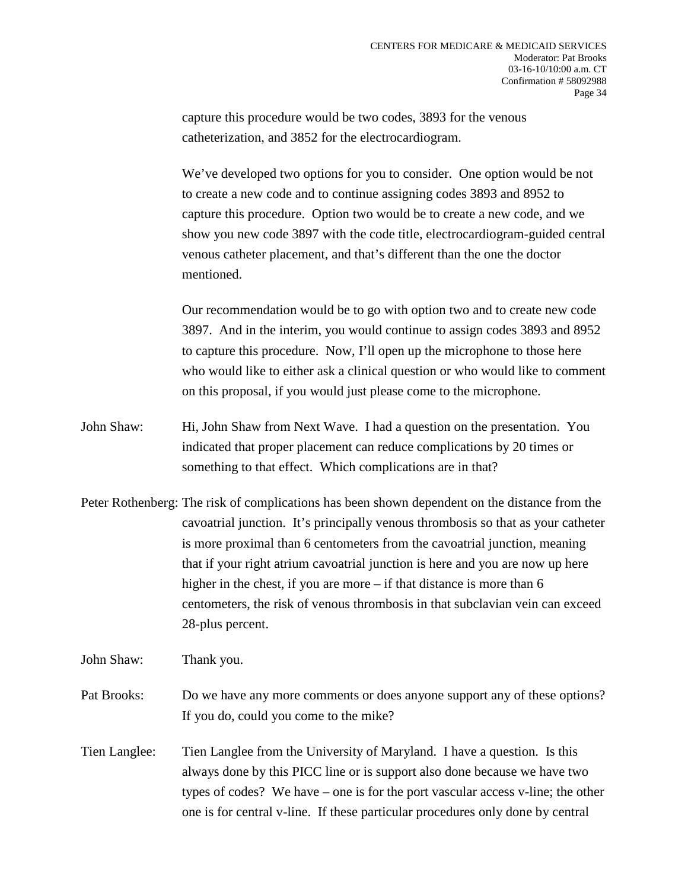capture this procedure would be two codes, 3893 for the venous catheterization, and 3852 for the electrocardiogram.

We've developed two options for you to consider. One option would be not to create a new code and to continue assigning codes 3893 and 8952 to capture this procedure. Option two would be to create a new code, and we show you new code 3897 with the code title, electrocardiogram-guided central venous catheter placement, and that's different than the one the doctor mentioned.

Our recommendation would be to go with option two and to create new code 3897. And in the interim, you would continue to assign codes 3893 and 8952 to capture this procedure. Now, I'll open up the microphone to those here who would like to either ask a clinical question or who would like to comment on this proposal, if you would just please come to the microphone.

John Shaw: Hi, John Shaw from Next Wave. I had a question on the presentation. You indicated that proper placement can reduce complications by 20 times or something to that effect. Which complications are in that?

Peter Rothenberg: The risk of complications has been shown dependent on the distance from the cavoatrial junction. It's principally venous thrombosis so that as your catheter is more proximal than 6 centometers from the cavoatrial junction, meaning that if your right atrium cavoatrial junction is here and you are now up here higher in the chest, if you are more – if that distance is more than 6 centometers, the risk of venous thrombosis in that subclavian vein can exceed 28-plus percent.

John Shaw: Thank you.

Pat Brooks: Do we have any more comments or does anyone support any of these options? If you do, could you come to the mike?

Tien Langlee: Tien Langlee from the University of Maryland. I have a question. Is this always done by this PICC line or is support also done because we have two types of codes? We have – one is for the port vascular access v-line; the other one is for central v-line. If these particular procedures only done by central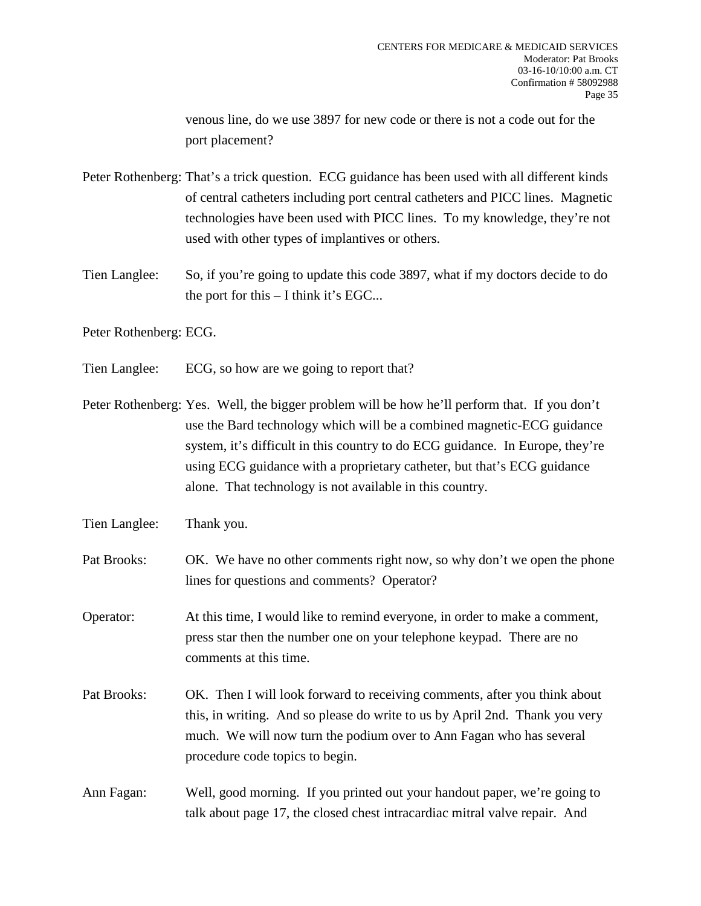venous line, do we use 3897 for new code or there is not a code out for the port placement?

Peter Rothenberg: That's a trick question. ECG guidance has been used with all different kinds of central catheters including port central catheters and PICC lines. Magnetic technologies have been used with PICC lines. To my knowledge, they're not used with other types of implantives or others.

Tien Langlee: So, if you're going to update this code 3897, what if my doctors decide to do the port for this – I think it's EGC...

Peter Rothenberg: ECG.

Tien Langlee: ECG, so how are we going to report that?

Peter Rothenberg: Yes. Well, the bigger problem will be how he'll perform that. If you don't use the Bard technology which will be a combined magnetic-ECG guidance system, it's difficult in this country to do ECG guidance. In Europe, they're using ECG guidance with a proprietary catheter, but that's ECG guidance alone. That technology is not available in this country.

Tien Langlee: Thank you.

Pat Brooks: OK. We have no other comments right now, so why don't we open the phone lines for questions and comments? Operator?

Operator: At this time, I would like to remind everyone, in order to make a comment, press star then the number one on your telephone keypad. There are no comments at this time.

Pat Brooks: OK. Then I will look forward to receiving comments, after you think about this, in writing. And so please do write to us by April 2nd. Thank you very much. We will now turn the podium over to Ann Fagan who has several procedure code topics to begin.

Ann Fagan: Well, good morning. If you printed out your handout paper, we're going to talk about page 17, the closed chest intracardiac mitral valve repair. And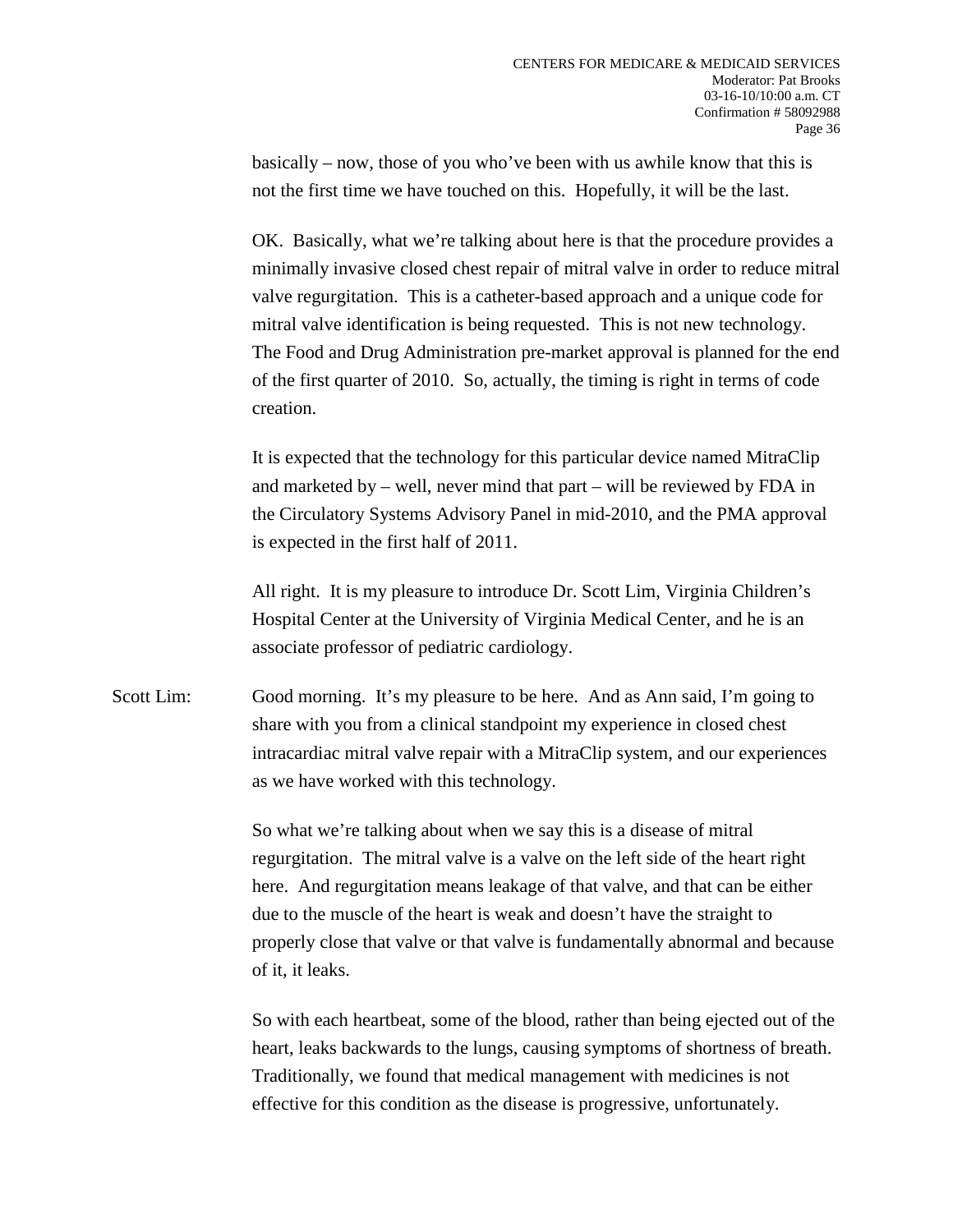basically – now, those of you who've been with us awhile know that this is not the first time we have touched on this. Hopefully, it will be the last.

OK. Basically, what we're talking about here is that the procedure provides a minimally invasive closed chest repair of mitral valve in order to reduce mitral valve regurgitation. This is a catheter-based approach and a unique code for mitral valve identification is being requested. This is not new technology. The Food and Drug Administration pre-market approval is planned for the end of the first quarter of 2010. So, actually, the timing is right in terms of code creation.

It is expected that the technology for this particular device named MitraClip and marketed by – well, never mind that part – will be reviewed by FDA in the Circulatory Systems Advisory Panel in mid-2010, and the PMA approval is expected in the first half of 2011.

All right. It is my pleasure to introduce Dr. Scott Lim, Virginia Children's Hospital Center at the University of Virginia Medical Center, and he is an associate professor of pediatric cardiology.

Scott Lim: Good morning. It's my pleasure to be here. And as Ann said, I'm going to share with you from a clinical standpoint my experience in closed chest intracardiac mitral valve repair with a MitraClip system, and our experiences as we have worked with this technology.

So what we're talking about when we say this is a disease of mitral regurgitation. The mitral valve is a valve on the left side of the heart right here. And regurgitation means leakage of that valve, and that can be either due to the muscle of the heart is weak and doesn't have the straight to properly close that valve or that valve is fundamentally abnormal and because of it, it leaks.

So with each heartbeat, some of the blood, rather than being ejected out of the heart, leaks backwards to the lungs, causing symptoms of shortness of breath. Traditionally, we found that medical management with medicines is not effective for this condition as the disease is progressive, unfortunately.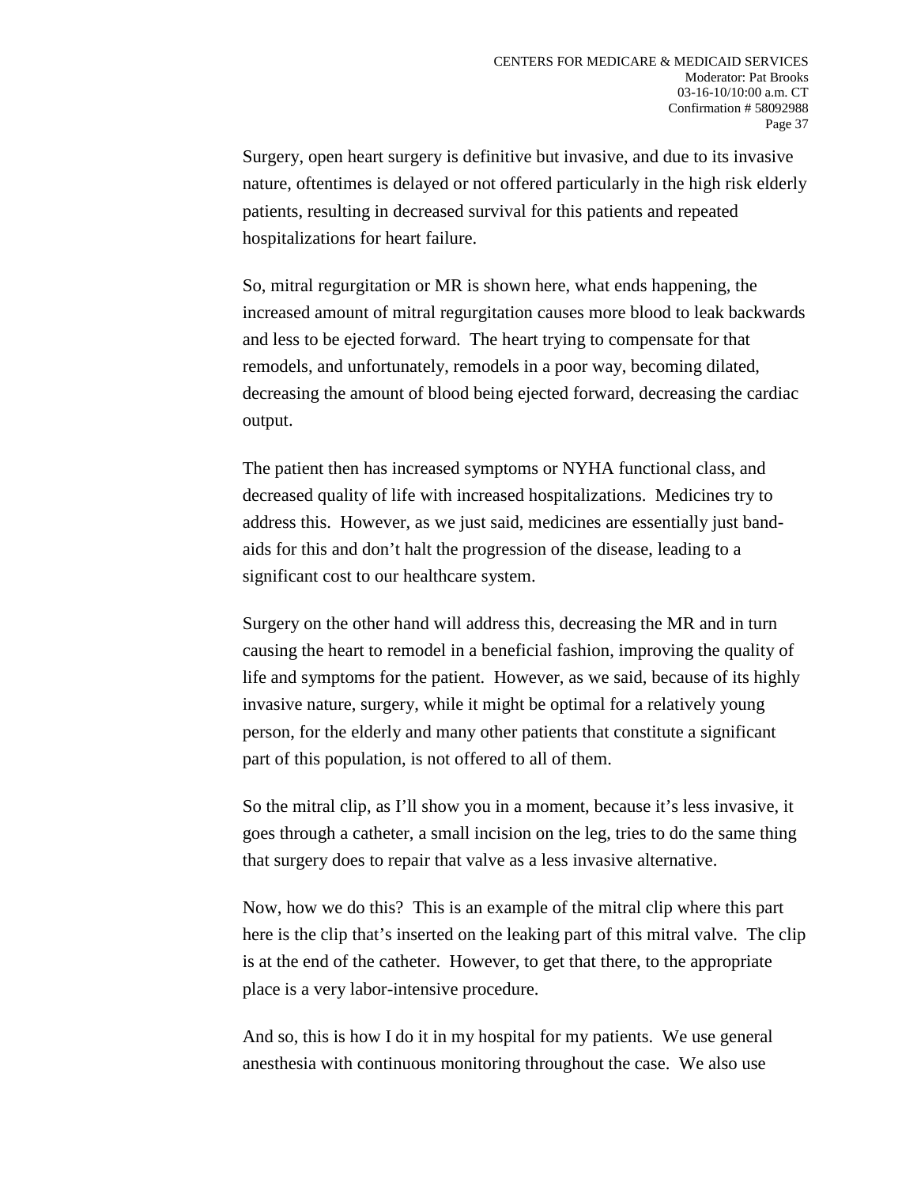Surgery, open heart surgery is definitive but invasive, and due to its invasive nature, oftentimes is delayed or not offered particularly in the high risk elderly patients, resulting in decreased survival for this patients and repeated hospitalizations for heart failure.

So, mitral regurgitation or MR is shown here, what ends happening, the increased amount of mitral regurgitation causes more blood to leak backwards and less to be ejected forward. The heart trying to compensate for that remodels, and unfortunately, remodels in a poor way, becoming dilated, decreasing the amount of blood being ejected forward, decreasing the cardiac output.

The patient then has increased symptoms or NYHA functional class, and decreased quality of life with increased hospitalizations. Medicines try to address this. However, as we just said, medicines are essentially just band-aids for this and don't halt the progression of the disease, leading to a significant cost to our healthcare system.

Surgery on the other hand will address this, decreasing the MR and in turn causing the heart to remodel in a beneficial fashion, improving the quality of life and symptoms for the patient. However, as we said, because of its highly invasive nature, surgery, while it might be optimal for a relatively young person, for the elderly and many other patients that constitute a significant part of this population, is not offered to all of them.

So the mitral clip, as I'll show you in a moment, because it's less invasive, it goes through a catheter, a small incision on the leg, tries to do the same thing that surgery does to repair that valve as a less invasive alternative.

Now, how we do this? This is an example of the mitral clip where this part here is the clip that's inserted on the leaking part of this mitral valve. The clip is at the end of the catheter. However, to get that there, to the appropriate place is a very labor-intensive procedure.

And so, this is how I do it in my hospital for my patients. We use general anesthesia with continuous monitoring throughout the case. We also use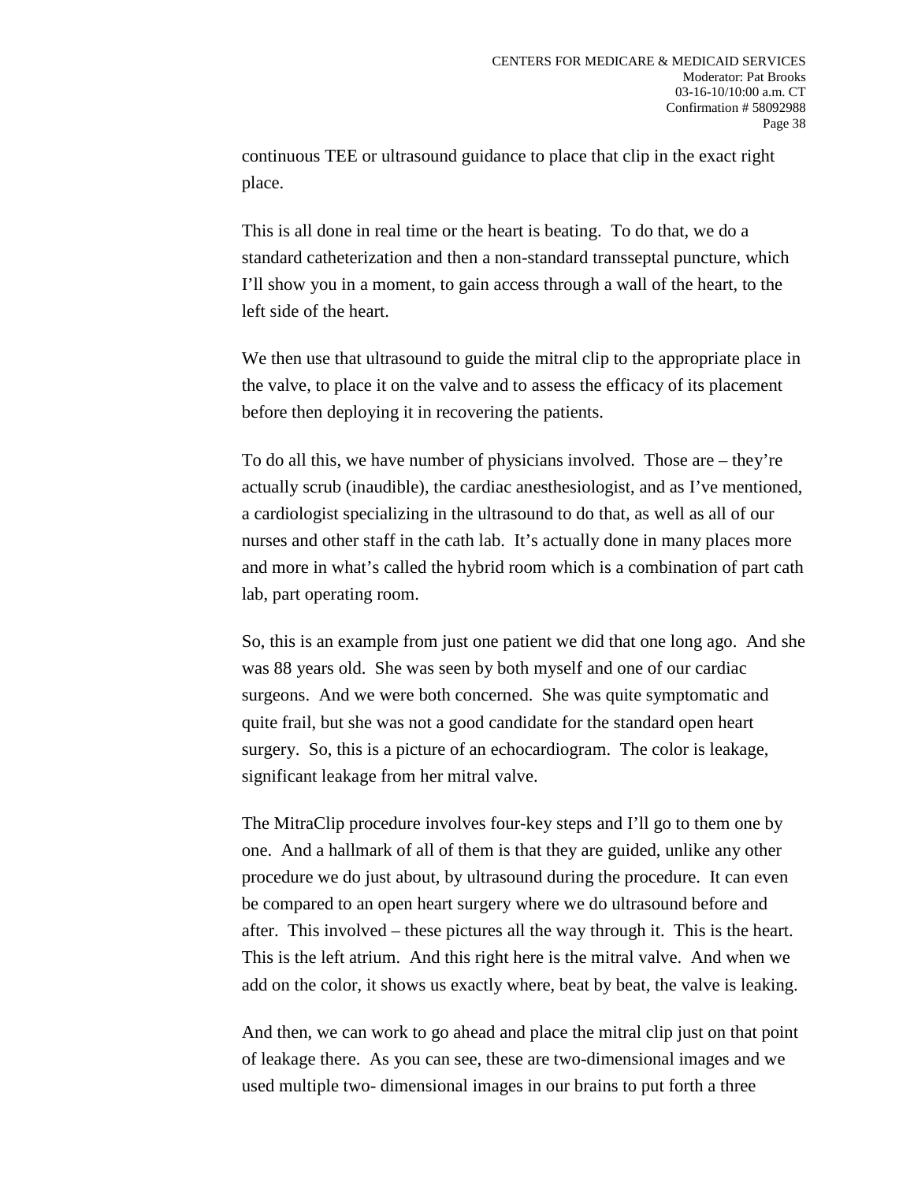continuous TEE or ultrasound guidance to place that clip in the exact right place.

This is all done in real time or the heart is beating. To do that, we do a standard catheterization and then a non-standard transseptal puncture, which I'll show you in a moment, to gain access through a wall of the heart, to the left side of the heart.

We then use that ultrasound to guide the mitral clip to the appropriate place in the valve, to place it on the valve and to assess the efficacy of its placement before then deploying it in recovering the patients.

To do all this, we have number of physicians involved. Those are – they're actually scrub (inaudible), the cardiac anesthesiologist, and as I've mentioned, a cardiologist specializing in the ultrasound to do that, as well as all of our nurses and other staff in the cath lab. It's actually done in many places more and more in what's called the hybrid room which is a combination of part cath lab, part operating room.

So, this is an example from just one patient we did that one long ago. And she was 88 years old. She was seen by both myself and one of our cardiac surgeons. And we were both concerned. She was quite symptomatic and quite frail, but she was not a good candidate for the standard open heart surgery. So, this is a picture of an echocardiogram. The color is leakage, significant leakage from her mitral valve.

The MitraClip procedure involves four-key steps and I'll go to them one by one. And a hallmark of all of them is that they are guided, unlike any other procedure we do just about, by ultrasound during the procedure. It can even be compared to an open heart surgery where we do ultrasound before and after. This involved – these pictures all the way through it. This is the heart. This is the left atrium. And this right here is the mitral valve. And when we add on the color, it shows us exactly where, beat by beat, the valve is leaking.

And then, we can work to go ahead and place the mitral clip just on that point of leakage there. As you can see, these are two-dimensional images and we used multiple two- dimensional images in our brains to put forth a three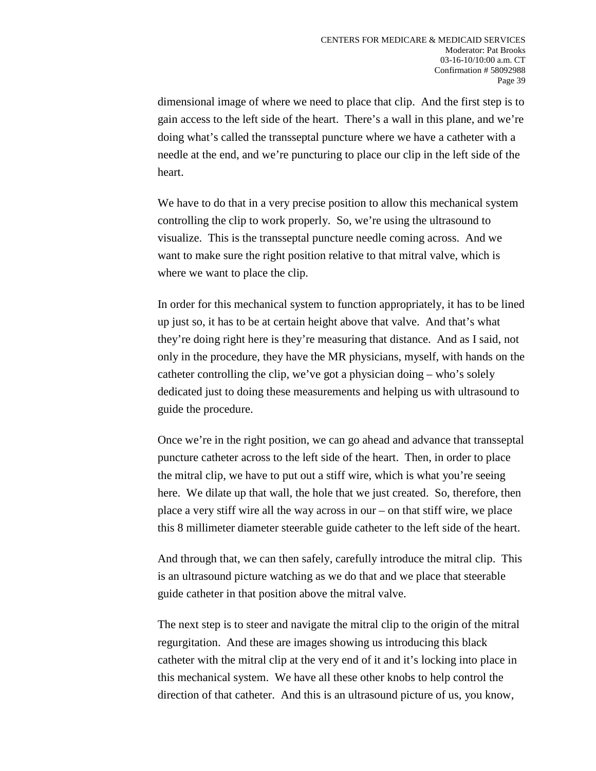dimensional image of where we need to place that clip. And the first step is to gain access to the left side of the heart. There's a wall in this plane, and we're doing what's called the transseptal puncture where we have a catheter with a needle at the end, and we're puncturing to place our clip in the left side of the heart.

We have to do that in a very precise position to allow this mechanical system controlling the clip to work properly. So, we're using the ultrasound to visualize. This is the transseptal puncture needle coming across. And we want to make sure the right position relative to that mitral valve, which is where we want to place the clip.

In order for this mechanical system to function appropriately, it has to be lined up just so, it has to be at certain height above that valve. And that's what they're doing right here is they're measuring that distance. And as I said, not only in the procedure, they have the MR physicians, myself, with hands on the catheter controlling the clip, we've got a physician doing – who's solely dedicated just to doing these measurements and helping us with ultrasound to guide the procedure.

Once we're in the right position, we can go ahead and advance that transseptal puncture catheter across to the left side of the heart. Then, in order to place the mitral clip, we have to put out a stiff wire, which is what you're seeing here. We dilate up that wall, the hole that we just created. So, therefore, then place a very stiff wire all the way across in our – on that stiff wire, we place this 8 millimeter diameter steerable guide catheter to the left side of the heart.

And through that, we can then safely, carefully introduce the mitral clip. This is an ultrasound picture watching as we do that and we place that steerable guide catheter in that position above the mitral valve.

The next step is to steer and navigate the mitral clip to the origin of the mitral regurgitation. And these are images showing us introducing this black catheter with the mitral clip at the very end of it and it's locking into place in this mechanical system. We have all these other knobs to help control the direction of that catheter. And this is an ultrasound picture of us, you know,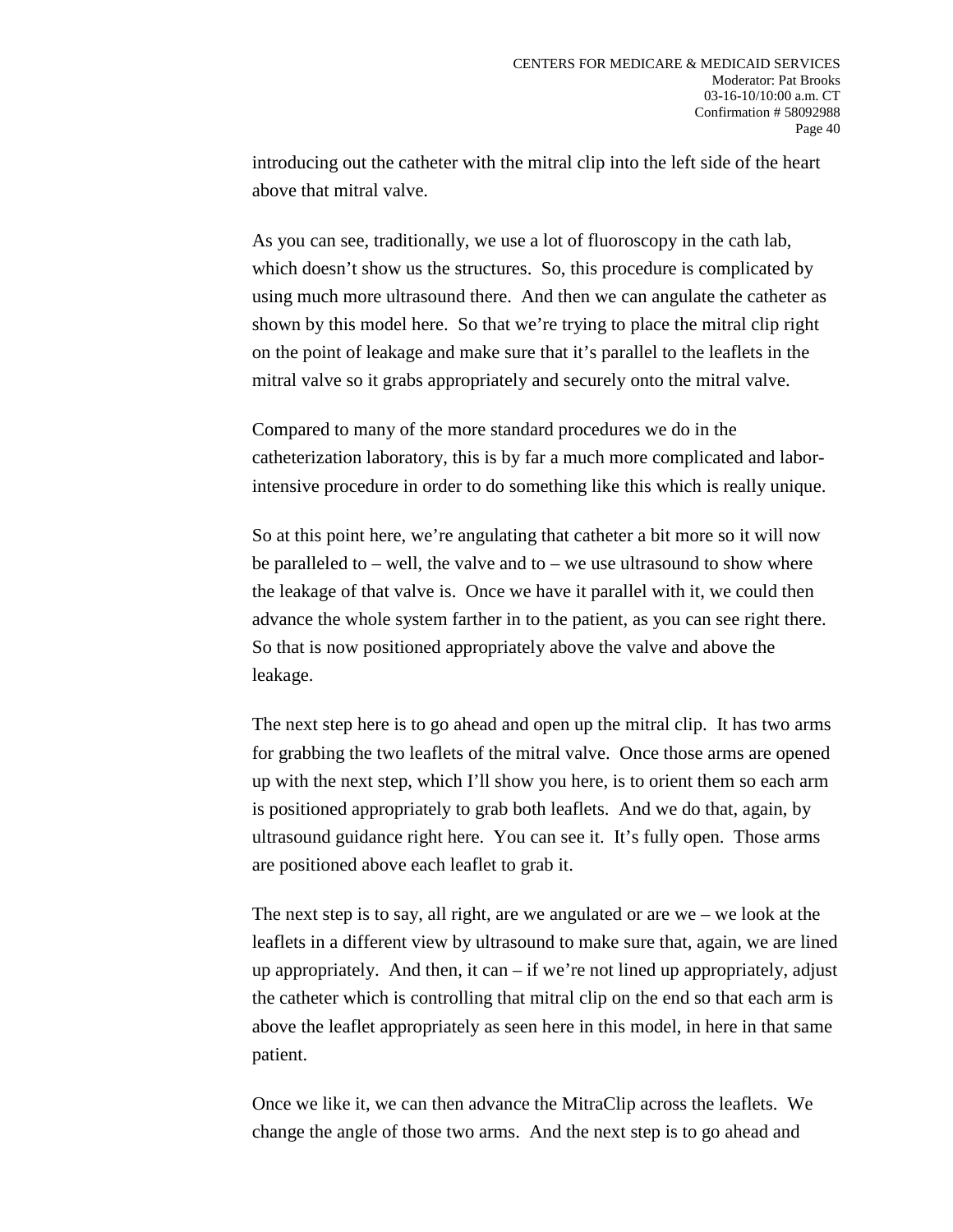introducing out the catheter with the mitral clip into the left side of the heart above that mitral valve.

As you can see, traditionally, we use a lot of fluoroscopy in the cath lab, which doesn't show us the structures. So, this procedure is complicated by using much more ultrasound there. And then we can angulate the catheter as shown by this model here. So that we're trying to place the mitral clip right on the point of leakage and make sure that it's parallel to the leaflets in the mitral valve so it grabs appropriately and securely onto the mitral valve.

Compared to many of the more standard procedures we do in the catheterization laboratory, this is by far a much more complicated and labor-intensive procedure in order to do something like this which is really unique.

So at this point here, we're angulating that catheter a bit more so it will now be paralleled to – well, the valve and to – we use ultrasound to show where the leakage of that valve is. Once we have it parallel with it, we could then advance the whole system farther in to the patient, as you can see right there. So that is now positioned appropriately above the valve and above the leakage.

The next step here is to go ahead and open up the mitral clip. It has two arms for grabbing the two leaflets of the mitral valve. Once those arms are opened up with the next step, which I'll show you here, is to orient them so each arm is positioned appropriately to grab both leaflets. And we do that, again, by ultrasound guidance right here. You can see it. It's fully open. Those arms are positioned above each leaflet to grab it.

The next step is to say, all right, are we angulated or are we – we look at the leaflets in a different view by ultrasound to make sure that, again, we are lined up appropriately. And then, it can – if we're not lined up appropriately, adjust the catheter which is controlling that mitral clip on the end so that each arm is above the leaflet appropriately as seen here in this model, in here in that same patient.

Once we like it, we can then advance the MitraClip across the leaflets. We change the angle of those two arms. And the next step is to go ahead and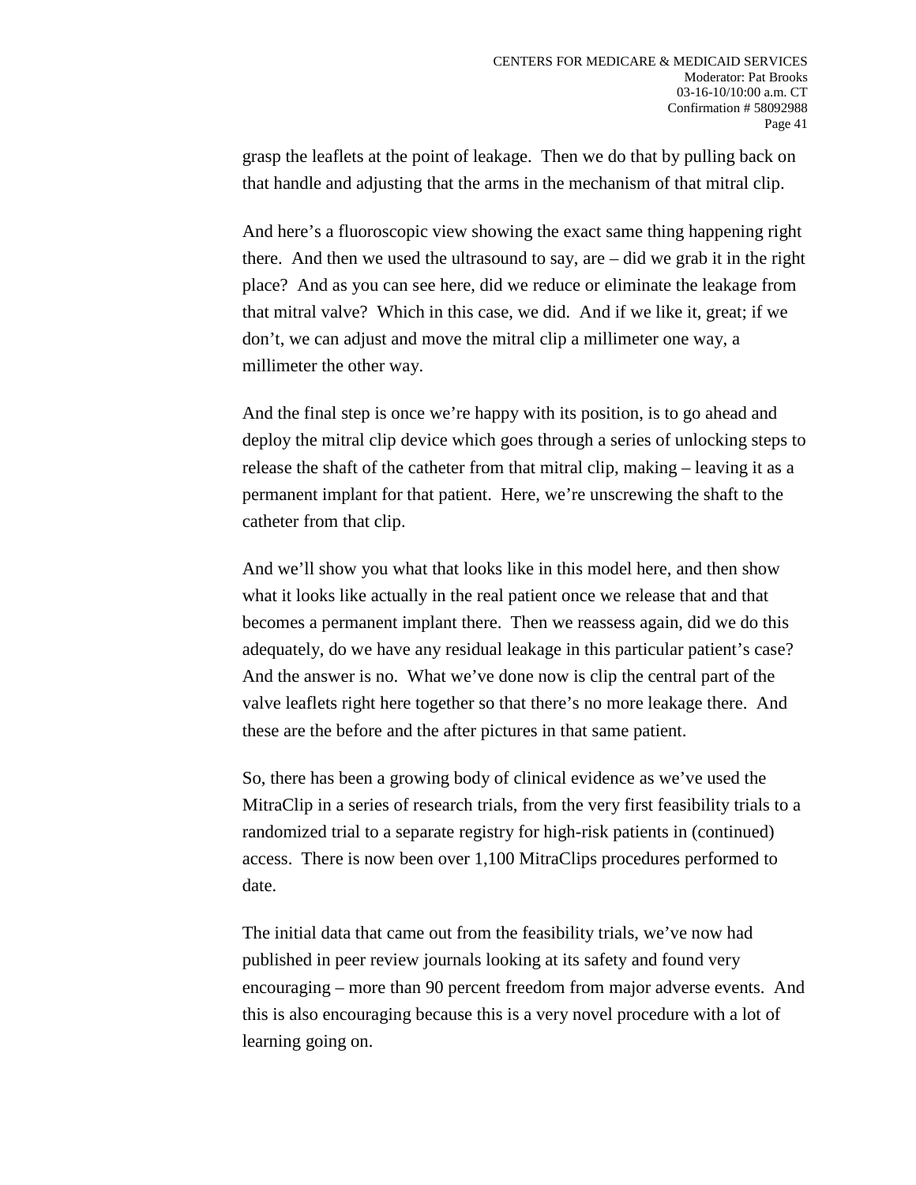grasp the leaflets at the point of leakage. Then we do that by pulling back on that handle and adjusting that the arms in the mechanism of that mitral clip.

And here's a fluoroscopic view showing the exact same thing happening right there. And then we used the ultrasound to say, are – did we grab it in the right place? And as you can see here, did we reduce or eliminate the leakage from that mitral valve? Which in this case, we did. And if we like it, great; if we don't, we can adjust and move the mitral clip a millimeter one way, a millimeter the other way.

And the final step is once we're happy with its position, is to go ahead and deploy the mitral clip device which goes through a series of unlocking steps to release the shaft of the catheter from that mitral clip, making – leaving it as a permanent implant for that patient. Here, we're unscrewing the shaft to the catheter from that clip.

And we'll show you what that looks like in this model here, and then show what it looks like actually in the real patient once we release that and that becomes a permanent implant there. Then we reassess again, did we do this adequately, do we have any residual leakage in this particular patient's case? And the answer is no. What we've done now is clip the central part of the valve leaflets right here together so that there's no more leakage there. And these are the before and the after pictures in that same patient.

So, there has been a growing body of clinical evidence as we've used the MitraClip in a series of research trials, from the very first feasibility trials to a randomized trial to a separate registry for high-risk patients in (continued) access. There is now been over 1,100 MitraClips procedures performed to date.

The initial data that came out from the feasibility trials, we've now had published in peer review journals looking at its safety and found very encouraging – more than 90 percent freedom from major adverse events. And this is also encouraging because this is a very novel procedure with a lot of learning going on.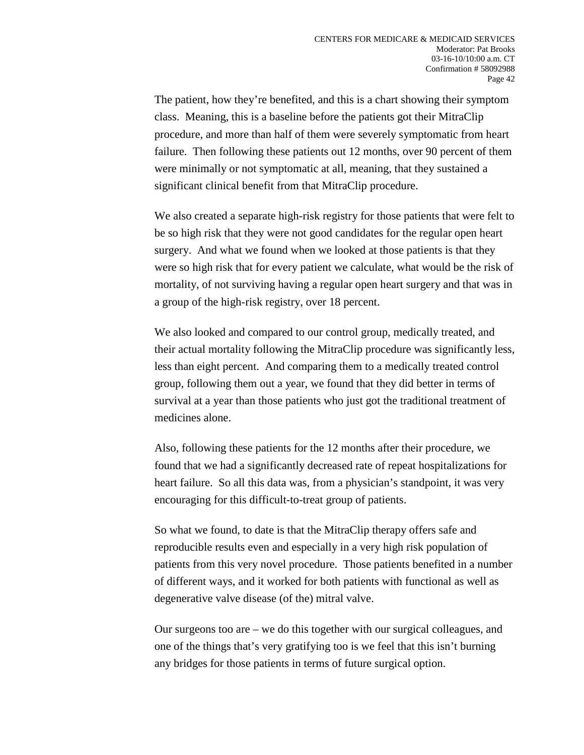The patient, how they're benefited, and this is a chart showing their symptom class. Meaning, this is a baseline before the patients got their MitraClip procedure, and more than half of them were severely symptomatic from heart failure. Then following these patients out 12 months, over 90 percent of them were minimally or not symptomatic at all, meaning, that they sustained a significant clinical benefit from that MitraClip procedure.

We also created a separate high-risk registry for those patients that were felt to be so high risk that they were not good candidates for the regular open heart surgery. And what we found when we looked at those patients is that they were so high risk that for every patient we calculate, what would be the risk of mortality, of not surviving having a regular open heart surgery and that was in a group of the high-risk registry, over 18 percent.

We also looked and compared to our control group, medically treated, and their actual mortality following the MitraClip procedure was significantly less, less than eight percent. And comparing them to a medically treated control group, following them out a year, we found that they did better in terms of survival at a year than those patients who just got the traditional treatment of medicines alone.

Also, following these patients for the 12 months after their procedure, we found that we had a significantly decreased rate of repeat hospitalizations for heart failure. So all this data was, from a physician's standpoint, it was very encouraging for this difficult-to-treat group of patients.

So what we found, to date is that the MitraClip therapy offers safe and reproducible results even and especially in a very high risk population of patients from this very novel procedure. Those patients benefited in a number of different ways, and it worked for both patients with functional as well as degenerative valve disease (of the) mitral valve.

Our surgeons too are – we do this together with our surgical colleagues, and one of the things that's very gratifying too is we feel that this isn't burning any bridges for those patients in terms of future surgical option.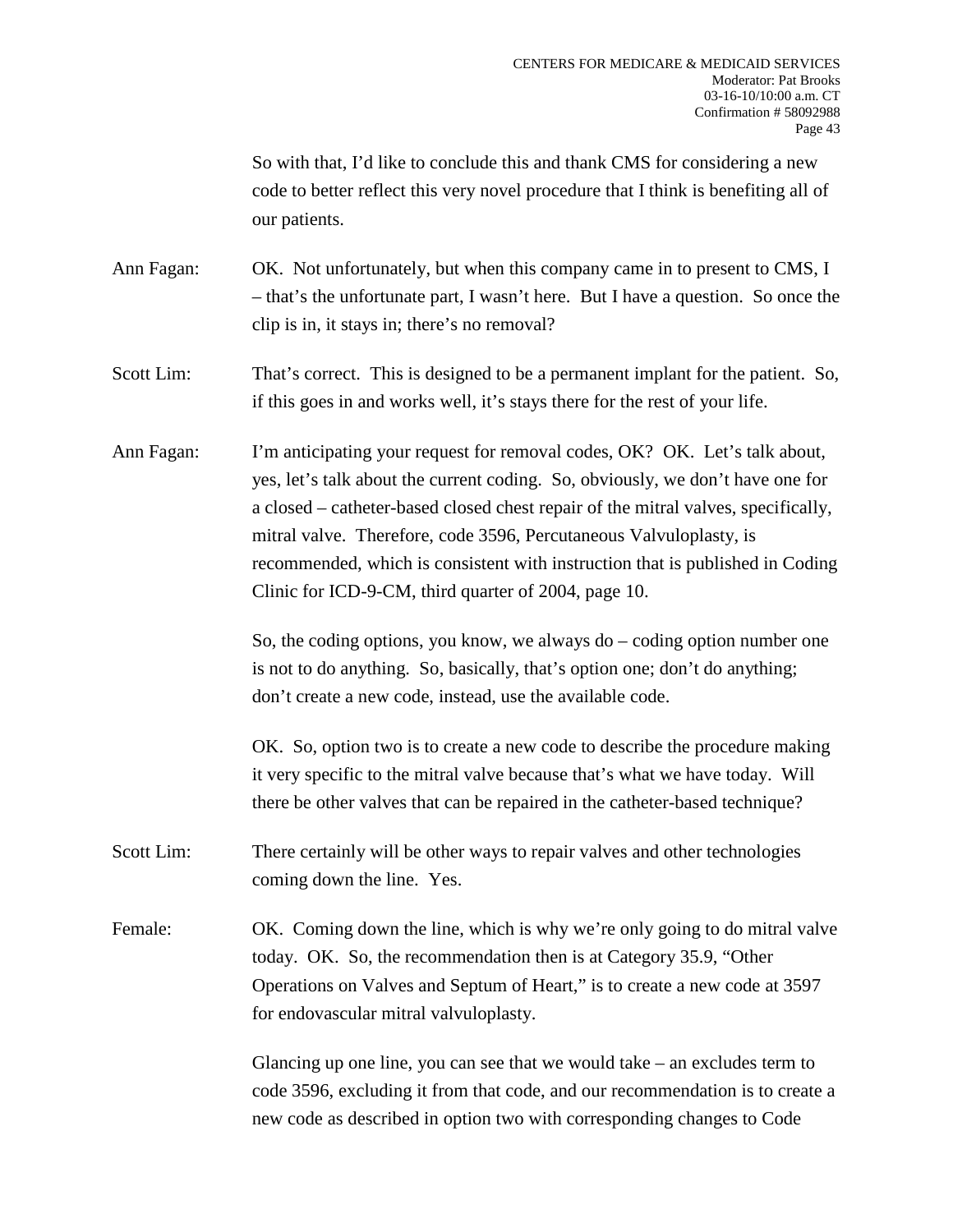So with that, I'd like to conclude this and thank CMS for considering a new code to better reflect this very novel procedure that I think is benefiting all of our patients.

Ann Fagan: OK. Not unfortunately, but when this company came in to present to CMS, I – that's the unfortunate part, I wasn't here. But I have a question. So once the clip is in, it stays in; there's no removal?

Scott Lim: That's correct. This is designed to be a permanent implant for the patient. So, if this goes in and works well, it's stays there for the rest of your life.

Ann Fagan: I'm anticipating your request for removal codes, OK? OK. Let's talk about, yes, let's talk about the current coding. So, obviously, we don't have one for a closed – catheter-based closed chest repair of the mitral valves, specifically, mitral valve. Therefore, code 3596, Percutaneous Valvuloplasty, is recommended, which is consistent with instruction that is published in Coding Clinic for ICD-9-CM, third quarter of 2004, page 10.

So, the coding options, you know, we always do – coding option number one is not to do anything. So, basically, that's option one; don't do anything; don't create a new code, instead, use the available code.

OK. So, option two is to create a new code to describe the procedure making it very specific to the mitral valve because that's what we have today. Will there be other valves that can be repaired in the catheter-based technique?

Scott Lim: There certainly will be other ways to repair valves and other technologies coming down the line. Yes.

Female: OK. Coming down the line, which is why we're only going to do mitral valve today. OK. So, the recommendation then is at Category 35.9, "Other Operations on Valves and Septum of Heart," is to create a new code at 3597 for endovascular mitral valvuloplasty.

Glancing up one line, you can see that we would take – an excludes term to code 3596, excluding it from that code, and our recommendation is to create a new code as described in option two with corresponding changes to Code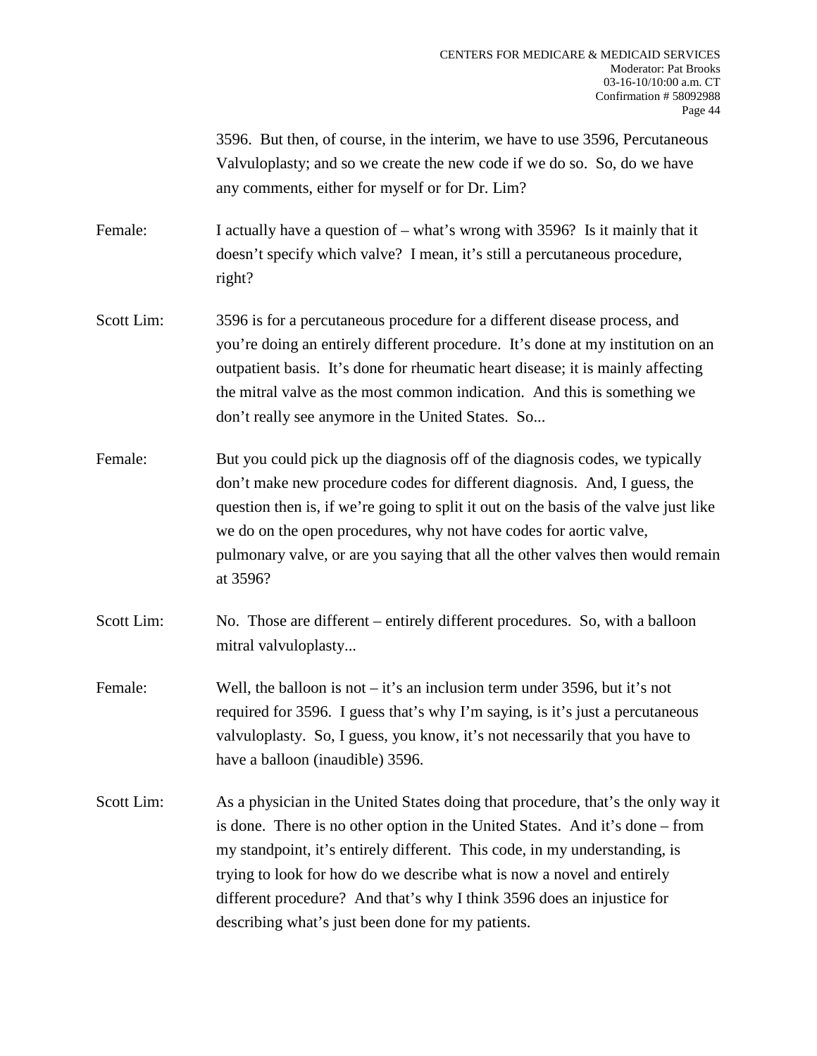3596. But then, of course, in the interim, we have to use 3596, Percutaneous Valvuloplasty; and so we create the new code if we do so. So, do we have any comments, either for myself or for Dr. Lim?

Female: I actually have a question of – what's wrong with 3596? Is it mainly that it doesn't specify which valve? I mean, it's still a percutaneous procedure, right?

Scott Lim: 3596 is for a percutaneous procedure for a different disease process, and you're doing an entirely different procedure. It's done at my institution on an outpatient basis. It's done for rheumatic heart disease; it is mainly affecting the mitral valve as the most common indication. And this is something we don't really see anymore in the United States. So...

Female: But you could pick up the diagnosis off of the diagnosis codes, we typically don't make new procedure codes for different diagnosis. And, I guess, the question then is, if we're going to split it out on the basis of the valve just like we do on the open procedures, why not have codes for aortic valve, pulmonary valve, or are you saying that all the other valves then would remain at 3596?

Scott Lim: No. Those are different – entirely different procedures. So, with a balloon mitral valvuloplasty...

Female: Well, the balloon is not – it's an inclusion term under 3596, but it's not required for 3596. I guess that's why I'm saying, is it's just a percutaneous valvuloplasty. So, I guess, you know, it's not necessarily that you have to have a balloon (inaudible) 3596.

Scott Lim: As a physician in the United States doing that procedure, that's the only way it is done. There is no other option in the United States. And it's done – from my standpoint, it's entirely different. This code, in my understanding, is trying to look for how do we describe what is now a novel and entirely different procedure? And that's why I think 3596 does an injustice for describing what's just been done for my patients.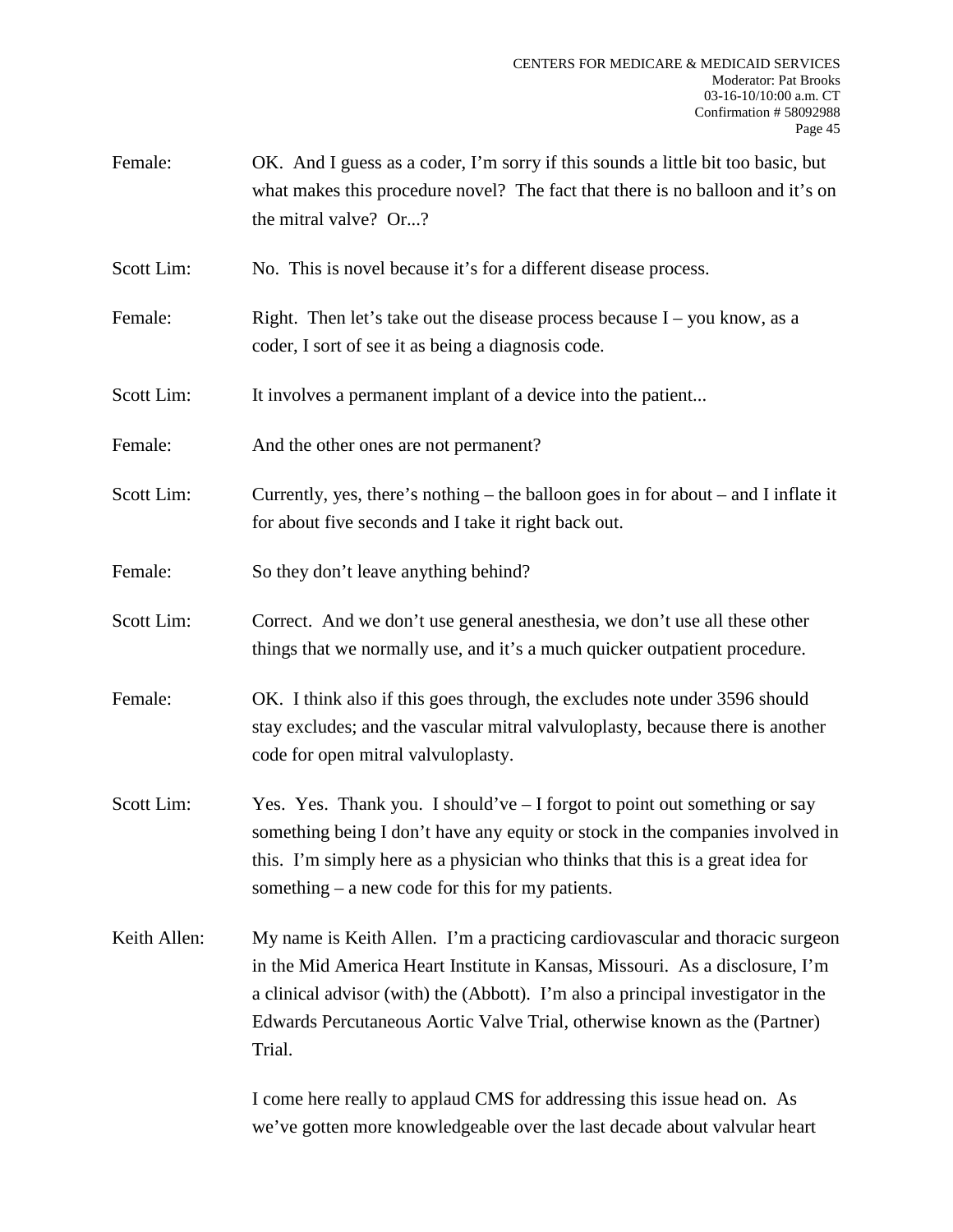Female: OK. And I guess as a coder, I'm sorry if this sounds a little bit too basic, but what makes this procedure novel? The fact that there is no balloon and it's on the mitral valve? Or...?

Scott Lim: No. This is novel because it's for a different disease process.

Female: Right. Then let's take out the disease process because I – you know, as a coder, I sort of see it as being a diagnosis code.

Scott Lim: It involves a permanent implant of a device into the patient...

Female: And the other ones are not permanent?

Scott Lim: Currently, yes, there's nothing – the balloon goes in for about – and I inflate it for about five seconds and I take it right back out.

Female: So they don't leave anything behind?

Scott Lim: Correct. And we don't use general anesthesia, we don't use all these other things that we normally use, and it's a much quicker outpatient procedure.

Female: OK. I think also if this goes through, the excludes note under 3596 should stay excludes; and the vascular mitral valvuloplasty, because there is another code for open mitral valvuloplasty.

Scott Lim: Yes. Yes. Thank you. I should've – I forgot to point out something or say something being I don't have any equity or stock in the companies involved in this. I'm simply here as a physician who thinks that this is a great idea for something – a new code for this for my patients.

Keith Allen: My name is Keith Allen. I'm a practicing cardiovascular and thoracic surgeon in the Mid America Heart Institute in Kansas, Missouri. As a disclosure, I'm a clinical advisor (with) the (Abbott). I'm also a principal investigator in the Edwards Percutaneous Aortic Valve Trial, otherwise known as the (Partner) Trial.

I come here really to applaud CMS for addressing this issue head on. As we've gotten more knowledgeable over the last decade about valvular heart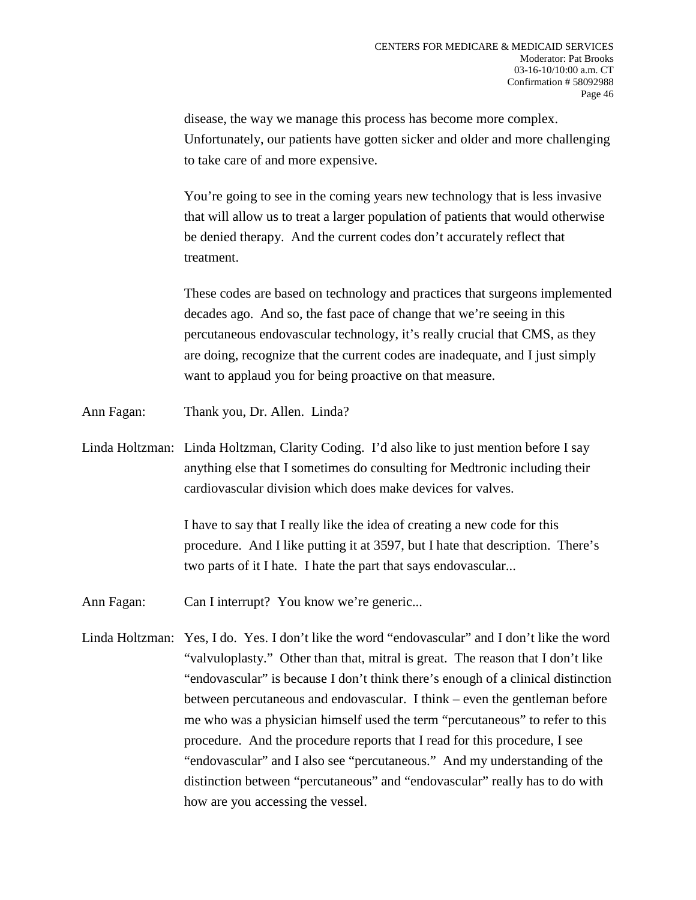disease, the way we manage this process has become more complex. Unfortunately, our patients have gotten sicker and older and more challenging to take care of and more expensive.

You're going to see in the coming years new technology that is less invasive that will allow us to treat a larger population of patients that would otherwise be denied therapy. And the current codes don't accurately reflect that treatment.

These codes are based on technology and practices that surgeons implemented decades ago. And so, the fast pace of change that we're seeing in this percutaneous endovascular technology, it's really crucial that CMS, as they are doing, recognize that the current codes are inadequate, and I just simply want to applaud you for being proactive on that measure.

Ann Fagan: Thank you, Dr. Allen. Linda?

Linda Holtzman: Linda Holtzman, Clarity Coding. I'd also like to just mention before I say anything else that I sometimes do consulting for Medtronic including their cardiovascular division which does make devices for valves.

I have to say that I really like the idea of creating a new code for this procedure. And I like putting it at 3597, but I hate that description. There's two parts of it I hate. I hate the part that says endovascular...

Ann Fagan: Can I interrupt? You know we're generic...

Linda Holtzman: Yes, I do. Yes. I don't like the word "endovascular" and I don't like the word "valvuloplasty." Other than that, mitral is great. The reason that I don't like "endovascular" is because I don't think there's enough of a clinical distinction between percutaneous and endovascular. I think – even the gentleman before me who was a physician himself used the term "percutaneous" to refer to this procedure. And the procedure reports that I read for this procedure, I see "endovascular" and I also see "percutaneous." And my understanding of the distinction between "percutaneous" and "endovascular" really has to do with how are you accessing the vessel.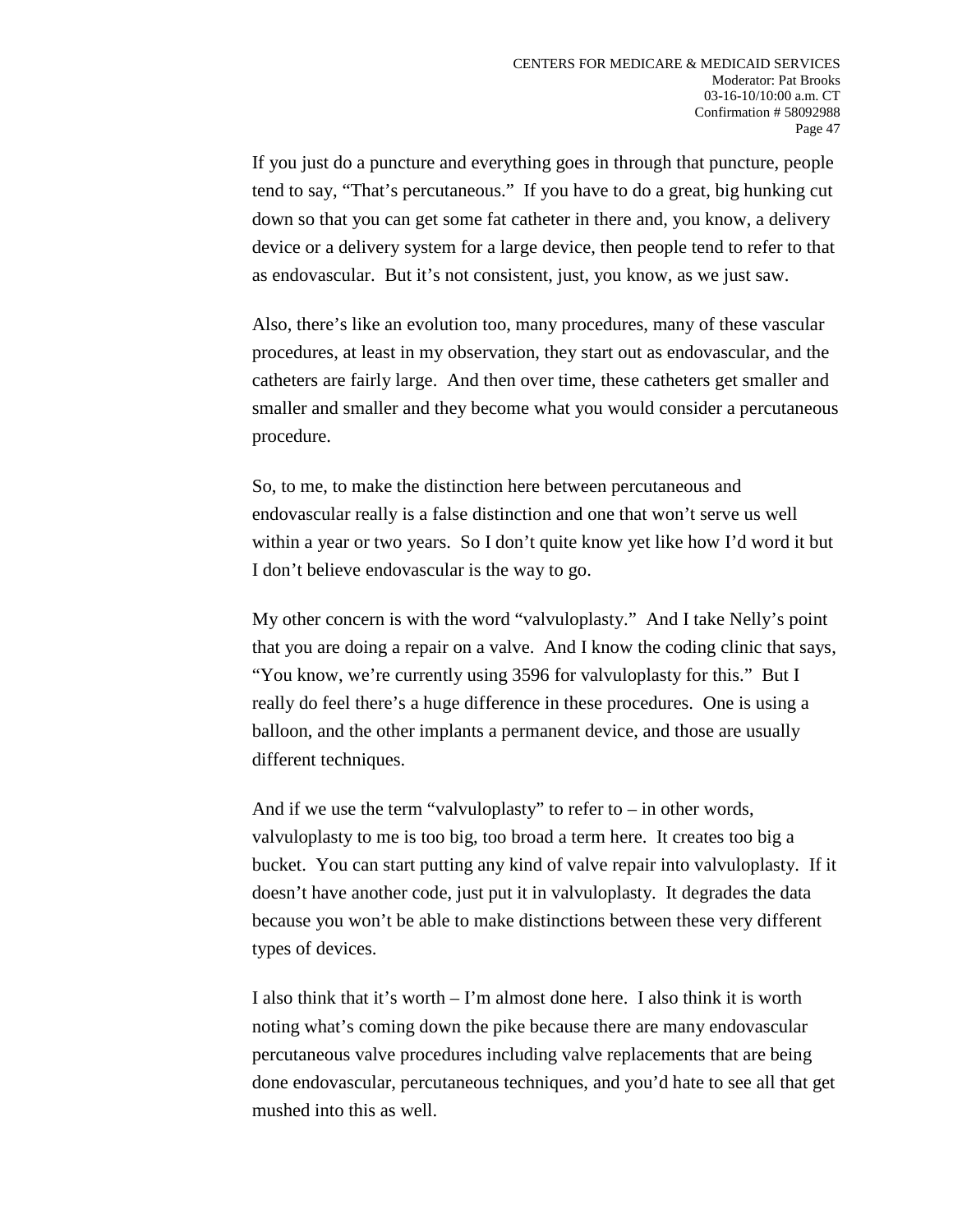If you just do a puncture and everything goes in through that puncture, people tend to say, "That's percutaneous." If you have to do a great, big hunking cut down so that you can get some fat catheter in there and, you know, a delivery device or a delivery system for a large device, then people tend to refer to that as endovascular. But it's not consistent, just, you know, as we just saw.

Also, there's like an evolution too, many procedures, many of these vascular procedures, at least in my observation, they start out as endovascular, and the catheters are fairly large. And then over time, these catheters get smaller and smaller and smaller and they become what you would consider a percutaneous procedure.

So, to me, to make the distinction here between percutaneous and endovascular really is a false distinction and one that won't serve us well within a year or two years. So I don't quite know yet like how I'd word it but I don't believe endovascular is the way to go.

My other concern is with the word "valvuloplasty." And I take Nelly's point that you are doing a repair on a valve. And I know the coding clinic that says, "You know, we're currently using 3596 for valvuloplasty for this." But I really do feel there's a huge difference in these procedures. One is using a balloon, and the other implants a permanent device, and those are usually different techniques.

And if we use the term "valvuloplasty" to refer to – in other words, valvuloplasty to me is too big, too broad a term here. It creates too big a bucket. You can start putting any kind of valve repair into valvuloplasty. If it doesn't have another code, just put it in valvuloplasty. It degrades the data because you won't be able to make distinctions between these very different types of devices.

I also think that it's worth – I'm almost done here. I also think it is worth noting what's coming down the pike because there are many endovascular percutaneous valve procedures including valve replacements that are being done endovascular, percutaneous techniques, and you'd hate to see all that get mushed into this as well.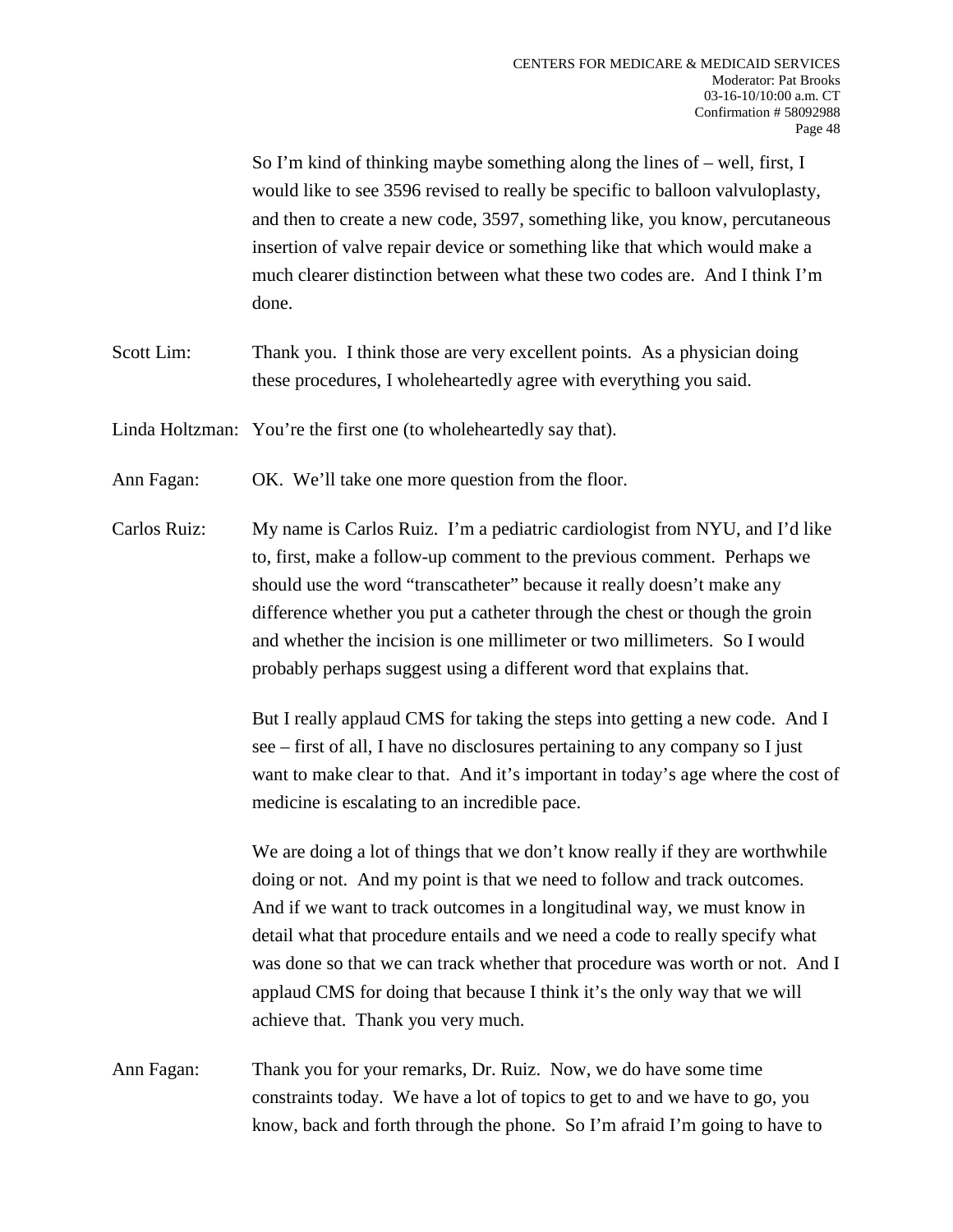So I'm kind of thinking maybe something along the lines of – well, first, I would like to see 3596 revised to really be specific to balloon valvuloplasty, and then to create a new code, 3597, something like, you know, percutaneous insertion of valve repair device or something like that which would make a much clearer distinction between what these two codes are. And I think I'm done.

Scott Lim: Thank you. I think those are very excellent points. As a physician doing these procedures, I wholeheartedly agree with everything you said.

Linda Holtzman: You're the first one (to wholeheartedly say that).

Ann Fagan: OK. We'll take one more question from the floor.

Carlos Ruiz: My name is Carlos Ruiz. I'm a pediatric cardiologist from NYU, and I'd like to, first, make a follow-up comment to the previous comment. Perhaps we should use the word "transcatheter" because it really doesn't make any difference whether you put a catheter through the chest or though the groin and whether the incision is one millimeter or two millimeters. So I would probably perhaps suggest using a different word that explains that.

But I really applaud CMS for taking the steps into getting a new code. And I see – first of all, I have no disclosures pertaining to any company so I just want to make clear to that. And it's important in today's age where the cost of medicine is escalating to an incredible pace.

We are doing a lot of things that we don't know really if they are worthwhile doing or not. And my point is that we need to follow and track outcomes. And if we want to track outcomes in a longitudinal way, we must know in detail what that procedure entails and we need a code to really specify what was done so that we can track whether that procedure was worth or not. And I applaud CMS for doing that because I think it's the only way that we will achieve that. Thank you very much.

Ann Fagan: Thank you for your remarks, Dr. Ruiz. Now, we do have some time constraints today. We have a lot of topics to get to and we have to go, you know, back and forth through the phone. So I'm afraid I'm going to have to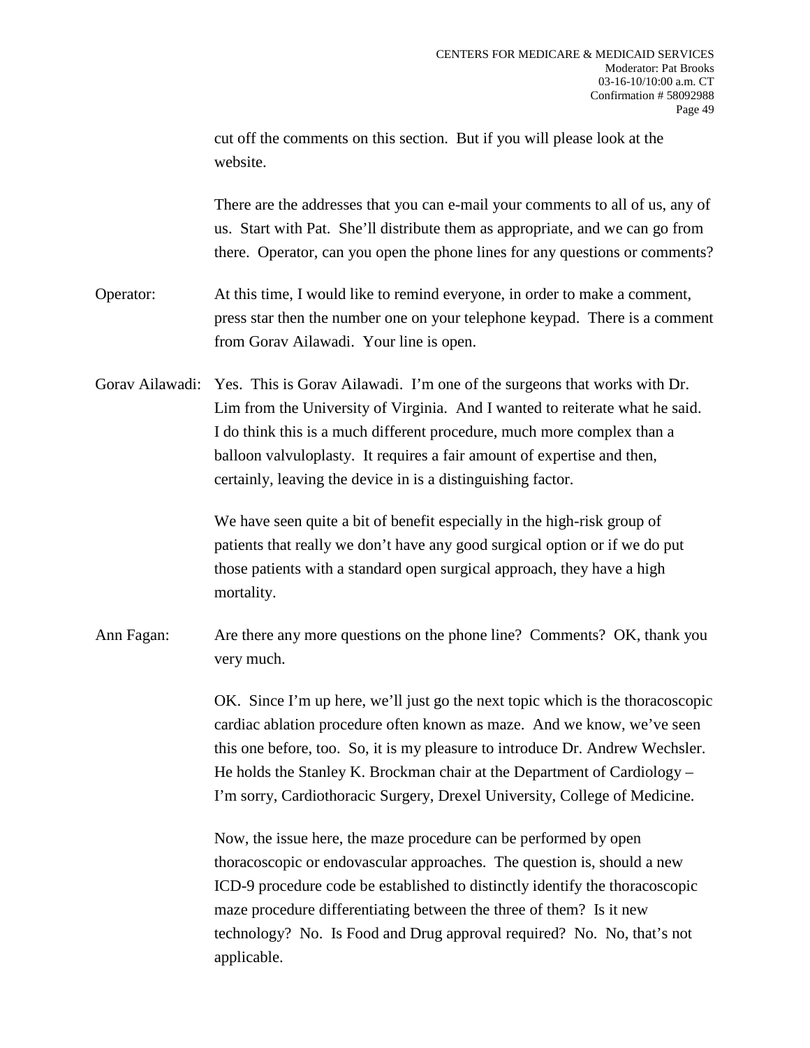cut off the comments on this section. But if you will please look at the website.

There are the addresses that you can e-mail your comments to all of us, any of us. Start with Pat. She'll distribute them as appropriate, and we can go from there. Operator, can you open the phone lines for any questions or comments?

Operator: At this time, I would like to remind everyone, in order to make a comment, press star then the number one on your telephone keypad. There is a comment from Gorav Ailawadi. Your line is open.

Gorav Ailawadi: Yes. This is Gorav Ailawadi. I'm one of the surgeons that works with Dr. Lim from the University of Virginia. And I wanted to reiterate what he said. I do think this is a much different procedure, much more complex than a balloon valvuloplasty. It requires a fair amount of expertise and then, certainly, leaving the device in is a distinguishing factor.

We have seen quite a bit of benefit especially in the high-risk group of patients that really we don't have any good surgical option or if we do put those patients with a standard open surgical approach, they have a high mortality.

Ann Fagan: Are there any more questions on the phone line? Comments? OK, thank you very much.

OK. Since I'm up here, we'll just go the next topic which is the thoracoscopic cardiac ablation procedure often known as maze. And we know, we've seen this one before, too. So, it is my pleasure to introduce Dr. Andrew Wechsler. He holds the Stanley K. Brockman chair at the Department of Cardiology – I'm sorry, Cardiothoracic Surgery, Drexel University, College of Medicine.

Now, the issue here, the maze procedure can be performed by open thoracoscopic or endovascular approaches. The question is, should a new ICD-9 procedure code be established to distinctly identify the thoracoscopic maze procedure differentiating between the three of them? Is it new technology? No. Is Food and Drug approval required? No. No, that's not applicable.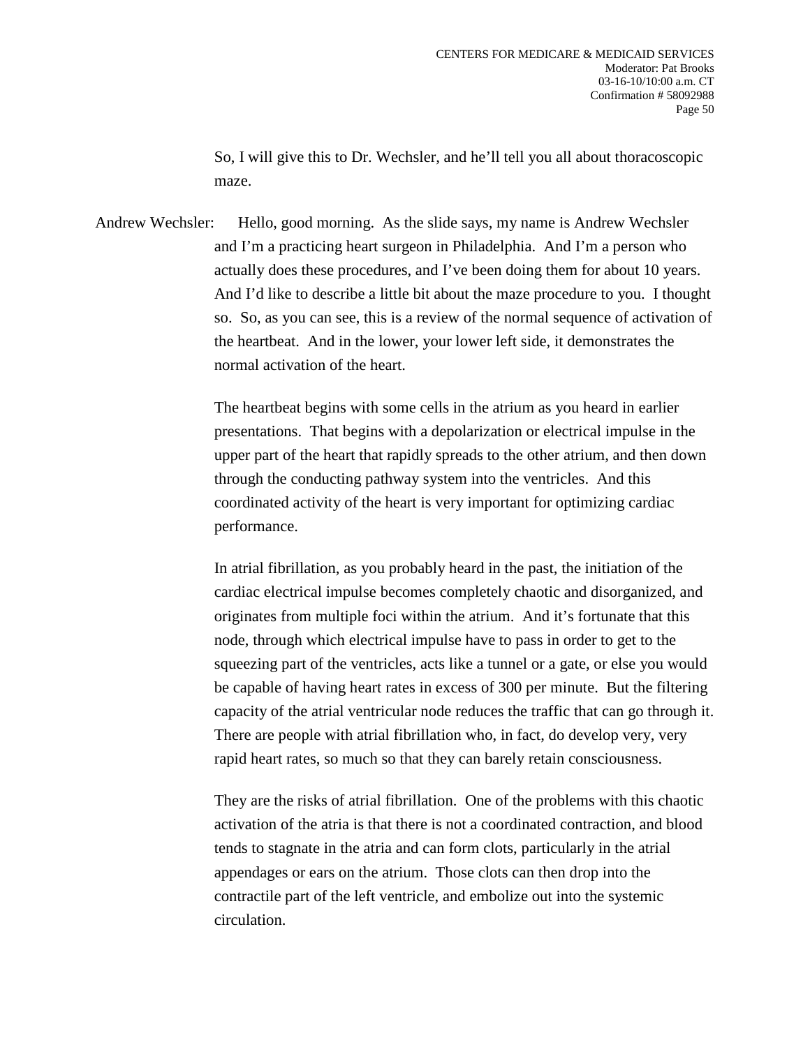So, I will give this to Dr. Wechsler, and he'll tell you all about thoracoscopic maze.

Andrew Wechsler: Hello, good morning. As the slide says, my name is Andrew Wechsler and I'm a practicing heart surgeon in Philadelphia. And I'm a person who actually does these procedures, and I've been doing them for about 10 years. And I'd like to describe a little bit about the maze procedure to you. I thought so. So, as you can see, this is a review of the normal sequence of activation of the heartbeat. And in the lower, your lower left side, it demonstrates the normal activation of the heart.

The heartbeat begins with some cells in the atrium as you heard in earlier presentations. That begins with a depolarization or electrical impulse in the upper part of the heart that rapidly spreads to the other atrium, and then down through the conducting pathway system into the ventricles. And this coordinated activity of the heart is very important for optimizing cardiac performance.

In atrial fibrillation, as you probably heard in the past, the initiation of the cardiac electrical impulse becomes completely chaotic and disorganized, and originates from multiple foci within the atrium. And it's fortunate that this node, through which electrical impulse have to pass in order to get to the squeezing part of the ventricles, acts like a tunnel or a gate, or else you would be capable of having heart rates in excess of 300 per minute. But the filtering capacity of the atrial ventricular node reduces the traffic that can go through it. There are people with atrial fibrillation who, in fact, do develop very, very rapid heart rates, so much so that they can barely retain consciousness.

They are the risks of atrial fibrillation. One of the problems with this chaotic activation of the atria is that there is not a coordinated contraction, and blood tends to stagnate in the atria and can form clots, particularly in the atrial appendages or ears on the atrium. Those clots can then drop into the contractile part of the left ventricle, and embolize out into the systemic circulation.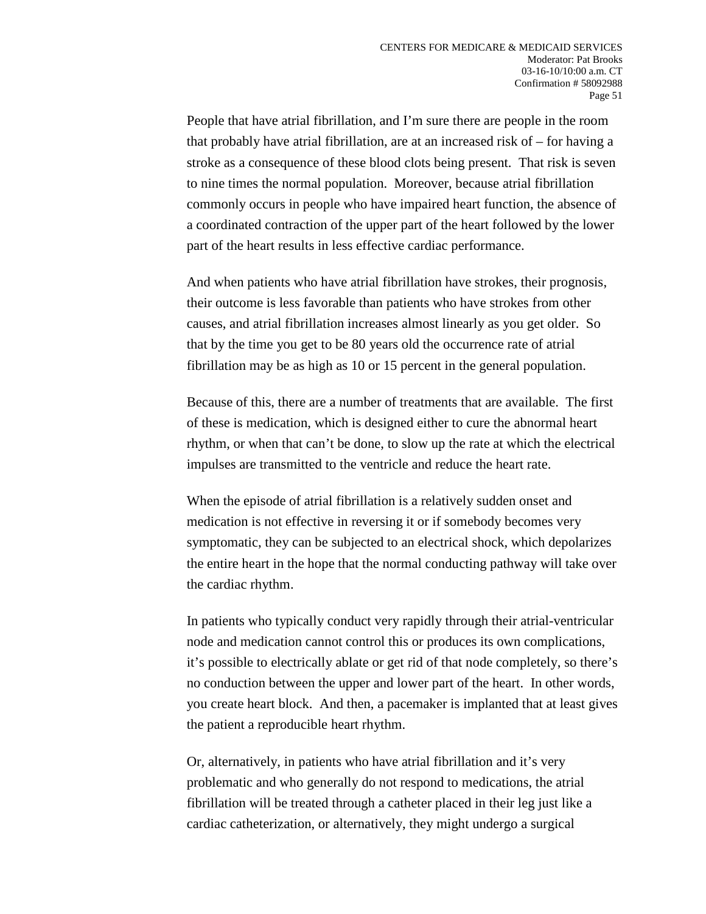People that have atrial fibrillation, and I'm sure there are people in the room that probably have atrial fibrillation, are at an increased risk of – for having a stroke as a consequence of these blood clots being present. That risk is seven to nine times the normal population. Moreover, because atrial fibrillation commonly occurs in people who have impaired heart function, the absence of a coordinated contraction of the upper part of the heart followed by the lower part of the heart results in less effective cardiac performance.

And when patients who have atrial fibrillation have strokes, their prognosis, their outcome is less favorable than patients who have strokes from other causes, and atrial fibrillation increases almost linearly as you get older. So that by the time you get to be 80 years old the occurrence rate of atrial fibrillation may be as high as 10 or 15 percent in the general population.

Because of this, there are a number of treatments that are available. The first of these is medication, which is designed either to cure the abnormal heart rhythm, or when that can't be done, to slow up the rate at which the electrical impulses are transmitted to the ventricle and reduce the heart rate.

When the episode of atrial fibrillation is a relatively sudden onset and medication is not effective in reversing it or if somebody becomes very symptomatic, they can be subjected to an electrical shock, which depolarizes the entire heart in the hope that the normal conducting pathway will take over the cardiac rhythm.

In patients who typically conduct very rapidly through their atrial-ventricular node and medication cannot control this or produces its own complications, it's possible to electrically ablate or get rid of that node completely, so there's no conduction between the upper and lower part of the heart. In other words, you create heart block. And then, a pacemaker is implanted that at least gives the patient a reproducible heart rhythm.

Or, alternatively, in patients who have atrial fibrillation and it's very problematic and who generally do not respond to medications, the atrial fibrillation will be treated through a catheter placed in their leg just like a cardiac catheterization, or alternatively, they might undergo a surgical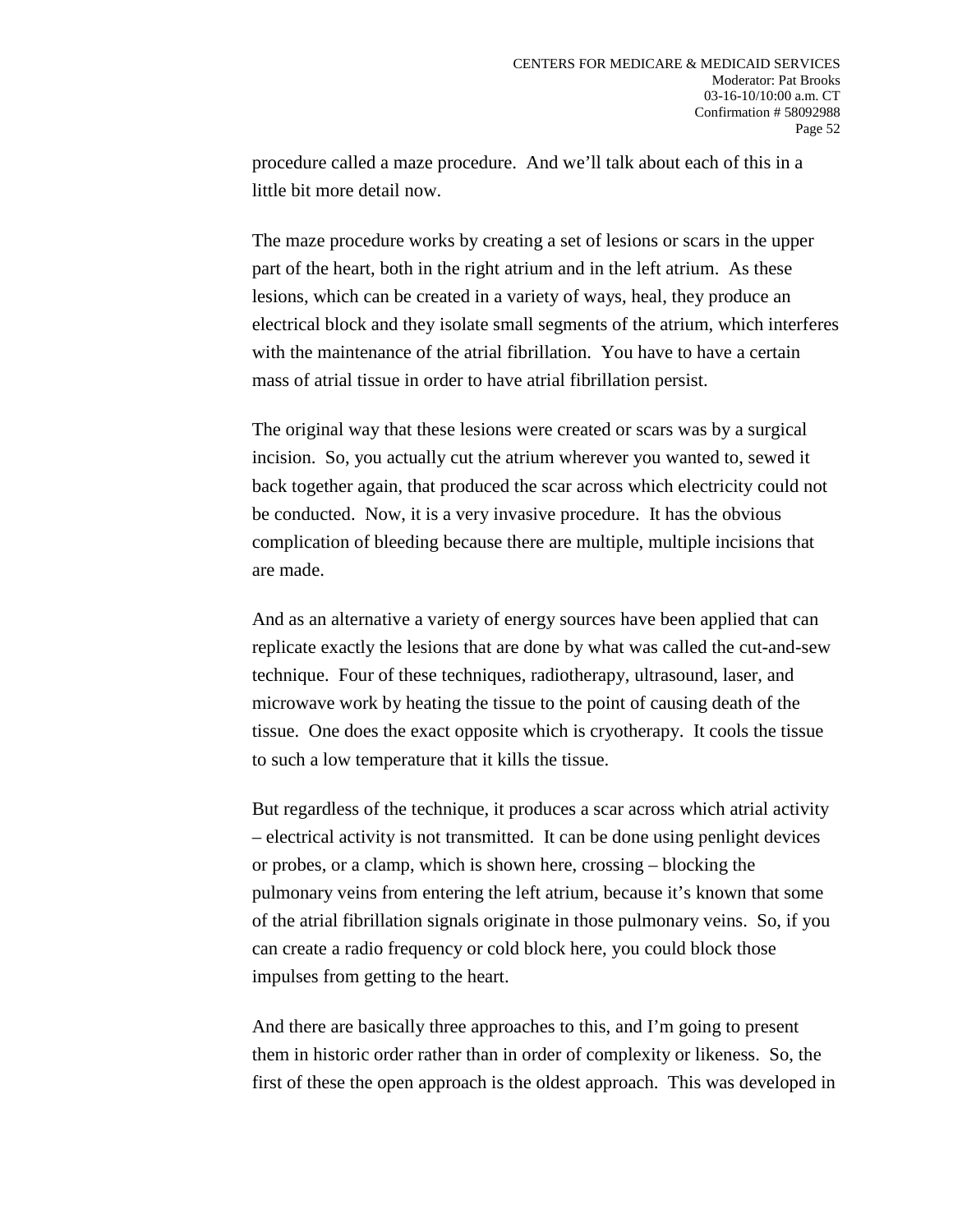procedure called a maze procedure. And we'll talk about each of this in a little bit more detail now.

The maze procedure works by creating a set of lesions or scars in the upper part of the heart, both in the right atrium and in the left atrium. As these lesions, which can be created in a variety of ways, heal, they produce an electrical block and they isolate small segments of the atrium, which interferes with the maintenance of the atrial fibrillation. You have to have a certain mass of atrial tissue in order to have atrial fibrillation persist.

The original way that these lesions were created or scars was by a surgical incision. So, you actually cut the atrium wherever you wanted to, sewed it back together again, that produced the scar across which electricity could not be conducted. Now, it is a very invasive procedure. It has the obvious complication of bleeding because there are multiple, multiple incisions that are made.

And as an alternative a variety of energy sources have been applied that can replicate exactly the lesions that are done by what was called the cut-and-sew technique. Four of these techniques, radiotherapy, ultrasound, laser, and microwave work by heating the tissue to the point of causing death of the tissue. One does the exact opposite which is cryotherapy. It cools the tissue to such a low temperature that it kills the tissue.

But regardless of the technique, it produces a scar across which atrial activity – electrical activity is not transmitted. It can be done using penlight devices or probes, or a clamp, which is shown here, crossing – blocking the pulmonary veins from entering the left atrium, because it's known that some of the atrial fibrillation signals originate in those pulmonary veins. So, if you can create a radio frequency or cold block here, you could block those impulses from getting to the heart.

And there are basically three approaches to this, and I'm going to present them in historic order rather than in order of complexity or likeness. So, the first of these the open approach is the oldest approach. This was developed in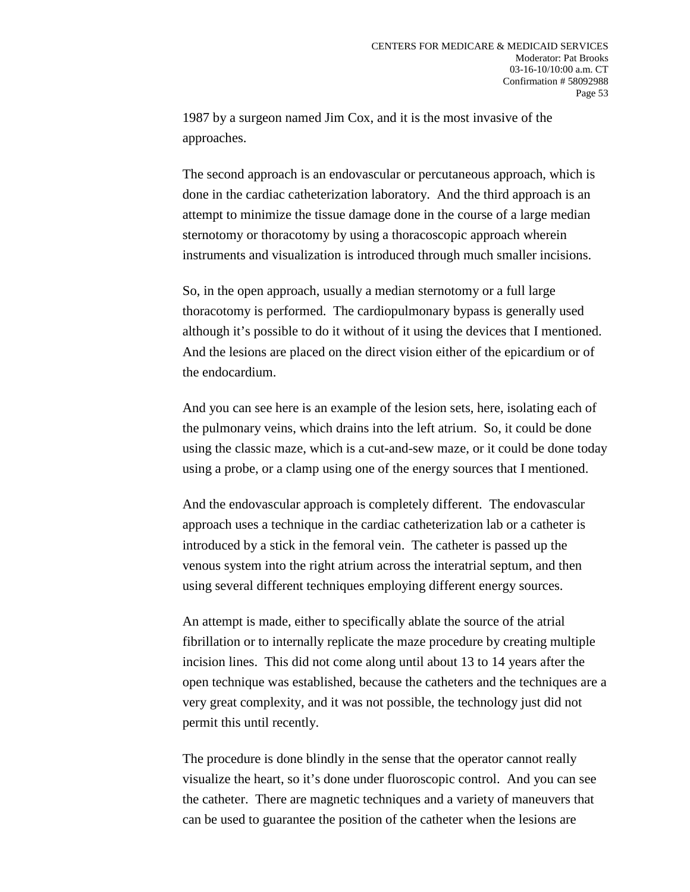1987 by a surgeon named Jim Cox, and it is the most invasive of the approaches.

The second approach is an endovascular or percutaneous approach, which is done in the cardiac catheterization laboratory. And the third approach is an attempt to minimize the tissue damage done in the course of a large median sternotomy or thoracotomy by using a thoracoscopic approach wherein instruments and visualization is introduced through much smaller incisions.

So, in the open approach, usually a median sternotomy or a full large thoracotomy is performed. The cardiopulmonary bypass is generally used although it's possible to do it without of it using the devices that I mentioned. And the lesions are placed on the direct vision either of the epicardium or of the endocardium.

And you can see here is an example of the lesion sets, here, isolating each of the pulmonary veins, which drains into the left atrium. So, it could be done using the classic maze, which is a cut-and-sew maze, or it could be done today using a probe, or a clamp using one of the energy sources that I mentioned.

And the endovascular approach is completely different. The endovascular approach uses a technique in the cardiac catheterization lab or a catheter is introduced by a stick in the femoral vein. The catheter is passed up the venous system into the right atrium across the interatrial septum, and then using several different techniques employing different energy sources.

An attempt is made, either to specifically ablate the source of the atrial fibrillation or to internally replicate the maze procedure by creating multiple incision lines. This did not come along until about 13 to 14 years after the open technique was established, because the catheters and the techniques are a very great complexity, and it was not possible, the technology just did not permit this until recently.

The procedure is done blindly in the sense that the operator cannot really visualize the heart, so it's done under fluoroscopic control. And you can see the catheter. There are magnetic techniques and a variety of maneuvers that can be used to guarantee the position of the catheter when the lesions are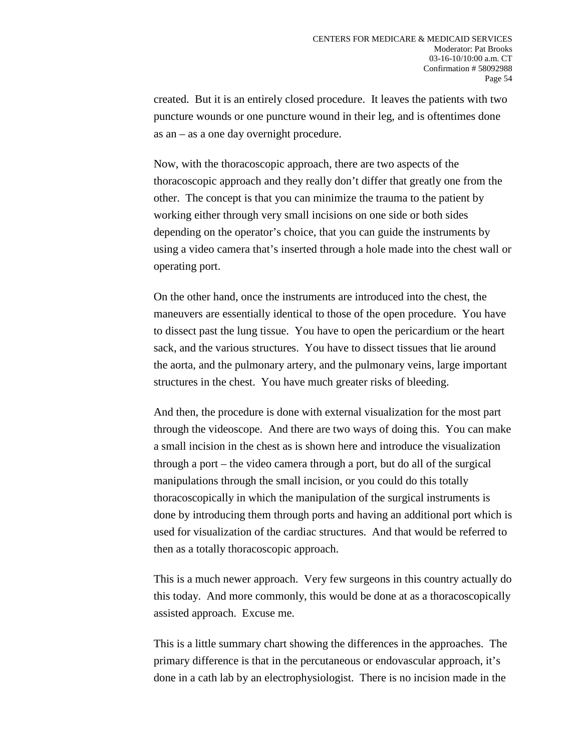created. But it is an entirely closed procedure. It leaves the patients with two puncture wounds or one puncture wound in their leg, and is oftentimes done as an – as a one day overnight procedure.

Now, with the thoracoscopic approach, there are two aspects of the thoracoscopic approach and they really don't differ that greatly one from the other. The concept is that you can minimize the trauma to the patient by working either through very small incisions on one side or both sides depending on the operator's choice, that you can guide the instruments by using a video camera that's inserted through a hole made into the chest wall or operating port.

On the other hand, once the instruments are introduced into the chest, the maneuvers are essentially identical to those of the open procedure. You have to dissect past the lung tissue. You have to open the pericardium or the heart sack, and the various structures. You have to dissect tissues that lie around the aorta, and the pulmonary artery, and the pulmonary veins, large important structures in the chest. You have much greater risks of bleeding.

And then, the procedure is done with external visualization for the most part through the videoscope. And there are two ways of doing this. You can make a small incision in the chest as is shown here and introduce the visualization through a port – the video camera through a port, but do all of the surgical manipulations through the small incision, or you could do this totally thoracoscopically in which the manipulation of the surgical instruments is done by introducing them through ports and having an additional port which is used for visualization of the cardiac structures. And that would be referred to then as a totally thoracoscopic approach.

This is a much newer approach. Very few surgeons in this country actually do this today. And more commonly, this would be done at as a thoracoscopically assisted approach. Excuse me.

This is a little summary chart showing the differences in the approaches. The primary difference is that in the percutaneous or endovascular approach, it's done in a cath lab by an electrophysiologist. There is no incision made in the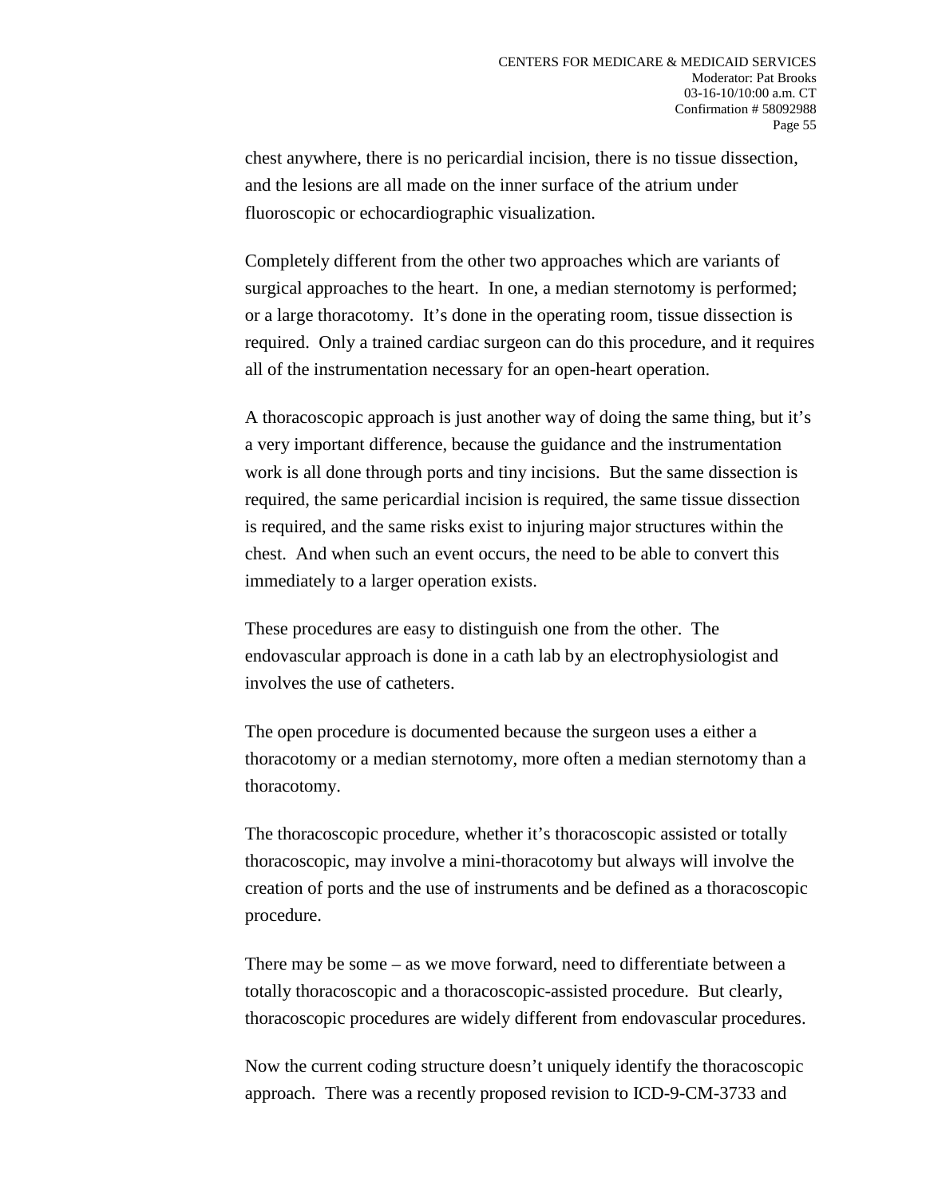chest anywhere, there is no pericardial incision, there is no tissue dissection, and the lesions are all made on the inner surface of the atrium under fluoroscopic or echocardiographic visualization.

Completely different from the other two approaches which are variants of surgical approaches to the heart. In one, a median sternotomy is performed; or a large thoracotomy. It's done in the operating room, tissue dissection is required. Only a trained cardiac surgeon can do this procedure, and it requires all of the instrumentation necessary for an open-heart operation.

A thoracoscopic approach is just another way of doing the same thing, but it's a very important difference, because the guidance and the instrumentation work is all done through ports and tiny incisions. But the same dissection is required, the same pericardial incision is required, the same tissue dissection is required, and the same risks exist to injuring major structures within the chest. And when such an event occurs, the need to be able to convert this immediately to a larger operation exists.

These procedures are easy to distinguish one from the other. The endovascular approach is done in a cath lab by an electrophysiologist and involves the use of catheters.

The open procedure is documented because the surgeon uses a either a thoracotomy or a median sternotomy, more often a median sternotomy than a thoracotomy.

The thoracoscopic procedure, whether it's thoracoscopic assisted or totally thoracoscopic, may involve a mini-thoracotomy but always will involve the creation of ports and the use of instruments and be defined as a thoracoscopic procedure.

There may be some – as we move forward, need to differentiate between a totally thoracoscopic and a thoracoscopic-assisted procedure. But clearly, thoracoscopic procedures are widely different from endovascular procedures.

Now the current coding structure doesn't uniquely identify the thoracoscopic approach. There was a recently proposed revision to ICD-9-CM-3733 and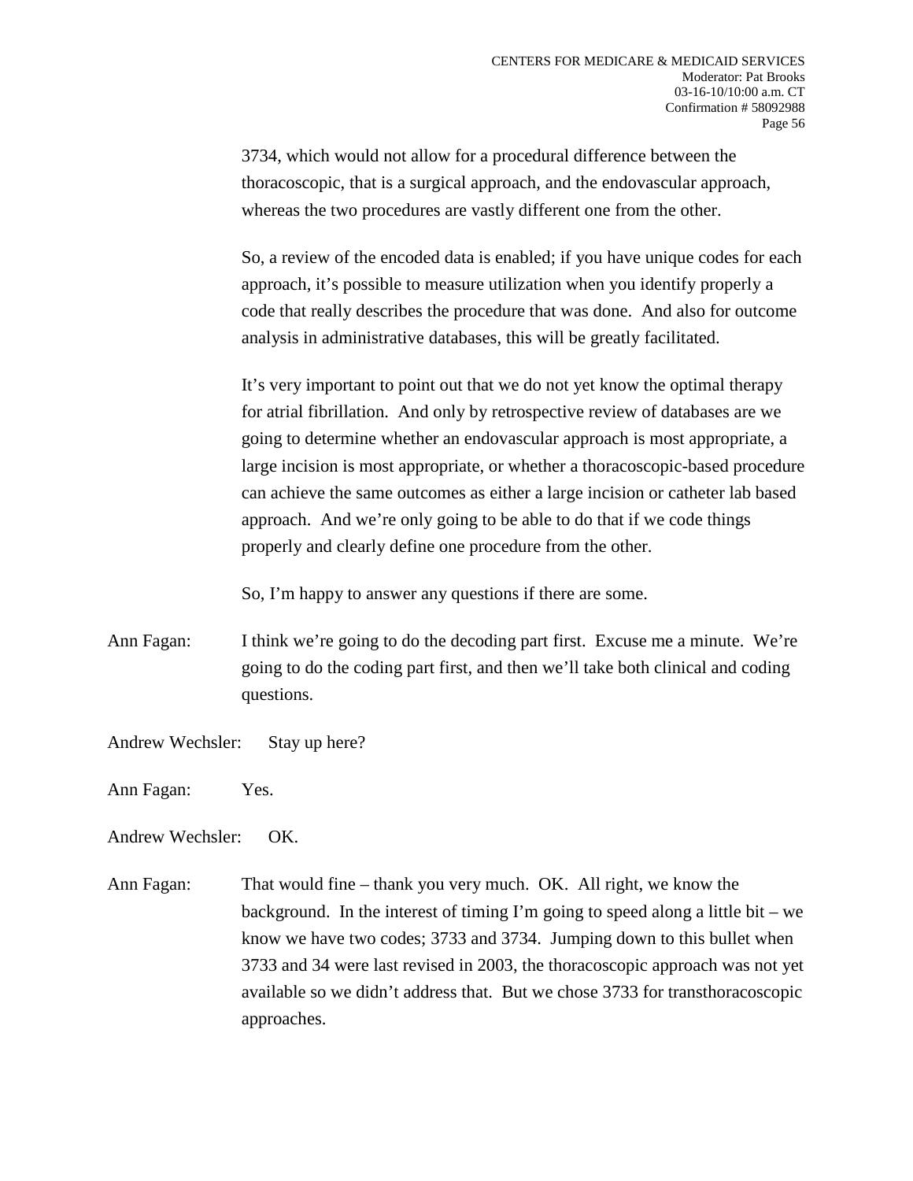3734, which would not allow for a procedural difference between the thoracoscopic, that is a surgical approach, and the endovascular approach, whereas the two procedures are vastly different one from the other.

So, a review of the encoded data is enabled; if you have unique codes for each approach, it's possible to measure utilization when you identify properly a code that really describes the procedure that was done. And also for outcome analysis in administrative databases, this will be greatly facilitated.

It's very important to point out that we do not yet know the optimal therapy for atrial fibrillation. And only by retrospective review of databases are we going to determine whether an endovascular approach is most appropriate, a large incision is most appropriate, or whether a thoracoscopic-based procedure can achieve the same outcomes as either a large incision or catheter lab based approach. And we're only going to be able to do that if we code things properly and clearly define one procedure from the other.

So, I'm happy to answer any questions if there are some.

Ann Fagan: I think we're going to do the decoding part first. Excuse me a minute. We're going to do the coding part first, and then we'll take both clinical and coding questions.

Andrew Wechsler: Stay up here?

Ann Fagan: Yes.

Andrew Wechsler: OK.

Ann Fagan: That would fine – thank you very much. OK. All right, we know the background. In the interest of timing I'm going to speed along a little bit – we know we have two codes; 3733 and 3734. Jumping down to this bullet when 3733 and 34 were last revised in 2003, the thoracoscopic approach was not yet available so we didn't address that. But we chose 3733 for transthoracoscopic approaches.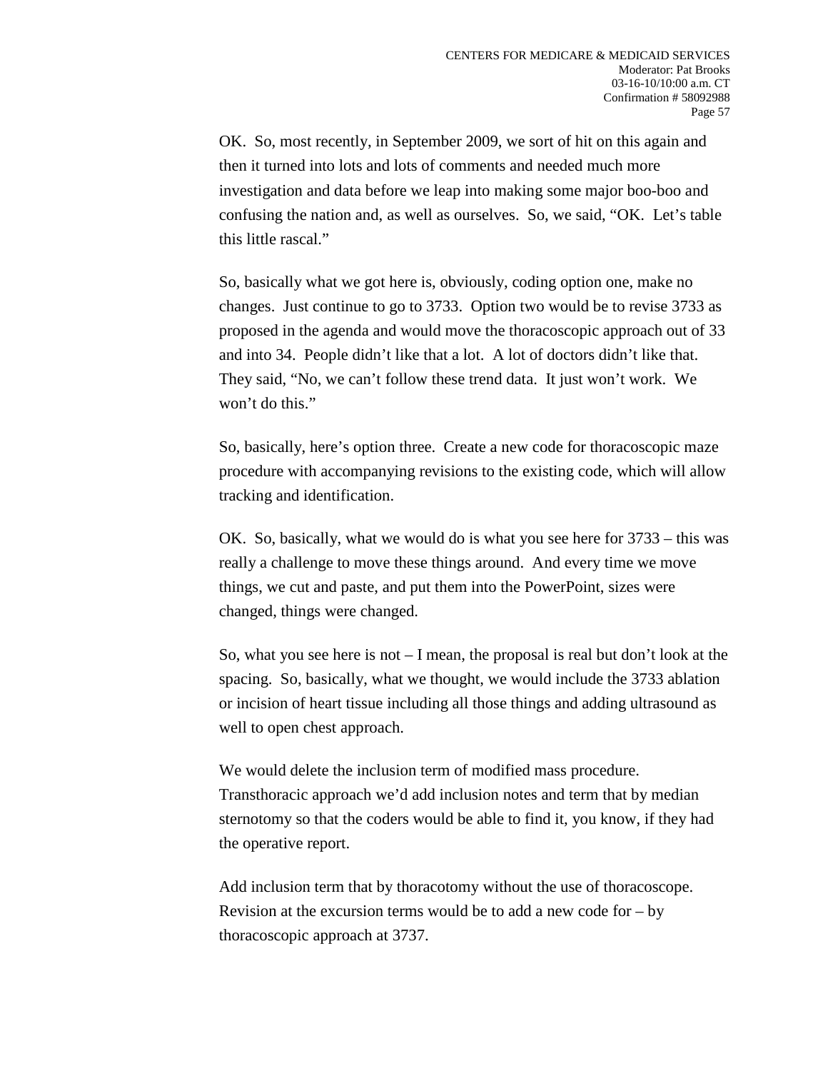OK. So, most recently, in September 2009, we sort of hit on this again and then it turned into lots and lots of comments and needed much more investigation and data before we leap into making some major boo-boo and confusing the nation and, as well as ourselves. So, we said, "OK. Let's table this little rascal."

So, basically what we got here is, obviously, coding option one, make no changes. Just continue to go to 3733. Option two would be to revise 3733 as proposed in the agenda and would move the thoracoscopic approach out of 33 and into 34. People didn't like that a lot. A lot of doctors didn't like that. They said, "No, we can't follow these trend data. It just won't work. We won't do this."

So, basically, here's option three. Create a new code for thoracoscopic maze procedure with accompanying revisions to the existing code, which will allow tracking and identification.

OK. So, basically, what we would do is what you see here for 3733 – this was really a challenge to move these things around. And every time we move things, we cut and paste, and put them into the PowerPoint, sizes were changed, things were changed.

So, what you see here is not – I mean, the proposal is real but don't look at the spacing. So, basically, what we thought, we would include the 3733 ablation or incision of heart tissue including all those things and adding ultrasound as well to open chest approach.

We would delete the inclusion term of modified mass procedure. Transthoracic approach we'd add inclusion notes and term that by median sternotomy so that the coders would be able to find it, you know, if they had the operative report.

Add inclusion term that by thoracotomy without the use of thoracoscope. Revision at the excursion terms would be to add a new code for – by thoracoscopic approach at 3737.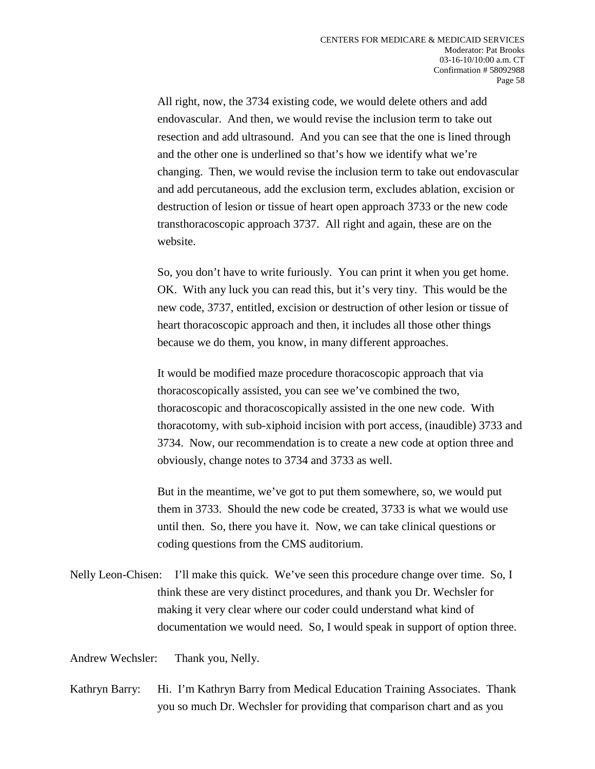All right, now, the 3734 existing code, we would delete others and add endovascular. And then, we would revise the inclusion term to take out resection and add ultrasound. And you can see that the one is lined through and the other one is underlined so that's how we identify what we're changing. Then, we would revise the inclusion term to take out endovascular and add percutaneous, add the exclusion term, excludes ablation, excision or destruction of lesion or tissue of heart open approach 3733 or the new code transthoracoscopic approach 3737. All right and again, these are on the website.

So, you don't have to write furiously. You can print it when you get home. OK. With any luck you can read this, but it's very tiny. This would be the new code, 3737, entitled, excision or destruction of other lesion or tissue of heart thoracoscopic approach and then, it includes all those other things because we do them, you know, in many different approaches.

It would be modified maze procedure thoracoscopic approach that via thoracoscopically assisted, you can see we've combined the two, thoracoscopic and thoracoscopically assisted in the one new code. With thoracotomy, with sub-xiphoid incision with port access, (inaudible) 3733 and 3734. Now, our recommendation is to create a new code at option three and obviously, change notes to 3734 and 3733 as well.

But in the meantime, we've got to put them somewhere, so, we would put them in 3733. Should the new code be created, 3733 is what we would use until then. So, there you have it. Now, we can take clinical questions or coding questions from the CMS auditorium.

Nelly Leon-Chisen: I'll make this quick. We've seen this procedure change over time. So, I think these are very distinct procedures, and thank you Dr. Wechsler for making it very clear where our coder could understand what kind of documentation we would need. So, I would speak in support of option three.

Andrew Wechsler: Thank you, Nelly.

Kathryn Barry: Hi. I'm Kathryn Barry from Medical Education Training Associates. Thank you so much Dr. Wechsler for providing that comparison chart and as you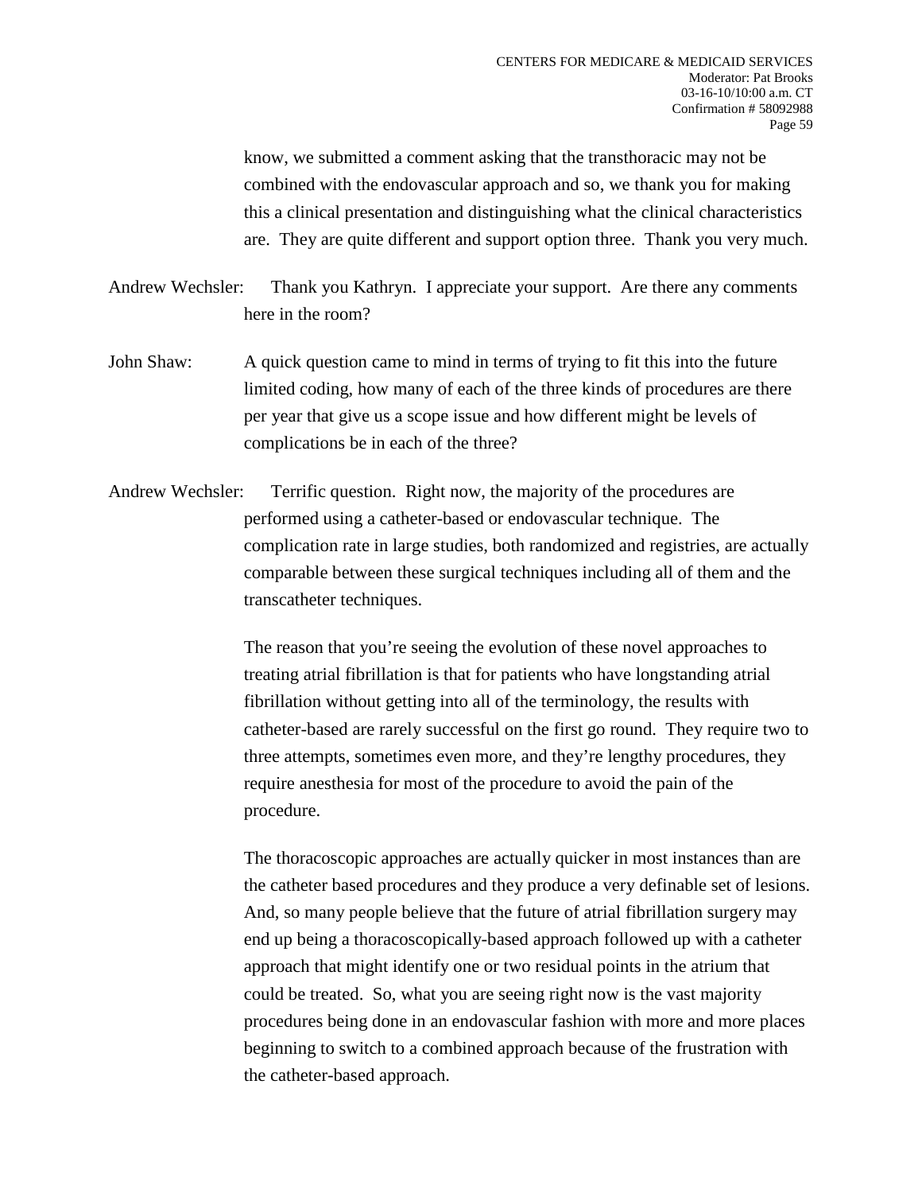know, we submitted a comment asking that the transthoracic may not be combined with the endovascular approach and so, we thank you for making this a clinical presentation and distinguishing what the clinical characteristics are. They are quite different and support option three. Thank you very much.

Andrew Wechsler: Thank you Kathryn. I appreciate your support. Are there any comments here in the room?

John Shaw: A quick question came to mind in terms of trying to fit this into the future limited coding, how many of each of the three kinds of procedures are there per year that give us a scope issue and how different might be levels of complications be in each of the three?

Andrew Wechsler: Terrific question. Right now, the majority of the procedures are performed using a catheter-based or endovascular technique. The complication rate in large studies, both randomized and registries, are actually comparable between these surgical techniques including all of them and the transcatheter techniques.

The reason that you're seeing the evolution of these novel approaches to treating atrial fibrillation is that for patients who have longstanding atrial fibrillation without getting into all of the terminology, the results with catheter-based are rarely successful on the first go round. They require two to three attempts, sometimes even more, and they're lengthy procedures, they require anesthesia for most of the procedure to avoid the pain of the procedure.

The thoracoscopic approaches are actually quicker in most instances than are the catheter based procedures and they produce a very definable set of lesions. And, so many people believe that the future of atrial fibrillation surgery may end up being a thoracoscopically-based approach followed up with a catheter approach that might identify one or two residual points in the atrium that could be treated. So, what you are seeing right now is the vast majority procedures being done in an endovascular fashion with more and more places beginning to switch to a combined approach because of the frustration with the catheter-based approach.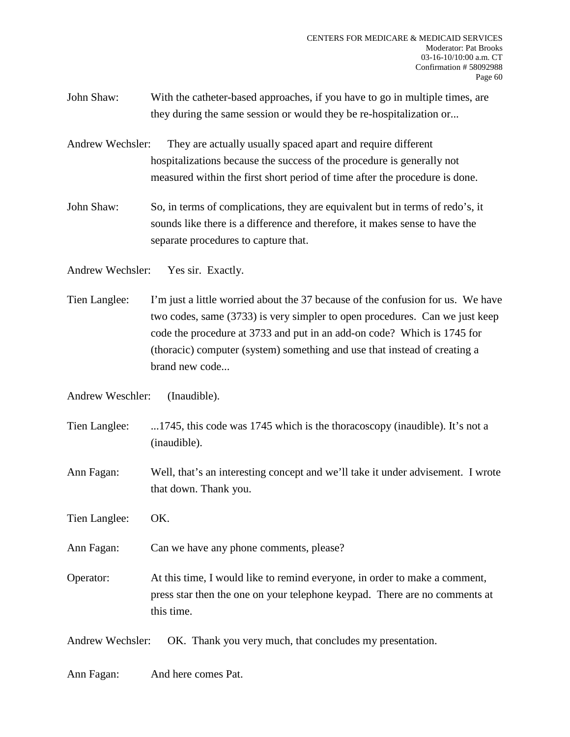John Shaw: With the catheter-based approaches, if you have to go in multiple times, are they during the same session or would they be re-hospitalization or...

Andrew Wechsler: They are actually usually spaced apart and require different hospitalizations because the success of the procedure is generally not measured within the first short period of time after the procedure is done.

John Shaw: So, in terms of complications, they are equivalent but in terms of redo's, it sounds like there is a difference and therefore, it makes sense to have the separate procedures to capture that.

Andrew Wechsler: Yes sir. Exactly.

Tien Langlee: I'm just a little worried about the 37 because of the confusion for us. We have two codes, same (3733) is very simpler to open procedures. Can we just keep code the procedure at 3733 and put in an add-on code? Which is 1745 for (thoracic) computer (system) something and use that instead of creating a brand new code...

Andrew Weschler: (Inaudible).

Tien Langlee: ...1745, this code was 1745 which is the thoracoscopy (inaudible). It's not a (inaudible).

Ann Fagan: Well, that's an interesting concept and we'll take it under advisement. I wrote that down. Thank you.

Tien Langlee: OK.

Ann Fagan: Can we have any phone comments, please?

Operator: At this time, I would like to remind everyone, in order to make a comment, press star then the one on your telephone keypad. There are no comments at this time.

Andrew Wechsler: OK. Thank you very much, that concludes my presentation.

Ann Fagan: And here comes Pat.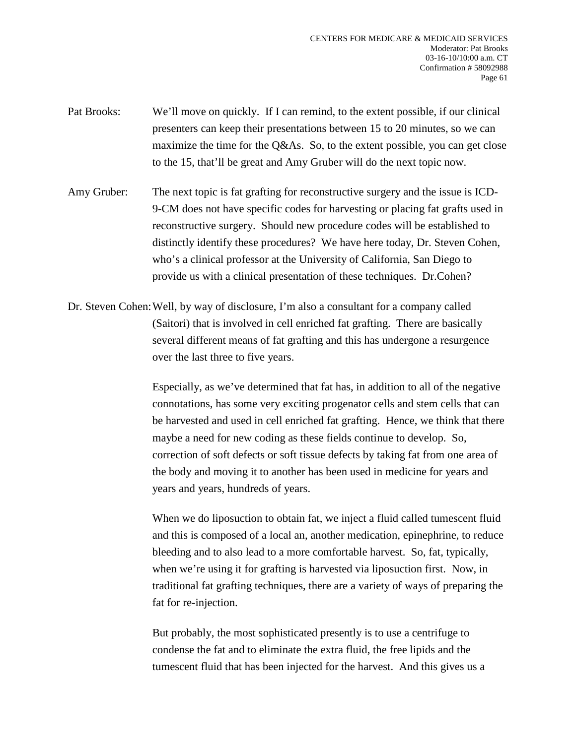Pat Brooks: We'll move on quickly. If I can remind, to the extent possible, if our clinical presenters can keep their presentations between 15 to 20 minutes, so we can maximize the time for the Q&As. So, to the extent possible, you can get close to the 15, that'll be great and Amy Gruber will do the next topic now.

Amy Gruber: The next topic is fat grafting for reconstructive surgery and the issue is ICD-9-CM does not have specific codes for harvesting or placing fat grafts used in reconstructive surgery. Should new procedure codes will be established to distinctly identify these procedures? We have here today, Dr. Steven Cohen, who's a clinical professor at the University of California, San Diego to provide us with a clinical presentation of these techniques. Dr.Cohen?

Dr. Steven Cohen: Well, by way of disclosure, I'm also a consultant for a company called (Saitori) that is involved in cell enriched fat grafting. There are basically several different means of fat grafting and this has undergone a resurgence over the last three to five years.

Especially, as we've determined that fat has, in addition to all of the negative connotations, has some very exciting progenator cells and stem cells that can be harvested and used in cell enriched fat grafting. Hence, we think that there maybe a need for new coding as these fields continue to develop. So, correction of soft defects or soft tissue defects by taking fat from one area of the body and moving it to another has been used in medicine for years and years and years, hundreds of years.

When we do liposuction to obtain fat, we inject a fluid called tumescent fluid and this is composed of a local an, another medication, epinephrine, to reduce bleeding and to also lead to a more comfortable harvest. So, fat, typically, when we're using it for grafting is harvested via liposuction first. Now, in traditional fat grafting techniques, there are a variety of ways of preparing the fat for re-injection.

But probably, the most sophisticated presently is to use a centrifuge to condense the fat and to eliminate the extra fluid, the free lipids and the tumescent fluid that has been injected for the harvest. And this gives us a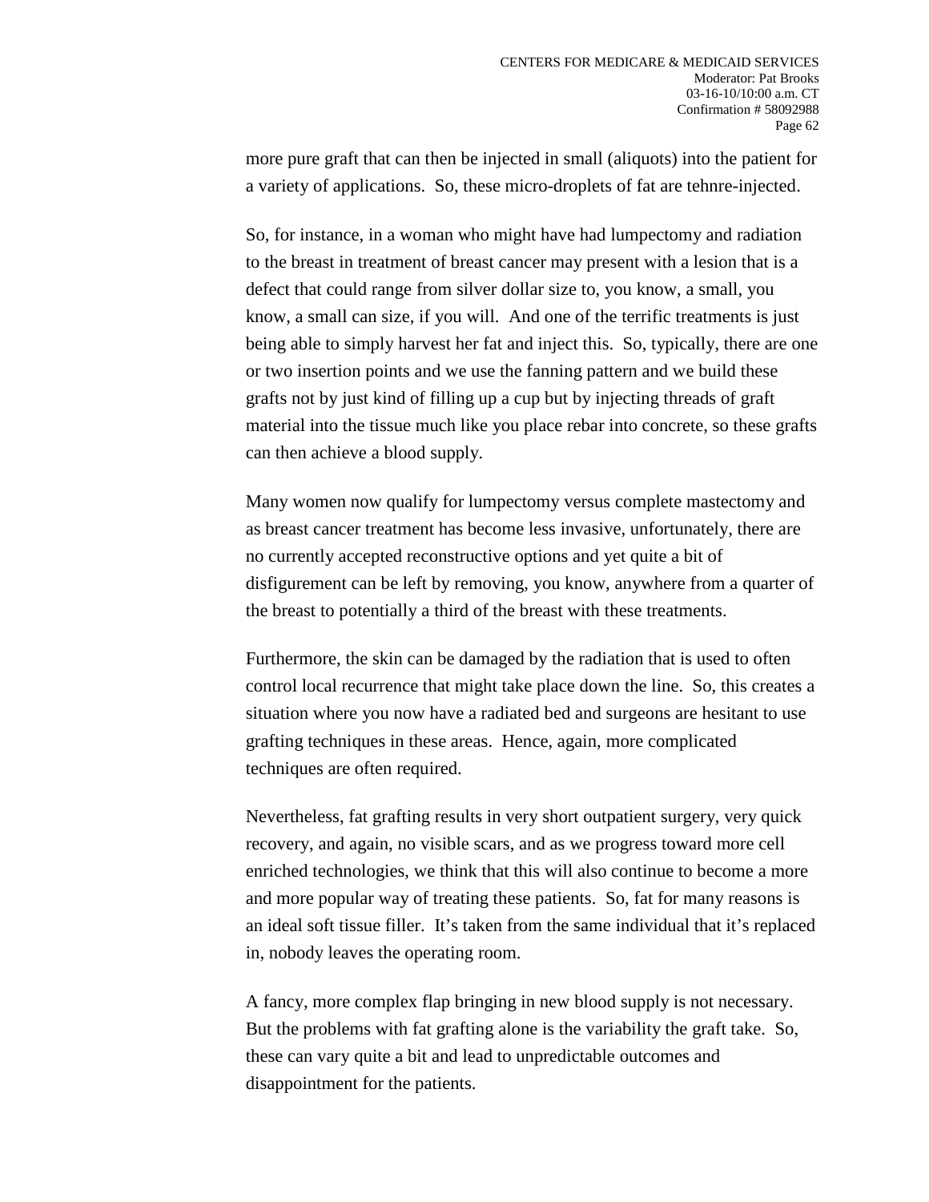more pure graft that can then be injected in small (aliquots) into the patient for a variety of applications. So, these micro-droplets of fat are tehnre-injected.

So, for instance, in a woman who might have had lumpectomy and radiation to the breast in treatment of breast cancer may present with a lesion that is a defect that could range from silver dollar size to, you know, a small, you know, a small can size, if you will. And one of the terrific treatments is just being able to simply harvest her fat and inject this. So, typically, there are one or two insertion points and we use the fanning pattern and we build these grafts not by just kind of filling up a cup but by injecting threads of graft material into the tissue much like you place rebar into concrete, so these grafts can then achieve a blood supply.

Many women now qualify for lumpectomy versus complete mastectomy and as breast cancer treatment has become less invasive, unfortunately, there are no currently accepted reconstructive options and yet quite a bit of disfigurement can be left by removing, you know, anywhere from a quarter of the breast to potentially a third of the breast with these treatments.

Furthermore, the skin can be damaged by the radiation that is used to often control local recurrence that might take place down the line. So, this creates a situation where you now have a radiated bed and surgeons are hesitant to use grafting techniques in these areas. Hence, again, more complicated techniques are often required.

Nevertheless, fat grafting results in very short outpatient surgery, very quick recovery, and again, no visible scars, and as we progress toward more cell enriched technologies, we think that this will also continue to become a more and more popular way of treating these patients. So, fat for many reasons is an ideal soft tissue filler. It's taken from the same individual that it's replaced in, nobody leaves the operating room.

A fancy, more complex flap bringing in new blood supply is not necessary. But the problems with fat grafting alone is the variability the graft take. So, these can vary quite a bit and lead to unpredictable outcomes and disappointment for the patients.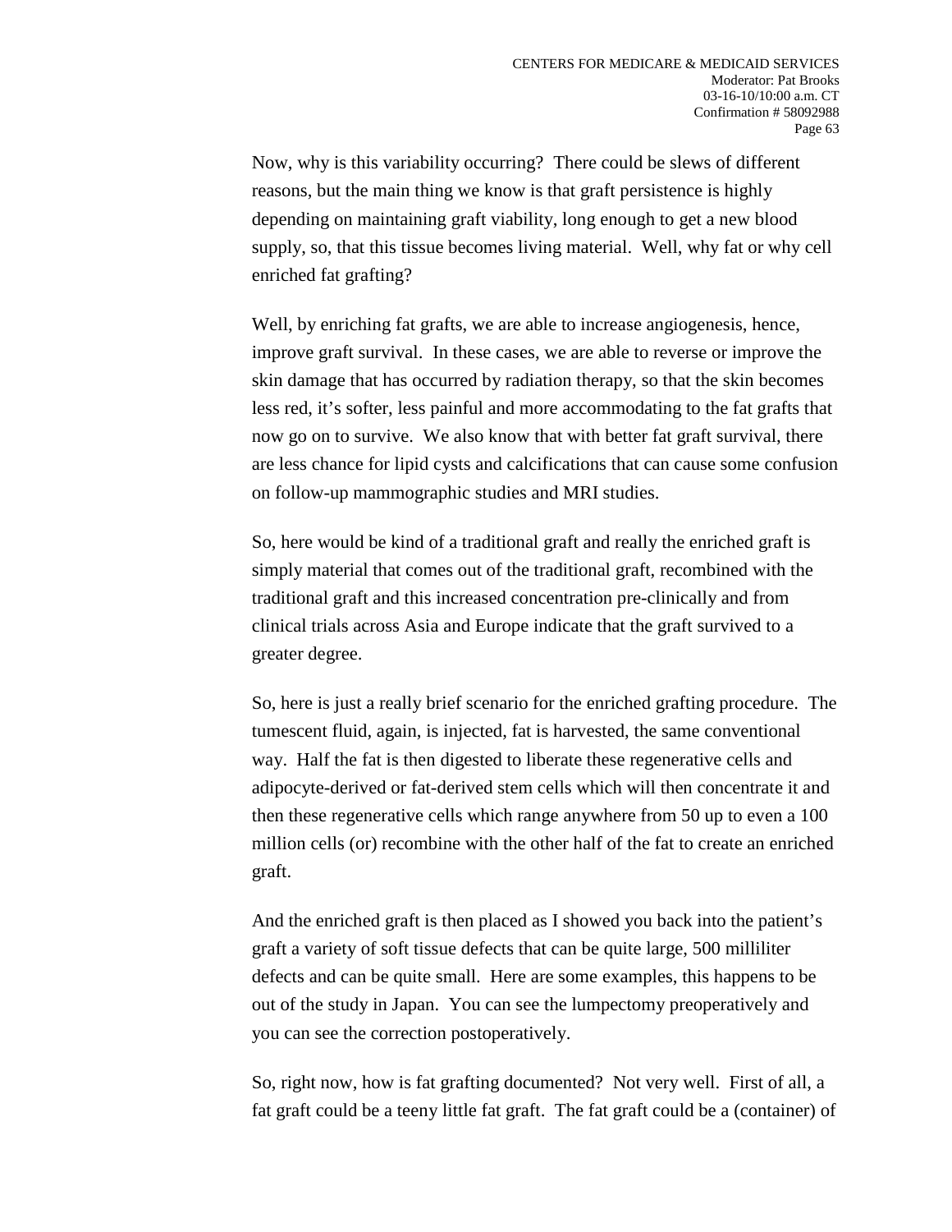Now, why is this variability occurring? There could be slews of different reasons, but the main thing we know is that graft persistence is highly depending on maintaining graft viability, long enough to get a new blood supply, so, that this tissue becomes living material. Well, why fat or why cell enriched fat grafting?

Well, by enriching fat grafts, we are able to increase angiogenesis, hence, improve graft survival. In these cases, we are able to reverse or improve the skin damage that has occurred by radiation therapy, so that the skin becomes less red, it's softer, less painful and more accommodating to the fat grafts that now go on to survive. We also know that with better fat graft survival, there are less chance for lipid cysts and calcifications that can cause some confusion on follow-up mammographic studies and MRI studies.

So, here would be kind of a traditional graft and really the enriched graft is simply material that comes out of the traditional graft, recombined with the traditional graft and this increased concentration pre-clinically and from clinical trials across Asia and Europe indicate that the graft survived to a greater degree.

So, here is just a really brief scenario for the enriched grafting procedure. The tumescent fluid, again, is injected, fat is harvested, the same conventional way. Half the fat is then digested to liberate these regenerative cells and adipocyte-derived or fat-derived stem cells which will then concentrate it and then these regenerative cells which range anywhere from 50 up to even a 100 million cells (or) recombine with the other half of the fat to create an enriched graft.

And the enriched graft is then placed as I showed you back into the patient's graft a variety of soft tissue defects that can be quite large, 500 milliliter defects and can be quite small. Here are some examples, this happens to be out of the study in Japan. You can see the lumpectomy preoperatively and you can see the correction postoperatively.

So, right now, how is fat grafting documented? Not very well. First of all, a fat graft could be a teeny little fat graft. The fat graft could be a (container) of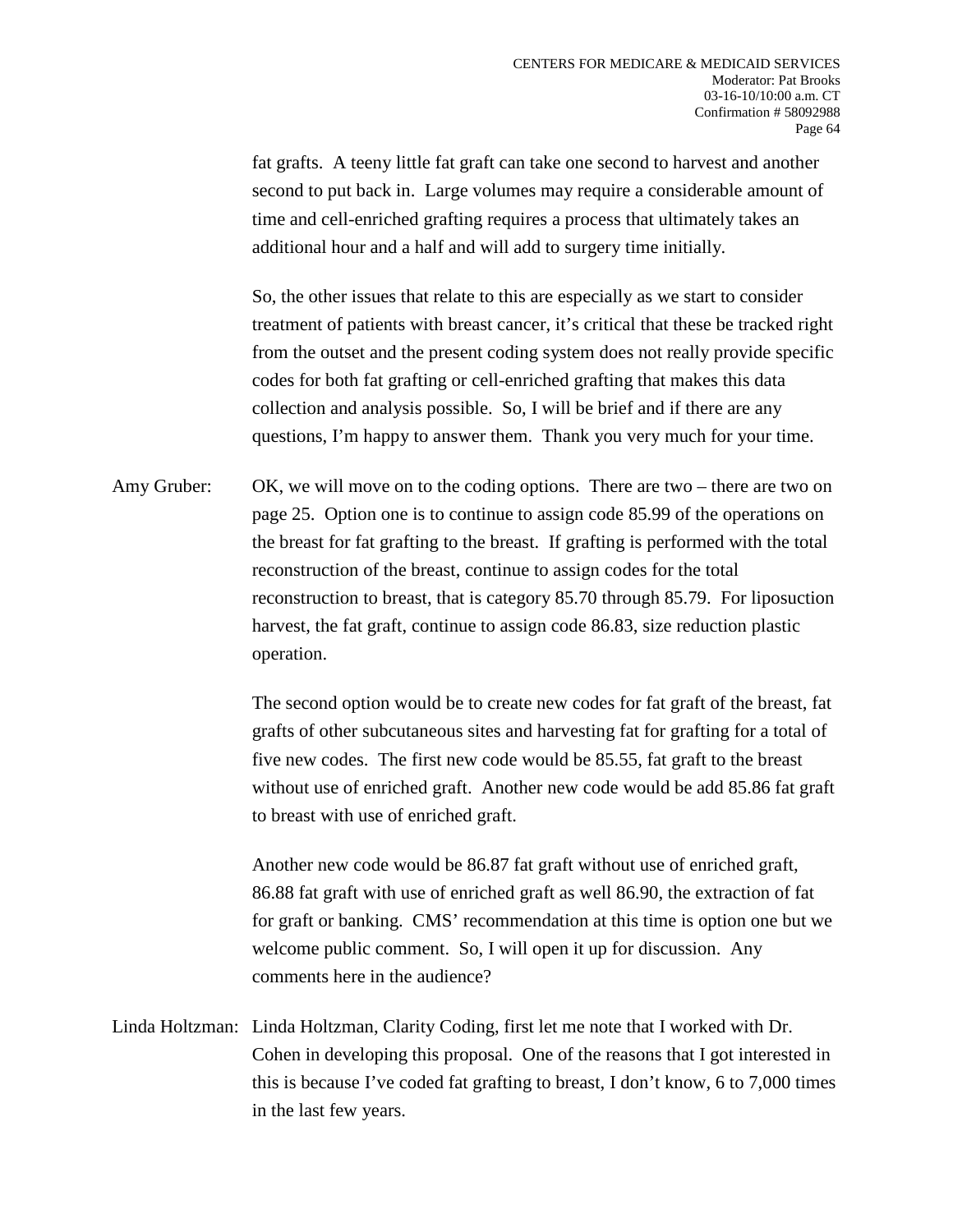fat grafts. A teeny little fat graft can take one second to harvest and another second to put back in. Large volumes may require a considerable amount of time and cell-enriched grafting requires a process that ultimately takes an additional hour and a half and will add to surgery time initially.

So, the other issues that relate to this are especially as we start to consider treatment of patients with breast cancer, it's critical that these be tracked right from the outset and the present coding system does not really provide specific codes for both fat grafting or cell-enriched grafting that makes this data collection and analysis possible. So, I will be brief and if there are any questions, I'm happy to answer them. Thank you very much for your time.

Amy Gruber: OK, we will move on to the coding options. There are two – there are two on page 25. Option one is to continue to assign code 85.99 of the operations on the breast for fat grafting to the breast. If grafting is performed with the total reconstruction of the breast, continue to assign codes for the total reconstruction to breast, that is category 85.70 through 85.79. For liposuction harvest, the fat graft, continue to assign code 86.83, size reduction plastic operation.

The second option would be to create new codes for fat graft of the breast, fat grafts of other subcutaneous sites and harvesting fat for grafting for a total of five new codes. The first new code would be 85.55, fat graft to the breast without use of enriched graft. Another new code would be add 85.86 fat graft to breast with use of enriched graft.

Another new code would be 86.87 fat graft without use of enriched graft, 86.88 fat graft with use of enriched graft as well 86.90, the extraction of fat for graft or banking. CMS' recommendation at this time is option one but we welcome public comment. So, I will open it up for discussion. Any comments here in the audience?

Linda Holtzman: Linda Holtzman, Clarity Coding, first let me note that I worked with Dr. Cohen in developing this proposal. One of the reasons that I got interested in this is because I've coded fat grafting to breast, I don't know, 6 to 7,000 times in the last few years.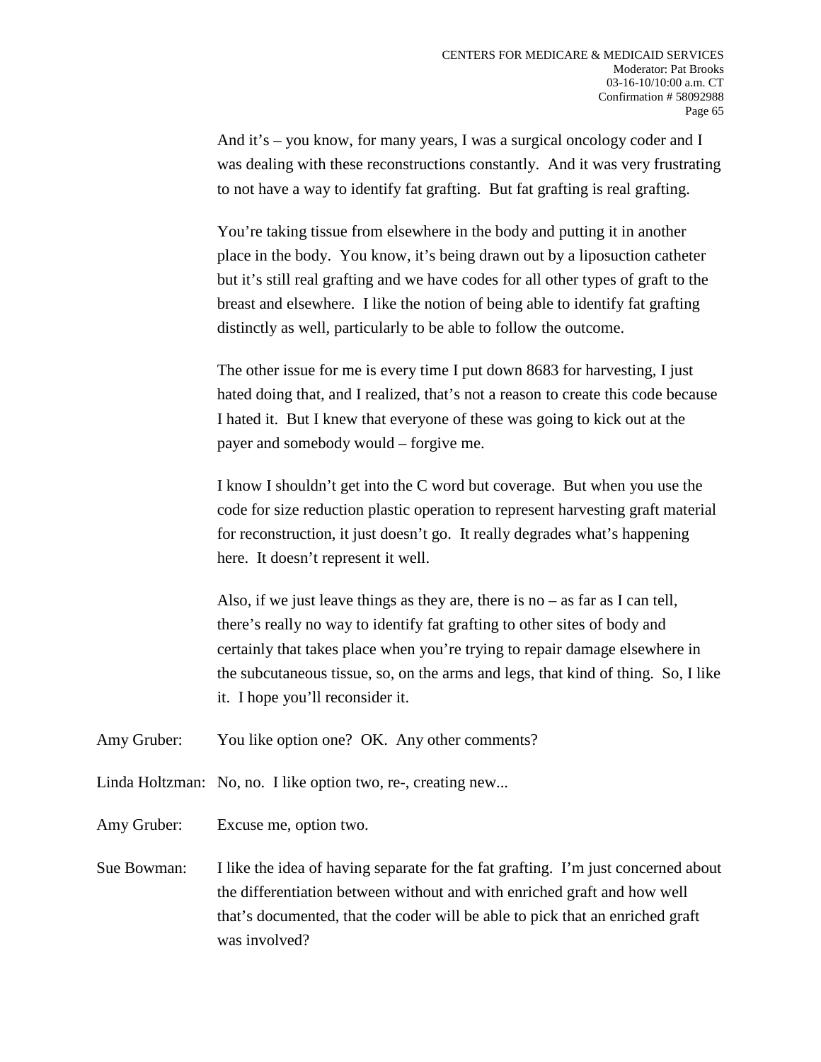And it's – you know, for many years, I was a surgical oncology coder and I was dealing with these reconstructions constantly. And it was very frustrating to not have a way to identify fat grafting. But fat grafting is real grafting.

You're taking tissue from elsewhere in the body and putting it in another place in the body. You know, it's being drawn out by a liposuction catheter but it's still real grafting and we have codes for all other types of graft to the breast and elsewhere. I like the notion of being able to identify fat grafting distinctly as well, particularly to be able to follow the outcome.

The other issue for me is every time I put down 8683 for harvesting, I just hated doing that, and I realized, that's not a reason to create this code because I hated it. But I knew that everyone of these was going to kick out at the payer and somebody would – forgive me.

I know I shouldn't get into the C word but coverage. But when you use the code for size reduction plastic operation to represent harvesting graft material for reconstruction, it just doesn't go. It really degrades what's happening here. It doesn't represent it well.

Also, if we just leave things as they are, there is no – as far as I can tell, there's really no way to identify fat grafting to other sites of body and certainly that takes place when you're trying to repair damage elsewhere in the subcutaneous tissue, so, on the arms and legs, that kind of thing. So, I like it. I hope you'll reconsider it.

Amy Gruber: You like option one? OK. Any other comments?

Linda Holtzman: No, no. I like option two, re-, creating new...

Amy Gruber: Excuse me, option two.

Sue Bowman: I like the idea of having separate for the fat grafting. I'm just concerned about the differentiation between without and with enriched graft and how well that's documented, that the coder will be able to pick that an enriched graft was involved?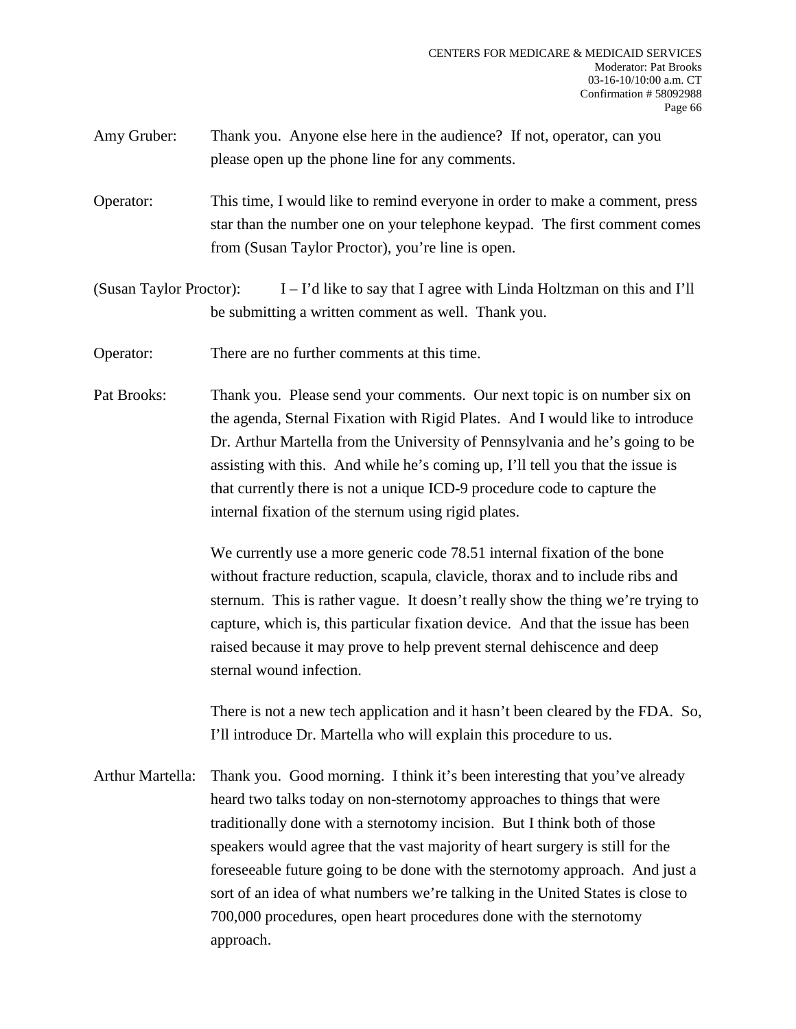Amy Gruber: Thank you. Anyone else here in the audience? If not, operator, can you please open up the phone line for any comments.

Operator: This time, I would like to remind everyone in order to make a comment, press star than the number one on your telephone keypad. The first comment comes from (Susan Taylor Proctor), you're line is open.

(Susan Taylor Proctor): I – I'd like to say that I agree with Linda Holtzman on this and I'll be submitting a written comment as well. Thank you.

Operator: There are no further comments at this time.

Pat Brooks: Thank you. Please send your comments. Our next topic is on number six on the agenda, Sternal Fixation with Rigid Plates. And I would like to introduce Dr. Arthur Martella from the University of Pennsylvania and he's going to be assisting with this. And while he's coming up, I'll tell you that the issue is that currently there is not a unique ICD-9 procedure code to capture the internal fixation of the sternum using rigid plates.

We currently use a more generic code 78.51 internal fixation of the bone without fracture reduction, scapula, clavicle, thorax and to include ribs and sternum. This is rather vague. It doesn't really show the thing we're trying to capture, which is, this particular fixation device. And that the issue has been raised because it may prove to help prevent sternal dehiscence and deep sternal wound infection.

There is not a new tech application and it hasn't been cleared by the FDA. So, I'll introduce Dr. Martella who will explain this procedure to us.

Arthur Martella: Thank you. Good morning. I think it's been interesting that you've already heard two talks today on non-sternotomy approaches to things that were traditionally done with a sternotomy incision. But I think both of those speakers would agree that the vast majority of heart surgery is still for the foreseeable future going to be done with the sternotomy approach. And just a sort of an idea of what numbers we're talking in the United States is close to 700,000 procedures, open heart procedures done with the sternotomy approach.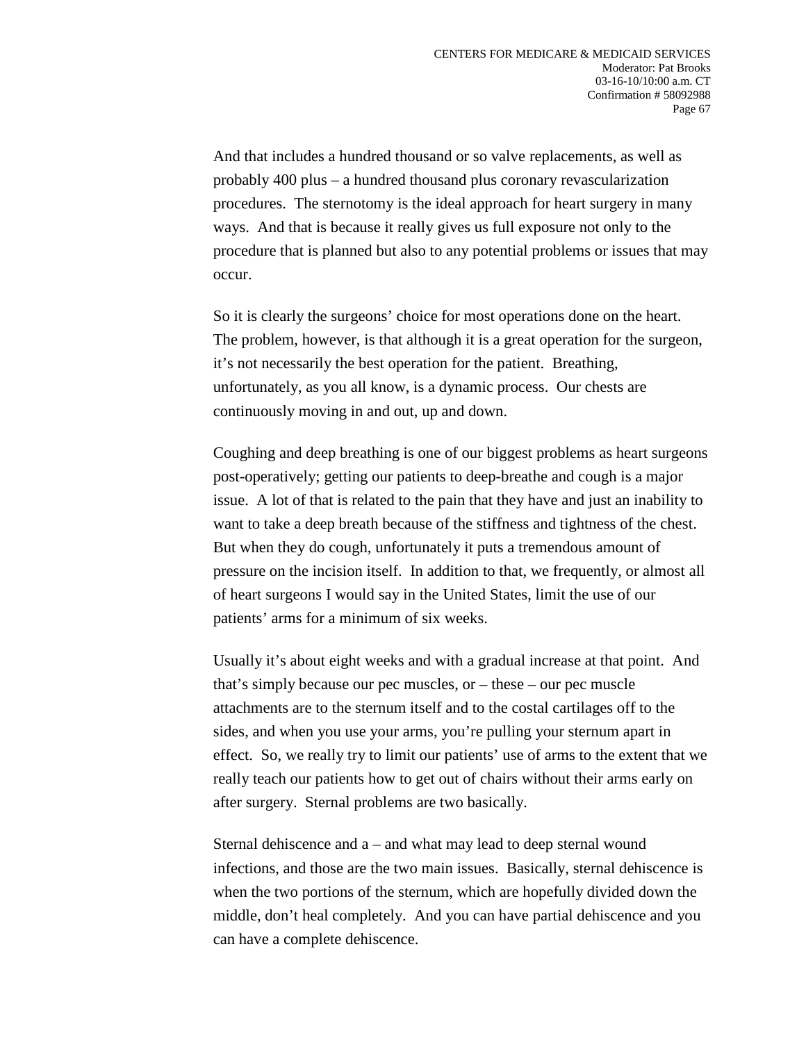And that includes a hundred thousand or so valve replacements, as well as probably 400 plus – a hundred thousand plus coronary revascularization procedures. The sternotomy is the ideal approach for heart surgery in many ways. And that is because it really gives us full exposure not only to the procedure that is planned but also to any potential problems or issues that may occur.

So it is clearly the surgeons' choice for most operations done on the heart. The problem, however, is that although it is a great operation for the surgeon, it's not necessarily the best operation for the patient. Breathing, unfortunately, as you all know, is a dynamic process. Our chests are continuously moving in and out, up and down.

Coughing and deep breathing is one of our biggest problems as heart surgeons post-operatively; getting our patients to deep-breathe and cough is a major issue. A lot of that is related to the pain that they have and just an inability to want to take a deep breath because of the stiffness and tightness of the chest. But when they do cough, unfortunately it puts a tremendous amount of pressure on the incision itself. In addition to that, we frequently, or almost all of heart surgeons I would say in the United States, limit the use of our patients' arms for a minimum of six weeks.

Usually it's about eight weeks and with a gradual increase at that point. And that's simply because our pec muscles, or – these – our pec muscle attachments are to the sternum itself and to the costal cartilages off to the sides, and when you use your arms, you're pulling your sternum apart in effect. So, we really try to limit our patients' use of arms to the extent that we really teach our patients how to get out of chairs without their arms early on after surgery. Sternal problems are two basically.

Sternal dehiscence and a – and what may lead to deep sternal wound infections, and those are the two main issues. Basically, sternal dehiscence is when the two portions of the sternum, which are hopefully divided down the middle, don't heal completely. And you can have partial dehiscence and you can have a complete dehiscence.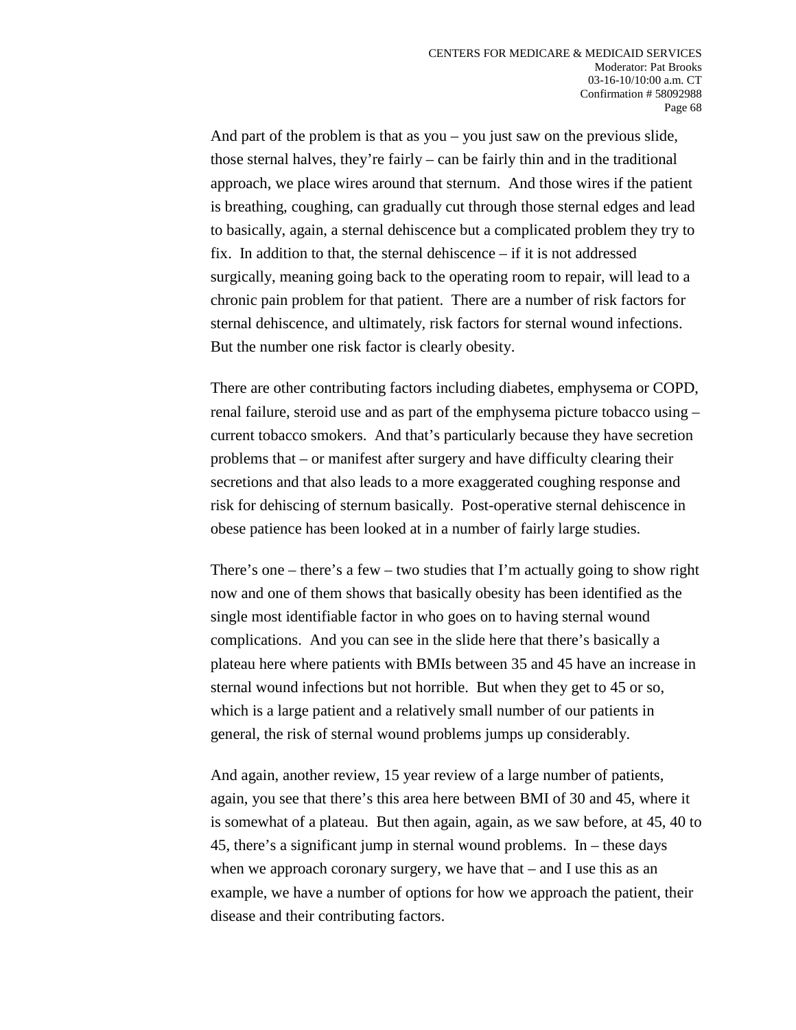And part of the problem is that as you – you just saw on the previous slide, those sternal halves, they're fairly – can be fairly thin and in the traditional approach, we place wires around that sternum. And those wires if the patient is breathing, coughing, can gradually cut through those sternal edges and lead to basically, again, a sternal dehiscence but a complicated problem they try to fix. In addition to that, the sternal dehiscence – if it is not addressed surgically, meaning going back to the operating room to repair, will lead to a chronic pain problem for that patient. There are a number of risk factors for sternal dehiscence, and ultimately, risk factors for sternal wound infections. But the number one risk factor is clearly obesity.

There are other contributing factors including diabetes, emphysema or COPD, renal failure, steroid use and as part of the emphysema picture tobacco using – current tobacco smokers. And that's particularly because they have secretion problems that – or manifest after surgery and have difficulty clearing their secretions and that also leads to a more exaggerated coughing response and risk for dehiscing of sternum basically. Post-operative sternal dehiscence in obese patience has been looked at in a number of fairly large studies.

There's one – there's a few – two studies that I'm actually going to show right now and one of them shows that basically obesity has been identified as the single most identifiable factor in who goes on to having sternal wound complications. And you can see in the slide here that there's basically a plateau here where patients with BMIs between 35 and 45 have an increase in sternal wound infections but not horrible. But when they get to 45 or so, which is a large patient and a relatively small number of our patients in general, the risk of sternal wound problems jumps up considerably.

And again, another review, 15 year review of a large number of patients, again, you see that there's this area here between BMI of 30 and 45, where it is somewhat of a plateau. But then again, again, as we saw before, at 45, 40 to 45, there's a significant jump in sternal wound problems. In – these days when we approach coronary surgery, we have that – and I use this as an example, we have a number of options for how we approach the patient, their disease and their contributing factors.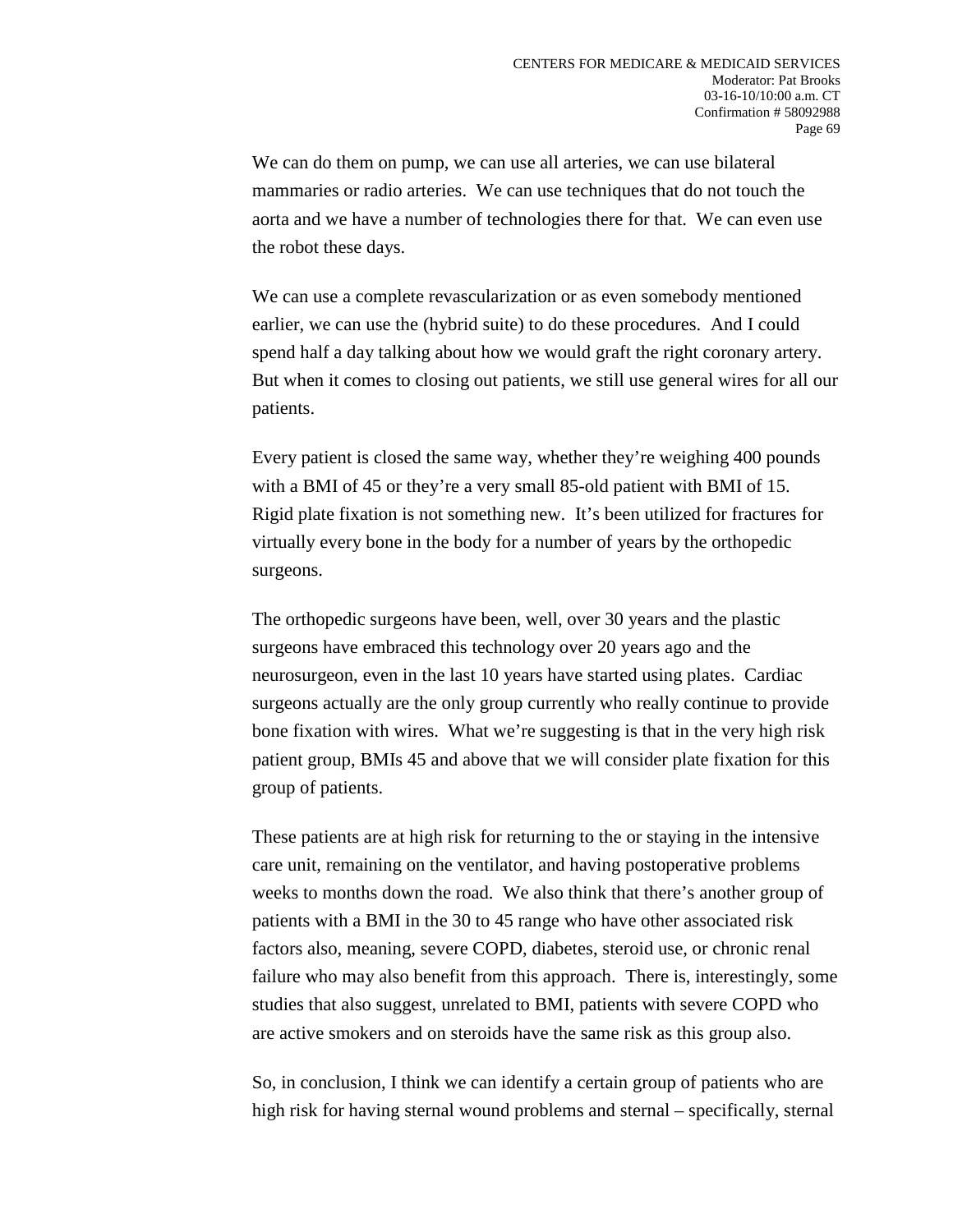We can do them on pump, we can use all arteries, we can use bilateral mammaries or radio arteries. We can use techniques that do not touch the aorta and we have a number of technologies there for that. We can even use the robot these days.

We can use a complete revascularization or as even somebody mentioned earlier, we can use the (hybrid suite) to do these procedures. And I could spend half a day talking about how we would graft the right coronary artery. But when it comes to closing out patients, we still use general wires for all our patients.

Every patient is closed the same way, whether they're weighing 400 pounds with a BMI of 45 or they're a very small 85-old patient with BMI of 15. Rigid plate fixation is not something new. It's been utilized for fractures for virtually every bone in the body for a number of years by the orthopedic surgeons.

The orthopedic surgeons have been, well, over 30 years and the plastic surgeons have embraced this technology over 20 years ago and the neurosurgeon, even in the last 10 years have started using plates. Cardiac surgeons actually are the only group currently who really continue to provide bone fixation with wires. What we're suggesting is that in the very high risk patient group, BMIs 45 and above that we will consider plate fixation for this group of patients.

These patients are at high risk for returning to the or staying in the intensive care unit, remaining on the ventilator, and having postoperative problems weeks to months down the road. We also think that there's another group of patients with a BMI in the 30 to 45 range who have other associated risk factors also, meaning, severe COPD, diabetes, steroid use, or chronic renal failure who may also benefit from this approach. There is, interestingly, some studies that also suggest, unrelated to BMI, patients with severe COPD who are active smokers and on steroids have the same risk as this group also.

So, in conclusion, I think we can identify a certain group of patients who are high risk for having sternal wound problems and sternal – specifically, sternal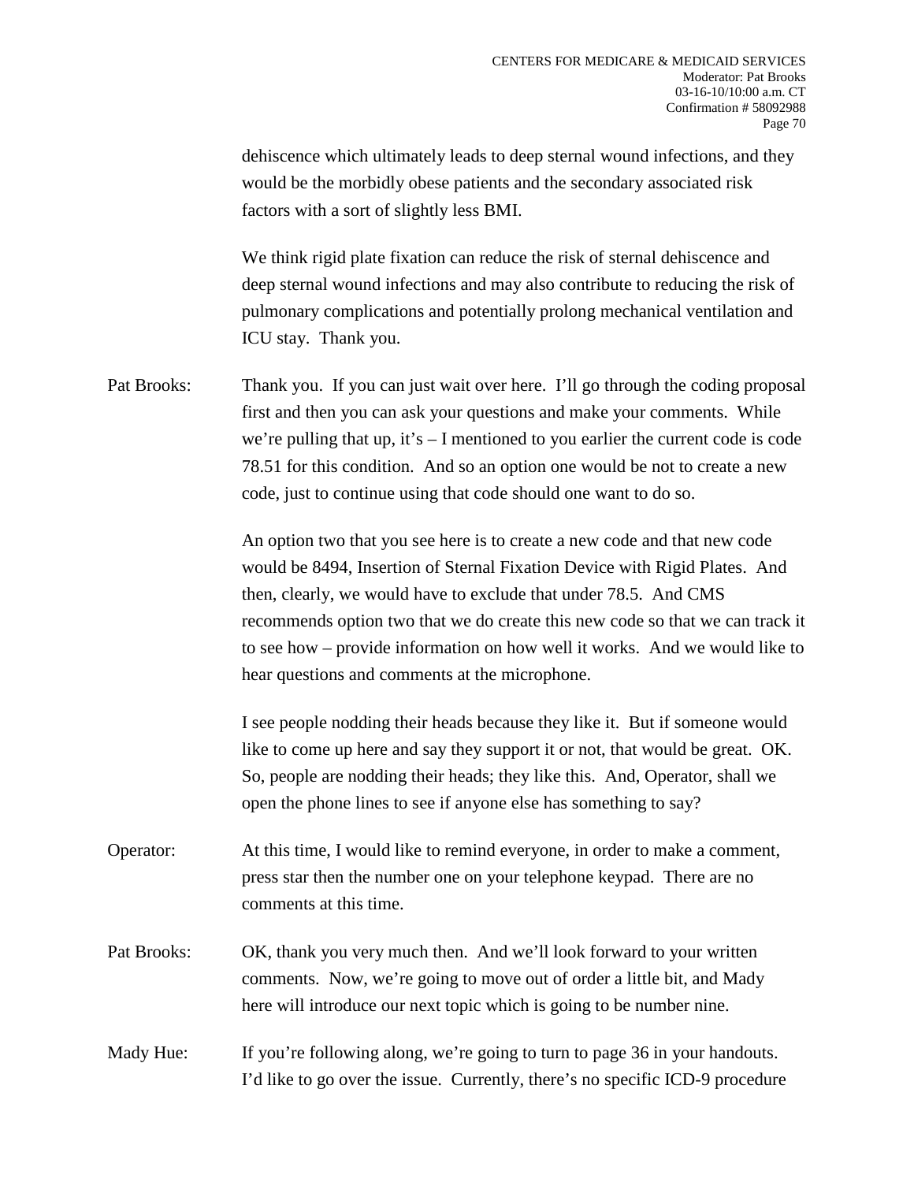dehiscence which ultimately leads to deep sternal wound infections, and they would be the morbidly obese patients and the secondary associated risk factors with a sort of slightly less BMI.

We think rigid plate fixation can reduce the risk of sternal dehiscence and deep sternal wound infections and may also contribute to reducing the risk of pulmonary complications and potentially prolong mechanical ventilation and ICU stay. Thank you.

Pat Brooks: Thank you. If you can just wait over here. I'll go through the coding proposal first and then you can ask your questions and make your comments. While we're pulling that up, it's – I mentioned to you earlier the current code is code 78.51 for this condition. And so an option one would be not to create a new code, just to continue using that code should one want to do so.

An option two that you see here is to create a new code and that new code would be 8494, Insertion of Sternal Fixation Device with Rigid Plates. And then, clearly, we would have to exclude that under 78.5. And CMS recommends option two that we do create this new code so that we can track it to see how – provide information on how well it works. And we would like to hear questions and comments at the microphone.

I see people nodding their heads because they like it. But if someone would like to come up here and say they support it or not, that would be great. OK. So, people are nodding their heads; they like this. And, Operator, shall we open the phone lines to see if anyone else has something to say?

Operator: At this time, I would like to remind everyone, in order to make a comment, press star then the number one on your telephone keypad. There are no comments at this time.

Pat Brooks: OK, thank you very much then. And we'll look forward to your written comments. Now, we're going to move out of order a little bit, and Mady here will introduce our next topic which is going to be number nine.

Mady Hue: If you're following along, we're going to turn to page 36 in your handouts. I'd like to go over the issue. Currently, there's no specific ICD-9 procedure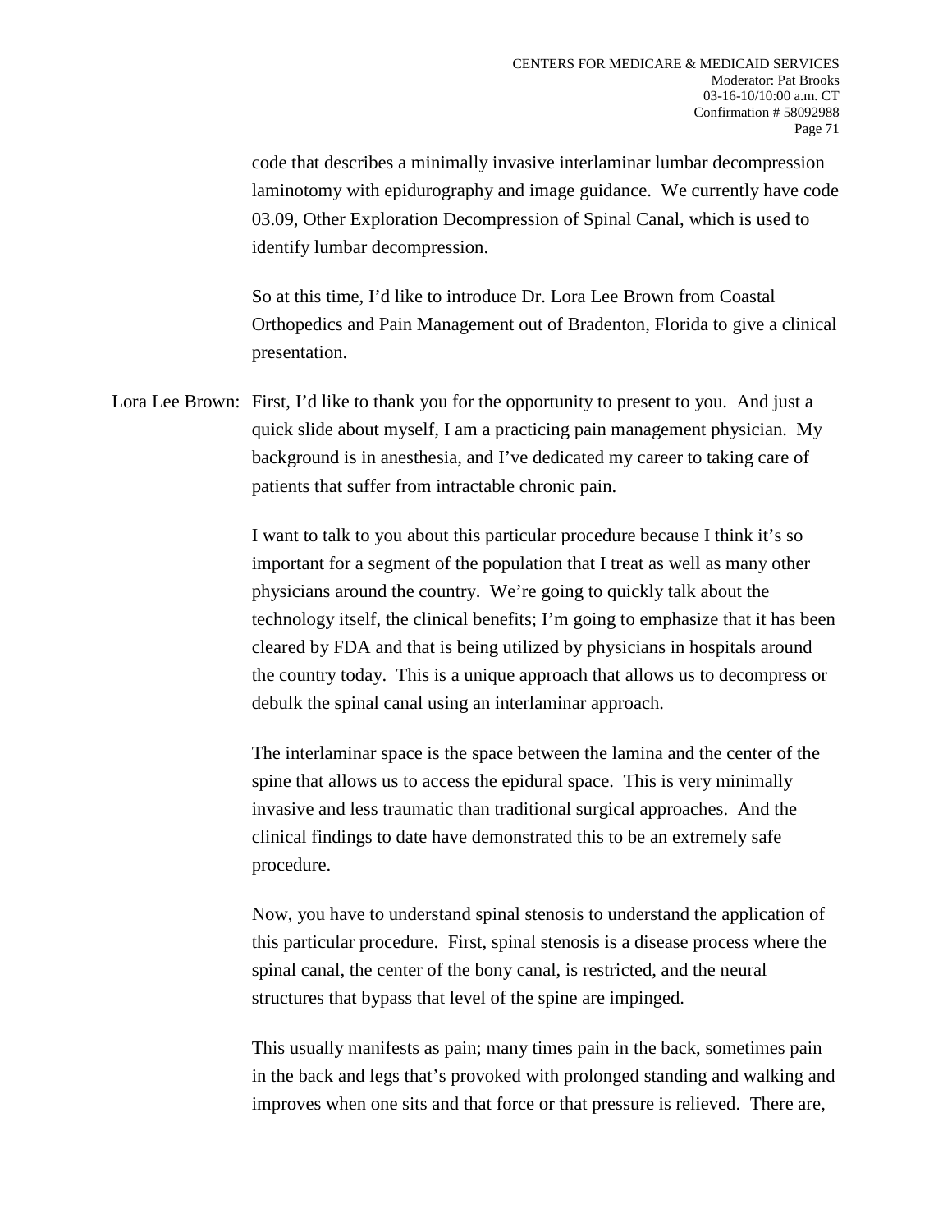code that describes a minimally invasive interlaminar lumbar decompression laminotomy with epidurography and image guidance. We currently have code 03.09, Other Exploration Decompression of Spinal Canal, which is used to identify lumbar decompression.

So at this time, I'd like to introduce Dr. Lora Lee Brown from Coastal Orthopedics and Pain Management out of Bradenton, Florida to give a clinical presentation.

Lora Lee Brown: First, I'd like to thank you for the opportunity to present to you. And just a quick slide about myself, I am a practicing pain management physician. My background is in anesthesia, and I've dedicated my career to taking care of patients that suffer from intractable chronic pain.

I want to talk to you about this particular procedure because I think it's so important for a segment of the population that I treat as well as many other physicians around the country. We're going to quickly talk about the technology itself, the clinical benefits; I'm going to emphasize that it has been cleared by FDA and that is being utilized by physicians in hospitals around the country today. This is a unique approach that allows us to decompress or debulk the spinal canal using an interlaminar approach.

The interlaminar space is the space between the lamina and the center of the spine that allows us to access the epidural space. This is very minimally invasive and less traumatic than traditional surgical approaches. And the clinical findings to date have demonstrated this to be an extremely safe procedure.

Now, you have to understand spinal stenosis to understand the application of this particular procedure. First, spinal stenosis is a disease process where the spinal canal, the center of the bony canal, is restricted, and the neural structures that bypass that level of the spine are impinged.

This usually manifests as pain; many times pain in the back, sometimes pain in the back and legs that's provoked with prolonged standing and walking and improves when one sits and that force or that pressure is relieved. There are,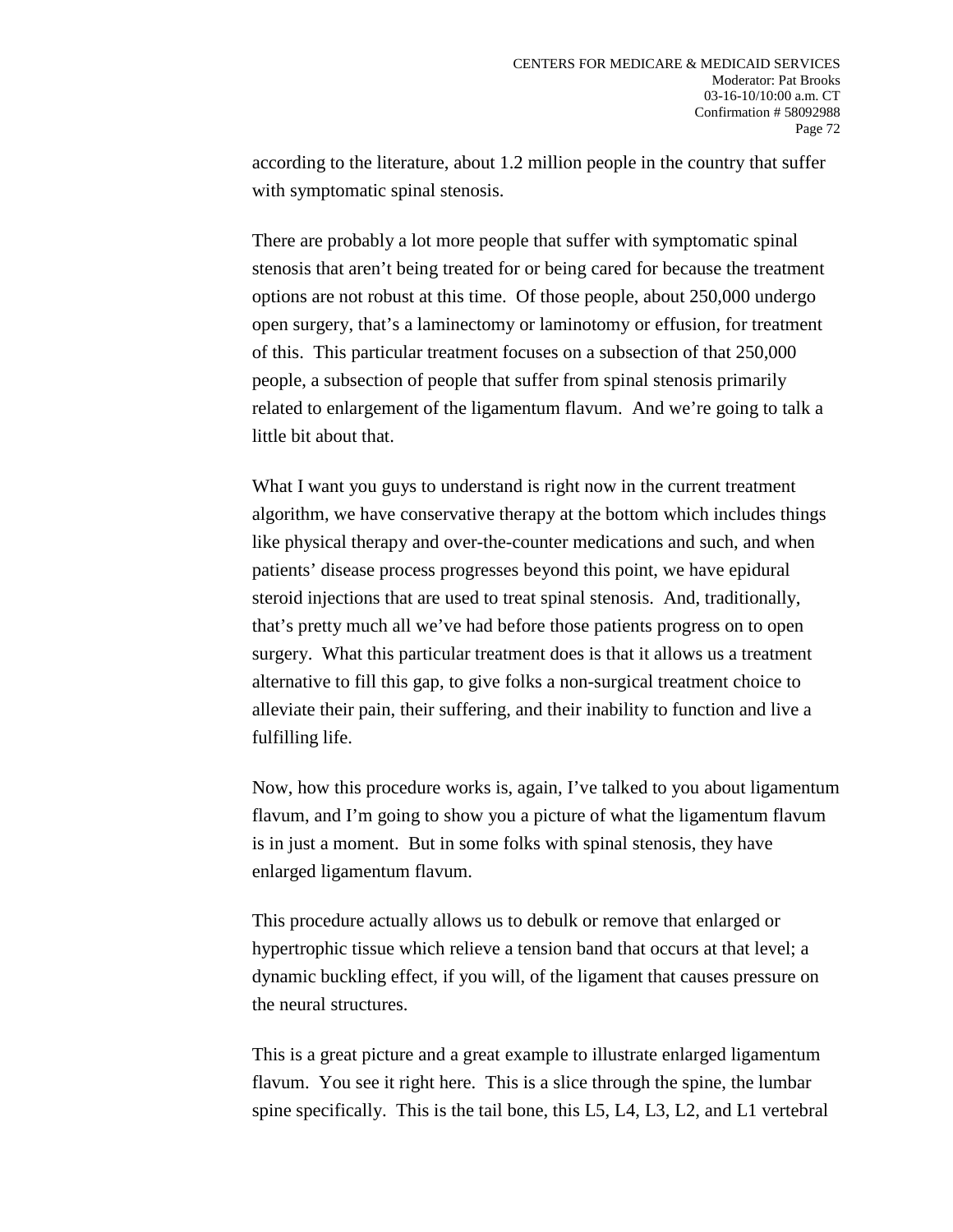according to the literature, about 1.2 million people in the country that suffer with symptomatic spinal stenosis.

There are probably a lot more people that suffer with symptomatic spinal stenosis that aren't being treated for or being cared for because the treatment options are not robust at this time. Of those people, about 250,000 undergo open surgery, that's a laminectomy or laminotomy or effusion, for treatment of this. This particular treatment focuses on a subsection of that 250,000 people, a subsection of people that suffer from spinal stenosis primarily related to enlargement of the ligamentum flavum. And we're going to talk a little bit about that.

What I want you guys to understand is right now in the current treatment algorithm, we have conservative therapy at the bottom which includes things like physical therapy and over-the-counter medications and such, and when patients' disease process progresses beyond this point, we have epidural steroid injections that are used to treat spinal stenosis. And, traditionally, that's pretty much all we've had before those patients progress on to open surgery. What this particular treatment does is that it allows us a treatment alternative to fill this gap, to give folks a non-surgical treatment choice to alleviate their pain, their suffering, and their inability to function and live a fulfilling life.

Now, how this procedure works is, again, I've talked to you about ligamentum flavum, and I'm going to show you a picture of what the ligamentum flavum is in just a moment. But in some folks with spinal stenosis, they have enlarged ligamentum flavum.

This procedure actually allows us to debulk or remove that enlarged or hypertrophic tissue which relieve a tension band that occurs at that level; a dynamic buckling effect, if you will, of the ligament that causes pressure on the neural structures.

This is a great picture and a great example to illustrate enlarged ligamentum flavum. You see it right here. This is a slice through the spine, the lumbar spine specifically. This is the tail bone, this L5, L4, L3, L2, and L1 vertebral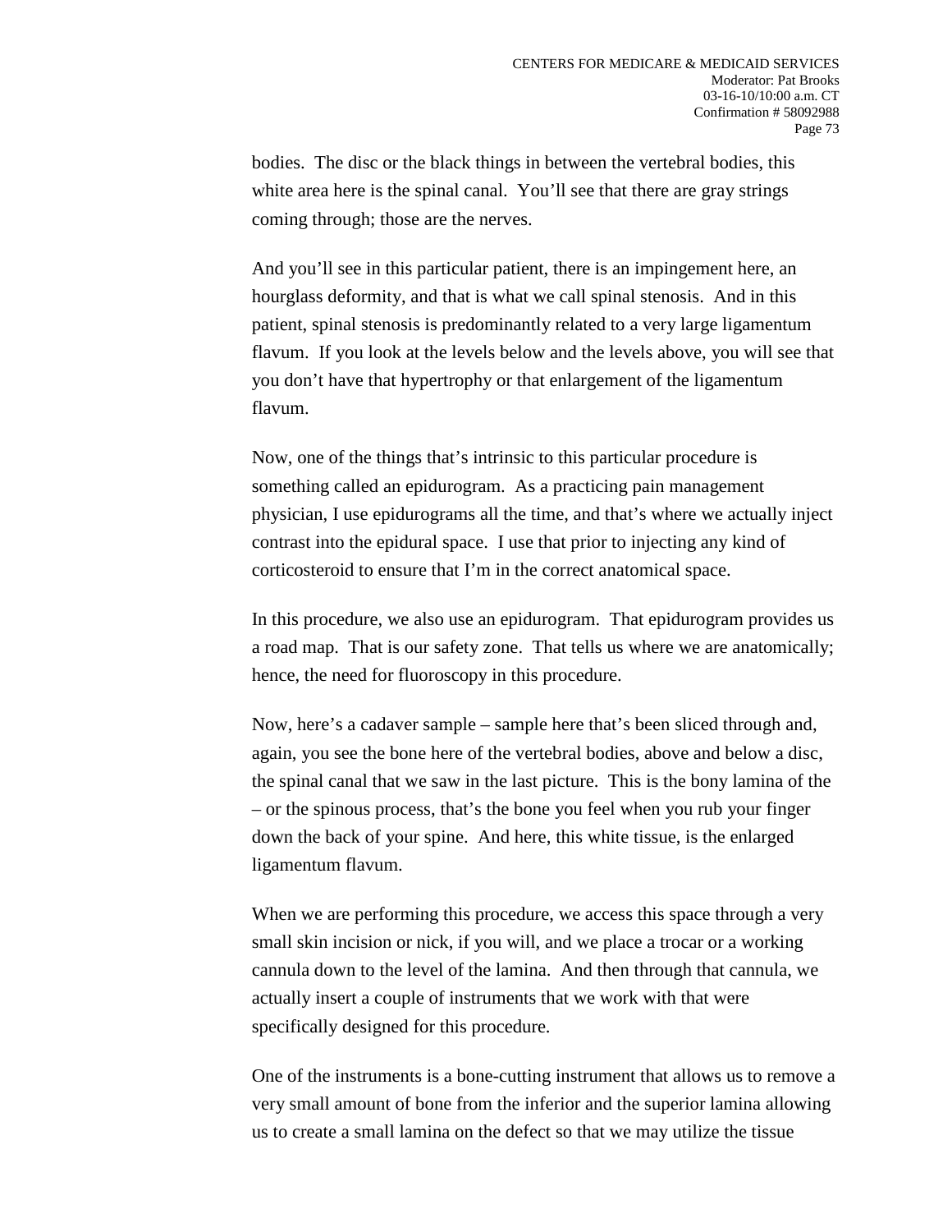bodies. The disc or the black things in between the vertebral bodies, this white area here is the spinal canal. You'll see that there are gray strings coming through; those are the nerves.

And you'll see in this particular patient, there is an impingement here, an hourglass deformity, and that is what we call spinal stenosis. And in this patient, spinal stenosis is predominantly related to a very large ligamentum flavum. If you look at the levels below and the levels above, you will see that you don't have that hypertrophy or that enlargement of the ligamentum flavum.

Now, one of the things that's intrinsic to this particular procedure is something called an epidurogram. As a practicing pain management physician, I use epidurograms all the time, and that's where we actually inject contrast into the epidural space. I use that prior to injecting any kind of corticosteroid to ensure that I'm in the correct anatomical space.

In this procedure, we also use an epidurogram. That epidurogram provides us a road map. That is our safety zone. That tells us where we are anatomically; hence, the need for fluoroscopy in this procedure.

Now, here's a cadaver sample – sample here that's been sliced through and, again, you see the bone here of the vertebral bodies, above and below a disc, the spinal canal that we saw in the last picture. This is the bony lamina of the – or the spinous process, that's the bone you feel when you rub your finger down the back of your spine. And here, this white tissue, is the enlarged ligamentum flavum.

When we are performing this procedure, we access this space through a very small skin incision or nick, if you will, and we place a trocar or a working cannula down to the level of the lamina. And then through that cannula, we actually insert a couple of instruments that we work with that were specifically designed for this procedure.

One of the instruments is a bone-cutting instrument that allows us to remove a very small amount of bone from the inferior and the superior lamina allowing us to create a small lamina on the defect so that we may utilize the tissue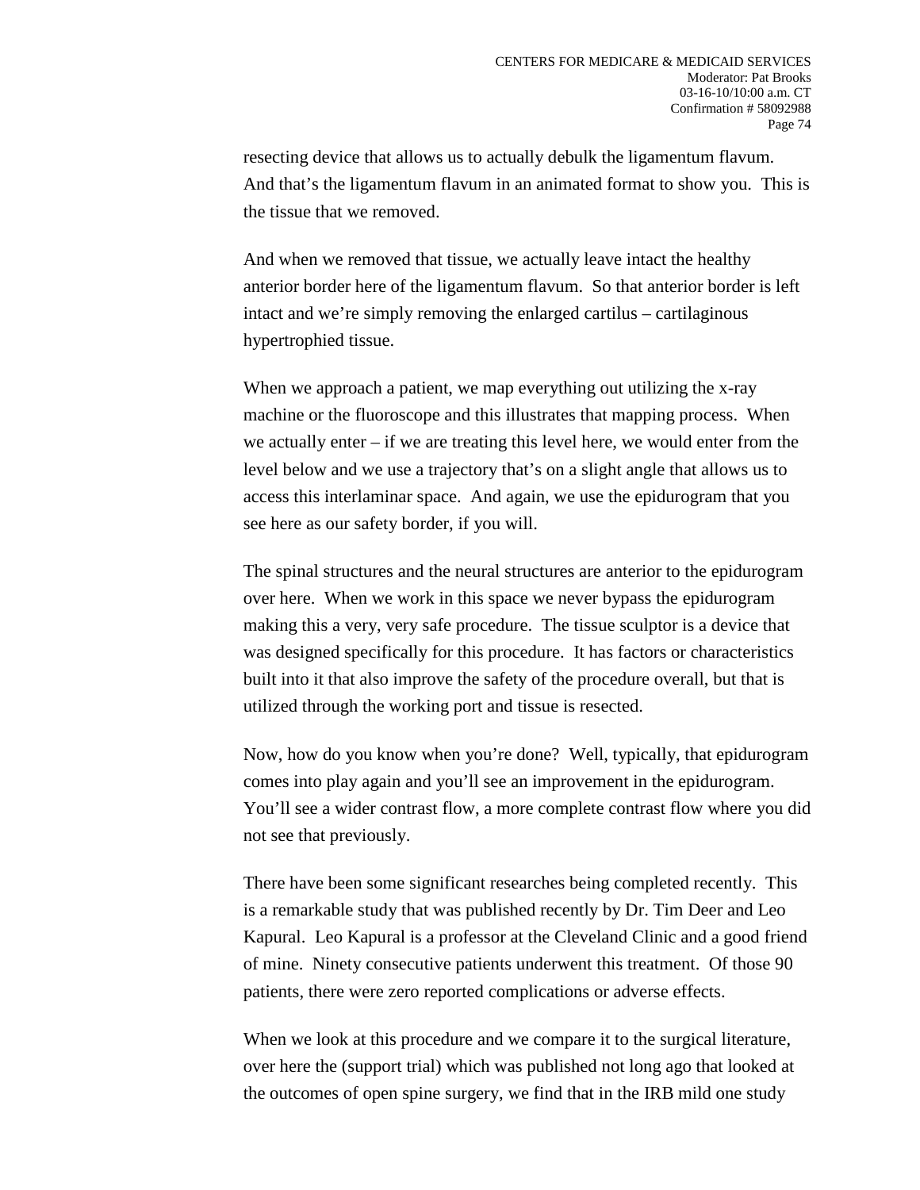resecting device that allows us to actually debulk the ligamentum flavum. And that's the ligamentum flavum in an animated format to show you. This is the tissue that we removed.

And when we removed that tissue, we actually leave intact the healthy anterior border here of the ligamentum flavum. So that anterior border is left intact and we're simply removing the enlarged cartilus – cartilaginous hypertrophied tissue.

When we approach a patient, we map everything out utilizing the x-ray machine or the fluoroscope and this illustrates that mapping process. When we actually enter – if we are treating this level here, we would enter from the level below and we use a trajectory that's on a slight angle that allows us to access this interlaminar space. And again, we use the epidurogram that you see here as our safety border, if you will.

The spinal structures and the neural structures are anterior to the epidurogram over here. When we work in this space we never bypass the epidurogram making this a very, very safe procedure. The tissue sculptor is a device that was designed specifically for this procedure. It has factors or characteristics built into it that also improve the safety of the procedure overall, but that is utilized through the working port and tissue is resected.

Now, how do you know when you're done? Well, typically, that epidurogram comes into play again and you'll see an improvement in the epidurogram. You'll see a wider contrast flow, a more complete contrast flow where you did not see that previously.

There have been some significant researches being completed recently. This is a remarkable study that was published recently by Dr. Tim Deer and Leo Kapural. Leo Kapural is a professor at the Cleveland Clinic and a good friend of mine. Ninety consecutive patients underwent this treatment. Of those 90 patients, there were zero reported complications or adverse effects.

When we look at this procedure and we compare it to the surgical literature, over here the (support trial) which was published not long ago that looked at the outcomes of open spine surgery, we find that in the IRB mild one study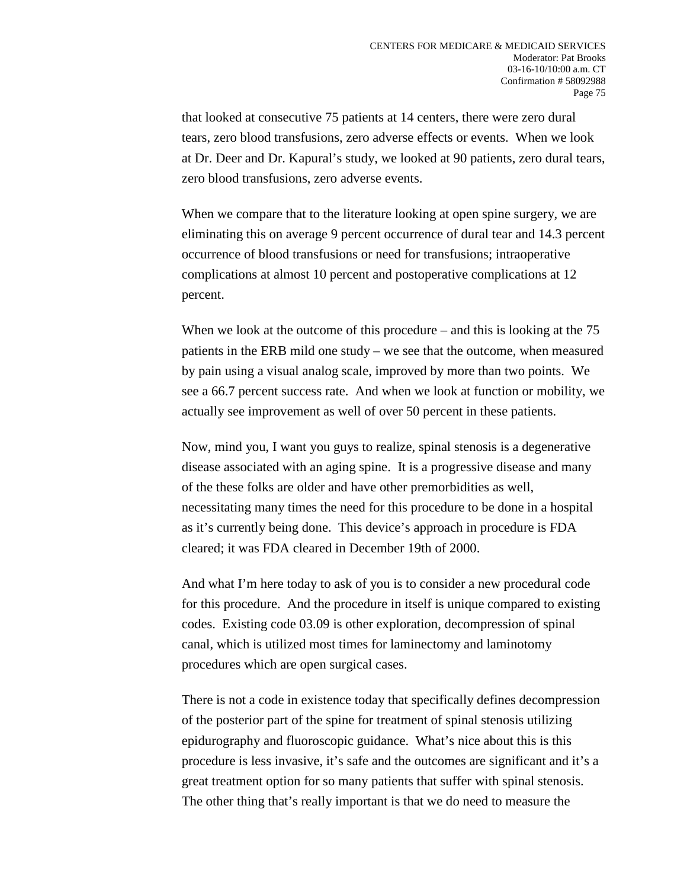that looked at consecutive 75 patients at 14 centers, there were zero dural tears, zero blood transfusions, zero adverse effects or events. When we look at Dr. Deer and Dr. Kapural's study, we looked at 90 patients, zero dural tears, zero blood transfusions, zero adverse events.

When we compare that to the literature looking at open spine surgery, we are eliminating this on average 9 percent occurrence of dural tear and 14.3 percent occurrence of blood transfusions or need for transfusions; intraoperative complications at almost 10 percent and postoperative complications at 12 percent.

When we look at the outcome of this procedure – and this is looking at the 75 patients in the ERB mild one study – we see that the outcome, when measured by pain using a visual analog scale, improved by more than two points. We see a 66.7 percent success rate. And when we look at function or mobility, we actually see improvement as well of over 50 percent in these patients.

Now, mind you, I want you guys to realize, spinal stenosis is a degenerative disease associated with an aging spine. It is a progressive disease and many of the these folks are older and have other premorbidities as well, necessitating many times the need for this procedure to be done in a hospital as it's currently being done. This device's approach in procedure is FDA cleared; it was FDA cleared in December 19th of 2000.

And what I'm here today to ask of you is to consider a new procedural code for this procedure. And the procedure in itself is unique compared to existing codes. Existing code 03.09 is other exploration, decompression of spinal canal, which is utilized most times for laminectomy and laminotomy procedures which are open surgical cases.

There is not a code in existence today that specifically defines decompression of the posterior part of the spine for treatment of spinal stenosis utilizing epidurography and fluoroscopic guidance. What's nice about this is this procedure is less invasive, it's safe and the outcomes are significant and it's a great treatment option for so many patients that suffer with spinal stenosis. The other thing that's really important is that we do need to measure the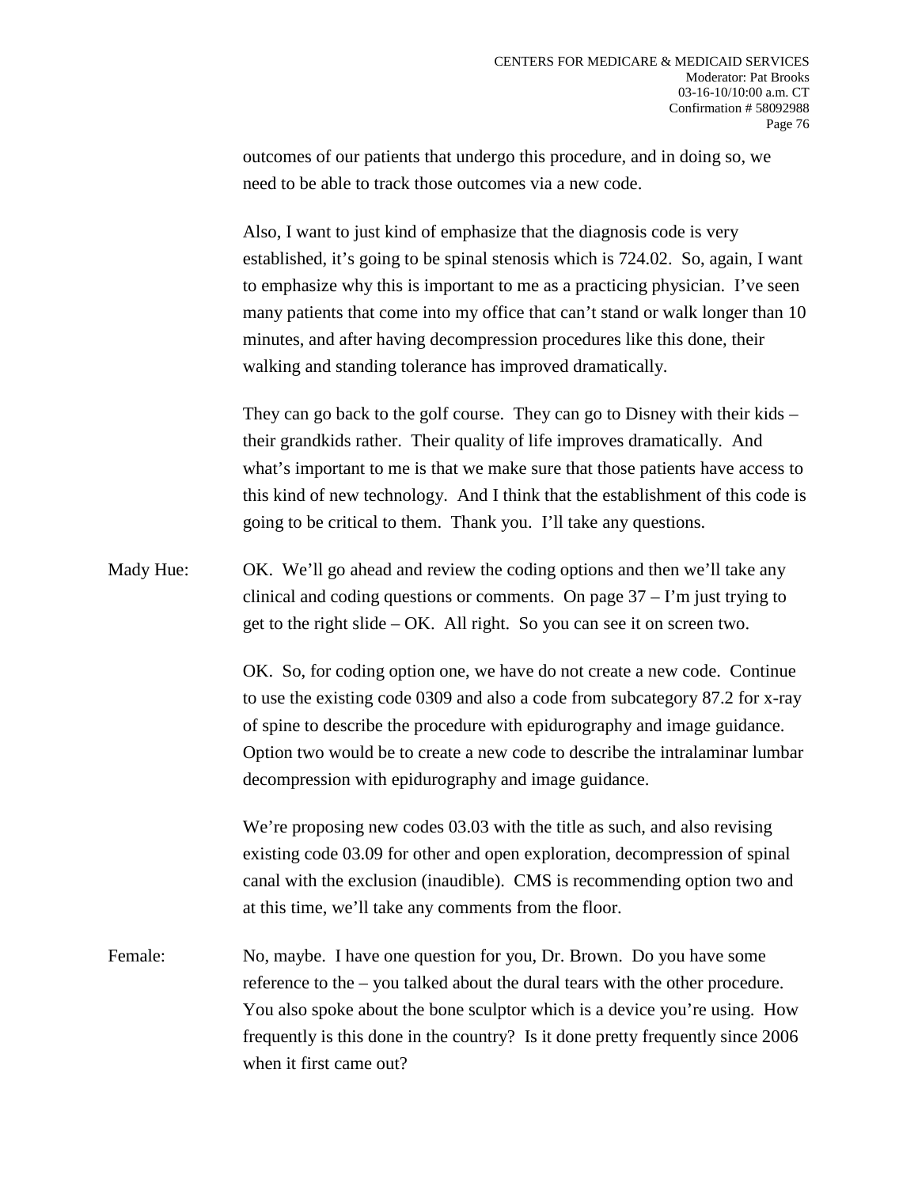outcomes of our patients that undergo this procedure, and in doing so, we need to be able to track those outcomes via a new code.

Also, I want to just kind of emphasize that the diagnosis code is very established, it's going to be spinal stenosis which is 724.02. So, again, I want to emphasize why this is important to me as a practicing physician. I've seen many patients that come into my office that can't stand or walk longer than 10 minutes, and after having decompression procedures like this done, their walking and standing tolerance has improved dramatically.

They can go back to the golf course. They can go to Disney with their kids – their grandkids rather. Their quality of life improves dramatically. And what's important to me is that we make sure that those patients have access to this kind of new technology. And I think that the establishment of this code is going to be critical to them. Thank you. I'll take any questions.

Mady Hue: OK. We'll go ahead and review the coding options and then we'll take any clinical and coding questions or comments. On page 37 – I'm just trying to get to the right slide – OK. All right. So you can see it on screen two.

OK. So, for coding option one, we have do not create a new code. Continue to use the existing code 0309 and also a code from subcategory 87.2 for x-ray of spine to describe the procedure with epidurography and image guidance. Option two would be to create a new code to describe the intralaminar lumbar decompression with epidurography and image guidance.

We're proposing new codes 03.03 with the title as such, and also revising existing code 03.09 for other and open exploration, decompression of spinal canal with the exclusion (inaudible). CMS is recommending option two and at this time, we'll take any comments from the floor.

Female: No, maybe. I have one question for you, Dr. Brown. Do you have some reference to the – you talked about the dural tears with the other procedure. You also spoke about the bone sculptor which is a device you're using. How frequently is this done in the country? Is it done pretty frequently since 2006 when it first came out?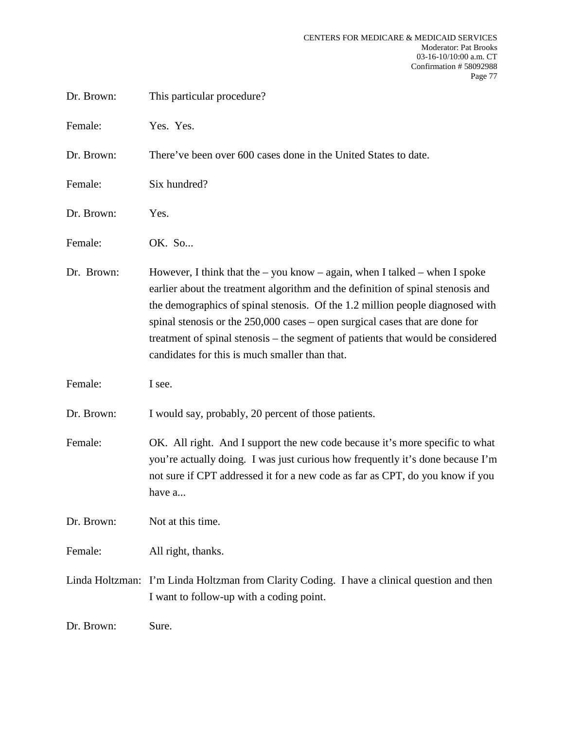Dr. Brown: This particular procedure?

Female: Yes. Yes.

Dr. Brown: There've been over 600 cases done in the United States to date.

Female: Six hundred?

Dr. Brown: Yes.

Female: OK. So...

Dr. Brown: However, I think that the – you know – again, when I talked – when I spoke earlier about the treatment algorithm and the definition of spinal stenosis and the demographics of spinal stenosis. Of the 1.2 million people diagnosed with spinal stenosis or the 250,000 cases – open surgical cases that are done for treatment of spinal stenosis – the segment of patients that would be considered candidates for this is much smaller than that.

Female: I see.

Dr. Brown: I would say, probably, 20 percent of those patients.

Female: OK. All right. And I support the new code because it's more specific to what you're actually doing. I was just curious how frequently it's done because I'm not sure if CPT addressed it for a new code as far as CPT, do you know if you have a...

Dr. Brown: Not at this time.

Female: All right, thanks.

Linda Holtzman: I'm Linda Holtzman from Clarity Coding. I have a clinical question and then I want to follow-up with a coding point.

Dr. Brown: Sure.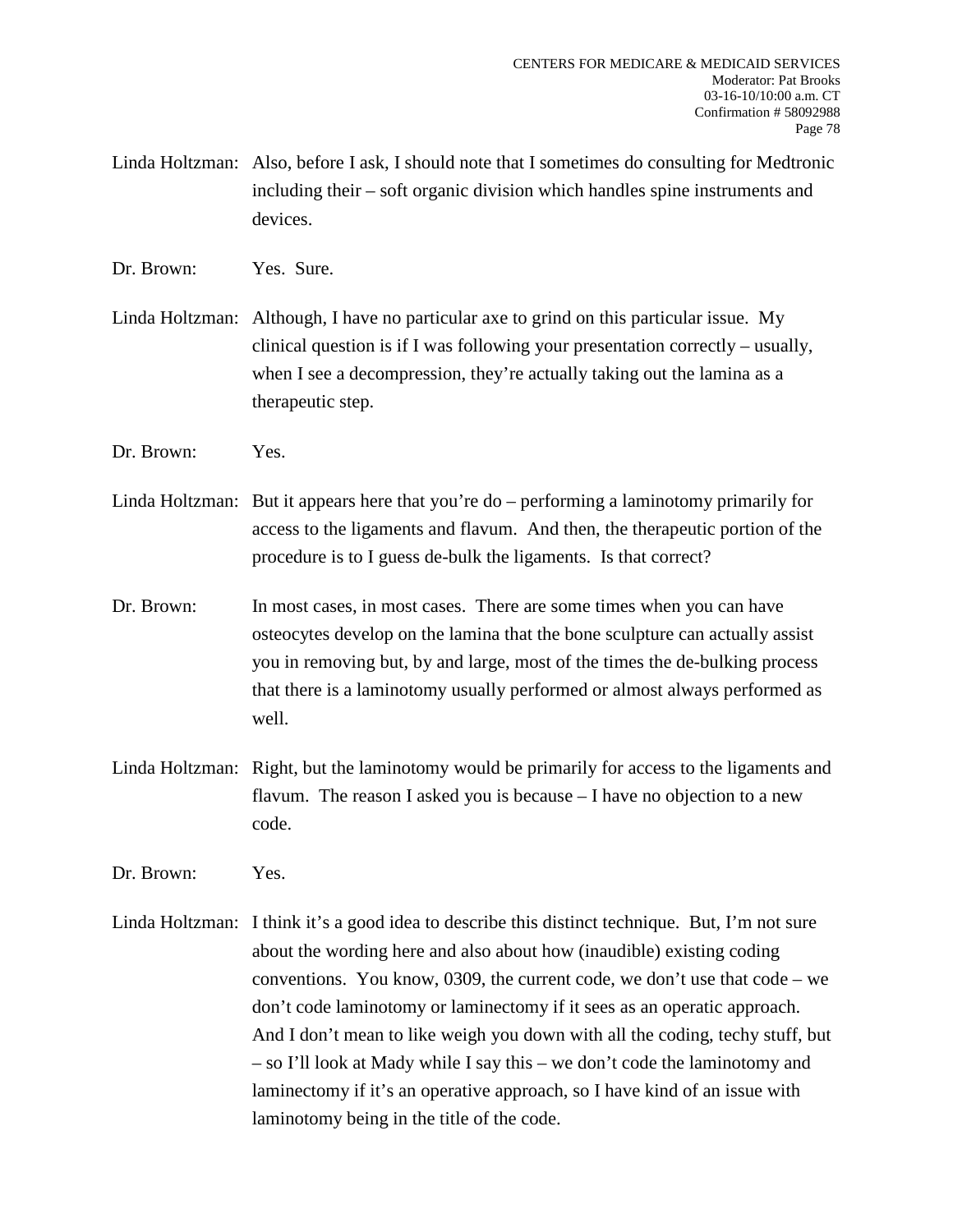Linda Holtzman: Also, before I ask, I should note that I sometimes do consulting for Medtronic including their – soft organic division which handles spine instruments and devices.

Dr. Brown: Yes. Sure.

Linda Holtzman: Although, I have no particular axe to grind on this particular issue. My clinical question is if I was following your presentation correctly – usually, when I see a decompression, they're actually taking out the lamina as a therapeutic step.

Dr. Brown: Yes.

Linda Holtzman: But it appears here that you're do – performing a laminotomy primarily for access to the ligaments and flavum. And then, the therapeutic portion of the procedure is to I guess de-bulk the ligaments. Is that correct?

Dr. Brown: In most cases, in most cases. There are some times when you can have osteocytes develop on the lamina that the bone sculpture can actually assist you in removing but, by and large, most of the times the de-bulking process that there is a laminotomy usually performed or almost always performed as well.

Linda Holtzman: Right, but the laminotomy would be primarily for access to the ligaments and flavum. The reason I asked you is because – I have no objection to a new code.

Dr. Brown: Yes.

Linda Holtzman: I think it's a good idea to describe this distinct technique. But, I'm not sure about the wording here and also about how (inaudible) existing coding conventions. You know, 0309, the current code, we don't use that code – we don't code laminotomy or laminectomy if it sees as an operatic approach. And I don't mean to like weigh you down with all the coding, techy stuff, but – so I'll look at Mady while I say this – we don't code the laminotomy and laminectomy if it's an operative approach, so I have kind of an issue with laminotomy being in the title of the code.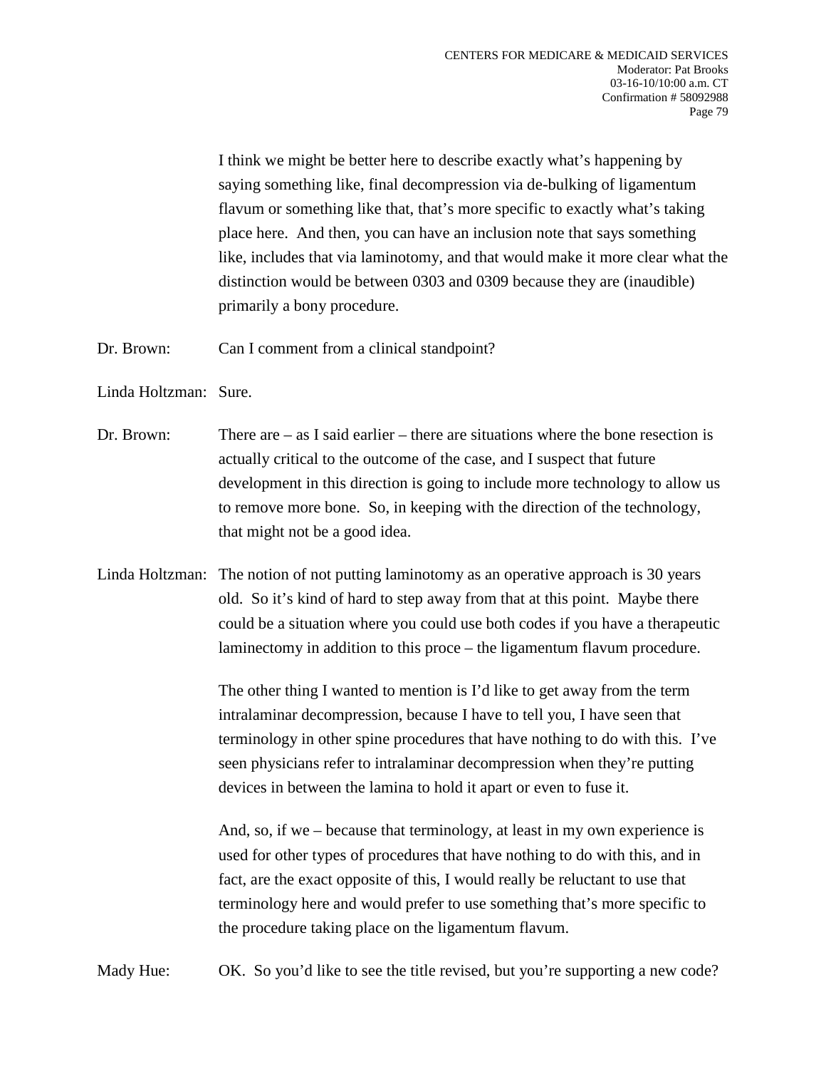I think we might be better here to describe exactly what's happening by saying something like, final decompression via de-bulking of ligamentum flavum or something like that, that's more specific to exactly what's taking place here. And then, you can have an inclusion note that says something like, includes that via laminotomy, and that would make it more clear what the distinction would be between 0303 and 0309 because they are (inaudible) primarily a bony procedure.

Dr. Brown: Can I comment from a clinical standpoint?

Linda Holtzman: Sure.

Dr. Brown: There are – as I said earlier – there are situations where the bone resection is actually critical to the outcome of the case, and I suspect that future development in this direction is going to include more technology to allow us to remove more bone. So, in keeping with the direction of the technology, that might not be a good idea.

Linda Holtzman: The notion of not putting laminotomy as an operative approach is 30 years old. So it's kind of hard to step away from that at this point. Maybe there could be a situation where you could use both codes if you have a therapeutic laminectomy in addition to this proce – the ligamentum flavum procedure.

The other thing I wanted to mention is I'd like to get away from the term intralaminar decompression, because I have to tell you, I have seen that terminology in other spine procedures that have nothing to do with this. I've seen physicians refer to intralaminar decompression when they're putting devices in between the lamina to hold it apart or even to fuse it.

And, so, if we – because that terminology, at least in my own experience is used for other types of procedures that have nothing to do with this, and in fact, are the exact opposite of this, I would really be reluctant to use that terminology here and would prefer to use something that's more specific to the procedure taking place on the ligamentum flavum.

Mady Hue: OK. So you'd like to see the title revised, but you're supporting a new code?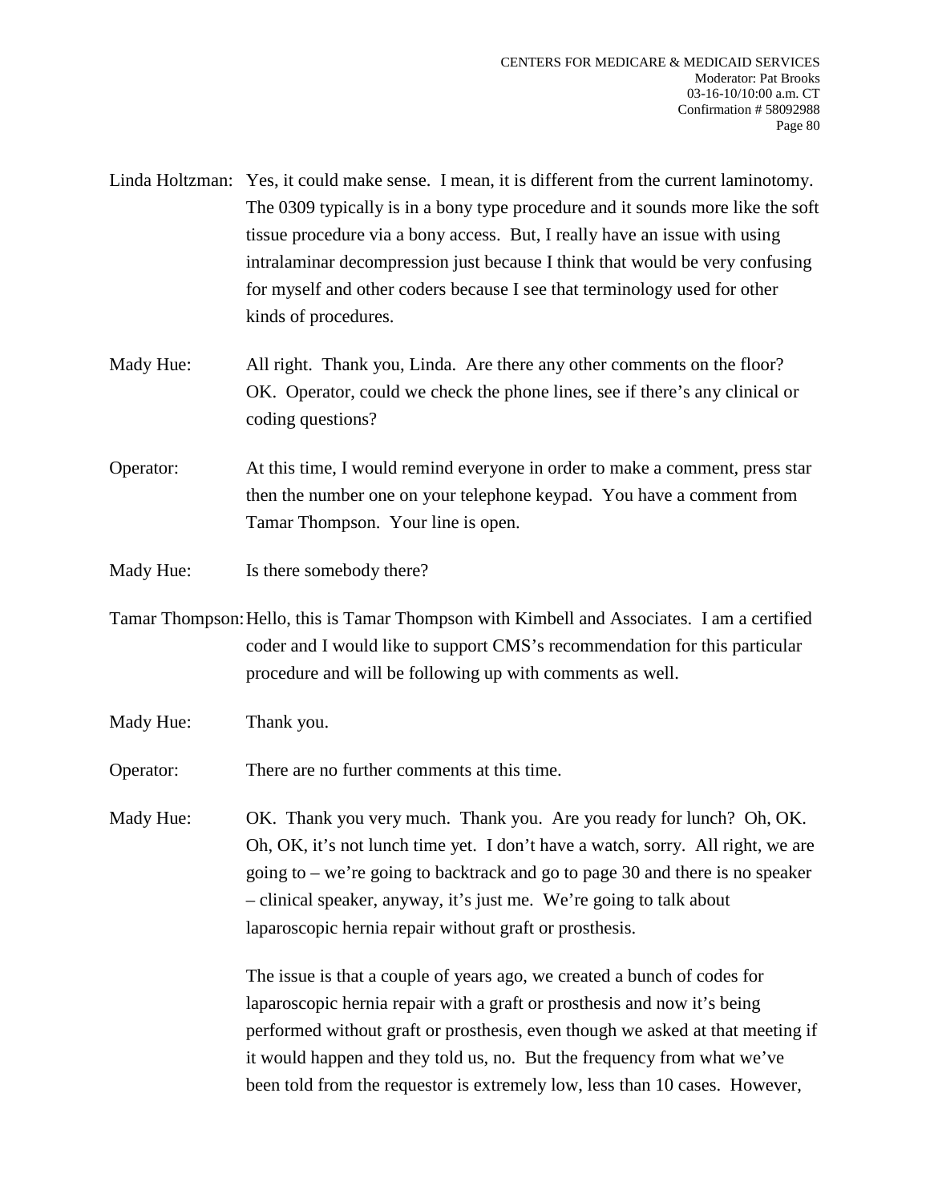Linda Holtzman: Yes, it could make sense. I mean, it is different from the current laminotomy. The 0309 typically is in a bony type procedure and it sounds more like the soft tissue procedure via a bony access. But, I really have an issue with using intralaminar decompression just because I think that would be very confusing for myself and other coders because I see that terminology used for other kinds of procedures.

Mady Hue: All right. Thank you, Linda. Are there any other comments on the floor? OK. Operator, could we check the phone lines, see if there's any clinical or coding questions?

Operator: At this time, I would remind everyone in order to make a comment, press star then the number one on your telephone keypad. You have a comment from Tamar Thompson. Your line is open.

Mady Hue: Is there somebody there?

Tamar Thompson: Hello, this is Tamar Thompson with Kimbell and Associates. I am a certified coder and I would like to support CMS's recommendation for this particular procedure and will be following up with comments as well.

Mady Hue: Thank you.

Operator: There are no further comments at this time.

Mady Hue: OK. Thank you very much. Thank you. Are you ready for lunch? Oh, OK. Oh, OK, it's not lunch time yet. I don't have a watch, sorry. All right, we are going to – we're going to backtrack and go to page 30 and there is no speaker – clinical speaker, anyway, it's just me. We're going to talk about laparoscopic hernia repair without graft or prosthesis.

The issue is that a couple of years ago, we created a bunch of codes for laparoscopic hernia repair with a graft or prosthesis and now it's being performed without graft or prosthesis, even though we asked at that meeting if it would happen and they told us, no. But the frequency from what we've been told from the requestor is extremely low, less than 10 cases. However,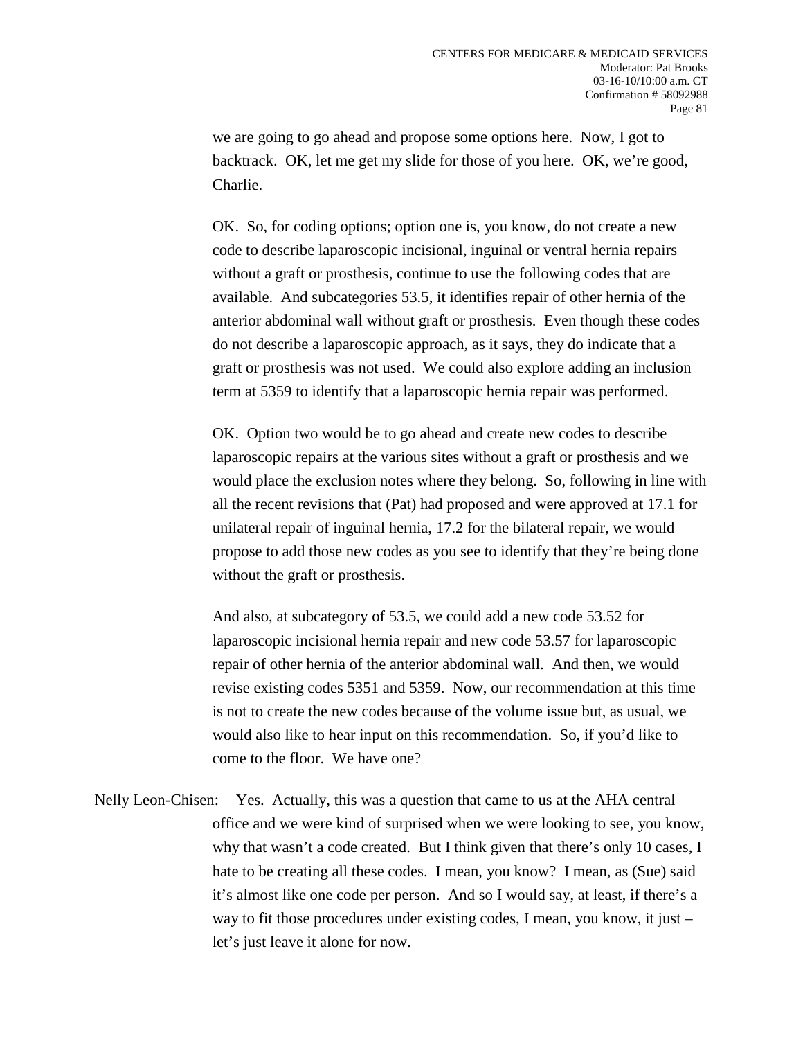we are going to go ahead and propose some options here. Now, I got to backtrack. OK, let me get my slide for those of you here. OK, we're good, Charlie.

OK. So, for coding options; option one is, you know, do not create a new code to describe laparoscopic incisional, inguinal or ventral hernia repairs without a graft or prosthesis, continue to use the following codes that are available. And subcategories 53.5, it identifies repair of other hernia of the anterior abdominal wall without graft or prosthesis. Even though these codes do not describe a laparoscopic approach, as it says, they do indicate that a graft or prosthesis was not used. We could also explore adding an inclusion term at 5359 to identify that a laparoscopic hernia repair was performed.

OK. Option two would be to go ahead and create new codes to describe laparoscopic repairs at the various sites without a graft or prosthesis and we would place the exclusion notes where they belong. So, following in line with all the recent revisions that (Pat) had proposed and were approved at 17.1 for unilateral repair of inguinal hernia, 17.2 for the bilateral repair, we would propose to add those new codes as you see to identify that they're being done without the graft or prosthesis.

And also, at subcategory of 53.5, we could add a new code 53.52 for laparoscopic incisional hernia repair and new code 53.57 for laparoscopic repair of other hernia of the anterior abdominal wall. And then, we would revise existing codes 5351 and 5359. Now, our recommendation at this time is not to create the new codes because of the volume issue but, as usual, we would also like to hear input on this recommendation. So, if you'd like to come to the floor. We have one?

Nelly Leon-Chisen: Yes. Actually, this was a question that came to us at the AHA central office and we were kind of surprised when we were looking to see, you know, why that wasn't a code created. But I think given that there's only 10 cases, I hate to be creating all these codes. I mean, you know? I mean, as (Sue) said it's almost like one code per person. And so I would say, at least, if there's a way to fit those procedures under existing codes, I mean, you know, it just – let's just leave it alone for now.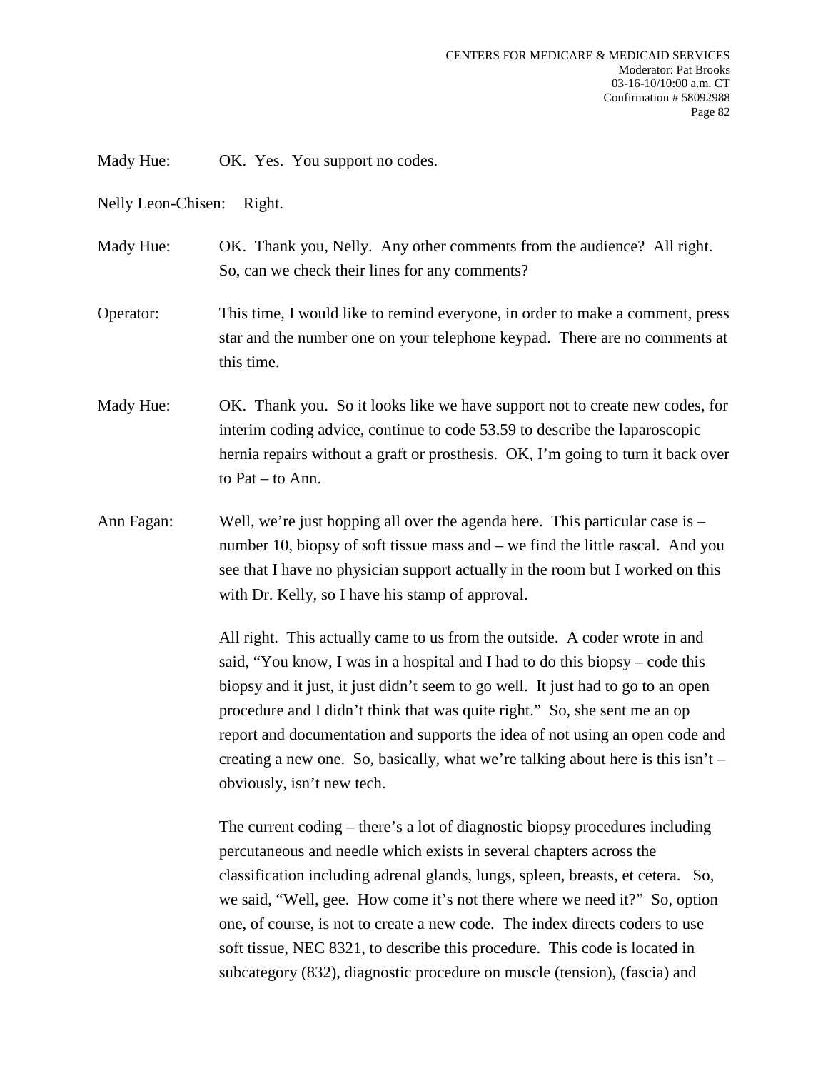Mady Hue: OK. Yes. You support no codes.

Nelly Leon-Chisen: Right.

Mady Hue: OK. Thank you, Nelly. Any other comments from the audience? All right. So, can we check their lines for any comments?

Operator: This time, I would like to remind everyone, in order to make a comment, press star and the number one on your telephone keypad. There are no comments at this time.

Mady Hue: OK. Thank you. So it looks like we have support not to create new codes, for interim coding advice, continue to code 53.59 to describe the laparoscopic hernia repairs without a graft or prosthesis. OK, I'm going to turn it back over to Pat – to Ann.

Ann Fagan: Well, we're just hopping all over the agenda here. This particular case is – number 10, biopsy of soft tissue mass and – we find the little rascal. And you see that I have no physician support actually in the room but I worked on this with Dr. Kelly, so I have his stamp of approval.

All right. This actually came to us from the outside. A coder wrote in and said, "You know, I was in a hospital and I had to do this biopsy – code this biopsy and it just, it just didn't seem to go well. It just had to go to an open procedure and I didn't think that was quite right." So, she sent me an op report and documentation and supports the idea of not using an open code and creating a new one. So, basically, what we're talking about here is this isn't – obviously, isn't new tech.

The current coding – there's a lot of diagnostic biopsy procedures including percutaneous and needle which exists in several chapters across the classification including adrenal glands, lungs, spleen, breasts, et cetera. So, we said, "Well, gee. How come it's not there where we need it?" So, option one, of course, is not to create a new code. The index directs coders to use soft tissue, NEC 8321, to describe this procedure. This code is located in subcategory (832), diagnostic procedure on muscle (tension), (fascia) and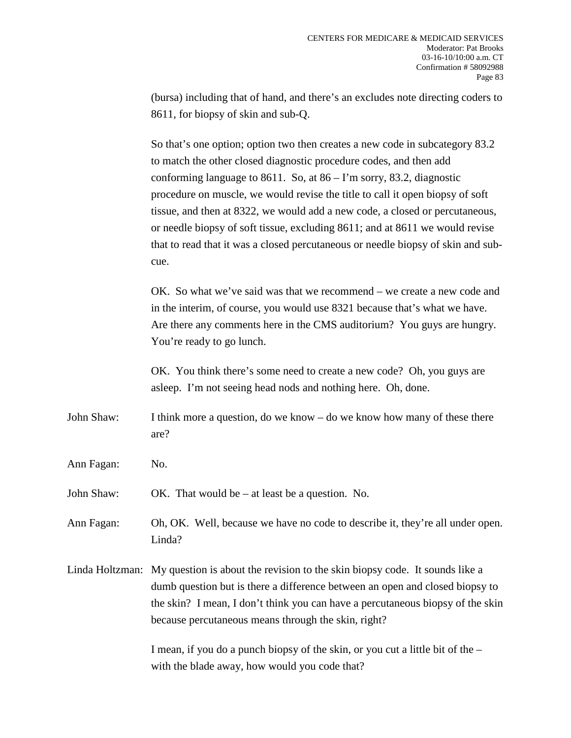(bursa) including that of hand, and there's an excludes note directing coders to 8611, for biopsy of skin and sub-Q.

So that's one option; option two then creates a new code in subcategory 83.2 to match the other closed diagnostic procedure codes, and then add conforming language to 8611. So, at 86 – I'm sorry, 83.2, diagnostic procedure on muscle, we would revise the title to call it open biopsy of soft tissue, and then at 8322, we would add a new code, a closed or percutaneous, or needle biopsy of soft tissue, excluding 8611; and at 8611 we would revise that to read that it was a closed percutaneous or needle biopsy of skin and sub-cue.

OK. So what we've said was that we recommend – we create a new code and in the interim, of course, you would use 8321 because that's what we have. Are there any comments here in the CMS auditorium? You guys are hungry. You're ready to go lunch.

OK. You think there's some need to create a new code? Oh, you guys are asleep. I'm not seeing head nods and nothing here. Oh, done.

John Shaw: I think more a question, do we know – do we know how many of these there are?

Ann Fagan: No.

John Shaw: OK. That would be – at least be a question. No.

Ann Fagan: Oh, OK. Well, because we have no code to describe it, they're all under open. Linda?

Linda Holtzman: My question is about the revision to the skin biopsy code. It sounds like a dumb question but is there a difference between an open and closed biopsy to the skin? I mean, I don't think you can have a percutaneous biopsy of the skin because percutaneous means through the skin, right?

I mean, if you do a punch biopsy of the skin, or you cut a little bit of the – with the blade away, how would you code that?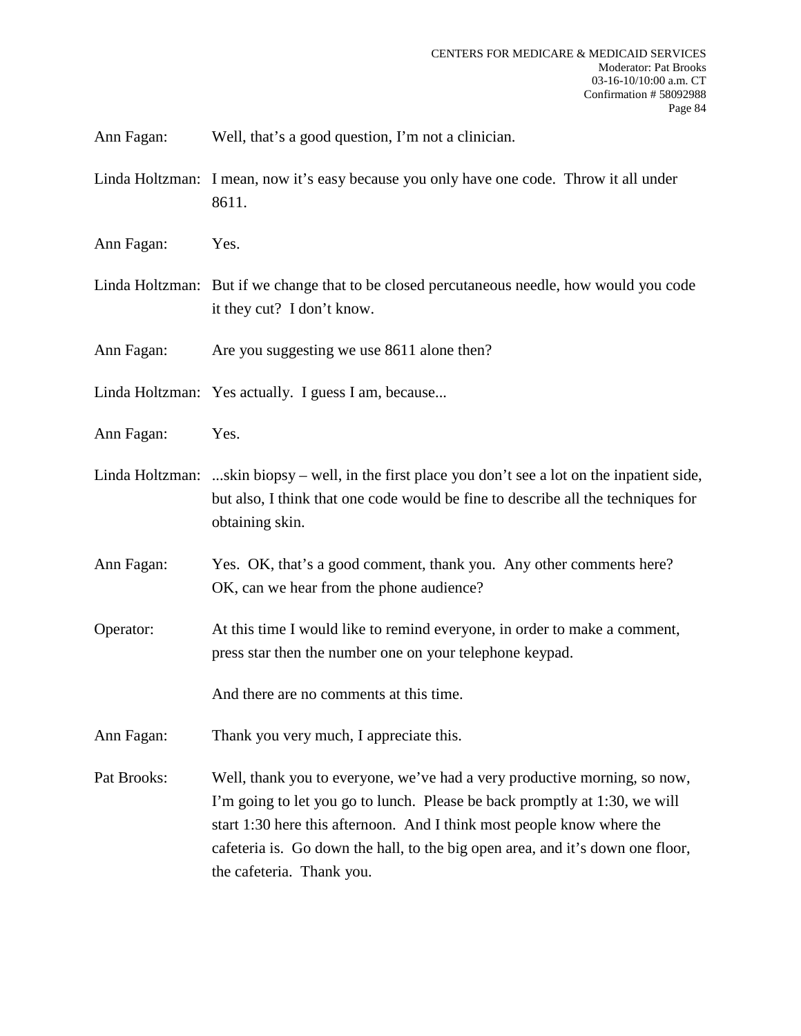Ann Fagan: Well, that's a good question, I'm not a clinician.

Linda Holtzman: I mean, now it's easy because you only have one code. Throw it all under 8611.

Ann Fagan: Yes.

Linda Holtzman: But if we change that to be closed percutaneous needle, how would you code it they cut? I don't know.

Ann Fagan: Are you suggesting we use 8611 alone then?

Linda Holtzman: Yes actually. I guess I am, because...

Ann Fagan: Yes.

Linda Holtzman: ...skin biopsy – well, in the first place you don't see a lot on the inpatient side, but also, I think that one code would be fine to describe all the techniques for obtaining skin.

Ann Fagan: Yes. OK, that's a good comment, thank you. Any other comments here? OK, can we hear from the phone audience?

Operator: At this time I would like to remind everyone, in order to make a comment, press star then the number one on your telephone keypad.

And there are no comments at this time.

Ann Fagan: Thank you very much, I appreciate this.

Pat Brooks: Well, thank you to everyone, we've had a very productive morning, so now, I'm going to let you go to lunch. Please be back promptly at 1:30, we will start 1:30 here this afternoon. And I think most people know where the cafeteria is. Go down the hall, to the big open area, and it's down one floor, the cafeteria. Thank you.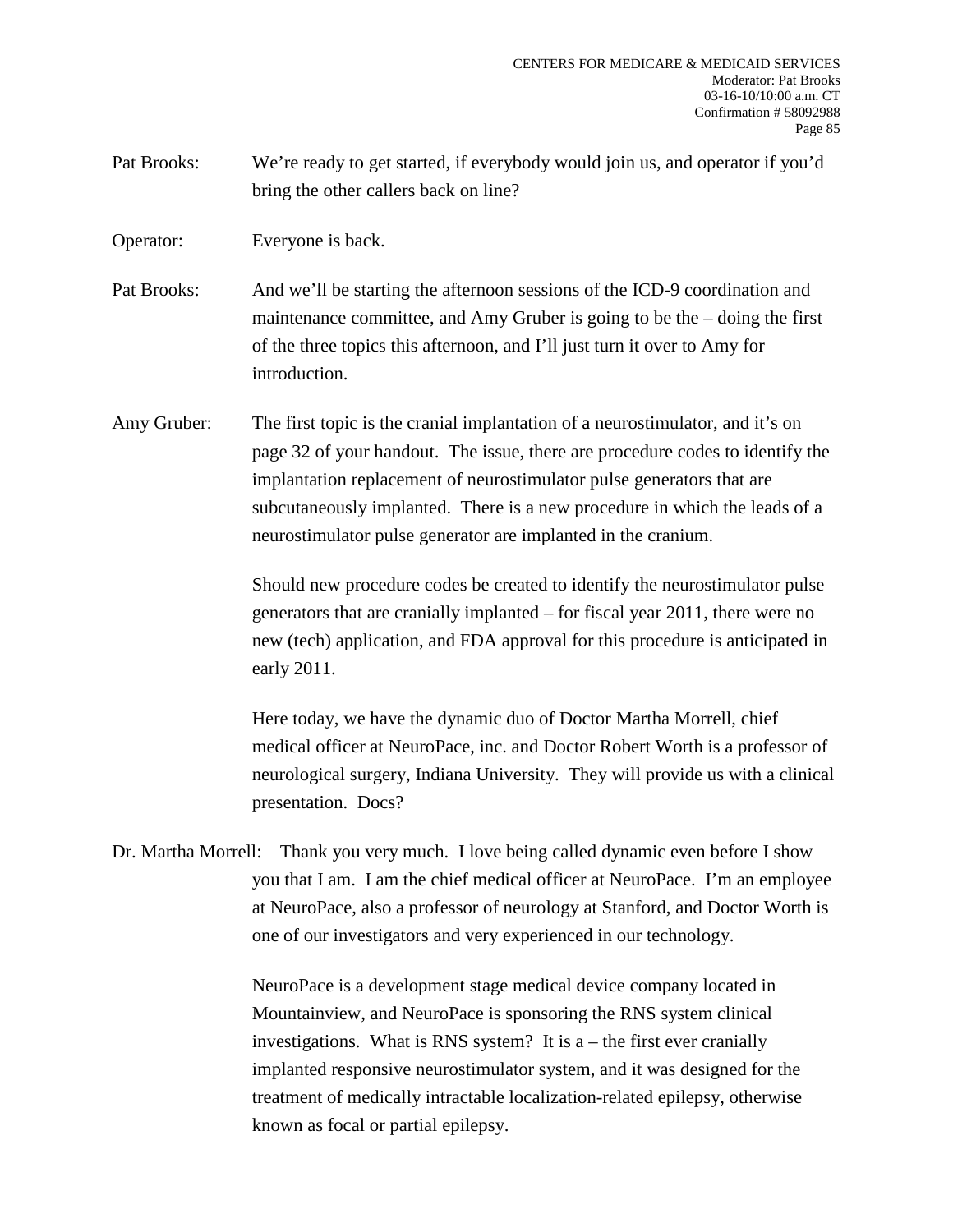Pat Brooks: We're ready to get started, if everybody would join us, and operator if you'd bring the other callers back on line?

Operator: Everyone is back.

Pat Brooks: And we'll be starting the afternoon sessions of the ICD-9 coordination and maintenance committee, and Amy Gruber is going to be the – doing the first of the three topics this afternoon, and I'll just turn it over to Amy for introduction.

Amy Gruber: The first topic is the cranial implantation of a neurostimulator, and it's on page 32 of your handout. The issue, there are procedure codes to identify the implantation replacement of neurostimulator pulse generators that are subcutaneously implanted. There is a new procedure in which the leads of a neurostimulator pulse generator are implanted in the cranium.

Should new procedure codes be created to identify the neurostimulator pulse generators that are cranially implanted – for fiscal year 2011, there were no new (tech) application, and FDA approval for this procedure is anticipated in early 2011.

Here today, we have the dynamic duo of Doctor Martha Morrell, chief medical officer at NeuroPace, inc. and Doctor Robert Worth is a professor of neurological surgery, Indiana University. They will provide us with a clinical presentation. Docs?

Dr. Martha Morrell: Thank you very much. I love being called dynamic even before I show you that I am. I am the chief medical officer at NeuroPace. I'm an employee at NeuroPace, also a professor of neurology at Stanford, and Doctor Worth is one of our investigators and very experienced in our technology.

NeuroPace is a development stage medical device company located in Mountainview, and NeuroPace is sponsoring the RNS system clinical investigations. What is RNS system? It is a – the first ever cranially implanted responsive neurostimulator system, and it was designed for the treatment of medically intractable localization-related epilepsy, otherwise known as focal or partial epilepsy.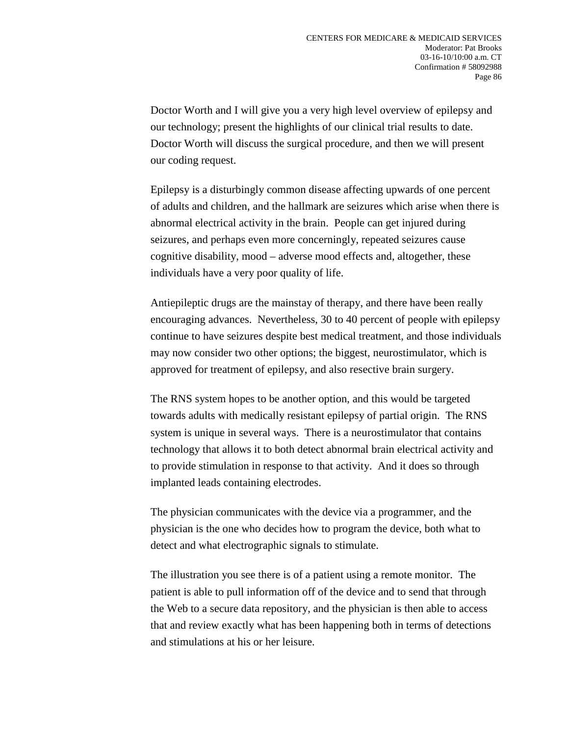Doctor Worth and I will give you a very high level overview of epilepsy and our technology; present the highlights of our clinical trial results to date. Doctor Worth will discuss the surgical procedure, and then we will present our coding request.

Epilepsy is a disturbingly common disease affecting upwards of one percent of adults and children, and the hallmark are seizures which arise when there is abnormal electrical activity in the brain. People can get injured during seizures, and perhaps even more concerningly, repeated seizures cause cognitive disability, mood – adverse mood effects and, altogether, these individuals have a very poor quality of life.

Antiepileptic drugs are the mainstay of therapy, and there have been really encouraging advances. Nevertheless, 30 to 40 percent of people with epilepsy continue to have seizures despite best medical treatment, and those individuals may now consider two other options; the biggest, neurostimulator, which is approved for treatment of epilepsy, and also resective brain surgery.

The RNS system hopes to be another option, and this would be targeted towards adults with medically resistant epilepsy of partial origin. The RNS system is unique in several ways. There is a neurostimulator that contains technology that allows it to both detect abnormal brain electrical activity and to provide stimulation in response to that activity. And it does so through implanted leads containing electrodes.

The physician communicates with the device via a programmer, and the physician is the one who decides how to program the device, both what to detect and what electrographic signals to stimulate.

The illustration you see there is of a patient using a remote monitor. The patient is able to pull information off of the device and to send that through the Web to a secure data repository, and the physician is then able to access that and review exactly what has been happening both in terms of detections and stimulations at his or her leisure.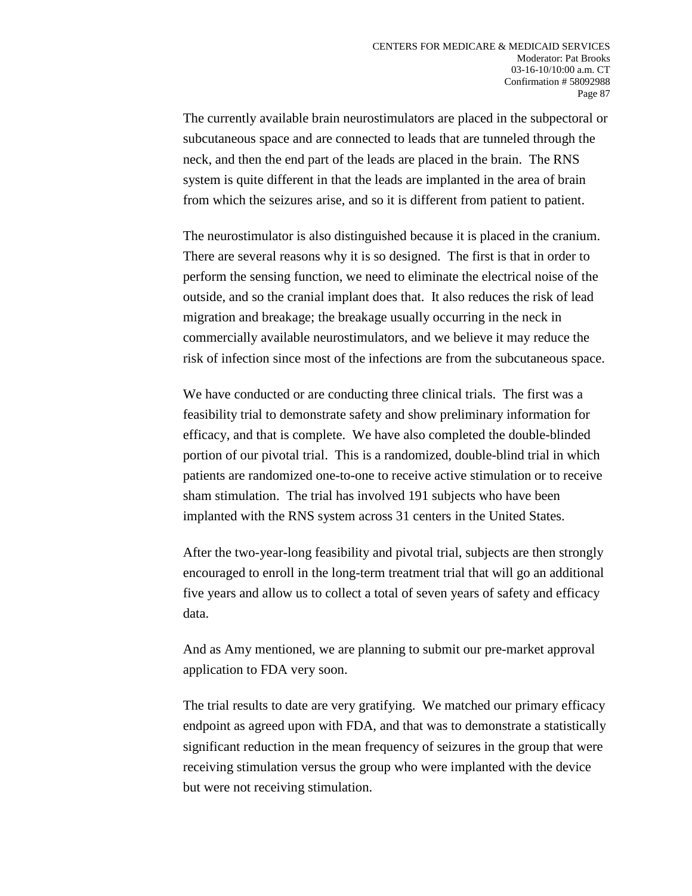The currently available brain neurostimulators are placed in the subpectoral or subcutaneous space and are connected to leads that are tunneled through the neck, and then the end part of the leads are placed in the brain. The RNS system is quite different in that the leads are implanted in the area of brain from which the seizures arise, and so it is different from patient to patient.

The neurostimulator is also distinguished because it is placed in the cranium. There are several reasons why it is so designed. The first is that in order to perform the sensing function, we need to eliminate the electrical noise of the outside, and so the cranial implant does that. It also reduces the risk of lead migration and breakage; the breakage usually occurring in the neck in commercially available neurostimulators, and we believe it may reduce the risk of infection since most of the infections are from the subcutaneous space.

We have conducted or are conducting three clinical trials. The first was a feasibility trial to demonstrate safety and show preliminary information for efficacy, and that is complete. We have also completed the double-blinded portion of our pivotal trial. This is a randomized, double-blind trial in which patients are randomized one-to-one to receive active stimulation or to receive sham stimulation. The trial has involved 191 subjects who have been implanted with the RNS system across 31 centers in the United States.

After the two-year-long feasibility and pivotal trial, subjects are then strongly encouraged to enroll in the long-term treatment trial that will go an additional five years and allow us to collect a total of seven years of safety and efficacy data.

And as Amy mentioned, we are planning to submit our pre-market approval application to FDA very soon.

The trial results to date are very gratifying. We matched our primary efficacy endpoint as agreed upon with FDA, and that was to demonstrate a statistically significant reduction in the mean frequency of seizures in the group that were receiving stimulation versus the group who were implanted with the device but were not receiving stimulation.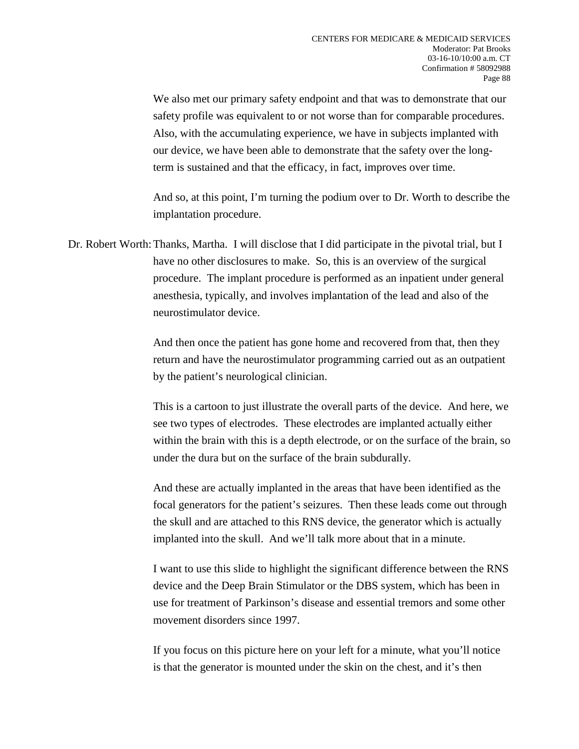We also met our primary safety endpoint and that was to demonstrate that our safety profile was equivalent to or not worse than for comparable procedures. Also, with the accumulating experience, we have in subjects implanted with our device, we have been able to demonstrate that the safety over the long-term is sustained and that the efficacy, in fact, improves over time.

And so, at this point, I'm turning the podium over to Dr. Worth to describe the implantation procedure.

Dr. Robert Worth: Thanks, Martha. I will disclose that I did participate in the pivotal trial, but I have no other disclosures to make. So, this is an overview of the surgical procedure. The implant procedure is performed as an inpatient under general anesthesia, typically, and involves implantation of the lead and also of the neurostimulator device.

And then once the patient has gone home and recovered from that, then they return and have the neurostimulator programming carried out as an outpatient by the patient's neurological clinician.

This is a cartoon to just illustrate the overall parts of the device. And here, we see two types of electrodes. These electrodes are implanted actually either within the brain with this is a depth electrode, or on the surface of the brain, so under the dura but on the surface of the brain subdurally.

And these are actually implanted in the areas that have been identified as the focal generators for the patient's seizures. Then these leads come out through the skull and are attached to this RNS device, the generator which is actually implanted into the skull. And we'll talk more about that in a minute.

I want to use this slide to highlight the significant difference between the RNS device and the Deep Brain Stimulator or the DBS system, which has been in use for treatment of Parkinson's disease and essential tremors and some other movement disorders since 1997.

If you focus on this picture here on your left for a minute, what you'll notice is that the generator is mounted under the skin on the chest, and it's then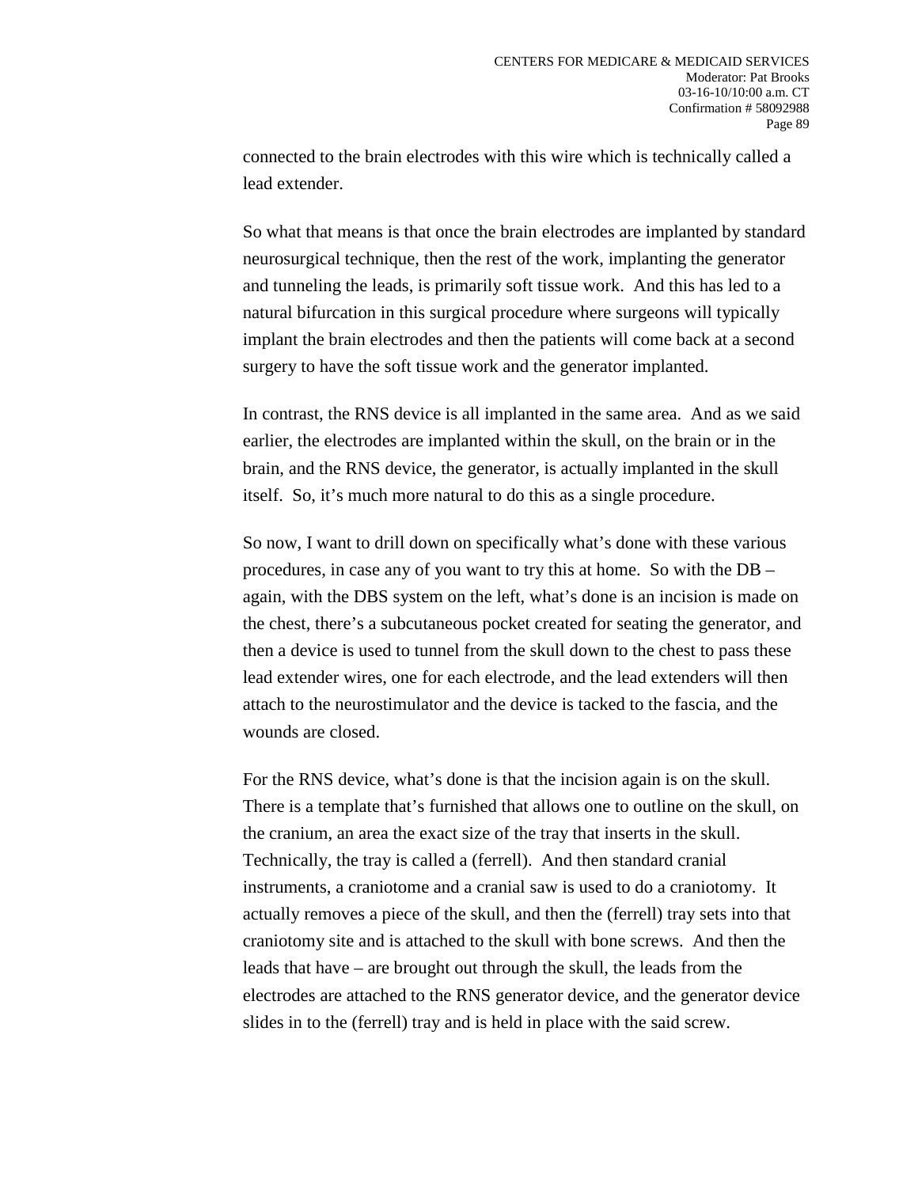connected to the brain electrodes with this wire which is technically called a lead extender.

So what that means is that once the brain electrodes are implanted by standard neurosurgical technique, then the rest of the work, implanting the generator and tunneling the leads, is primarily soft tissue work. And this has led to a natural bifurcation in this surgical procedure where surgeons will typically implant the brain electrodes and then the patients will come back at a second surgery to have the soft tissue work and the generator implanted.

In contrast, the RNS device is all implanted in the same area. And as we said earlier, the electrodes are implanted within the skull, on the brain or in the brain, and the RNS device, the generator, is actually implanted in the skull itself. So, it's much more natural to do this as a single procedure.

So now, I want to drill down on specifically what's done with these various procedures, in case any of you want to try this at home. So with the DB – again, with the DBS system on the left, what's done is an incision is made on the chest, there's a subcutaneous pocket created for seating the generator, and then a device is used to tunnel from the skull down to the chest to pass these lead extender wires, one for each electrode, and the lead extenders will then attach to the neurostimulator and the device is tacked to the fascia, and the wounds are closed.

For the RNS device, what's done is that the incision again is on the skull. There is a template that's furnished that allows one to outline on the skull, on the cranium, an area the exact size of the tray that inserts in the skull. Technically, the tray is called a (ferrell). And then standard cranial instruments, a craniotome and a cranial saw is used to do a craniotomy. It actually removes a piece of the skull, and then the (ferrell) tray sets into that craniotomy site and is attached to the skull with bone screws. And then the leads that have – are brought out through the skull, the leads from the electrodes are attached to the RNS generator device, and the generator device slides in to the (ferrell) tray and is held in place with the said screw.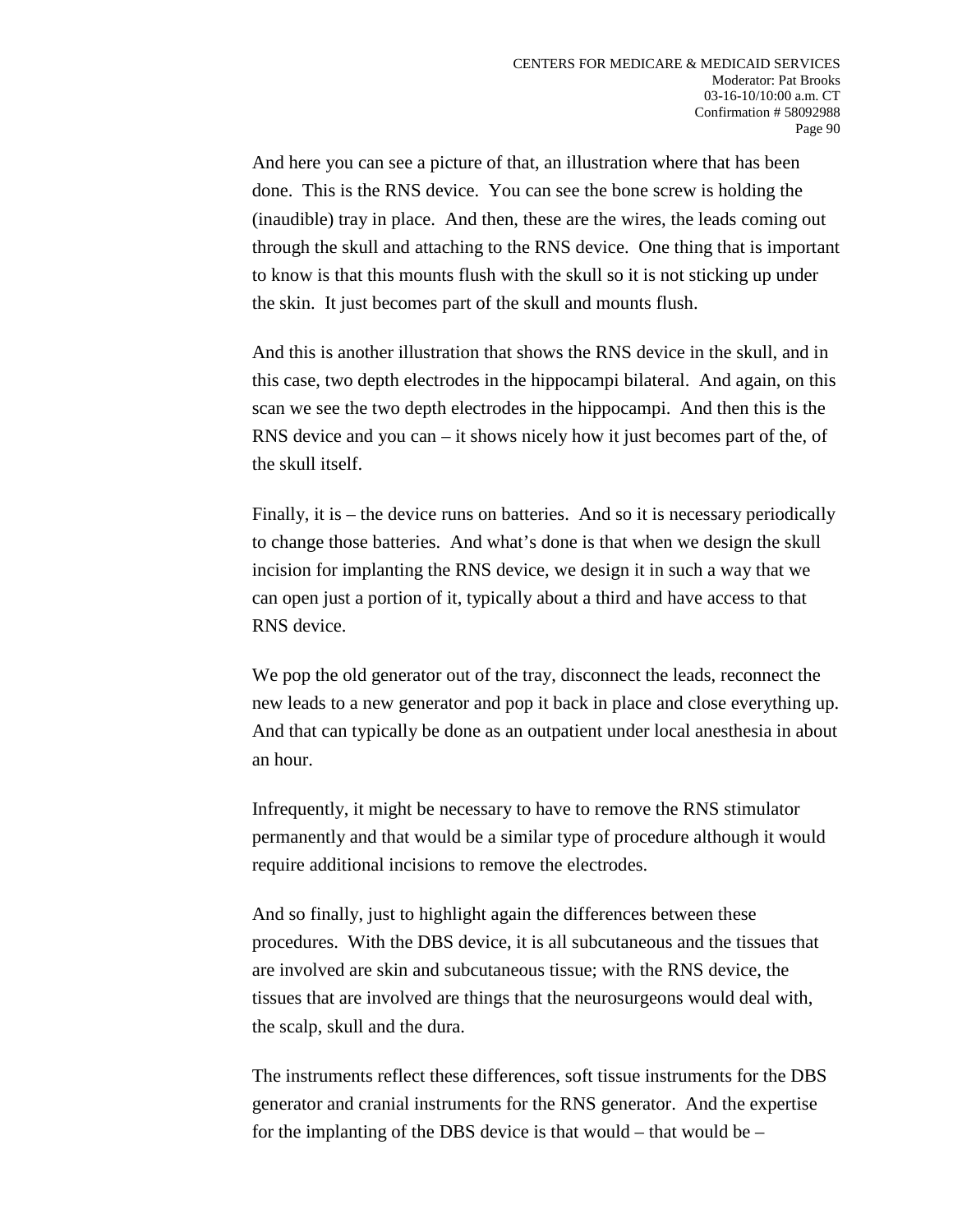And here you can see a picture of that, an illustration where that has been done. This is the RNS device. You can see the bone screw is holding the (inaudible) tray in place. And then, these are the wires, the leads coming out through the skull and attaching to the RNS device. One thing that is important to know is that this mounts flush with the skull so it is not sticking up under the skin. It just becomes part of the skull and mounts flush.

And this is another illustration that shows the RNS device in the skull, and in this case, two depth electrodes in the hippocampi bilateral. And again, on this scan we see the two depth electrodes in the hippocampi. And then this is the RNS device and you can – it shows nicely how it just becomes part of the, of the skull itself.

Finally, it is – the device runs on batteries. And so it is necessary periodically to change those batteries. And what's done is that when we design the skull incision for implanting the RNS device, we design it in such a way that we can open just a portion of it, typically about a third and have access to that RNS device.

We pop the old generator out of the tray, disconnect the leads, reconnect the new leads to a new generator and pop it back in place and close everything up. And that can typically be done as an outpatient under local anesthesia in about an hour.

Infrequently, it might be necessary to have to remove the RNS stimulator permanently and that would be a similar type of procedure although it would require additional incisions to remove the electrodes.

And so finally, just to highlight again the differences between these procedures. With the DBS device, it is all subcutaneous and the tissues that are involved are skin and subcutaneous tissue; with the RNS device, the tissues that are involved are things that the neurosurgeons would deal with, the scalp, skull and the dura.

The instruments reflect these differences, soft tissue instruments for the DBS generator and cranial instruments for the RNS generator. And the expertise for the implanting of the DBS device is that would – that would be –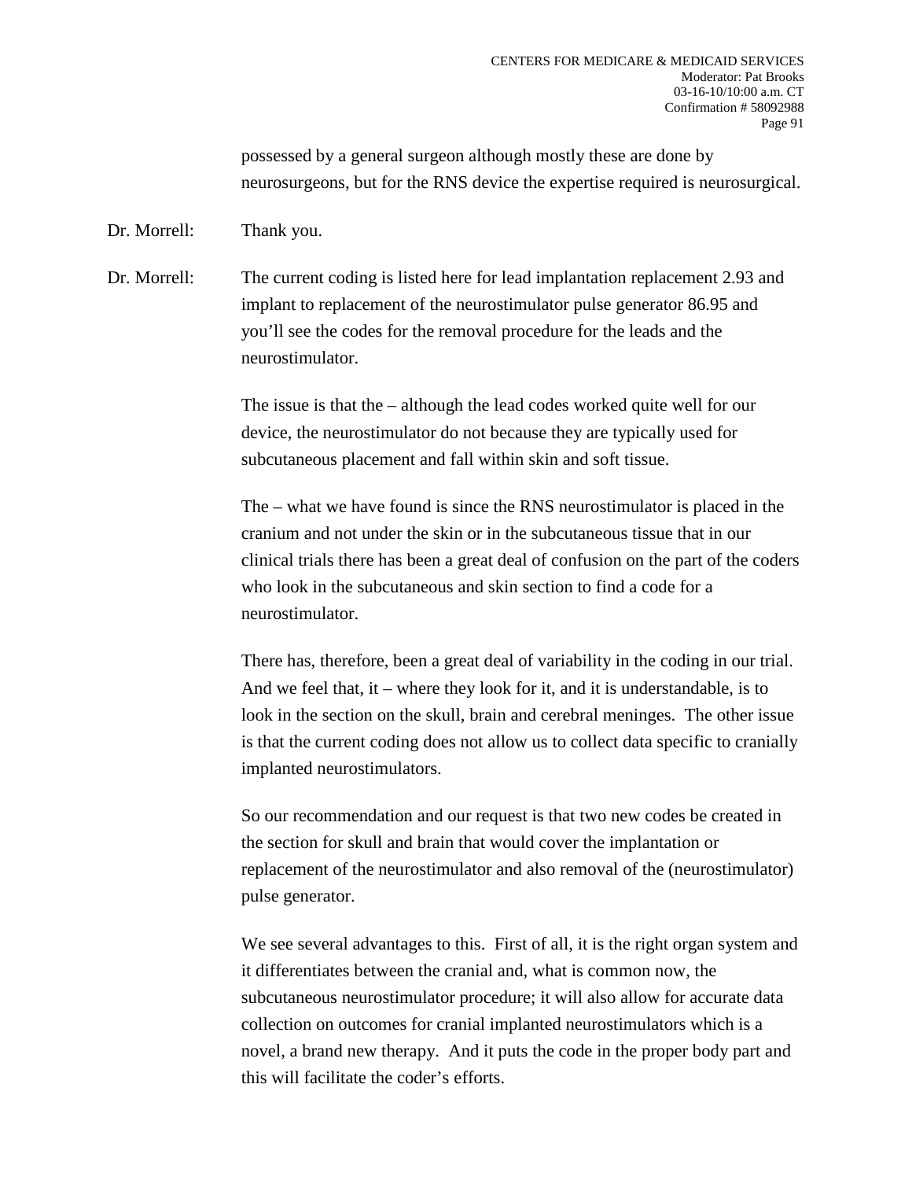possessed by a general surgeon although mostly these are done by neurosurgeons, but for the RNS device the expertise required is neurosurgical.

Dr. Morrell: Thank you.

Dr. Morrell: The current coding is listed here for lead implantation replacement 2.93 and implant to replacement of the neurostimulator pulse generator 86.95 and you'll see the codes for the removal procedure for the leads and the neurostimulator.

The issue is that the – although the lead codes worked quite well for our device, the neurostimulator do not because they are typically used for subcutaneous placement and fall within skin and soft tissue.

The – what we have found is since the RNS neurostimulator is placed in the cranium and not under the skin or in the subcutaneous tissue that in our clinical trials there has been a great deal of confusion on the part of the coders who look in the subcutaneous and skin section to find a code for a neurostimulator.

There has, therefore, been a great deal of variability in the coding in our trial. And we feel that, it – where they look for it, and it is understandable, is to look in the section on the skull, brain and cerebral meninges. The other issue is that the current coding does not allow us to collect data specific to cranially implanted neurostimulators.

So our recommendation and our request is that two new codes be created in the section for skull and brain that would cover the implantation or replacement of the neurostimulator and also removal of the (neurostimulator) pulse generator.

We see several advantages to this. First of all, it is the right organ system and it differentiates between the cranial and, what is common now, the subcutaneous neurostimulator procedure; it will also allow for accurate data collection on outcomes for cranial implanted neurostimulators which is a novel, a brand new therapy. And it puts the code in the proper body part and this will facilitate the coder's efforts.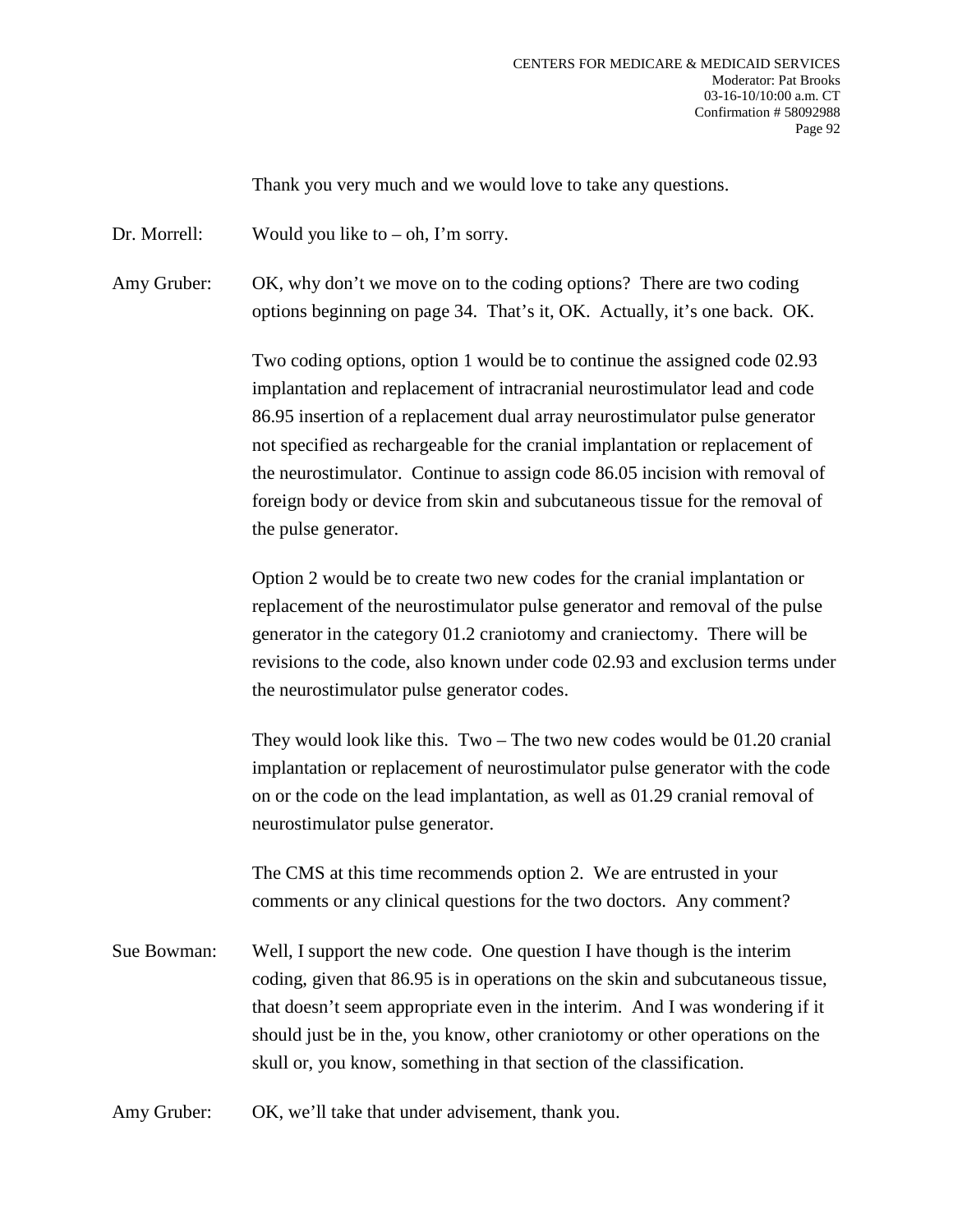Thank you very much and we would love to take any questions.

Dr. Morrell: Would you like to – oh, I'm sorry.

Amy Gruber: OK, why don't we move on to the coding options? There are two coding options beginning on page 34. That's it, OK. Actually, it's one back. OK.

Two coding options, option 1 would be to continue the assigned code 02.93 implantation and replacement of intracranial neurostimulator lead and code 86.95 insertion of a replacement dual array neurostimulator pulse generator not specified as rechargeable for the cranial implantation or replacement of the neurostimulator. Continue to assign code 86.05 incision with removal of foreign body or device from skin and subcutaneous tissue for the removal of the pulse generator.

Option 2 would be to create two new codes for the cranial implantation or replacement of the neurostimulator pulse generator and removal of the pulse generator in the category 01.2 craniotomy and craniectomy. There will be revisions to the code, also known under code 02.93 and exclusion terms under the neurostimulator pulse generator codes.

They would look like this. Two – The two new codes would be 01.20 cranial implantation or replacement of neurostimulator pulse generator with the code on or the code on the lead implantation, as well as 01.29 cranial removal of neurostimulator pulse generator.

The CMS at this time recommends option 2. We are entrusted in your comments or any clinical questions for the two doctors. Any comment?

Sue Bowman: Well, I support the new code. One question I have though is the interim coding, given that 86.95 is in operations on the skin and subcutaneous tissue, that doesn't seem appropriate even in the interim. And I was wondering if it should just be in the, you know, other craniotomy or other operations on the skull or, you know, something in that section of the classification.

Amy Gruber: OK, we'll take that under advisement, thank you.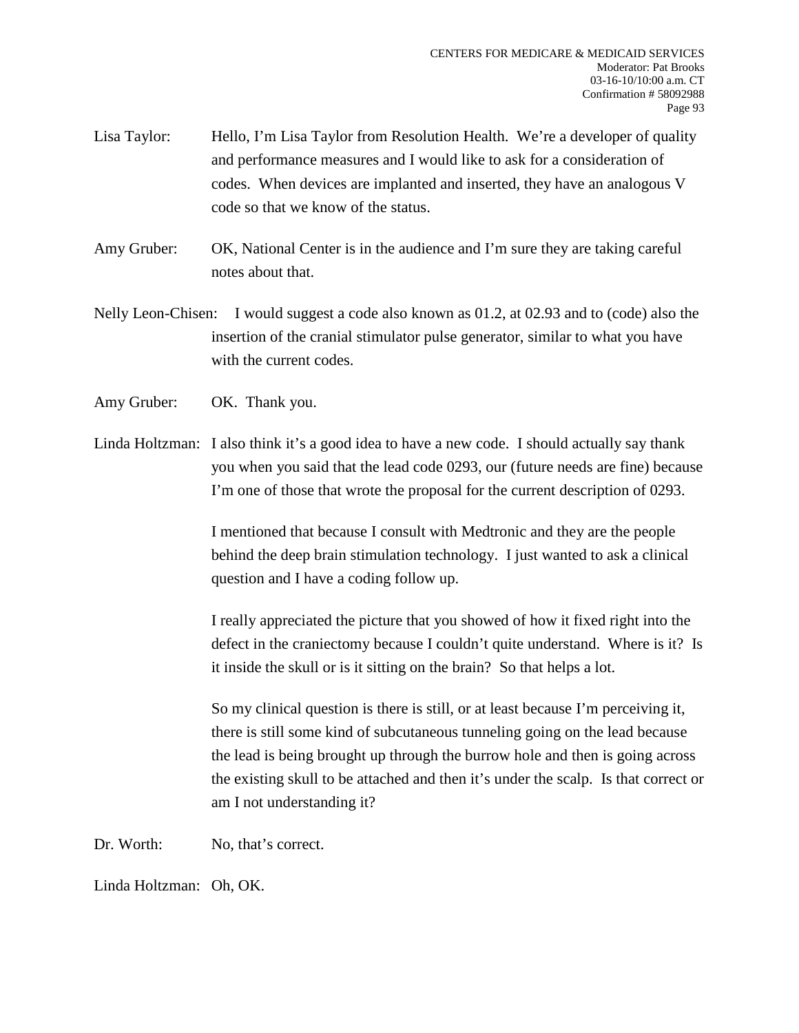Lisa Taylor: Hello, I'm Lisa Taylor from Resolution Health. We're a developer of quality and performance measures and I would like to ask for a consideration of codes. When devices are implanted and inserted, they have an analogous V code so that we know of the status.

Amy Gruber: OK, National Center is in the audience and I'm sure they are taking careful notes about that.

Nelly Leon-Chisen: I would suggest a code also known as 01.2, at 02.93 and to (code) also the insertion of the cranial stimulator pulse generator, similar to what you have with the current codes.

Amy Gruber: OK. Thank you.

Linda Holtzman: I also think it's a good idea to have a new code. I should actually say thank you when you said that the lead code 0293, our (future needs are fine) because I'm one of those that wrote the proposal for the current description of 0293.

I mentioned that because I consult with Medtronic and they are the people behind the deep brain stimulation technology. I just wanted to ask a clinical question and I have a coding follow up.

I really appreciated the picture that you showed of how it fixed right into the defect in the craniectomy because I couldn't quite understand. Where is it? Is it inside the skull or is it sitting on the brain? So that helps a lot.

So my clinical question is there is still, or at least because I'm perceiving it, there is still some kind of subcutaneous tunneling going on the lead because the lead is being brought up through the burrow hole and then is going across the existing skull to be attached and then it's under the scalp. Is that correct or am I not understanding it?

Dr. Worth: No, that's correct.

Linda Holtzman: Oh, OK.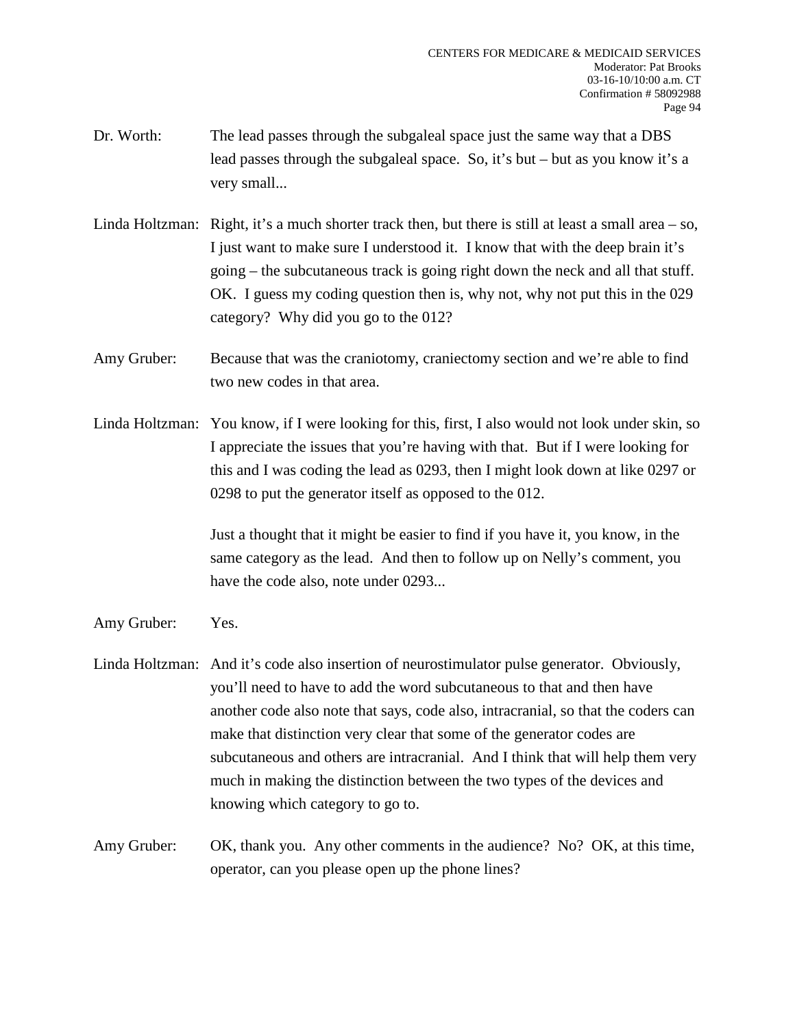Dr. Worth: The lead passes through the subgaleal space just the same way that a DBS lead passes through the subgaleal space. So, it's but – but as you know it's a very small...

Linda Holtzman: Right, it's a much shorter track then, but there is still at least a small area – so, I just want to make sure I understood it. I know that with the deep brain it's going – the subcutaneous track is going right down the neck and all that stuff. OK. I guess my coding question then is, why not, why not put this in the 029 category? Why did you go to the 012?

Amy Gruber: Because that was the craniotomy, craniectomy section and we're able to find two new codes in that area.

Linda Holtzman: You know, if I were looking for this, first, I also would not look under skin, so I appreciate the issues that you're having with that. But if I were looking for this and I was coding the lead as 0293, then I might look down at like 0297 or 0298 to put the generator itself as opposed to the 012.

Just a thought that it might be easier to find if you have it, you know, in the same category as the lead. And then to follow up on Nelly's comment, you have the code also, note under 0293...

Amy Gruber: Yes.

Linda Holtzman: And it's code also insertion of neurostimulator pulse generator. Obviously, you'll need to have to add the word subcutaneous to that and then have another code also note that says, code also, intracranial, so that the coders can make that distinction very clear that some of the generator codes are subcutaneous and others are intracranial. And I think that will help them very much in making the distinction between the two types of the devices and knowing which category to go to.

Amy Gruber: OK, thank you. Any other comments in the audience? No? OK, at this time, operator, can you please open up the phone lines?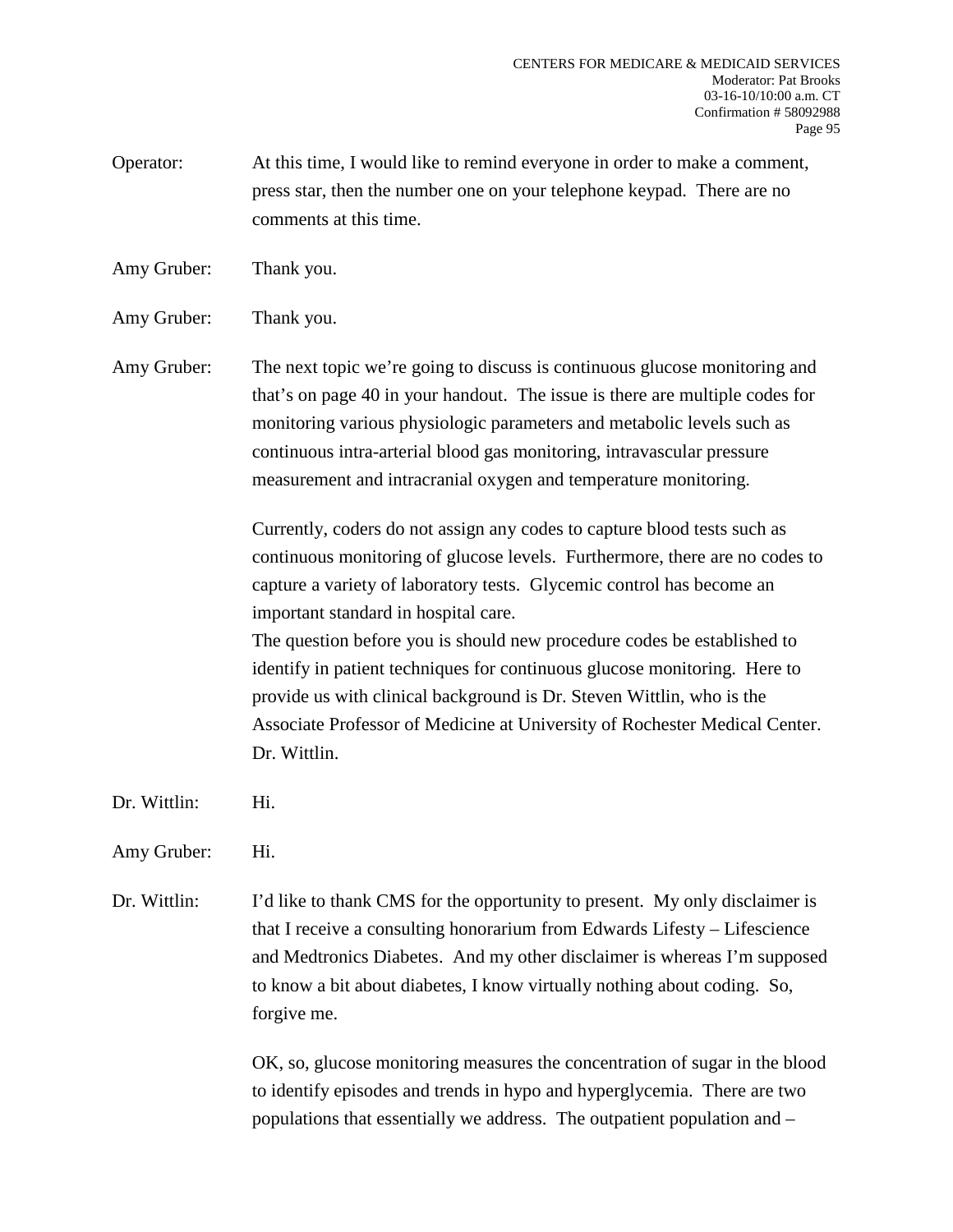Operator: At this time, I would like to remind everyone in order to make a comment, press star, then the number one on your telephone keypad. There are no comments at this time.

Amy Gruber: Thank you.

Amy Gruber: Thank you.

Amy Gruber: The next topic we're going to discuss is continuous glucose monitoring and that's on page 40 in your handout. The issue is there are multiple codes for monitoring various physiologic parameters and metabolic levels such as continuous intra-arterial blood gas monitoring, intravascular pressure measurement and intracranial oxygen and temperature monitoring.

Currently, coders do not assign any codes to capture blood tests such as continuous monitoring of glucose levels. Furthermore, there are no codes to capture a variety of laboratory tests. Glycemic control has become an important standard in hospital care.
The question before you is should new procedure codes be established to identify in patient techniques for continuous glucose monitoring. Here to provide us with clinical background is Dr. Steven Wittlin, who is the Associate Professor of Medicine at University of Rochester Medical Center. Dr. Wittlin.

Dr. Wittlin: Hi.

Amy Gruber: Hi.

Dr. Wittlin: I'd like to thank CMS for the opportunity to present. My only disclaimer is that I receive a consulting honorarium from Edwards Lifesty – Lifescience and Medtronics Diabetes. And my other disclaimer is whereas I'm supposed to know a bit about diabetes, I know virtually nothing about coding. So, forgive me.

OK, so, glucose monitoring measures the concentration of sugar in the blood to identify episodes and trends in hypo and hyperglycemia. There are two populations that essentially we address. The outpatient population and –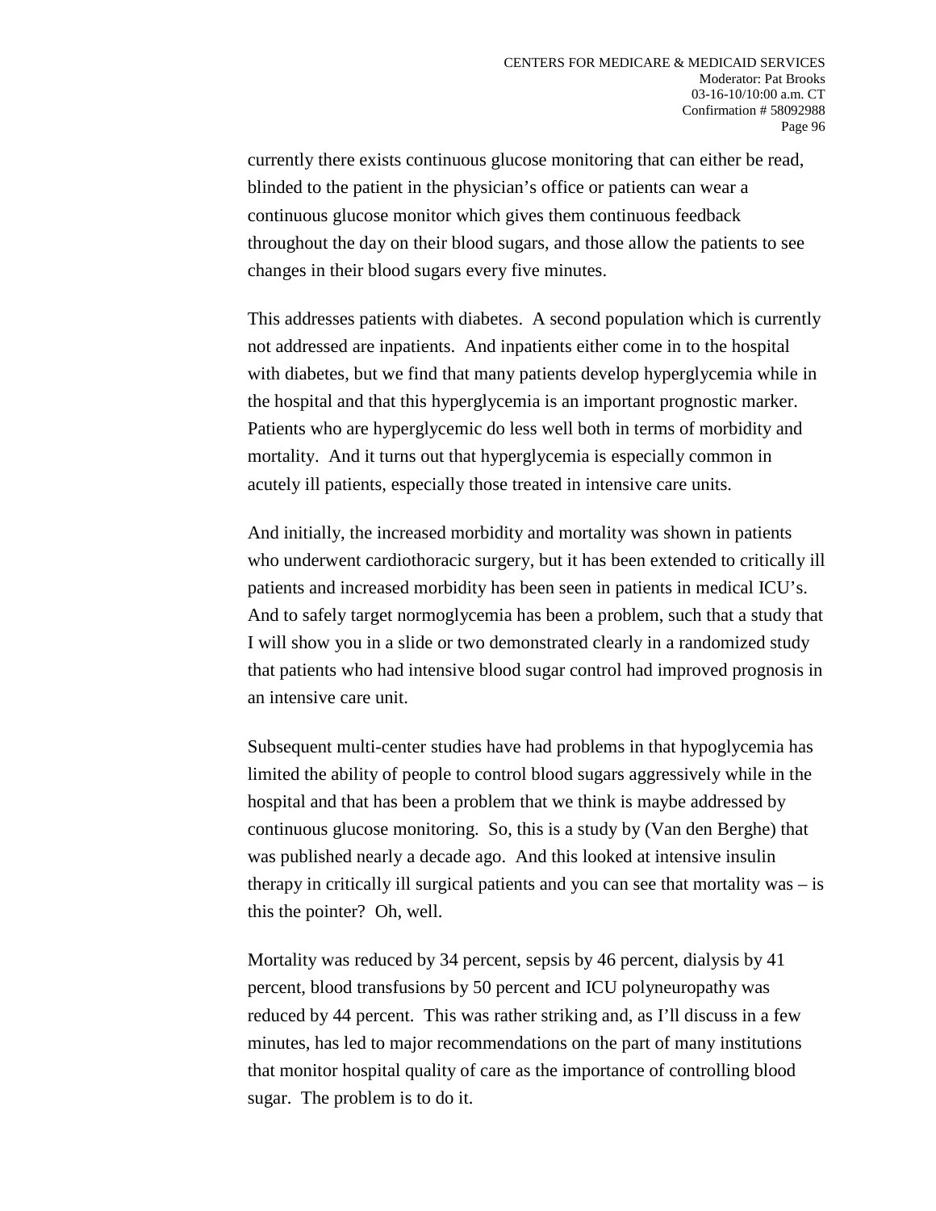currently there exists continuous glucose monitoring that can either be read, blinded to the patient in the physician's office or patients can wear a continuous glucose monitor which gives them continuous feedback throughout the day on their blood sugars, and those allow the patients to see changes in their blood sugars every five minutes.

This addresses patients with diabetes. A second population which is currently not addressed are inpatients. And inpatients either come in to the hospital with diabetes, but we find that many patients develop hyperglycemia while in the hospital and that this hyperglycemia is an important prognostic marker. Patients who are hyperglycemic do less well both in terms of morbidity and mortality. And it turns out that hyperglycemia is especially common in acutely ill patients, especially those treated in intensive care units.

And initially, the increased morbidity and mortality was shown in patients who underwent cardiothoracic surgery, but it has been extended to critically ill patients and increased morbidity has been seen in patients in medical ICU's. And to safely target normoglycemia has been a problem, such that a study that I will show you in a slide or two demonstrated clearly in a randomized study that patients who had intensive blood sugar control had improved prognosis in an intensive care unit.

Subsequent multi-center studies have had problems in that hypoglycemia has limited the ability of people to control blood sugars aggressively while in the hospital and that has been a problem that we think is maybe addressed by continuous glucose monitoring. So, this is a study by (Van den Berghe) that was published nearly a decade ago. And this looked at intensive insulin therapy in critically ill surgical patients and you can see that mortality was – is this the pointer? Oh, well.

Mortality was reduced by 34 percent, sepsis by 46 percent, dialysis by 41 percent, blood transfusions by 50 percent and ICU polyneuropathy was reduced by 44 percent. This was rather striking and, as I'll discuss in a few minutes, has led to major recommendations on the part of many institutions that monitor hospital quality of care as the importance of controlling blood sugar. The problem is to do it.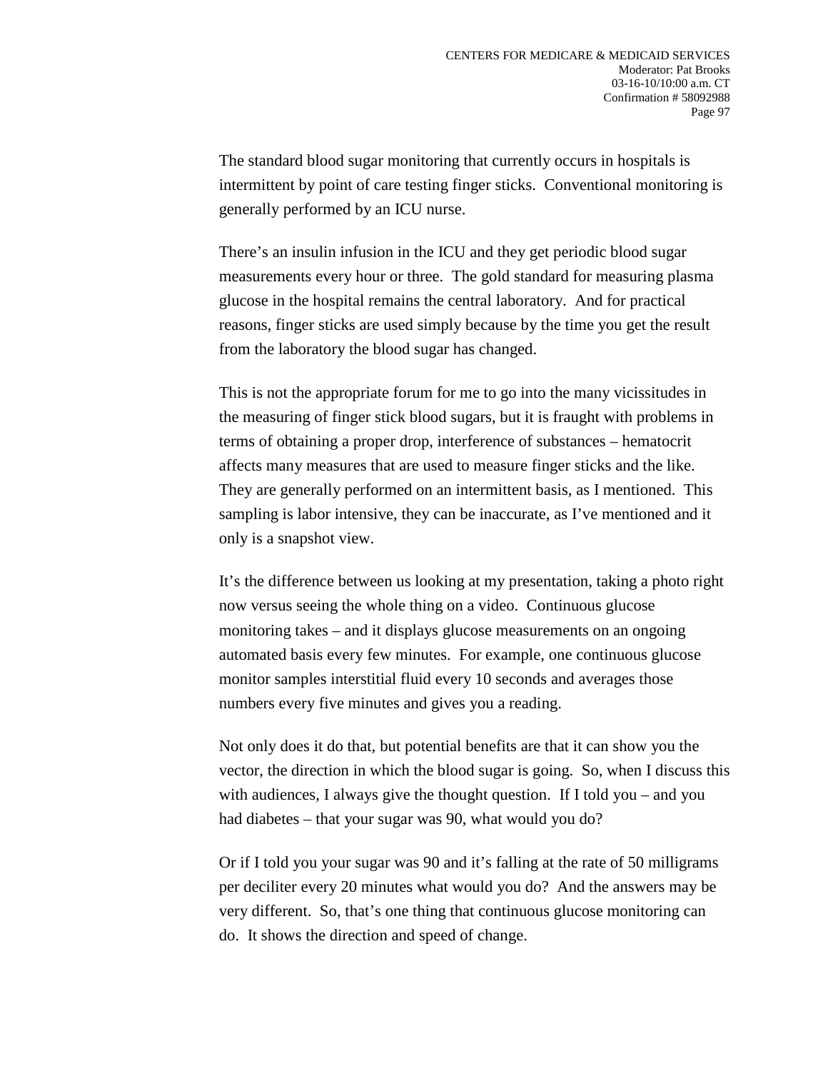The standard blood sugar monitoring that currently occurs in hospitals is intermittent by point of care testing finger sticks. Conventional monitoring is generally performed by an ICU nurse.

There's an insulin infusion in the ICU and they get periodic blood sugar measurements every hour or three. The gold standard for measuring plasma glucose in the hospital remains the central laboratory. And for practical reasons, finger sticks are used simply because by the time you get the result from the laboratory the blood sugar has changed.

This is not the appropriate forum for me to go into the many vicissitudes in the measuring of finger stick blood sugars, but it is fraught with problems in terms of obtaining a proper drop, interference of substances – hematocrit affects many measures that are used to measure finger sticks and the like. They are generally performed on an intermittent basis, as I mentioned. This sampling is labor intensive, they can be inaccurate, as I've mentioned and it only is a snapshot view.

It's the difference between us looking at my presentation, taking a photo right now versus seeing the whole thing on a video. Continuous glucose monitoring takes – and it displays glucose measurements on an ongoing automated basis every few minutes. For example, one continuous glucose monitor samples interstitial fluid every 10 seconds and averages those numbers every five minutes and gives you a reading.

Not only does it do that, but potential benefits are that it can show you the vector, the direction in which the blood sugar is going. So, when I discuss this with audiences, I always give the thought question. If I told you – and you had diabetes – that your sugar was 90, what would you do?

Or if I told you your sugar was 90 and it's falling at the rate of 50 milligrams per deciliter every 20 minutes what would you do? And the answers may be very different. So, that's one thing that continuous glucose monitoring can do. It shows the direction and speed of change.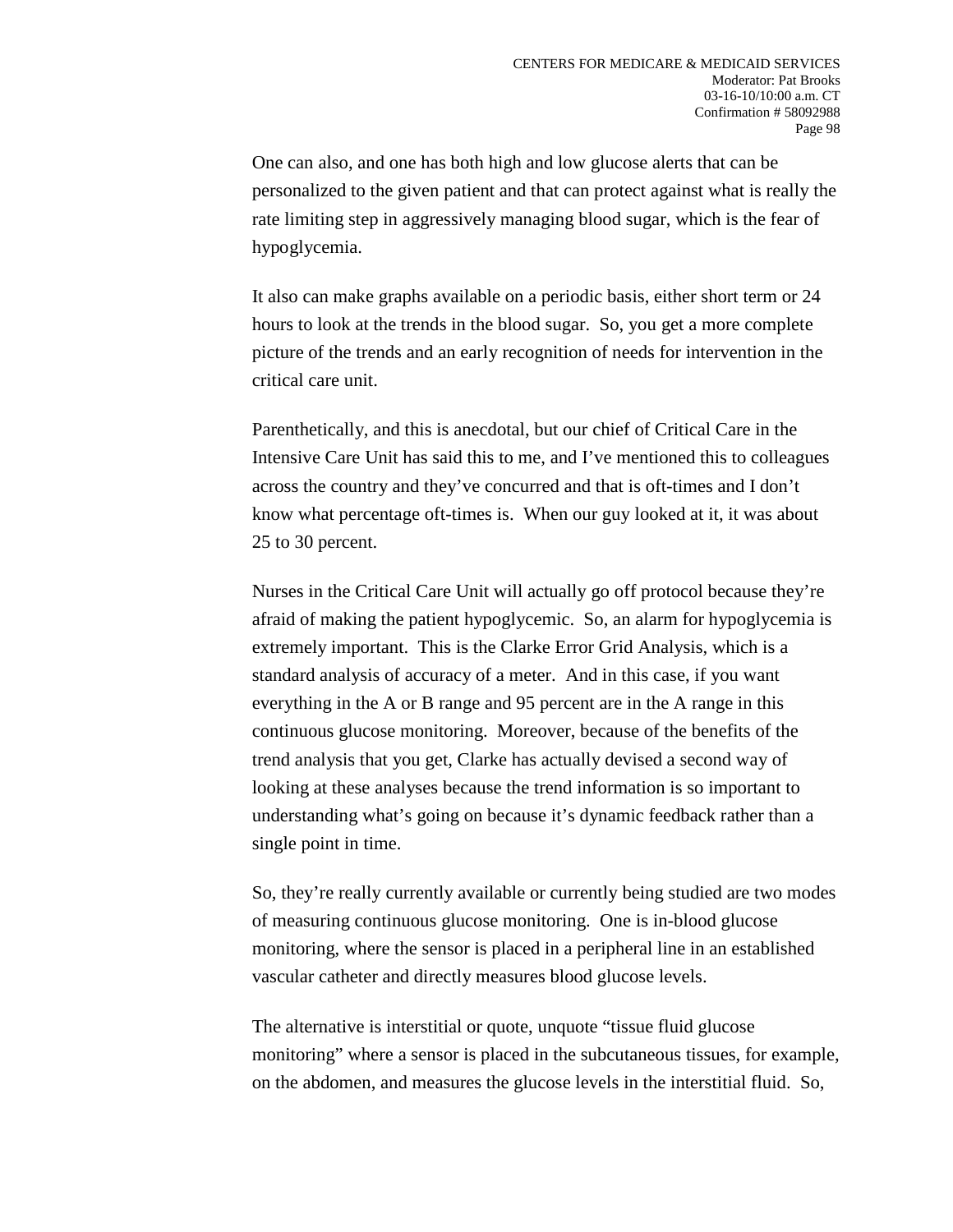One can also, and one has both high and low glucose alerts that can be personalized to the given patient and that can protect against what is really the rate limiting step in aggressively managing blood sugar, which is the fear of hypoglycemia.

It also can make graphs available on a periodic basis, either short term or 24 hours to look at the trends in the blood sugar. So, you get a more complete picture of the trends and an early recognition of needs for intervention in the critical care unit.

Parenthetically, and this is anecdotal, but our chief of Critical Care in the Intensive Care Unit has said this to me, and I've mentioned this to colleagues across the country and they've concurred and that is oft-times and I don't know what percentage oft-times is. When our guy looked at it, it was about 25 to 30 percent.

Nurses in the Critical Care Unit will actually go off protocol because they're afraid of making the patient hypoglycemic. So, an alarm for hypoglycemia is extremely important. This is the Clarke Error Grid Analysis, which is a standard analysis of accuracy of a meter. And in this case, if you want everything in the A or B range and 95 percent are in the A range in this continuous glucose monitoring. Moreover, because of the benefits of the trend analysis that you get, Clarke has actually devised a second way of looking at these analyses because the trend information is so important to understanding what's going on because it's dynamic feedback rather than a single point in time.

So, they're really currently available or currently being studied are two modes of measuring continuous glucose monitoring. One is in-blood glucose monitoring, where the sensor is placed in a peripheral line in an established vascular catheter and directly measures blood glucose levels.

The alternative is interstitial or quote, unquote "tissue fluid glucose monitoring" where a sensor is placed in the subcutaneous tissues, for example, on the abdomen, and measures the glucose levels in the interstitial fluid. So,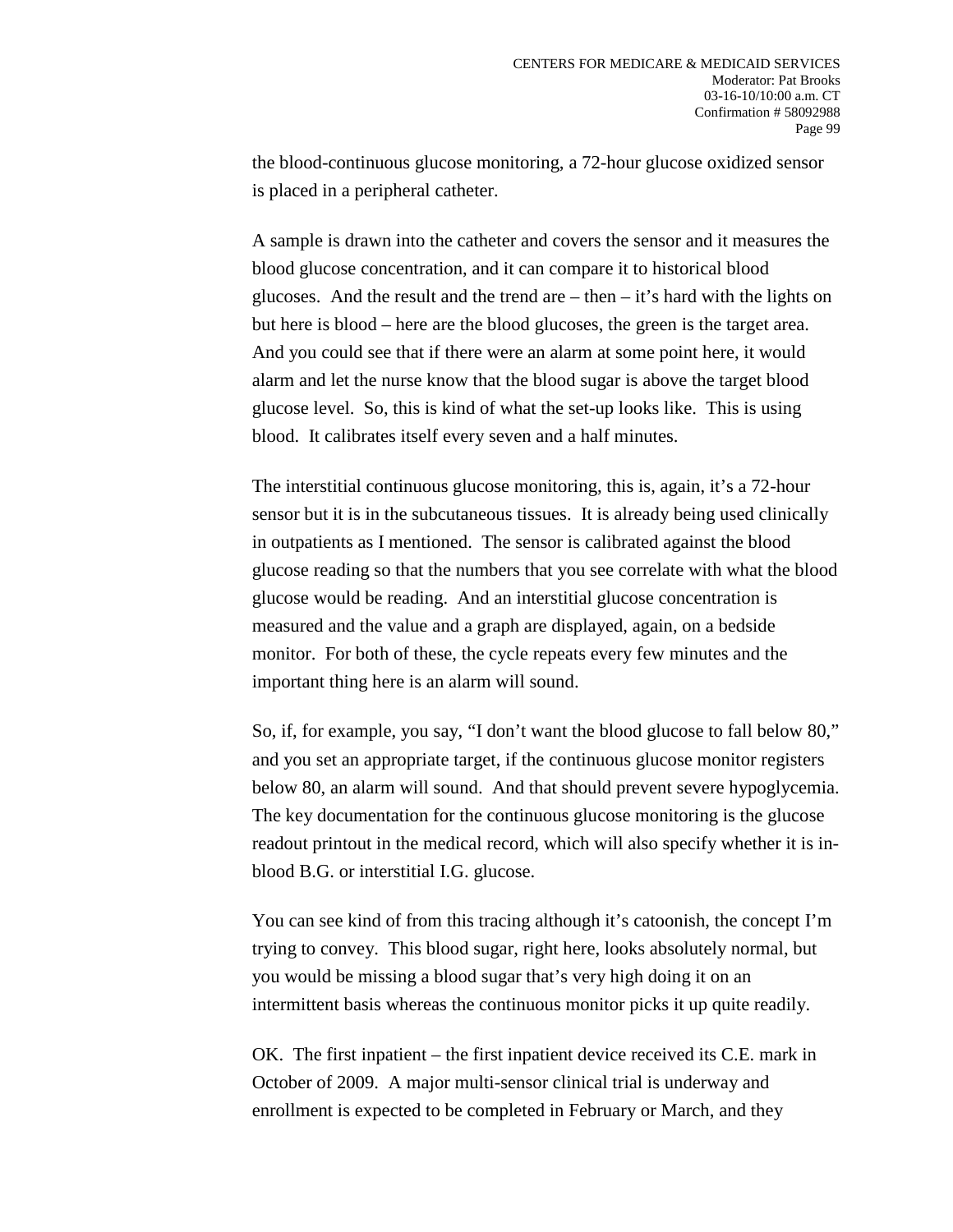the blood-continuous glucose monitoring, a 72-hour glucose oxidized sensor is placed in a peripheral catheter.

A sample is drawn into the catheter and covers the sensor and it measures the blood glucose concentration, and it can compare it to historical blood glucoses. And the result and the trend are – then – it's hard with the lights on but here is blood – here are the blood glucoses, the green is the target area. And you could see that if there were an alarm at some point here, it would alarm and let the nurse know that the blood sugar is above the target blood glucose level. So, this is kind of what the set-up looks like. This is using blood. It calibrates itself every seven and a half minutes.

The interstitial continuous glucose monitoring, this is, again, it's a 72-hour sensor but it is in the subcutaneous tissues. It is already being used clinically in outpatients as I mentioned. The sensor is calibrated against the blood glucose reading so that the numbers that you see correlate with what the blood glucose would be reading. And an interstitial glucose concentration is measured and the value and a graph are displayed, again, on a bedside monitor. For both of these, the cycle repeats every few minutes and the important thing here is an alarm will sound.

So, if, for example, you say, "I don't want the blood glucose to fall below 80," and you set an appropriate target, if the continuous glucose monitor registers below 80, an alarm will sound. And that should prevent severe hypoglycemia. The key documentation for the continuous glucose monitoring is the glucose readout printout in the medical record, which will also specify whether it is in-blood B.G. or interstitial I.G. glucose.

You can see kind of from this tracing although it's catoonish, the concept I'm trying to convey. This blood sugar, right here, looks absolutely normal, but you would be missing a blood sugar that's very high doing it on an intermittent basis whereas the continuous monitor picks it up quite readily.

OK. The first inpatient – the first inpatient device received its C.E. mark in October of 2009. A major multi-sensor clinical trial is underway and enrollment is expected to be completed in February or March, and they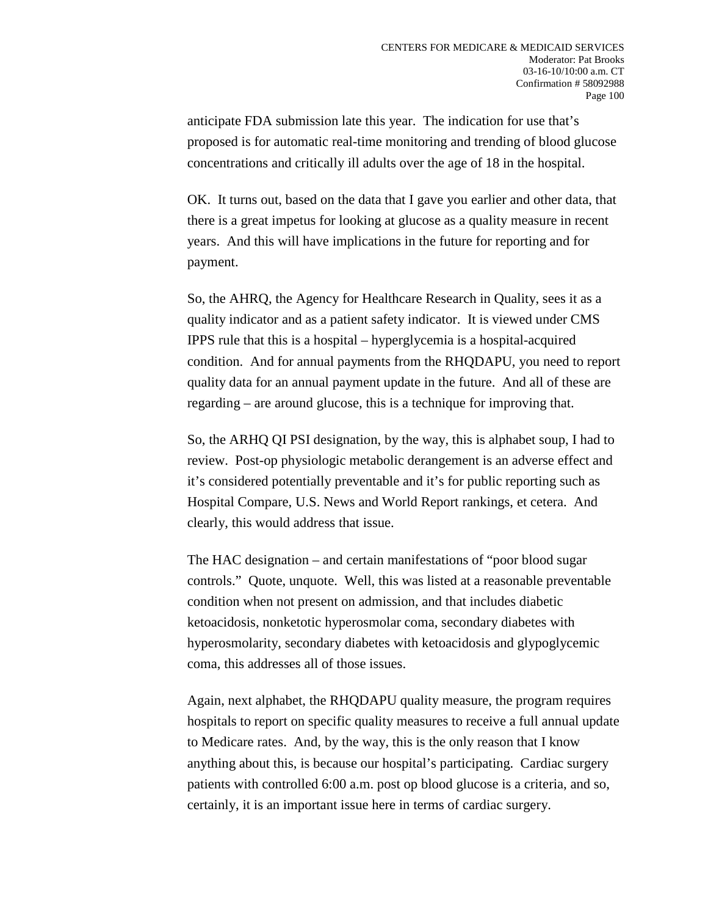anticipate FDA submission late this year. The indication for use that's proposed is for automatic real-time monitoring and trending of blood glucose concentrations and critically ill adults over the age of 18 in the hospital.

OK. It turns out, based on the data that I gave you earlier and other data, that there is a great impetus for looking at glucose as a quality measure in recent years. And this will have implications in the future for reporting and for payment.

So, the AHRQ, the Agency for Healthcare Research in Quality, sees it as a quality indicator and as a patient safety indicator. It is viewed under CMS IPPS rule that this is a hospital – hyperglycemia is a hospital-acquired condition. And for annual payments from the RHQDAPU, you need to report quality data for an annual payment update in the future. And all of these are regarding – are around glucose, this is a technique for improving that.

So, the ARHQ QI PSI designation, by the way, this is alphabet soup, I had to review. Post-op physiologic metabolic derangement is an adverse effect and it's considered potentially preventable and it's for public reporting such as Hospital Compare, U.S. News and World Report rankings, et cetera. And clearly, this would address that issue.

The HAC designation – and certain manifestations of "poor blood sugar controls." Quote, unquote. Well, this was listed at a reasonable preventable condition when not present on admission, and that includes diabetic ketoacidosis, nonketotic hyperosmolar coma, secondary diabetes with hyperosmolarity, secondary diabetes with ketoacidosis and glypoglycemic coma, this addresses all of those issues.

Again, next alphabet, the RHQDAPU quality measure, the program requires hospitals to report on specific quality measures to receive a full annual update to Medicare rates. And, by the way, this is the only reason that I know anything about this, is because our hospital's participating. Cardiac surgery patients with controlled 6:00 a.m. post op blood glucose is a criteria, and so, certainly, it is an important issue here in terms of cardiac surgery.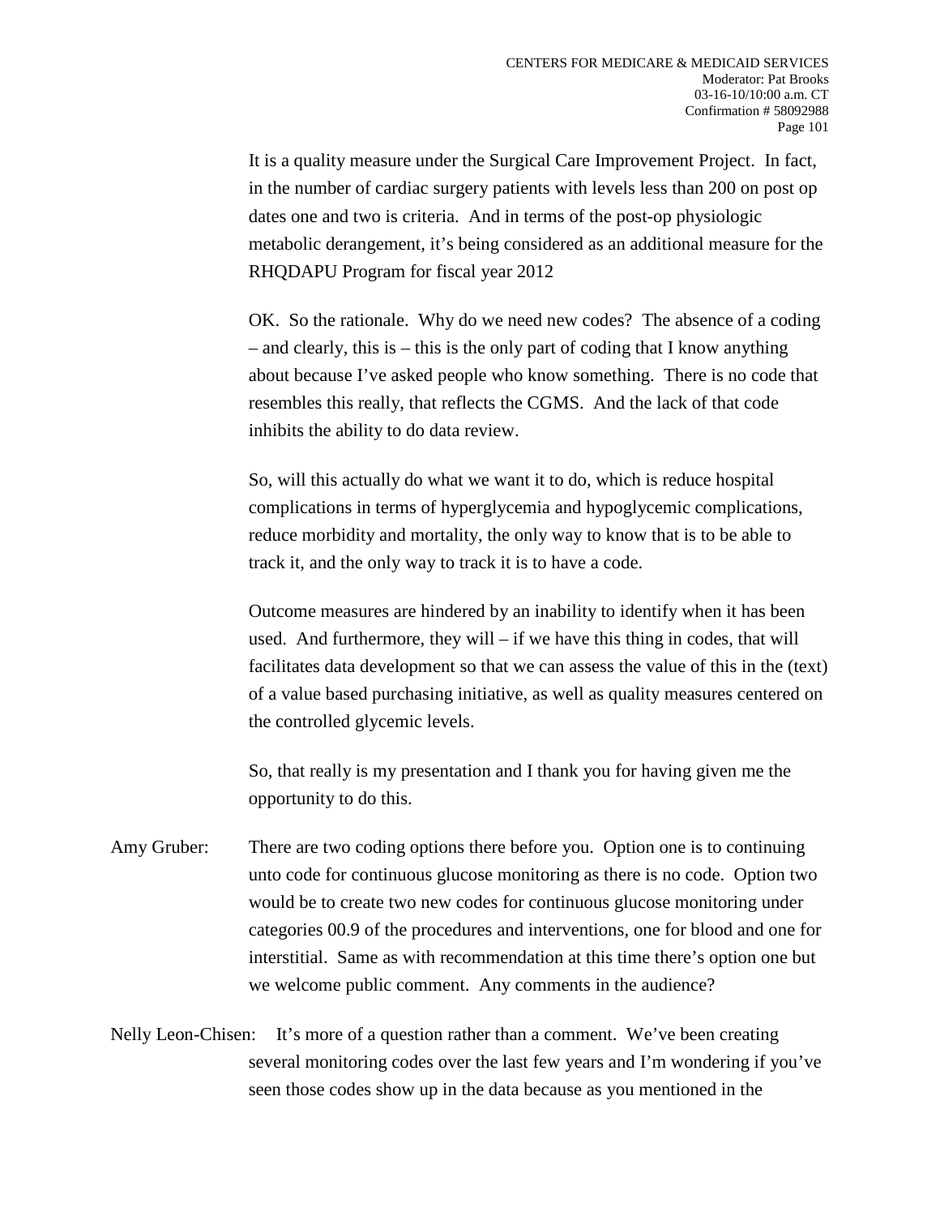It is a quality measure under the Surgical Care Improvement Project. In fact, in the number of cardiac surgery patients with levels less than 200 on post op dates one and two is criteria. And in terms of the post-op physiologic metabolic derangement, it's being considered as an additional measure for the RHQDAPU Program for fiscal year 2012

OK. So the rationale. Why do we need new codes? The absence of a coding – and clearly, this is – this is the only part of coding that I know anything about because I've asked people who know something. There is no code that resembles this really, that reflects the CGMS. And the lack of that code inhibits the ability to do data review.

So, will this actually do what we want it to do, which is reduce hospital complications in terms of hyperglycemia and hypoglycemic complications, reduce morbidity and mortality, the only way to know that is to be able to track it, and the only way to track it is to have a code.

Outcome measures are hindered by an inability to identify when it has been used. And furthermore, they will – if we have this thing in codes, that will facilitates data development so that we can assess the value of this in the (text) of a value based purchasing initiative, as well as quality measures centered on the controlled glycemic levels.

So, that really is my presentation and I thank you for having given me the opportunity to do this.

Amy Gruber: There are two coding options there before you. Option one is to continuing unto code for continuous glucose monitoring as there is no code. Option two would be to create two new codes for continuous glucose monitoring under categories 00.9 of the procedures and interventions, one for blood and one for interstitial. Same as with recommendation at this time there's option one but we welcome public comment. Any comments in the audience?

Nelly Leon-Chisen: It's more of a question rather than a comment. We've been creating several monitoring codes over the last few years and I'm wondering if you've seen those codes show up in the data because as you mentioned in the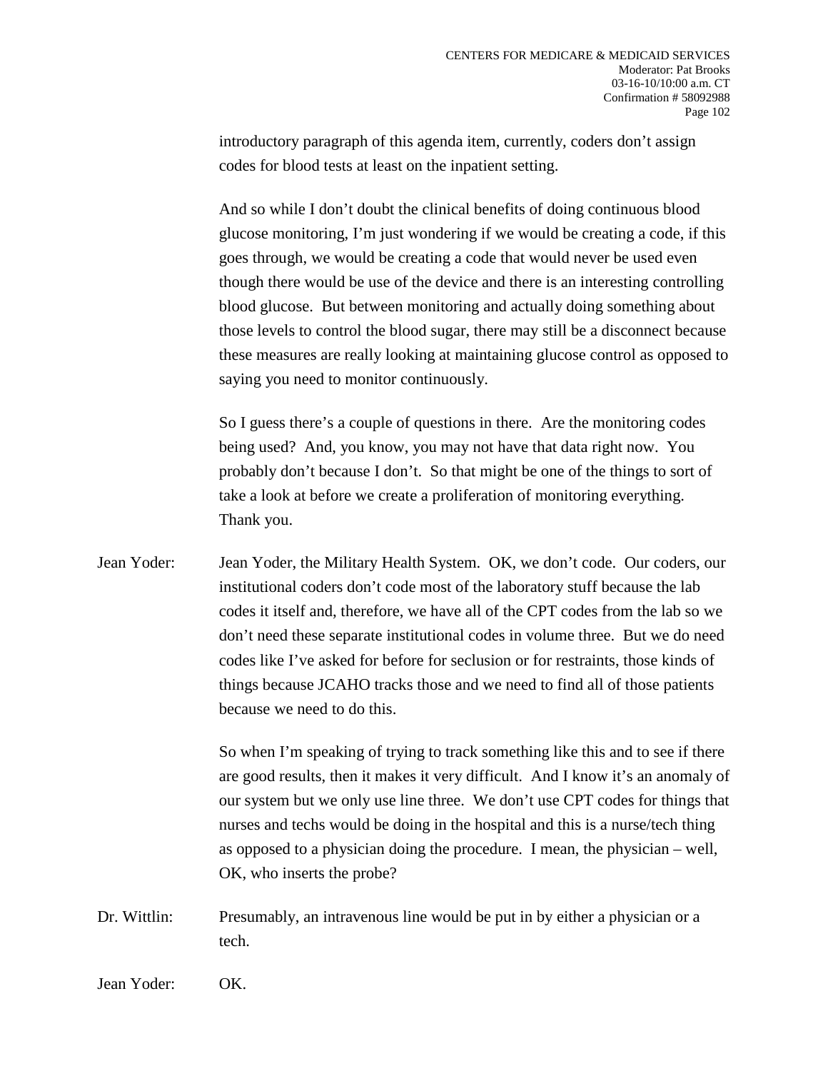introductory paragraph of this agenda item, currently, coders don't assign codes for blood tests at least on the inpatient setting.

And so while I don't doubt the clinical benefits of doing continuous blood glucose monitoring, I'm just wondering if we would be creating a code, if this goes through, we would be creating a code that would never be used even though there would be use of the device and there is an interesting controlling blood glucose. But between monitoring and actually doing something about those levels to control the blood sugar, there may still be a disconnect because these measures are really looking at maintaining glucose control as opposed to saying you need to monitor continuously.

So I guess there's a couple of questions in there. Are the monitoring codes being used? And, you know, you may not have that data right now. You probably don't because I don't. So that might be one of the things to sort of take a look at before we create a proliferation of monitoring everything. Thank you.

Jean Yoder: Jean Yoder, the Military Health System. OK, we don't code. Our coders, our institutional coders don't code most of the laboratory stuff because the lab codes it itself and, therefore, we have all of the CPT codes from the lab so we don't need these separate institutional codes in volume three. But we do need codes like I've asked for before for seclusion or for restraints, those kinds of things because JCAHO tracks those and we need to find all of those patients because we need to do this.

So when I'm speaking of trying to track something like this and to see if there are good results, then it makes it very difficult. And I know it's an anomaly of our system but we only use line three. We don't use CPT codes for things that nurses and techs would be doing in the hospital and this is a nurse/tech thing as opposed to a physician doing the procedure. I mean, the physician – well, OK, who inserts the probe?

Dr. Wittlin: Presumably, an intravenous line would be put in by either a physician or a tech.

Jean Yoder: OK.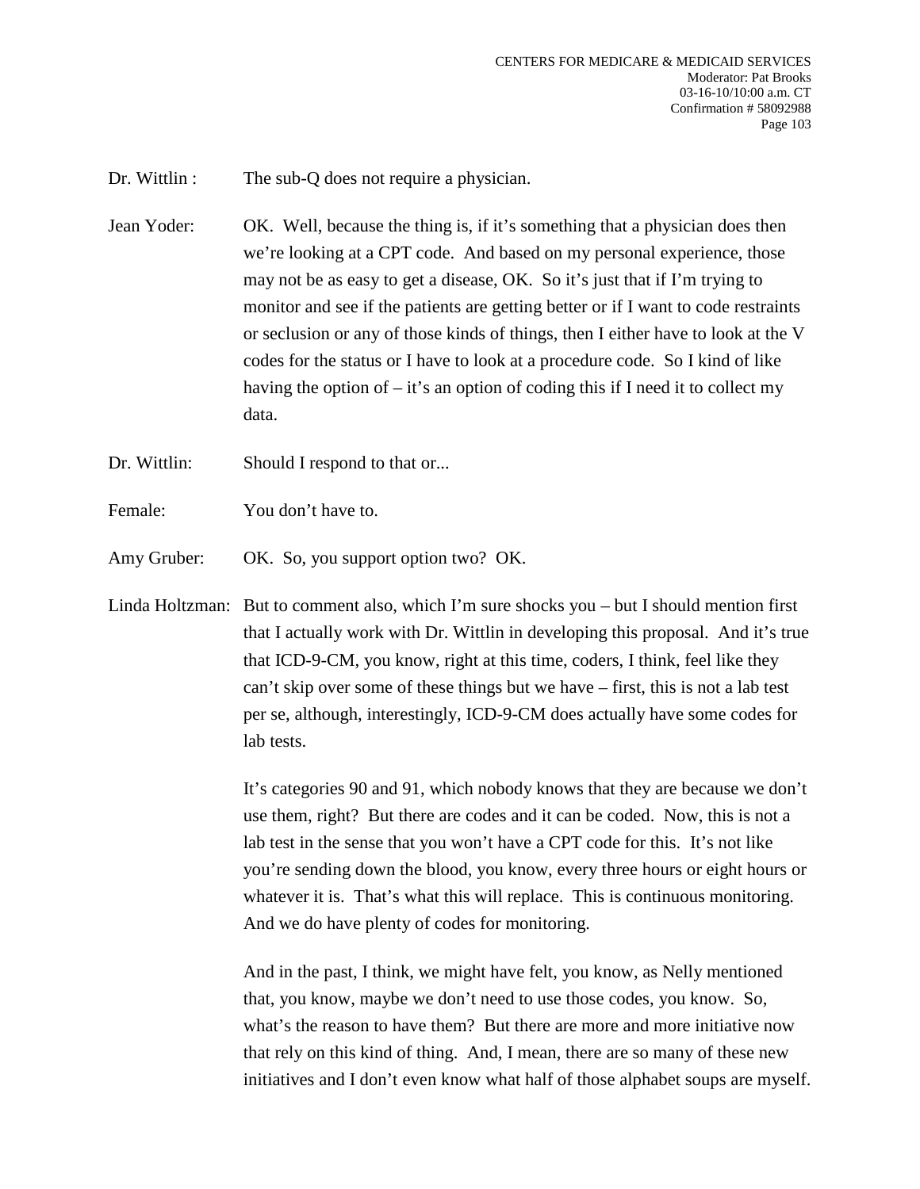Dr. Wittlin : The sub-Q does not require a physician.

Jean Yoder: OK. Well, because the thing is, if it's something that a physician does then we're looking at a CPT code. And based on my personal experience, those may not be as easy to get a disease, OK. So it's just that if I'm trying to monitor and see if the patients are getting better or if I want to code restraints or seclusion or any of those kinds of things, then I either have to look at the V codes for the status or I have to look at a procedure code. So I kind of like having the option of – it's an option of coding this if I need it to collect my data.

Dr. Wittlin: Should I respond to that or...

Female: You don't have to.

Amy Gruber: OK. So, you support option two? OK.

Linda Holtzman: But to comment also, which I'm sure shocks you – but I should mention first that I actually work with Dr. Wittlin in developing this proposal. And it's true that ICD-9-CM, you know, right at this time, coders, I think, feel like they can't skip over some of these things but we have – first, this is not a lab test per se, although, interestingly, ICD-9-CM does actually have some codes for lab tests.

It's categories 90 and 91, which nobody knows that they are because we don't use them, right? But there are codes and it can be coded. Now, this is not a lab test in the sense that you won't have a CPT code for this. It's not like you're sending down the blood, you know, every three hours or eight hours or whatever it is. That's what this will replace. This is continuous monitoring. And we do have plenty of codes for monitoring.

And in the past, I think, we might have felt, you know, as Nelly mentioned that, you know, maybe we don't need to use those codes, you know. So, what's the reason to have them? But there are more and more initiative now that rely on this kind of thing. And, I mean, there are so many of these new initiatives and I don't even know what half of those alphabet soups are myself.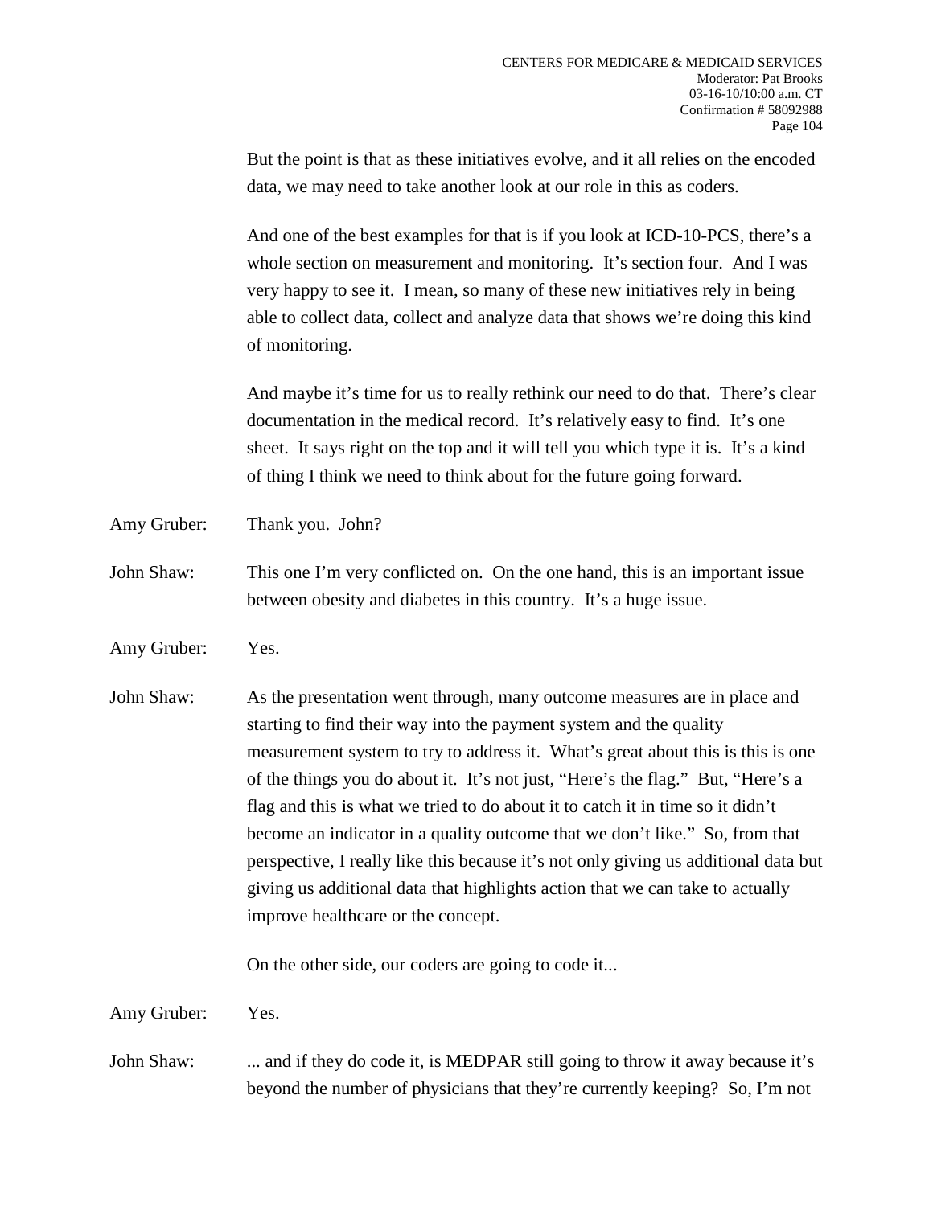But the point is that as these initiatives evolve, and it all relies on the encoded data, we may need to take another look at our role in this as coders.

And one of the best examples for that is if you look at ICD-10-PCS, there's a whole section on measurement and monitoring. It's section four. And I was very happy to see it. I mean, so many of these new initiatives rely in being able to collect data, collect and analyze data that shows we're doing this kind of monitoring.

And maybe it's time for us to really rethink our need to do that. There's clear documentation in the medical record. It's relatively easy to find. It's one sheet. It says right on the top and it will tell you which type it is. It's a kind of thing I think we need to think about for the future going forward.

Amy Gruber: Thank you. John?

John Shaw: This one I'm very conflicted on. On the one hand, this is an important issue between obesity and diabetes in this country. It's a huge issue.

Amy Gruber: Yes.

John Shaw: As the presentation went through, many outcome measures are in place and starting to find their way into the payment system and the quality measurement system to try to address it. What's great about this is this is one of the things you do about it. It's not just, "Here's the flag." But, "Here's a flag and this is what we tried to do about it to catch it in time so it didn't become an indicator in a quality outcome that we don't like." So, from that perspective, I really like this because it's not only giving us additional data but giving us additional data that highlights action that we can take to actually improve healthcare or the concept.

On the other side, our coders are going to code it...

Amy Gruber: Yes.

John Shaw: ... and if they do code it, is MEDPAR still going to throw it away because it's beyond the number of physicians that they're currently keeping? So, I'm not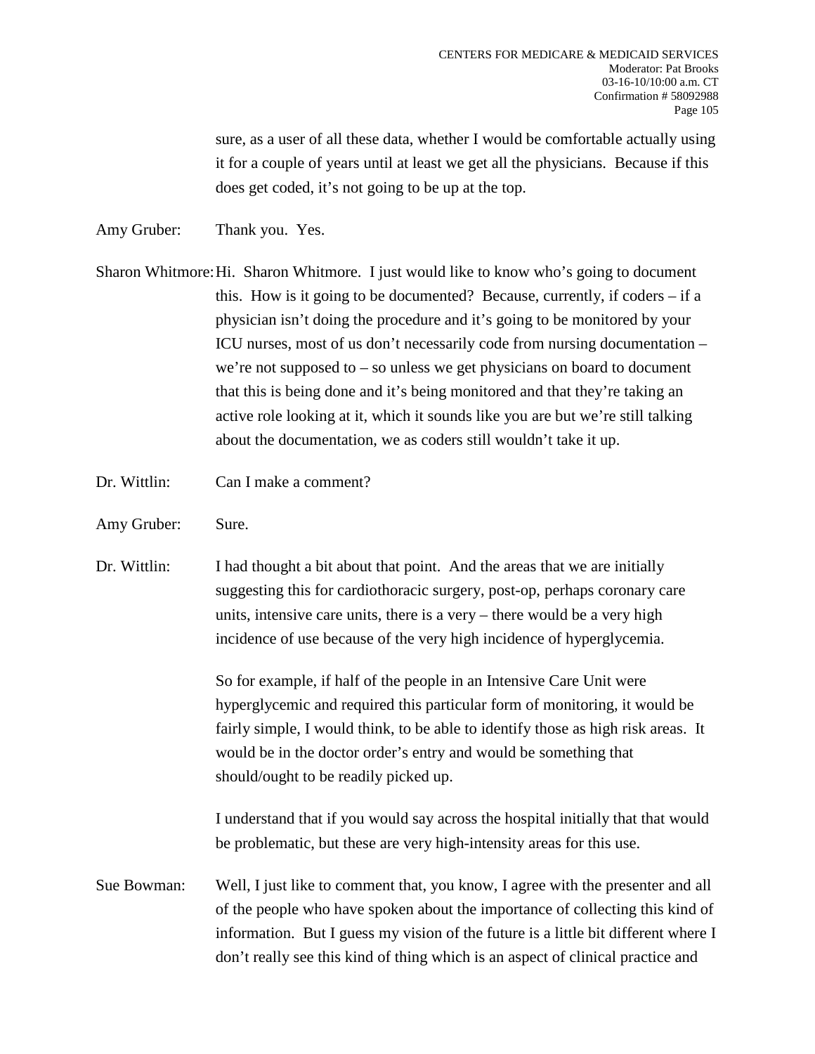sure, as a user of all these data, whether I would be comfortable actually using it for a couple of years until at least we get all the physicians. Because if this does get coded, it's not going to be up at the top.

Amy Gruber: Thank you. Yes.

Sharon Whitmore: Hi. Sharon Whitmore. I just would like to know who's going to document this. How is it going to be documented? Because, currently, if coders – if a physician isn't doing the procedure and it's going to be monitored by your ICU nurses, most of us don't necessarily code from nursing documentation – we're not supposed to – so unless we get physicians on board to document that this is being done and it's being monitored and that they're taking an active role looking at it, which it sounds like you are but we're still talking about the documentation, we as coders still wouldn't take it up.

Dr. Wittlin: Can I make a comment?

Amy Gruber: Sure.

Dr. Wittlin: I had thought a bit about that point. And the areas that we are initially suggesting this for cardiothoracic surgery, post-op, perhaps coronary care units, intensive care units, there is a very – there would be a very high incidence of use because of the very high incidence of hyperglycemia.

So for example, if half of the people in an Intensive Care Unit were hyperglycemic and required this particular form of monitoring, it would be fairly simple, I would think, to be able to identify those as high risk areas. It would be in the doctor order's entry and would be something that should/ought to be readily picked up.

I understand that if you would say across the hospital initially that that would be problematic, but these are very high-intensity areas for this use.

Sue Bowman: Well, I just like to comment that, you know, I agree with the presenter and all of the people who have spoken about the importance of collecting this kind of information. But I guess my vision of the future is a little bit different where I don't really see this kind of thing which is an aspect of clinical practice and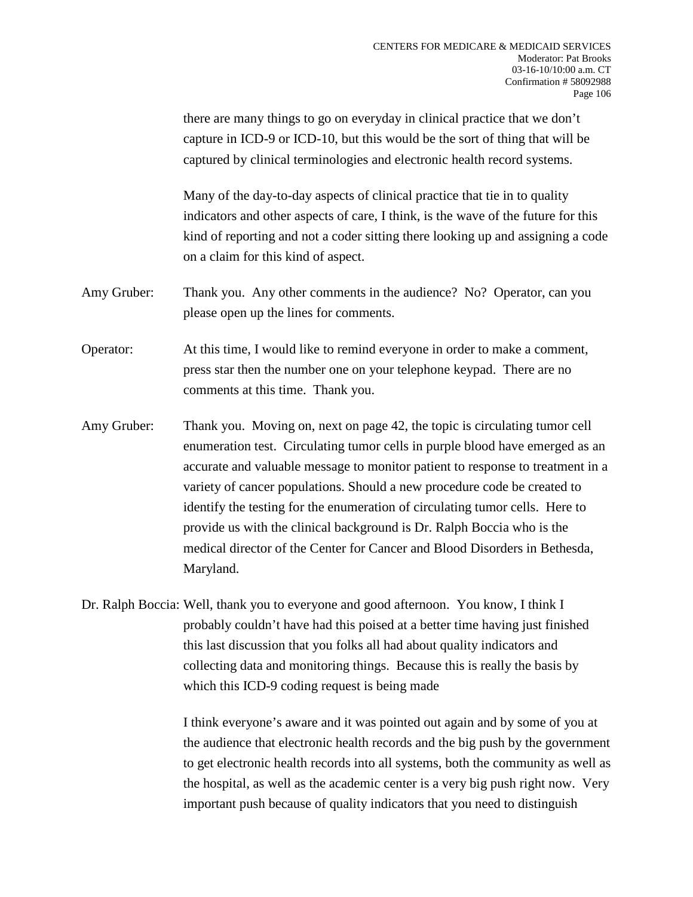there are many things to go on everyday in clinical practice that we don't capture in ICD-9 or ICD-10, but this would be the sort of thing that will be captured by clinical terminologies and electronic health record systems.

Many of the day-to-day aspects of clinical practice that tie in to quality indicators and other aspects of care, I think, is the wave of the future for this kind of reporting and not a coder sitting there looking up and assigning a code on a claim for this kind of aspect.

Amy Gruber: Thank you. Any other comments in the audience? No? Operator, can you please open up the lines for comments.

Operator: At this time, I would like to remind everyone in order to make a comment, press star then the number one on your telephone keypad. There are no comments at this time. Thank you.

Amy Gruber: Thank you. Moving on, next on page 42, the topic is circulating tumor cell enumeration test. Circulating tumor cells in purple blood have emerged as an accurate and valuable message to monitor patient to response to treatment in a variety of cancer populations. Should a new procedure code be created to identify the testing for the enumeration of circulating tumor cells. Here to provide us with the clinical background is Dr. Ralph Boccia who is the medical director of the Center for Cancer and Blood Disorders in Bethesda, Maryland.

Dr. Ralph Boccia: Well, thank you to everyone and good afternoon. You know, I think I probably couldn't have had this poised at a better time having just finished this last discussion that you folks all had about quality indicators and collecting data and monitoring things. Because this is really the basis by which this ICD-9 coding request is being made

I think everyone's aware and it was pointed out again and by some of you at the audience that electronic health records and the big push by the government to get electronic health records into all systems, both the community as well as the hospital, as well as the academic center is a very big push right now. Very important push because of quality indicators that you need to distinguish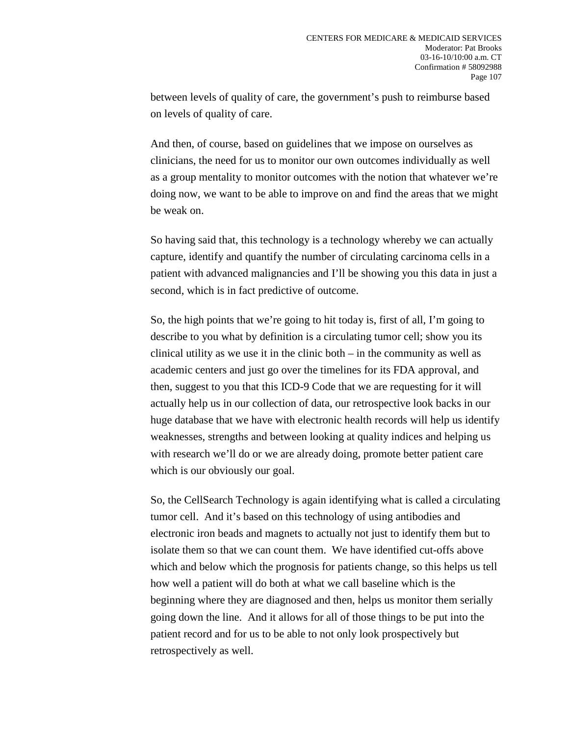between levels of quality of care, the government's push to reimburse based on levels of quality of care.

And then, of course, based on guidelines that we impose on ourselves as clinicians, the need for us to monitor our own outcomes individually as well as a group mentality to monitor outcomes with the notion that whatever we're doing now, we want to be able to improve on and find the areas that we might be weak on.

So having said that, this technology is a technology whereby we can actually capture, identify and quantify the number of circulating carcinoma cells in a patient with advanced malignancies and I'll be showing you this data in just a second, which is in fact predictive of outcome.

So, the high points that we're going to hit today is, first of all, I'm going to describe to you what by definition is a circulating tumor cell; show you its clinical utility as we use it in the clinic both – in the community as well as academic centers and just go over the timelines for its FDA approval, and then, suggest to you that this ICD-9 Code that we are requesting for it will actually help us in our collection of data, our retrospective look backs in our huge database that we have with electronic health records will help us identify weaknesses, strengths and between looking at quality indices and helping us with research we'll do or we are already doing, promote better patient care which is our obviously our goal.

So, the CellSearch Technology is again identifying what is called a circulating tumor cell. And it's based on this technology of using antibodies and electronic iron beads and magnets to actually not just to identify them but to isolate them so that we can count them. We have identified cut-offs above which and below which the prognosis for patients change, so this helps us tell how well a patient will do both at what we call baseline which is the beginning where they are diagnosed and then, helps us monitor them serially going down the line. And it allows for all of those things to be put into the patient record and for us to be able to not only look prospectively but retrospectively as well.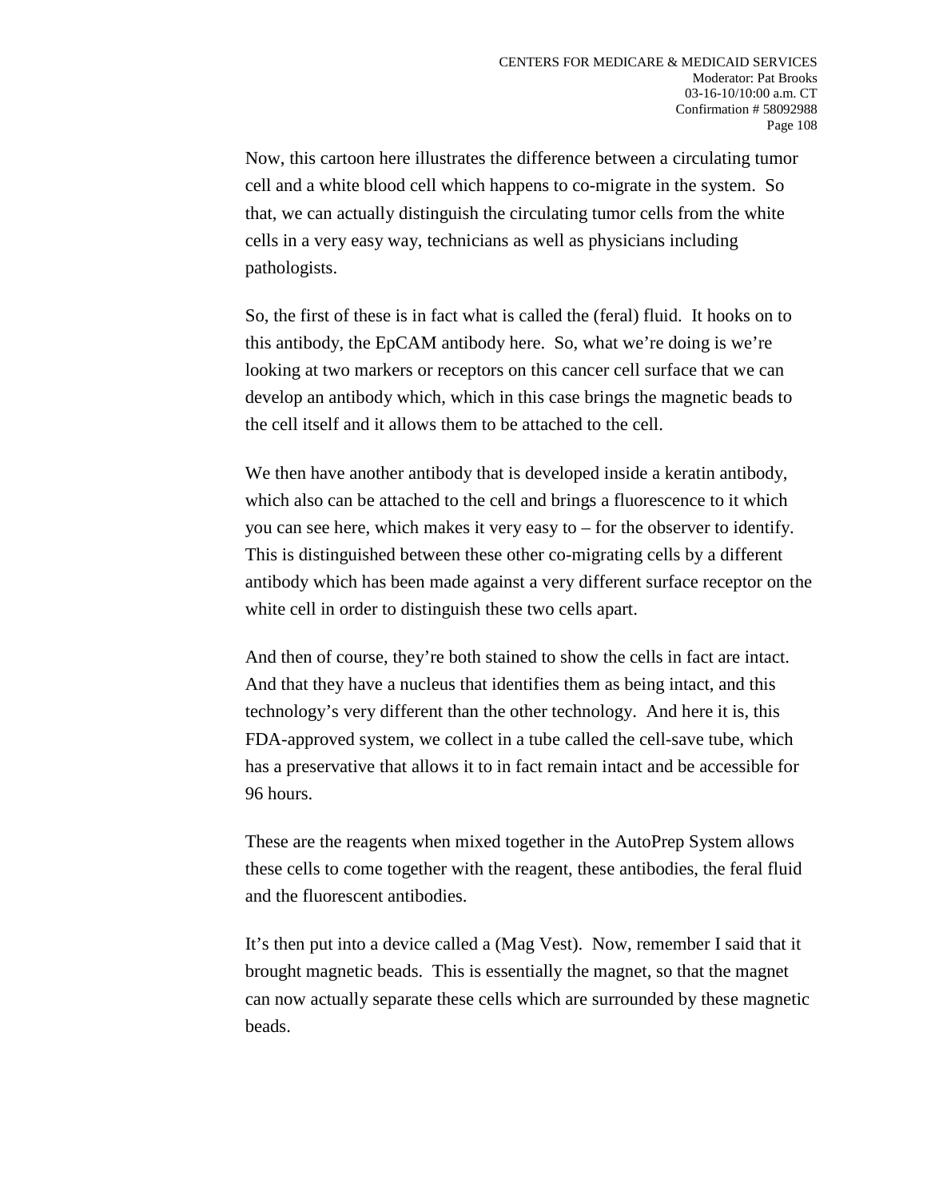Now, this cartoon here illustrates the difference between a circulating tumor cell and a white blood cell which happens to co-migrate in the system. So that, we can actually distinguish the circulating tumor cells from the white cells in a very easy way, technicians as well as physicians including pathologists.

So, the first of these is in fact what is called the (feral) fluid. It hooks on to this antibody, the EpCAM antibody here. So, what we're doing is we're looking at two markers or receptors on this cancer cell surface that we can develop an antibody which, which in this case brings the magnetic beads to the cell itself and it allows them to be attached to the cell.

We then have another antibody that is developed inside a keratin antibody, which also can be attached to the cell and brings a fluorescence to it which you can see here, which makes it very easy to – for the observer to identify. This is distinguished between these other co-migrating cells by a different antibody which has been made against a very different surface receptor on the white cell in order to distinguish these two cells apart.

And then of course, they're both stained to show the cells in fact are intact. And that they have a nucleus that identifies them as being intact, and this technology's very different than the other technology. And here it is, this FDA-approved system, we collect in a tube called the cell-save tube, which has a preservative that allows it to in fact remain intact and be accessible for 96 hours.

These are the reagents when mixed together in the AutoPrep System allows these cells to come together with the reagent, these antibodies, the feral fluid and the fluorescent antibodies.

It's then put into a device called a (Mag Vest). Now, remember I said that it brought magnetic beads. This is essentially the magnet, so that the magnet can now actually separate these cells which are surrounded by these magnetic beads.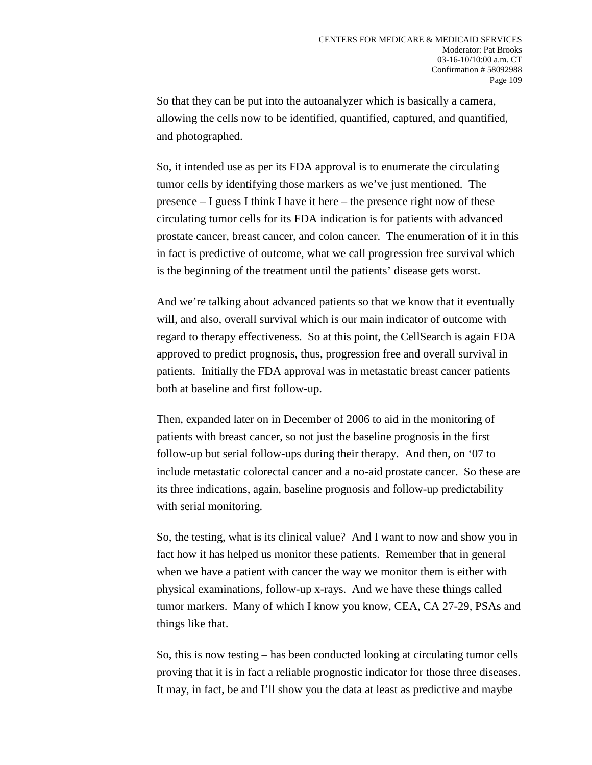So that they can be put into the autoanalyzer which is basically a camera, allowing the cells now to be identified, quantified, captured, and quantified, and photographed.

So, it intended use as per its FDA approval is to enumerate the circulating tumor cells by identifying those markers as we've just mentioned. The presence – I guess I think I have it here – the presence right now of these circulating tumor cells for its FDA indication is for patients with advanced prostate cancer, breast cancer, and colon cancer. The enumeration of it in this in fact is predictive of outcome, what we call progression free survival which is the beginning of the treatment until the patients' disease gets worst.

And we're talking about advanced patients so that we know that it eventually will, and also, overall survival which is our main indicator of outcome with regard to therapy effectiveness. So at this point, the CellSearch is again FDA approved to predict prognosis, thus, progression free and overall survival in patients. Initially the FDA approval was in metastatic breast cancer patients both at baseline and first follow-up.

Then, expanded later on in December of 2006 to aid in the monitoring of patients with breast cancer, so not just the baseline prognosis in the first follow-up but serial follow-ups during their therapy. And then, on '07 to include metastatic colorectal cancer and a no-aid prostate cancer. So these are its three indications, again, baseline prognosis and follow-up predictability with serial monitoring.

So, the testing, what is its clinical value? And I want to now and show you in fact how it has helped us monitor these patients. Remember that in general when we have a patient with cancer the way we monitor them is either with physical examinations, follow-up x-rays. And we have these things called tumor markers. Many of which I know you know, CEA, CA 27-29, PSAs and things like that.

So, this is now testing – has been conducted looking at circulating tumor cells proving that it is in fact a reliable prognostic indicator for those three diseases. It may, in fact, be and I'll show you the data at least as predictive and maybe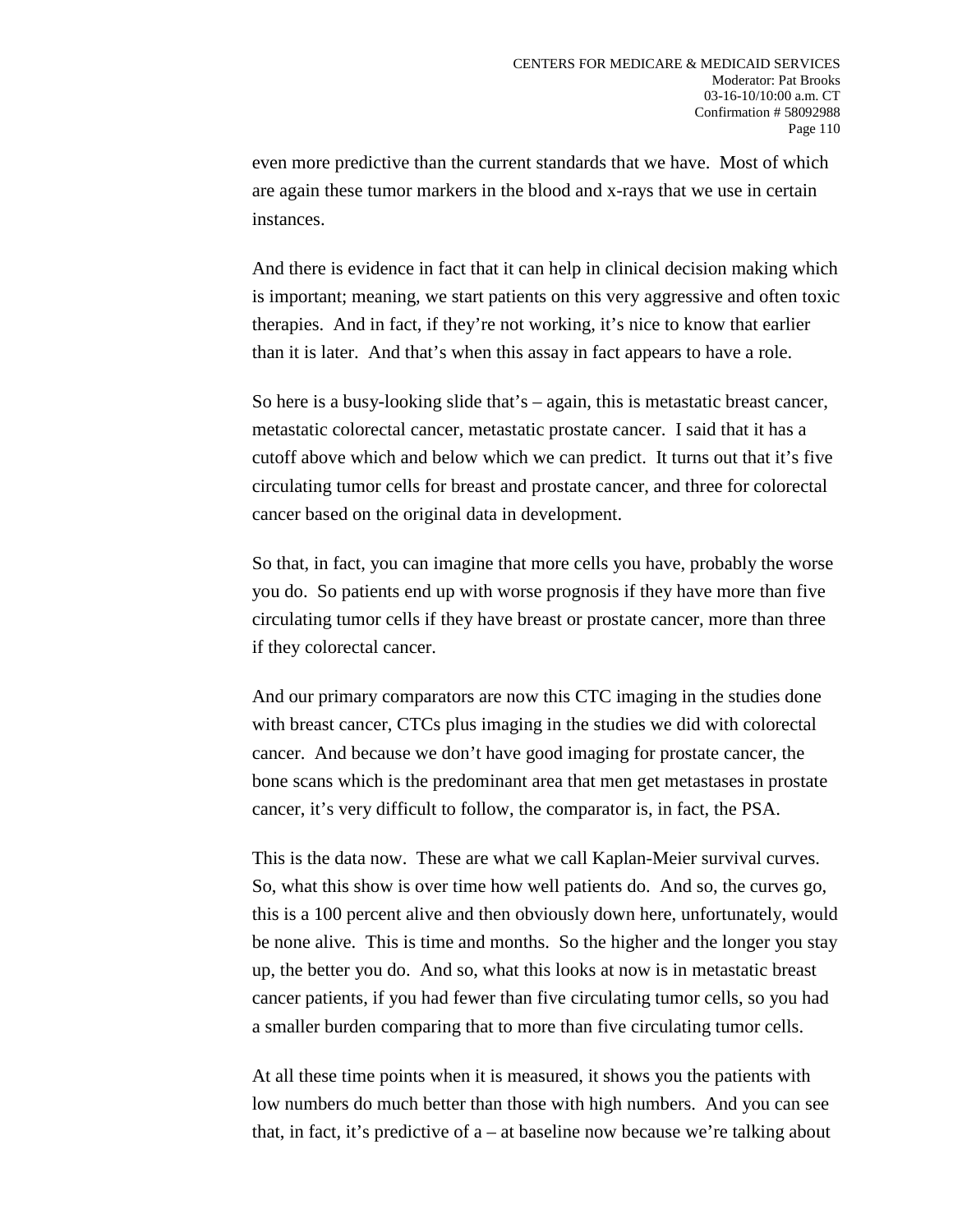even more predictive than the current standards that we have.  Most of which are again these tumor markers in the blood and x-rays that we use in certain instances.

And there is evidence in fact that it can help in clinical decision making which is important; meaning, we start patients on this very aggressive and often toxic therapies.  And in fact, if they're not working, it's nice to know that earlier than it is later.  And that's when this assay in fact appears to have a role.

So here is a busy-looking slide that's – again, this is metastatic breast cancer, metastatic colorectal cancer, metastatic prostate cancer.  I said that it has a cutoff above which and below which we can predict.  It turns out that it's five circulating tumor cells for breast and prostate cancer, and three for colorectal cancer based on the original data in development.

So that, in fact, you can imagine that more cells you have, probably the worse you do.  So patients end up with worse prognosis if they have more than five circulating tumor cells if they have breast or prostate cancer, more than three if they colorectal cancer.

And our primary comparators are now this CTC imaging in the studies done with breast cancer, CTCs plus imaging in the studies we did with colorectal cancer.  And because we don't have good imaging for prostate cancer, the bone scans which is the predominant area that men get metastases in prostate cancer, it's very difficult to follow, the comparator is, in fact, the PSA.

This is the data now.  These are what we call Kaplan-Meier survival curves.  So, what this show is over time how well patients do.  And so, the curves go, this is a 100 percent alive and then obviously down here, unfortunately, would be none alive.  This is time and months.  So the higher and the longer you stay up, the better you do.  And so, what this looks at now is in metastatic breast cancer patients, if you had fewer than five circulating tumor cells, so you had a smaller burden comparing that to more than five circulating tumor cells.

At all these time points when it is measured, it shows you the patients with low numbers do much better than those with high numbers.  And you can see that, in fact, it's predictive of a – at baseline now because we're talking about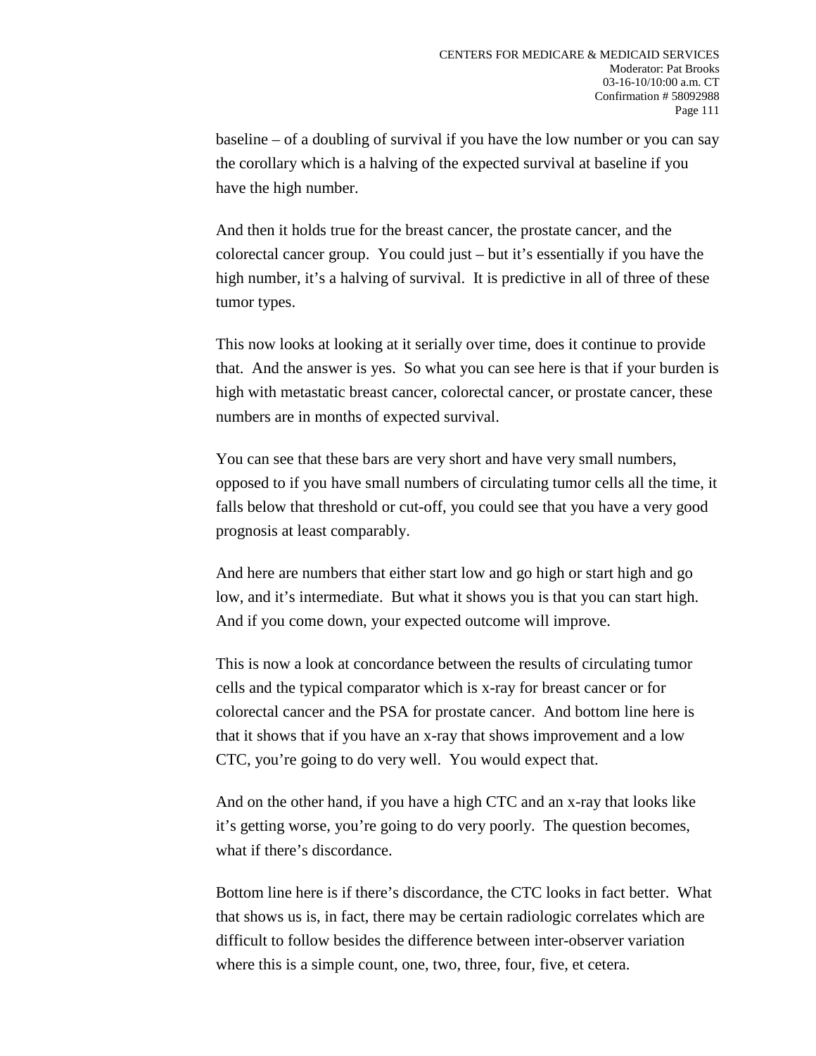baseline – of a doubling of survival if you have the low number or you can say the corollary which is a halving of the expected survival at baseline if you have the high number.

And then it holds true for the breast cancer, the prostate cancer, and the colorectal cancer group. You could just – but it's essentially if you have the high number, it's a halving of survival. It is predictive in all of three of these tumor types.

This now looks at looking at it serially over time, does it continue to provide that. And the answer is yes. So what you can see here is that if your burden is high with metastatic breast cancer, colorectal cancer, or prostate cancer, these numbers are in months of expected survival.

You can see that these bars are very short and have very small numbers, opposed to if you have small numbers of circulating tumor cells all the time, it falls below that threshold or cut-off, you could see that you have a very good prognosis at least comparably.

And here are numbers that either start low and go high or start high and go low, and it's intermediate. But what it shows you is that you can start high. And if you come down, your expected outcome will improve.

This is now a look at concordance between the results of circulating tumor cells and the typical comparator which is x-ray for breast cancer or for colorectal cancer and the PSA for prostate cancer. And bottom line here is that it shows that if you have an x-ray that shows improvement and a low CTC, you're going to do very well. You would expect that.

And on the other hand, if you have a high CTC and an x-ray that looks like it's getting worse, you're going to do very poorly. The question becomes, what if there's discordance.

Bottom line here is if there's discordance, the CTC looks in fact better. What that shows us is, in fact, there may be certain radiologic correlates which are difficult to follow besides the difference between inter-observer variation where this is a simple count, one, two, three, four, five, et cetera.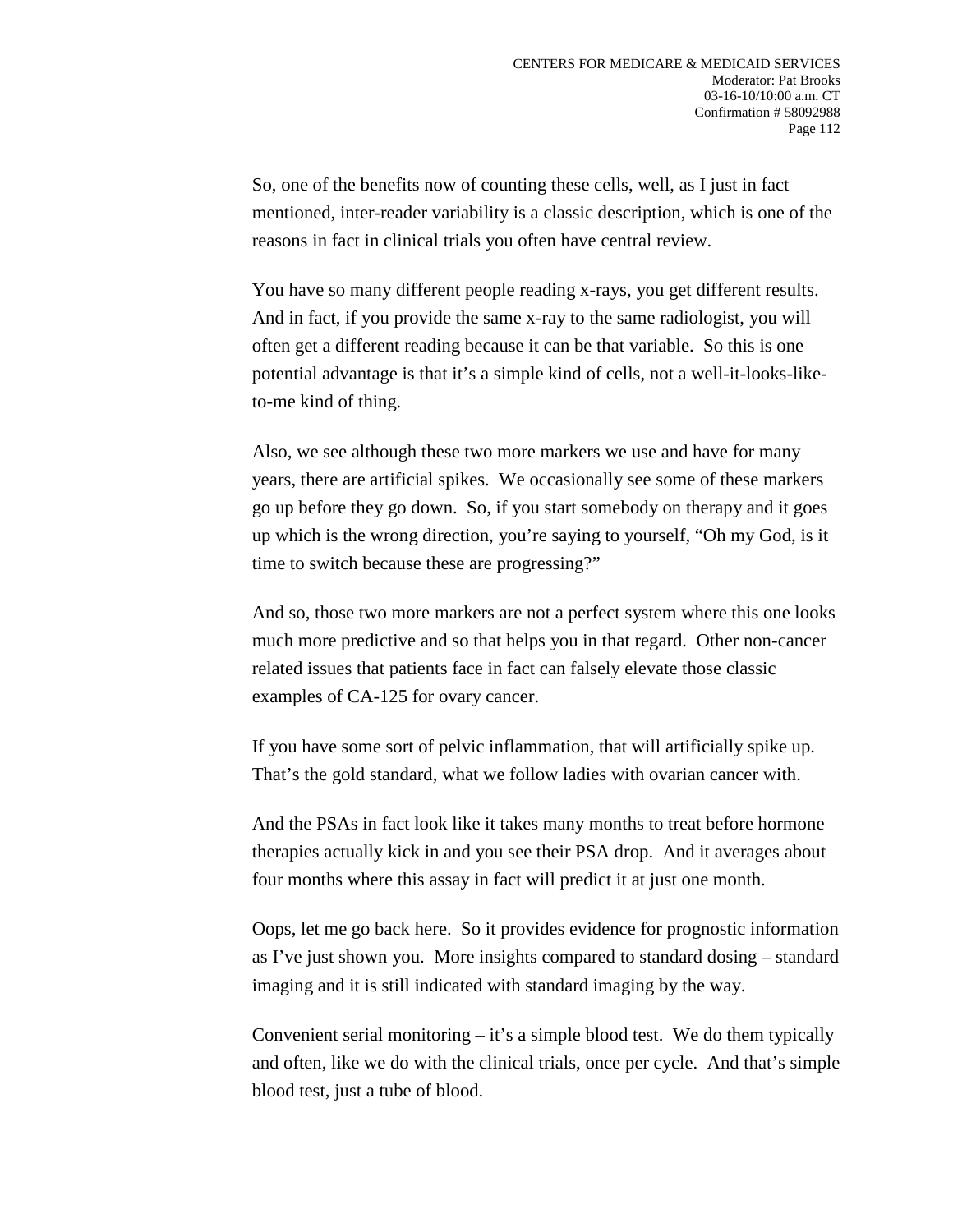So, one of the benefits now of counting these cells, well, as I just in fact mentioned, inter-reader variability is a classic description, which is one of the reasons in fact in clinical trials you often have central review.

You have so many different people reading x-rays, you get different results. And in fact, if you provide the same x-ray to the same radiologist, you will often get a different reading because it can be that variable. So this is one potential advantage is that it's a simple kind of cells, not a well-it-looks-like-to-me kind of thing.

Also, we see although these two more markers we use and have for many years, there are artificial spikes. We occasionally see some of these markers go up before they go down. So, if you start somebody on therapy and it goes up which is the wrong direction, you're saying to yourself, "Oh my God, is it time to switch because these are progressing?"

And so, those two more markers are not a perfect system where this one looks much more predictive and so that helps you in that regard. Other non-cancer related issues that patients face in fact can falsely elevate those classic examples of CA-125 for ovary cancer.

If you have some sort of pelvic inflammation, that will artificially spike up. That's the gold standard, what we follow ladies with ovarian cancer with.

And the PSAs in fact look like it takes many months to treat before hormone therapies actually kick in and you see their PSA drop. And it averages about four months where this assay in fact will predict it at just one month.

Oops, let me go back here. So it provides evidence for prognostic information as I've just shown you. More insights compared to standard dosing – standard imaging and it is still indicated with standard imaging by the way.

Convenient serial monitoring – it's a simple blood test. We do them typically and often, like we do with the clinical trials, once per cycle. And that's simple blood test, just a tube of blood.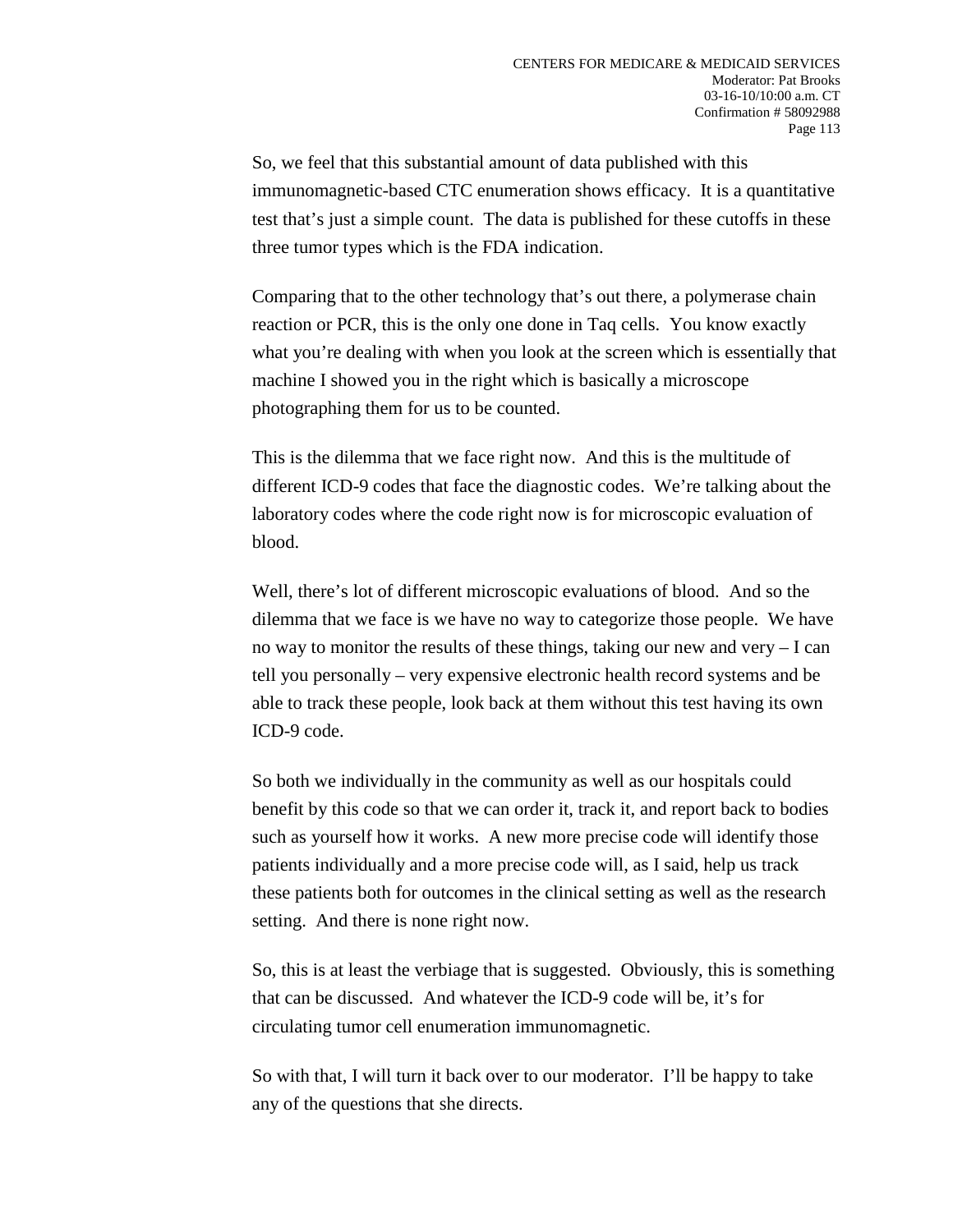So, we feel that this substantial amount of data published with this immunomagnetic-based CTC enumeration shows efficacy. It is a quantitative test that's just a simple count. The data is published for these cutoffs in these three tumor types which is the FDA indication.

Comparing that to the other technology that's out there, a polymerase chain reaction or PCR, this is the only one done in Taq cells. You know exactly what you're dealing with when you look at the screen which is essentially that machine I showed you in the right which is basically a microscope photographing them for us to be counted.

This is the dilemma that we face right now. And this is the multitude of different ICD-9 codes that face the diagnostic codes. We're talking about the laboratory codes where the code right now is for microscopic evaluation of blood.

Well, there's lot of different microscopic evaluations of blood. And so the dilemma that we face is we have no way to categorize those people. We have no way to monitor the results of these things, taking our new and very – I can tell you personally – very expensive electronic health record systems and be able to track these people, look back at them without this test having its own ICD-9 code.

So both we individually in the community as well as our hospitals could benefit by this code so that we can order it, track it, and report back to bodies such as yourself how it works. A new more precise code will identify those patients individually and a more precise code will, as I said, help us track these patients both for outcomes in the clinical setting as well as the research setting. And there is none right now.

So, this is at least the verbiage that is suggested. Obviously, this is something that can be discussed. And whatever the ICD-9 code will be, it's for circulating tumor cell enumeration immunomagnetic.

So with that, I will turn it back over to our moderator. I'll be happy to take any of the questions that she directs.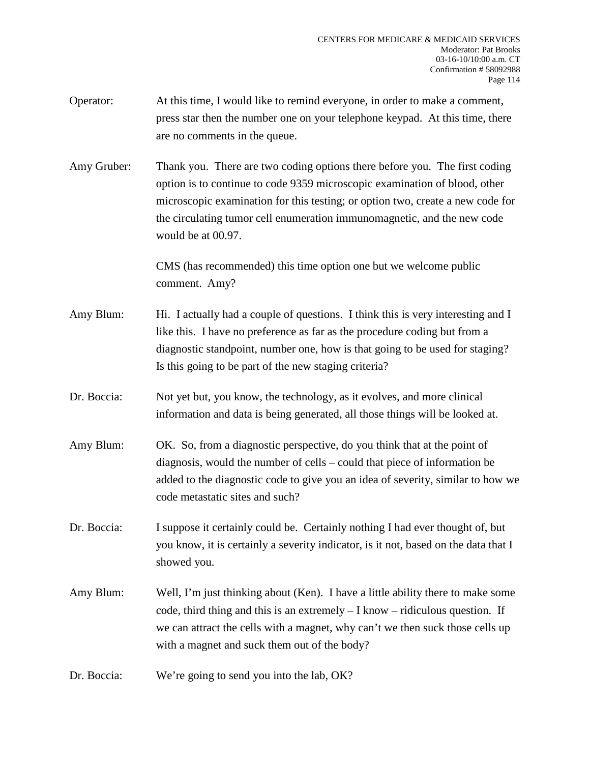Operator: At this time, I would like to remind everyone, in order to make a comment, press star then the number one on your telephone keypad. At this time, there are no comments in the queue.

Amy Gruber: Thank you. There are two coding options there before you. The first coding option is to continue to code 9359 microscopic examination of blood, other microscopic examination for this testing; or option two, create a new code for the circulating tumor cell enumeration immunomagnetic, and the new code would be at 00.97.

CMS (has recommended) this time option one but we welcome public comment. Amy?

Amy Blum: Hi. I actually had a couple of questions. I think this is very interesting and I like this. I have no preference as far as the procedure coding but from a diagnostic standpoint, number one, how is that going to be used for staging? Is this going to be part of the new staging criteria?

Dr. Boccia: Not yet but, you know, the technology, as it evolves, and more clinical information and data is being generated, all those things will be looked at.

Amy Blum: OK. So, from a diagnostic perspective, do you think that at the point of diagnosis, would the number of cells – could that piece of information be added to the diagnostic code to give you an idea of severity, similar to how we code metastatic sites and such?

Dr. Boccia: I suppose it certainly could be. Certainly nothing I had ever thought of, but you know, it is certainly a severity indicator, is it not, based on the data that I showed you.

Amy Blum: Well, I'm just thinking about (Ken). I have a little ability there to make some code, third thing and this is an extremely – I know – ridiculous question. If we can attract the cells with a magnet, why can't we then suck those cells up with a magnet and suck them out of the body?

Dr. Boccia: We're going to send you into the lab, OK?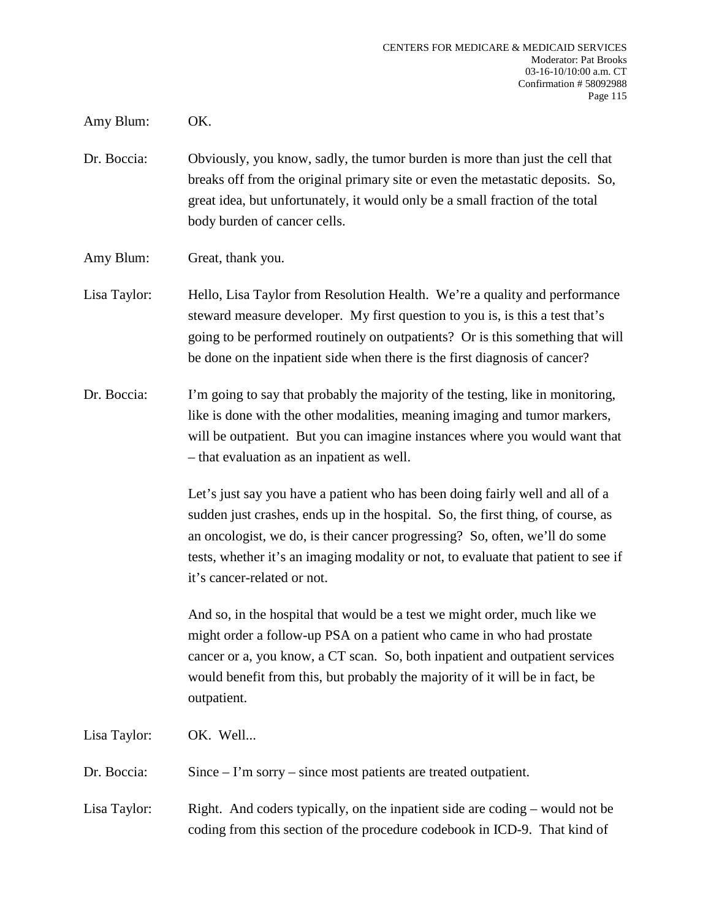Amy Blum: OK.

Dr. Boccia: Obviously, you know, sadly, the tumor burden is more than just the cell that breaks off from the original primary site or even the metastatic deposits. So, great idea, but unfortunately, it would only be a small fraction of the total body burden of cancer cells.

Amy Blum: Great, thank you.

Lisa Taylor: Hello, Lisa Taylor from Resolution Health. We're a quality and performance steward measure developer. My first question to you is, is this a test that's going to be performed routinely on outpatients? Or is this something that will be done on the inpatient side when there is the first diagnosis of cancer?

Dr. Boccia: I'm going to say that probably the majority of the testing, like in monitoring, like is done with the other modalities, meaning imaging and tumor markers, will be outpatient. But you can imagine instances where you would want that – that evaluation as an inpatient as well.

Let's just say you have a patient who has been doing fairly well and all of a sudden just crashes, ends up in the hospital. So, the first thing, of course, as an oncologist, we do, is their cancer progressing? So, often, we'll do some tests, whether it's an imaging modality or not, to evaluate that patient to see if it's cancer-related or not.

And so, in the hospital that would be a test we might order, much like we might order a follow-up PSA on a patient who came in who had prostate cancer or a, you know, a CT scan. So, both inpatient and outpatient services would benefit from this, but probably the majority of it will be in fact, be outpatient.

Lisa Taylor: OK. Well...

Dr. Boccia: Since – I'm sorry – since most patients are treated outpatient.

Lisa Taylor: Right. And coders typically, on the inpatient side are coding – would not be coding from this section of the procedure codebook in ICD-9. That kind of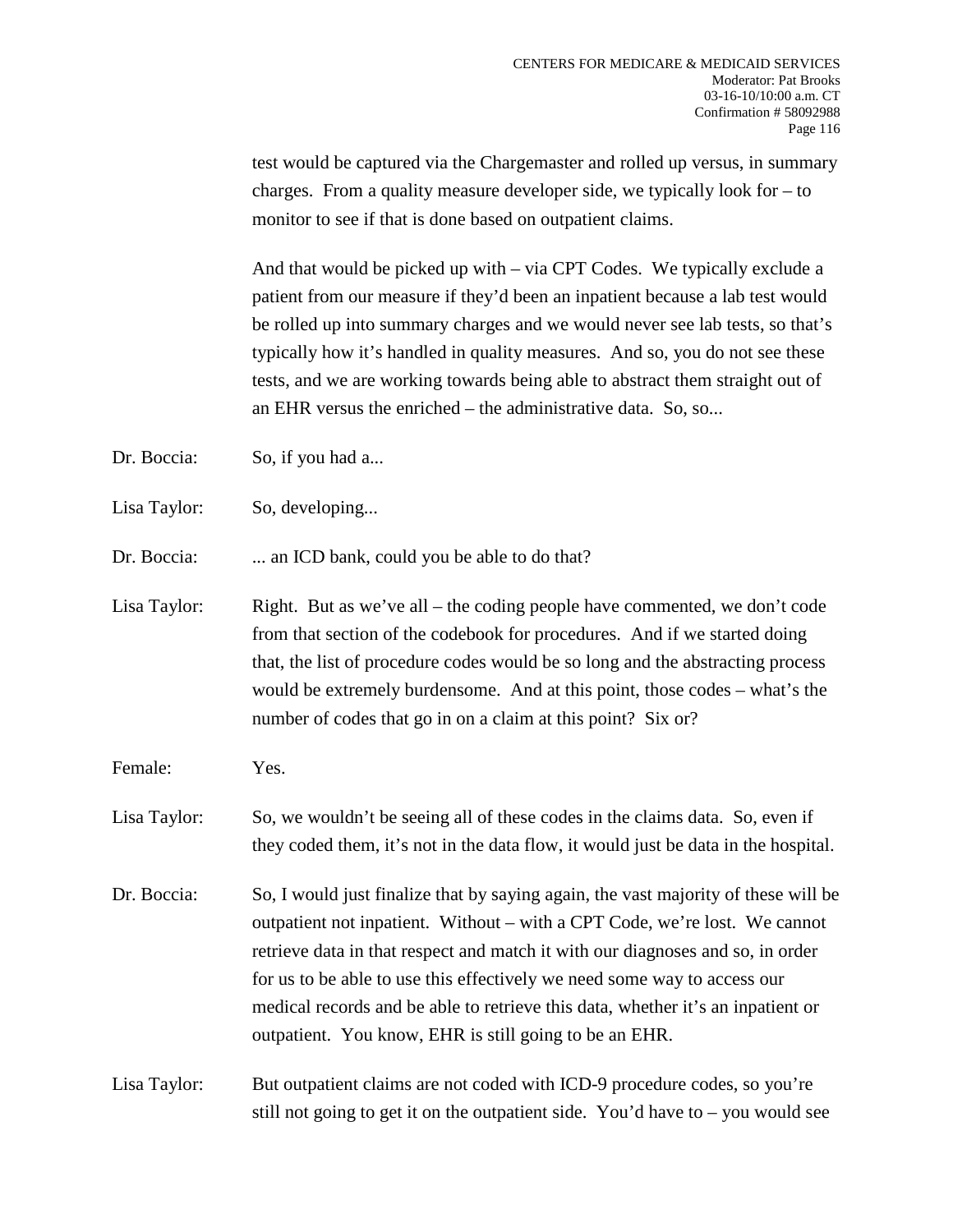test would be captured via the Chargemaster and rolled up versus, in summary charges. From a quality measure developer side, we typically look for – to monitor to see if that is done based on outpatient claims.

And that would be picked up with – via CPT Codes. We typically exclude a patient from our measure if they'd been an inpatient because a lab test would be rolled up into summary charges and we would never see lab tests, so that's typically how it's handled in quality measures. And so, you do not see these tests, and we are working towards being able to abstract them straight out of an EHR versus the enriched – the administrative data. So, so...

Dr. Boccia: So, if you had a...

Lisa Taylor: So, developing...

Dr. Boccia: ... an ICD bank, could you be able to do that?

Lisa Taylor: Right. But as we've all – the coding people have commented, we don't code from that section of the codebook for procedures. And if we started doing that, the list of procedure codes would be so long and the abstracting process would be extremely burdensome. And at this point, those codes – what's the number of codes that go in on a claim at this point? Six or?

Female: Yes.

Lisa Taylor: So, we wouldn't be seeing all of these codes in the claims data. So, even if they coded them, it's not in the data flow, it would just be data in the hospital.

Dr. Boccia: So, I would just finalize that by saying again, the vast majority of these will be outpatient not inpatient. Without – with a CPT Code, we're lost. We cannot retrieve data in that respect and match it with our diagnoses and so, in order for us to be able to use this effectively we need some way to access our medical records and be able to retrieve this data, whether it's an inpatient or outpatient. You know, EHR is still going to be an EHR.

Lisa Taylor: But outpatient claims are not coded with ICD-9 procedure codes, so you're still not going to get it on the outpatient side. You'd have to – you would see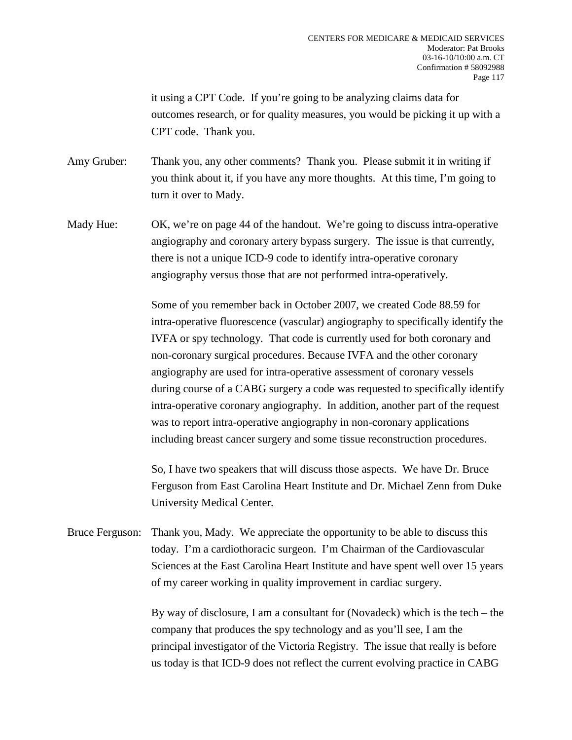it using a CPT Code. If you're going to be analyzing claims data for outcomes research, or for quality measures, you would be picking it up with a CPT code. Thank you.

Amy Gruber: Thank you, any other comments? Thank you. Please submit it in writing if you think about it, if you have any more thoughts. At this time, I'm going to turn it over to Mady.

Mady Hue: OK, we're on page 44 of the handout. We're going to discuss intra-operative angiography and coronary artery bypass surgery. The issue is that currently, there is not a unique ICD-9 code to identify intra-operative coronary angiography versus those that are not performed intra-operatively.

Some of you remember back in October 2007, we created Code 88.59 for intra-operative fluorescence (vascular) angiography to specifically identify the IVFA or spy technology. That code is currently used for both coronary and non-coronary surgical procedures. Because IVFA and the other coronary angiography are used for intra-operative assessment of coronary vessels during course of a CABG surgery a code was requested to specifically identify intra-operative coronary angiography. In addition, another part of the request was to report intra-operative angiography in non-coronary applications including breast cancer surgery and some tissue reconstruction procedures.

So, I have two speakers that will discuss those aspects. We have Dr. Bruce Ferguson from East Carolina Heart Institute and Dr. Michael Zenn from Duke University Medical Center.

Bruce Ferguson: Thank you, Mady. We appreciate the opportunity to be able to discuss this today. I'm a cardiothoracic surgeon. I'm Chairman of the Cardiovascular Sciences at the East Carolina Heart Institute and have spent well over 15 years of my career working in quality improvement in cardiac surgery.

By way of disclosure, I am a consultant for (Novadeck) which is the tech – the company that produces the spy technology and as you'll see, I am the principal investigator of the Victoria Registry. The issue that really is before us today is that ICD-9 does not reflect the current evolving practice in CABG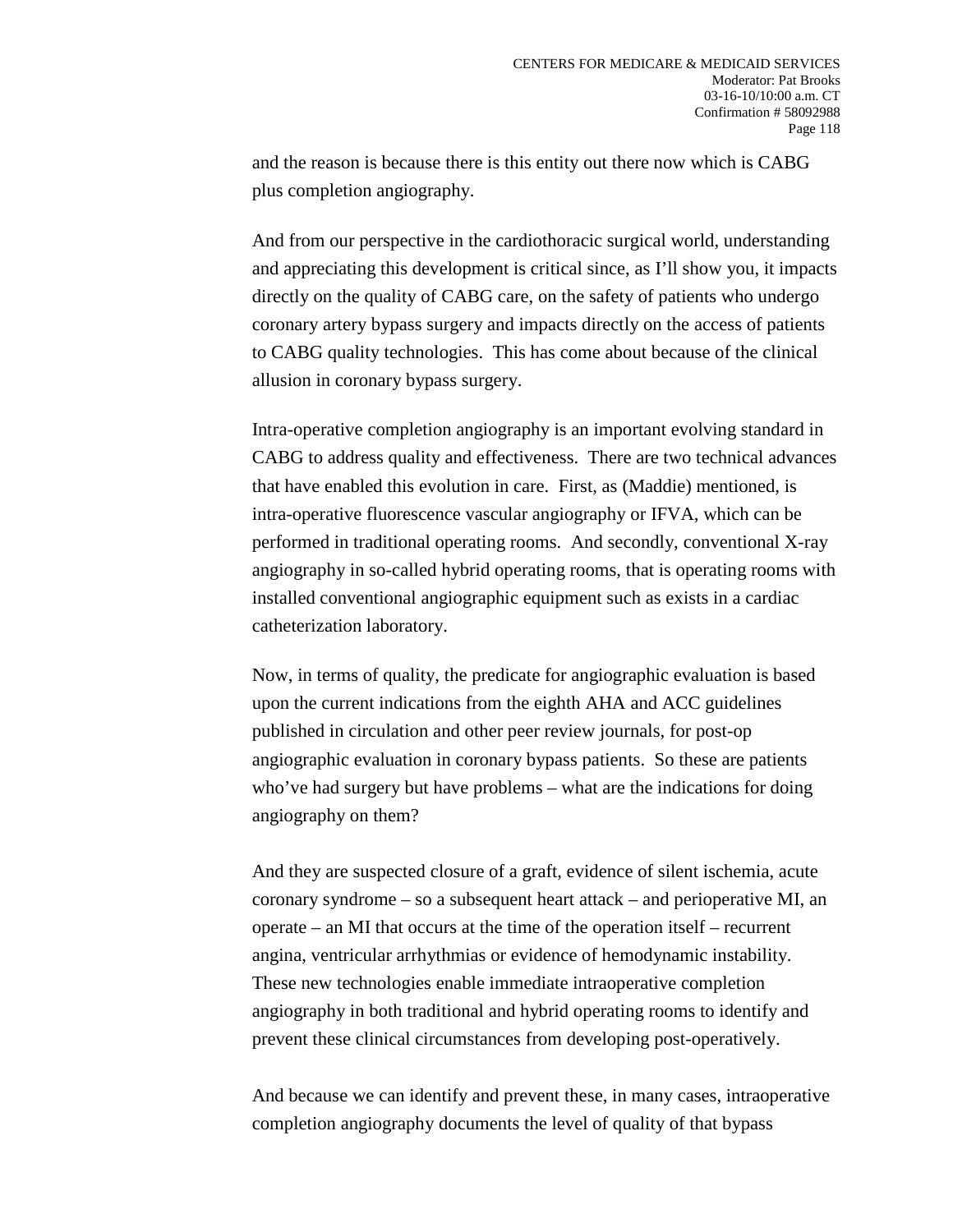and the reason is because there is this entity out there now which is CABG plus completion angiography.

And from our perspective in the cardiothoracic surgical world, understanding and appreciating this development is critical since, as I'll show you, it impacts directly on the quality of CABG care, on the safety of patients who undergo coronary artery bypass surgery and impacts directly on the access of patients to CABG quality technologies. This has come about because of the clinical allusion in coronary bypass surgery.

Intra-operative completion angiography is an important evolving standard in CABG to address quality and effectiveness. There are two technical advances that have enabled this evolution in care. First, as (Maddie) mentioned, is intra-operative fluorescence vascular angiography or IFVA, which can be performed in traditional operating rooms. And secondly, conventional X-ray angiography in so-called hybrid operating rooms, that is operating rooms with installed conventional angiographic equipment such as exists in a cardiac catheterization laboratory.

Now, in terms of quality, the predicate for angiographic evaluation is based upon the current indications from the eighth AHA and ACC guidelines published in circulation and other peer review journals, for post-op angiographic evaluation in coronary bypass patients. So these are patients who've had surgery but have problems – what are the indications for doing angiography on them?

And they are suspected closure of a graft, evidence of silent ischemia, acute coronary syndrome – so a subsequent heart attack – and perioperative MI, an operate – an MI that occurs at the time of the operation itself – recurrent angina, ventricular arrhythmias or evidence of hemodynamic instability. These new technologies enable immediate intraoperative completion angiography in both traditional and hybrid operating rooms to identify and prevent these clinical circumstances from developing post-operatively.

And because we can identify and prevent these, in many cases, intraoperative completion angiography documents the level of quality of that bypass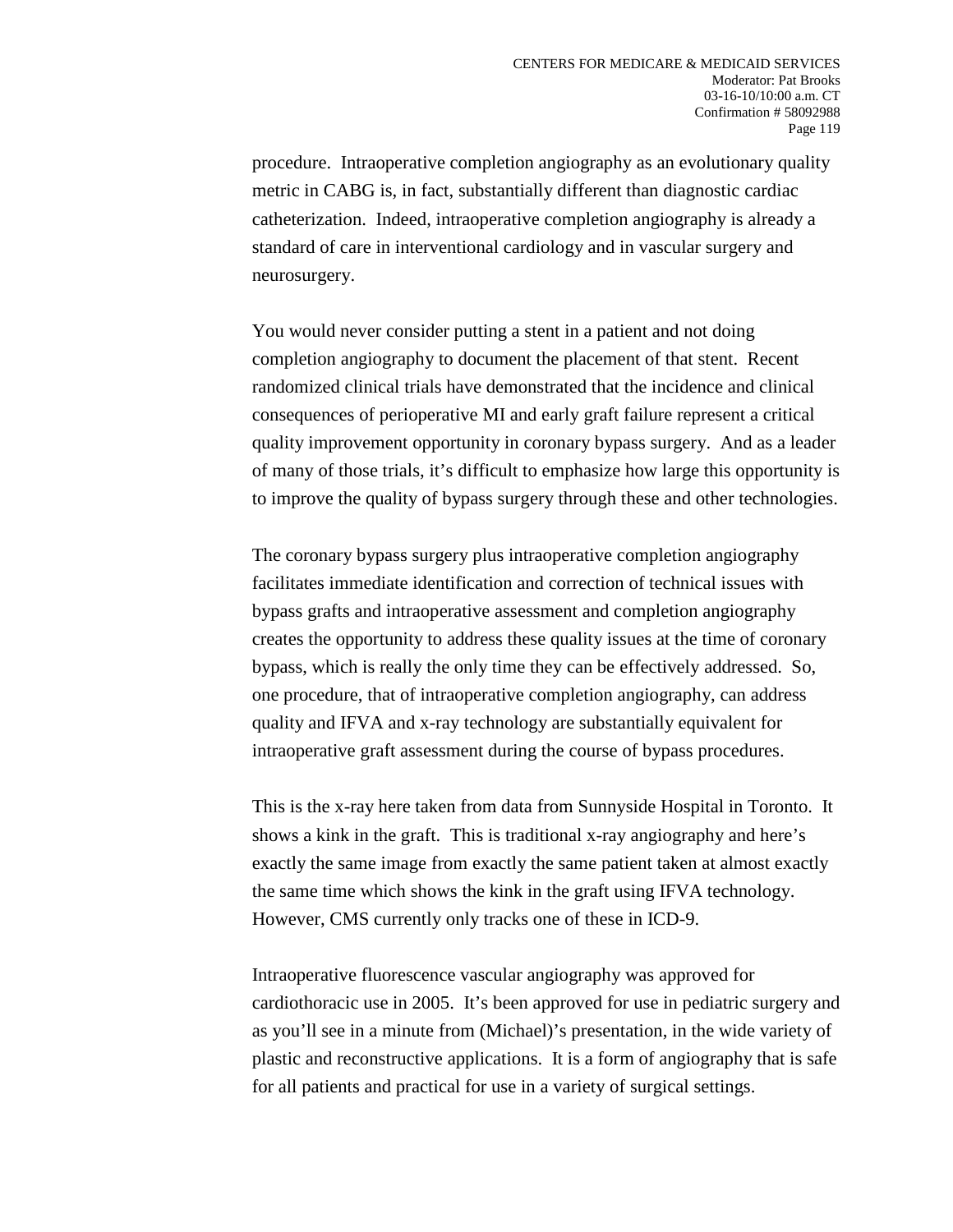procedure. Intraoperative completion angiography as an evolutionary quality metric in CABG is, in fact, substantially different than diagnostic cardiac catheterization. Indeed, intraoperative completion angiography is already a standard of care in interventional cardiology and in vascular surgery and neurosurgery.

You would never consider putting a stent in a patient and not doing completion angiography to document the placement of that stent. Recent randomized clinical trials have demonstrated that the incidence and clinical consequences of perioperative MI and early graft failure represent a critical quality improvement opportunity in coronary bypass surgery. And as a leader of many of those trials, it's difficult to emphasize how large this opportunity is to improve the quality of bypass surgery through these and other technologies.

The coronary bypass surgery plus intraoperative completion angiography facilitates immediate identification and correction of technical issues with bypass grafts and intraoperative assessment and completion angiography creates the opportunity to address these quality issues at the time of coronary bypass, which is really the only time they can be effectively addressed. So, one procedure, that of intraoperative completion angiography, can address quality and IFVA and x-ray technology are substantially equivalent for intraoperative graft assessment during the course of bypass procedures.

This is the x-ray here taken from data from Sunnyside Hospital in Toronto. It shows a kink in the graft. This is traditional x-ray angiography and here's exactly the same image from exactly the same patient taken at almost exactly the same time which shows the kink in the graft using IFVA technology. However, CMS currently only tracks one of these in ICD-9.

Intraoperative fluorescence vascular angiography was approved for cardiothoracic use in 2005. It's been approved for use in pediatric surgery and as you'll see in a minute from (Michael)'s presentation, in the wide variety of plastic and reconstructive applications. It is a form of angiography that is safe for all patients and practical for use in a variety of surgical settings.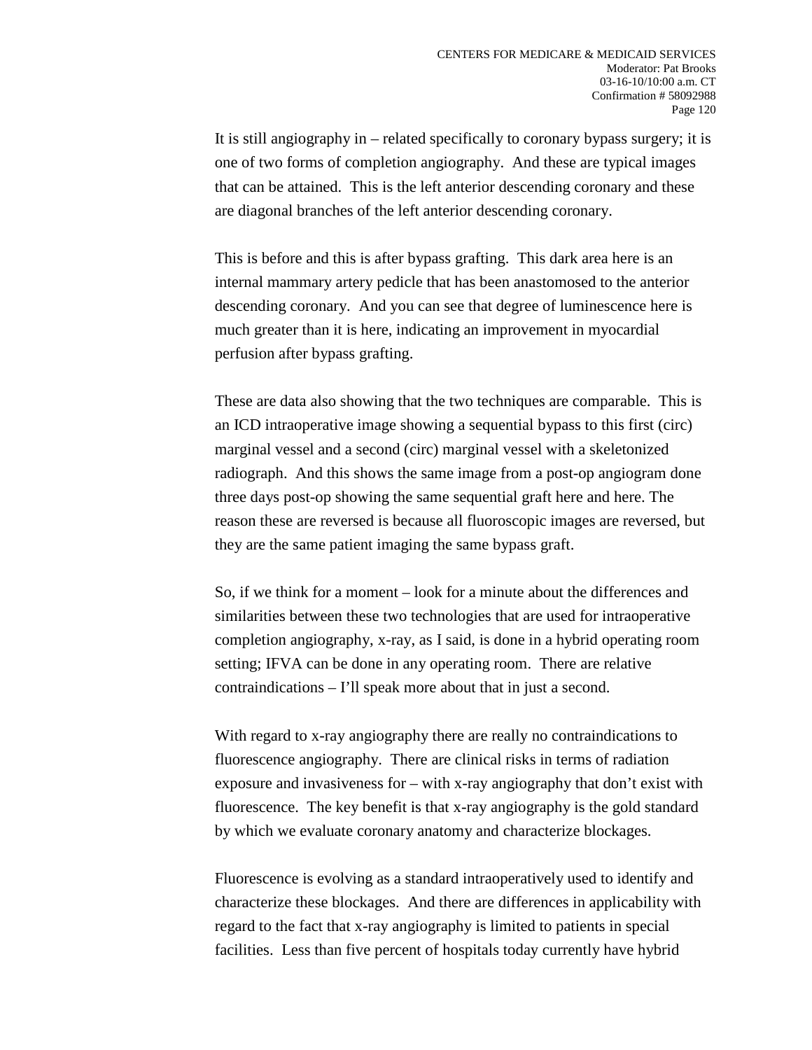It is still angiography in – related specifically to coronary bypass surgery; it is one of two forms of completion angiography. And these are typical images that can be attained. This is the left anterior descending coronary and these are diagonal branches of the left anterior descending coronary.

This is before and this is after bypass grafting. This dark area here is an internal mammary artery pedicle that has been anastomosed to the anterior descending coronary. And you can see that degree of luminescence here is much greater than it is here, indicating an improvement in myocardial perfusion after bypass grafting.

These are data also showing that the two techniques are comparable. This is an ICD intraoperative image showing a sequential bypass to this first (circ) marginal vessel and a second (circ) marginal vessel with a skeletonized radiograph. And this shows the same image from a post-op angiogram done three days post-op showing the same sequential graft here and here. The reason these are reversed is because all fluoroscopic images are reversed, but they are the same patient imaging the same bypass graft.

So, if we think for a moment – look for a minute about the differences and similarities between these two technologies that are used for intraoperative completion angiography, x-ray, as I said, is done in a hybrid operating room setting; IFVA can be done in any operating room. There are relative contraindications – I'll speak more about that in just a second.

With regard to x-ray angiography there are really no contraindications to fluorescence angiography. There are clinical risks in terms of radiation exposure and invasiveness for – with x-ray angiography that don't exist with fluorescence. The key benefit is that x-ray angiography is the gold standard by which we evaluate coronary anatomy and characterize blockages.

Fluorescence is evolving as a standard intraoperatively used to identify and characterize these blockages. And there are differences in applicability with regard to the fact that x-ray angiography is limited to patients in special facilities. Less than five percent of hospitals today currently have hybrid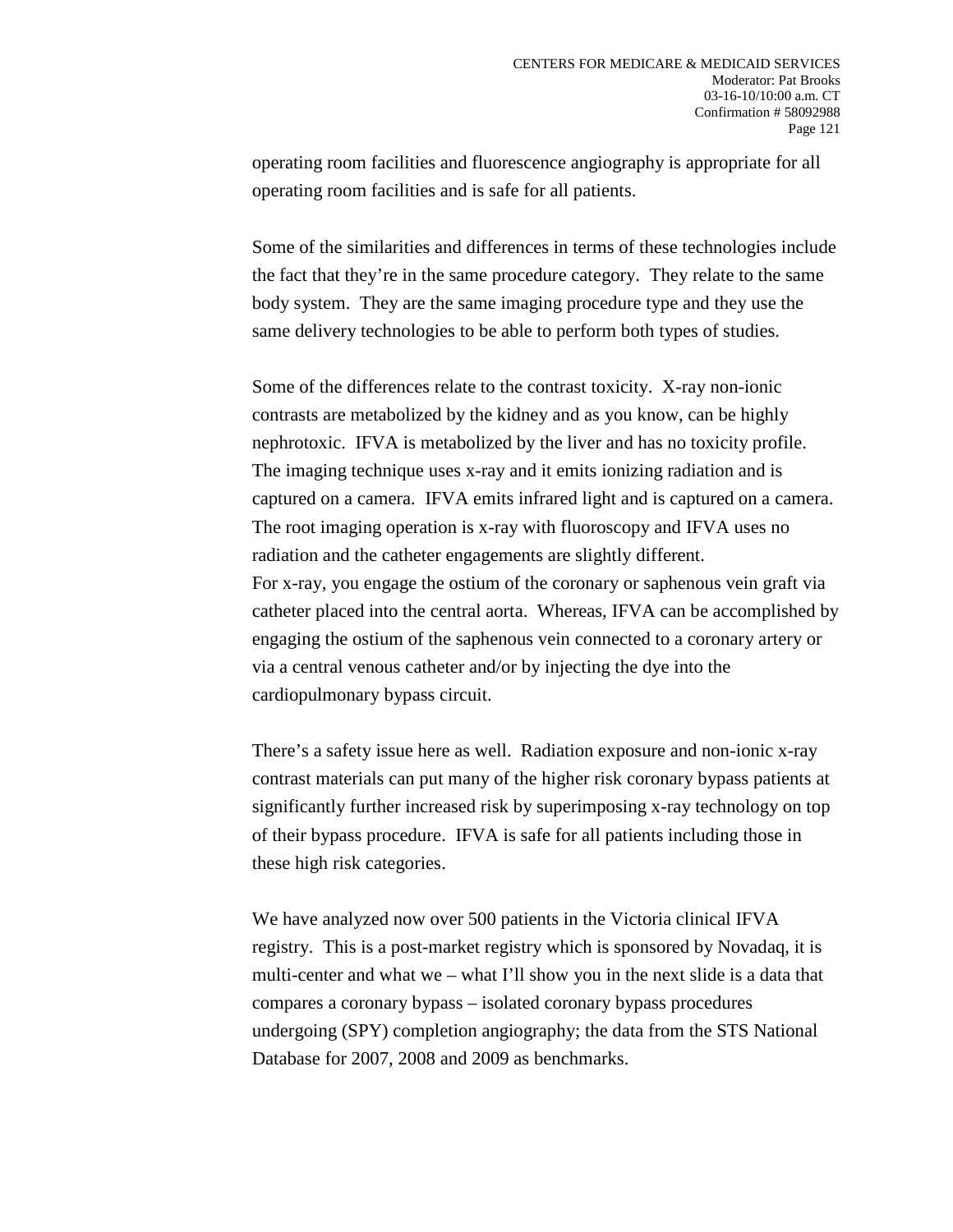operating room facilities and fluorescence angiography is appropriate for all operating room facilities and is safe for all patients.

Some of the similarities and differences in terms of these technologies include the fact that they're in the same procedure category. They relate to the same body system. They are the same imaging procedure type and they use the same delivery technologies to be able to perform both types of studies.

Some of the differences relate to the contrast toxicity. X-ray non-ionic contrasts are metabolized by the kidney and as you know, can be highly nephrotoxic. IFVA is metabolized by the liver and has no toxicity profile. The imaging technique uses x-ray and it emits ionizing radiation and is captured on a camera. IFVA emits infrared light and is captured on a camera. The root imaging operation is x-ray with fluoroscopy and IFVA uses no radiation and the catheter engagements are slightly different.
For x-ray, you engage the ostium of the coronary or saphenous vein graft via catheter placed into the central aorta. Whereas, IFVA can be accomplished by engaging the ostium of the saphenous vein connected to a coronary artery or via a central venous catheter and/or by injecting the dye into the cardiopulmonary bypass circuit.

There's a safety issue here as well. Radiation exposure and non-ionic x-ray contrast materials can put many of the higher risk coronary bypass patients at significantly further increased risk by superimposing x-ray technology on top of their bypass procedure. IFVA is safe for all patients including those in these high risk categories.

We have analyzed now over 500 patients in the Victoria clinical IFVA registry. This is a post-market registry which is sponsored by Novadaq, it is multi-center and what we – what I'll show you in the next slide is a data that compares a coronary bypass – isolated coronary bypass procedures undergoing (SPY) completion angiography; the data from the STS National Database for 2007, 2008 and 2009 as benchmarks.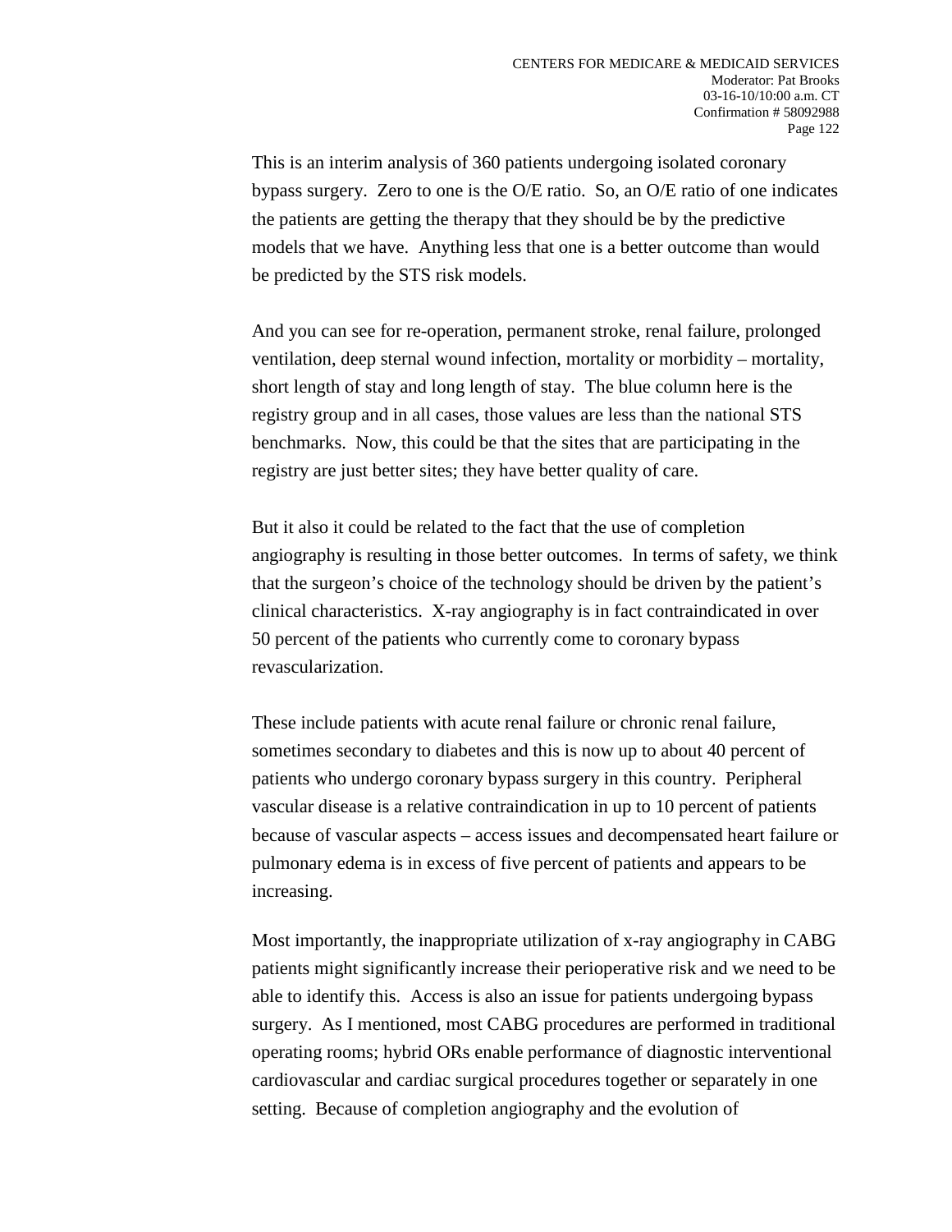This is an interim analysis of 360 patients undergoing isolated coronary bypass surgery. Zero to one is the O/E ratio. So, an O/E ratio of one indicates the patients are getting the therapy that they should be by the predictive models that we have. Anything less that one is a better outcome than would be predicted by the STS risk models.

And you can see for re-operation, permanent stroke, renal failure, prolonged ventilation, deep sternal wound infection, mortality or morbidity – mortality, short length of stay and long length of stay. The blue column here is the registry group and in all cases, those values are less than the national STS benchmarks. Now, this could be that the sites that are participating in the registry are just better sites; they have better quality of care.

But it also it could be related to the fact that the use of completion angiography is resulting in those better outcomes. In terms of safety, we think that the surgeon's choice of the technology should be driven by the patient's clinical characteristics. X-ray angiography is in fact contraindicated in over 50 percent of the patients who currently come to coronary bypass revascularization.

These include patients with acute renal failure or chronic renal failure, sometimes secondary to diabetes and this is now up to about 40 percent of patients who undergo coronary bypass surgery in this country. Peripheral vascular disease is a relative contraindication in up to 10 percent of patients because of vascular aspects – access issues and decompensated heart failure or pulmonary edema is in excess of five percent of patients and appears to be increasing.

Most importantly, the inappropriate utilization of x-ray angiography in CABG patients might significantly increase their perioperative risk and we need to be able to identify this. Access is also an issue for patients undergoing bypass surgery. As I mentioned, most CABG procedures are performed in traditional operating rooms; hybrid ORs enable performance of diagnostic interventional cardiovascular and cardiac surgical procedures together or separately in one setting. Because of completion angiography and the evolution of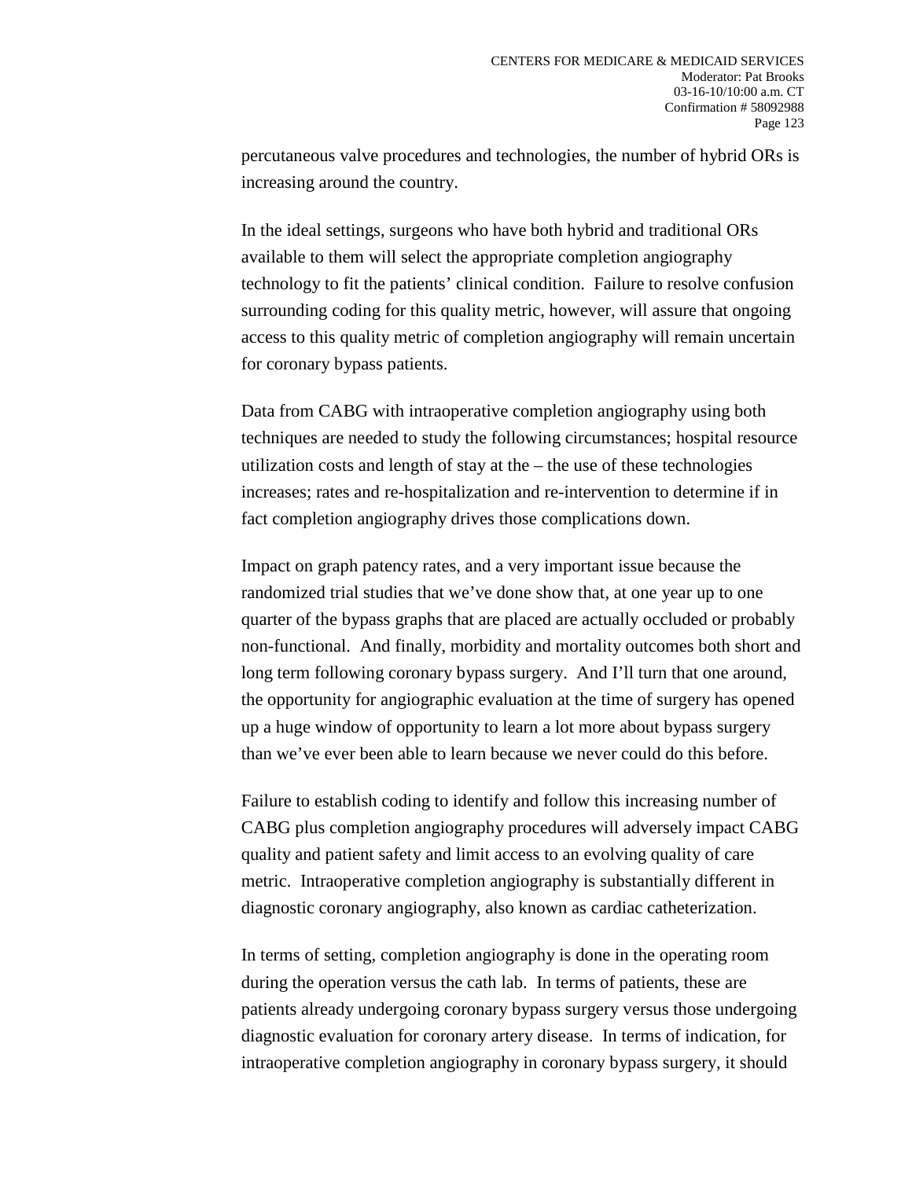percutaneous valve procedures and technologies, the number of hybrid ORs is increasing around the country.

In the ideal settings, surgeons who have both hybrid and traditional ORs available to them will select the appropriate completion angiography technology to fit the patients' clinical condition. Failure to resolve confusion surrounding coding for this quality metric, however, will assure that ongoing access to this quality metric of completion angiography will remain uncertain for coronary bypass patients.

Data from CABG with intraoperative completion angiography using both techniques are needed to study the following circumstances; hospital resource utilization costs and length of stay at the – the use of these technologies increases; rates and re-hospitalization and re-intervention to determine if in fact completion angiography drives those complications down.

Impact on graph patency rates, and a very important issue because the randomized trial studies that we've done show that, at one year up to one quarter of the bypass graphs that are placed are actually occluded or probably non-functional. And finally, morbidity and mortality outcomes both short and long term following coronary bypass surgery. And I'll turn that one around, the opportunity for angiographic evaluation at the time of surgery has opened up a huge window of opportunity to learn a lot more about bypass surgery than we've ever been able to learn because we never could do this before.

Failure to establish coding to identify and follow this increasing number of CABG plus completion angiography procedures will adversely impact CABG quality and patient safety and limit access to an evolving quality of care metric. Intraoperative completion angiography is substantially different in diagnostic coronary angiography, also known as cardiac catheterization.

In terms of setting, completion angiography is done in the operating room during the operation versus the cath lab. In terms of patients, these are patients already undergoing coronary bypass surgery versus those undergoing diagnostic evaluation for coronary artery disease. In terms of indication, for intraoperative completion angiography in coronary bypass surgery, it should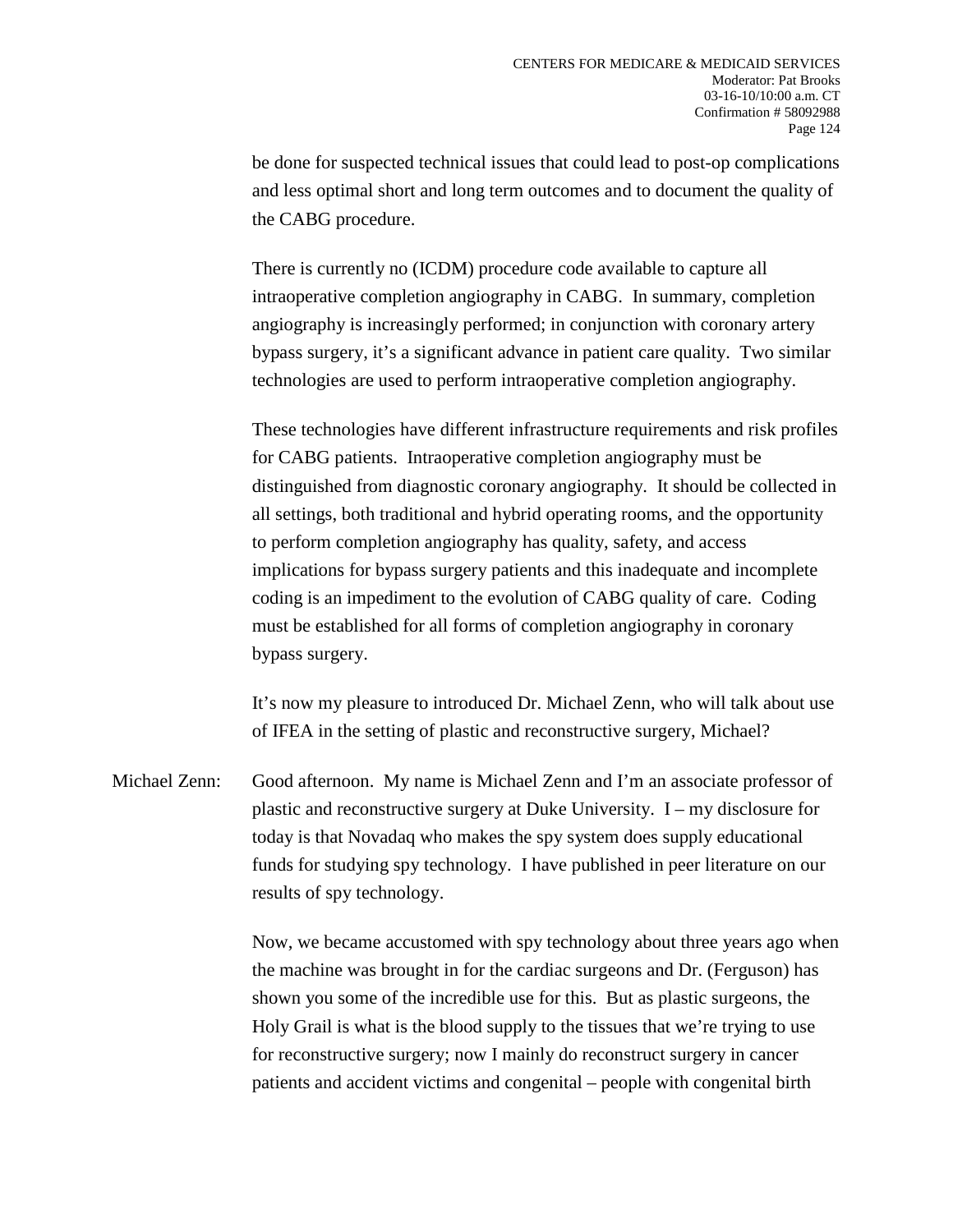be done for suspected technical issues that could lead to post-op complications and less optimal short and long term outcomes and to document the quality of the CABG procedure.

There is currently no (ICDM) procedure code available to capture all intraoperative completion angiography in CABG. In summary, completion angiography is increasingly performed; in conjunction with coronary artery bypass surgery, it's a significant advance in patient care quality. Two similar technologies are used to perform intraoperative completion angiography.

These technologies have different infrastructure requirements and risk profiles for CABG patients. Intraoperative completion angiography must be distinguished from diagnostic coronary angiography. It should be collected in all settings, both traditional and hybrid operating rooms, and the opportunity to perform completion angiography has quality, safety, and access implications for bypass surgery patients and this inadequate and incomplete coding is an impediment to the evolution of CABG quality of care. Coding must be established for all forms of completion angiography in coronary bypass surgery.

It's now my pleasure to introduced Dr. Michael Zenn, who will talk about use of IFEA in the setting of plastic and reconstructive surgery, Michael?

Michael Zenn: Good afternoon. My name is Michael Zenn and I'm an associate professor of plastic and reconstructive surgery at Duke University. I – my disclosure for today is that Novadaq who makes the spy system does supply educational funds for studying spy technology. I have published in peer literature on our results of spy technology.

Now, we became accustomed with spy technology about three years ago when the machine was brought in for the cardiac surgeons and Dr. (Ferguson) has shown you some of the incredible use for this. But as plastic surgeons, the Holy Grail is what is the blood supply to the tissues that we're trying to use for reconstructive surgery; now I mainly do reconstruct surgery in cancer patients and accident victims and congenital – people with congenital birth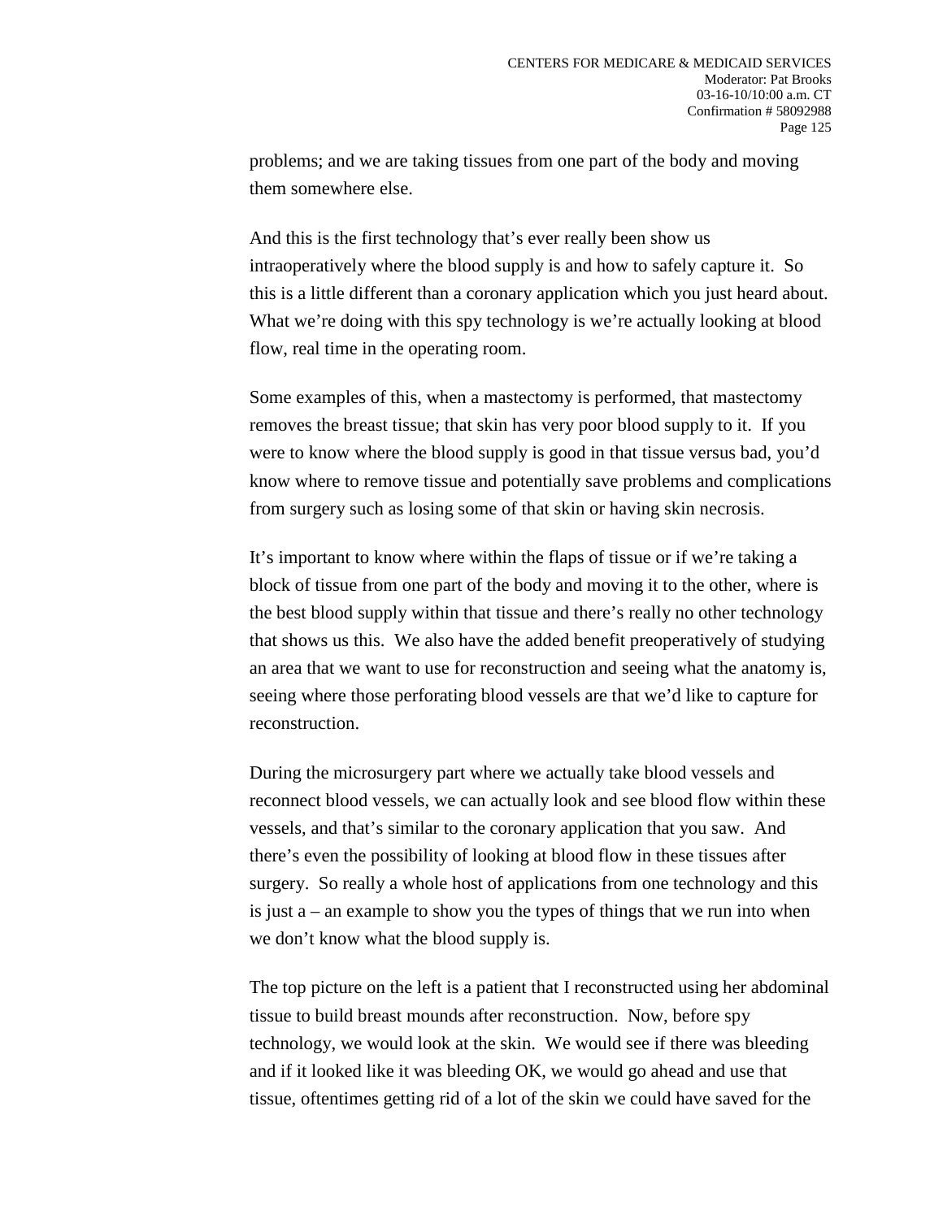problems; and we are taking tissues from one part of the body and moving them somewhere else.

And this is the first technology that's ever really been show us intraoperatively where the blood supply is and how to safely capture it. So this is a little different than a coronary application which you just heard about. What we're doing with this spy technology is we're actually looking at blood flow, real time in the operating room.

Some examples of this, when a mastectomy is performed, that mastectomy removes the breast tissue; that skin has very poor blood supply to it. If you were to know where the blood supply is good in that tissue versus bad, you'd know where to remove tissue and potentially save problems and complications from surgery such as losing some of that skin or having skin necrosis.

It's important to know where within the flaps of tissue or if we're taking a block of tissue from one part of the body and moving it to the other, where is the best blood supply within that tissue and there's really no other technology that shows us this. We also have the added benefit preoperatively of studying an area that we want to use for reconstruction and seeing what the anatomy is, seeing where those perforating blood vessels are that we'd like to capture for reconstruction.

During the microsurgery part where we actually take blood vessels and reconnect blood vessels, we can actually look and see blood flow within these vessels, and that's similar to the coronary application that you saw. And there's even the possibility of looking at blood flow in these tissues after surgery. So really a whole host of applications from one technology and this is just a – an example to show you the types of things that we run into when we don't know what the blood supply is.

The top picture on the left is a patient that I reconstructed using her abdominal tissue to build breast mounds after reconstruction. Now, before spy technology, we would look at the skin. We would see if there was bleeding and if it looked like it was bleeding OK, we would go ahead and use that tissue, oftentimes getting rid of a lot of the skin we could have saved for the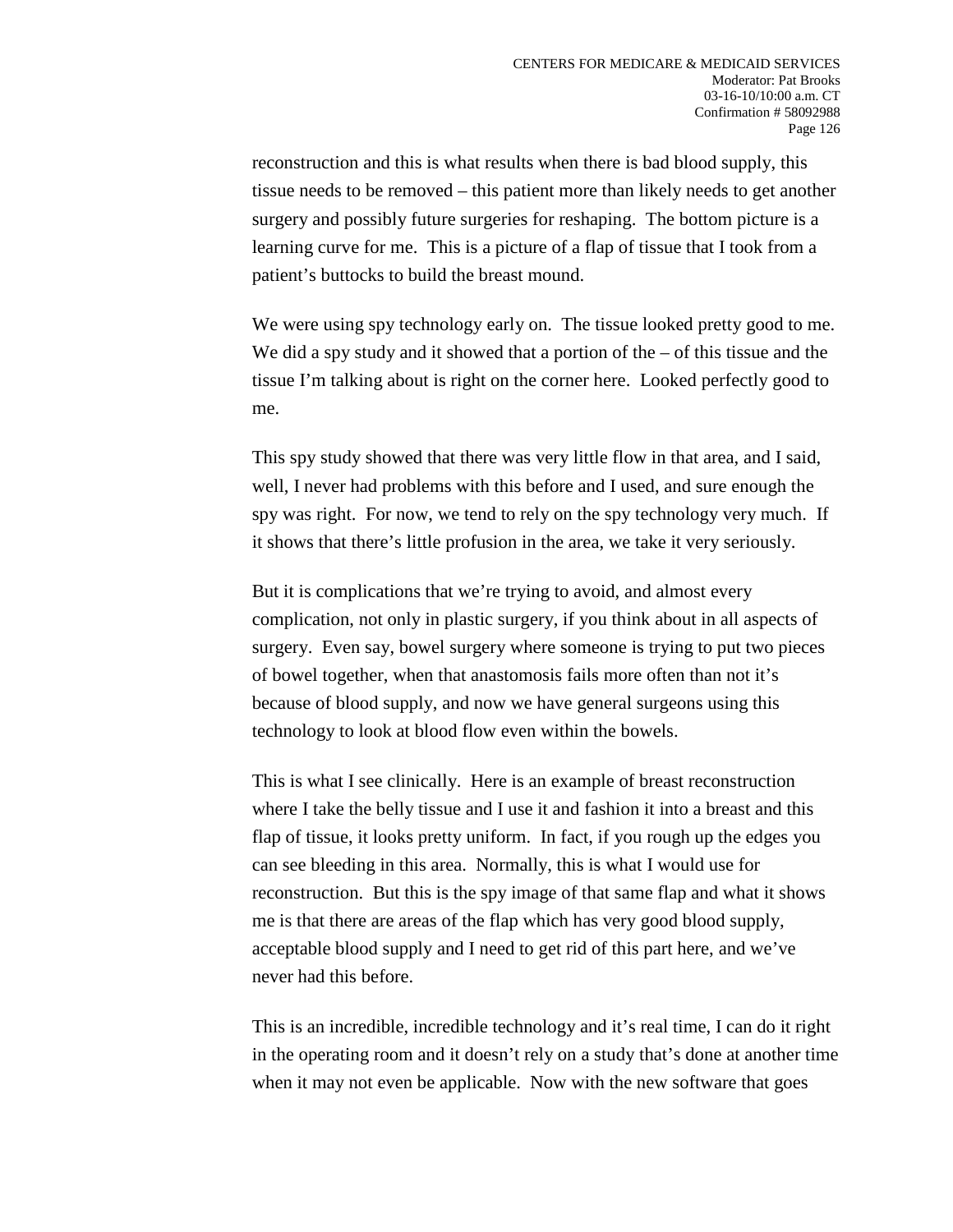reconstruction and this is what results when there is bad blood supply, this tissue needs to be removed – this patient more than likely needs to get another surgery and possibly future surgeries for reshaping. The bottom picture is a learning curve for me. This is a picture of a flap of tissue that I took from a patient's buttocks to build the breast mound.

We were using spy technology early on. The tissue looked pretty good to me. We did a spy study and it showed that a portion of the – of this tissue and the tissue I'm talking about is right on the corner here. Looked perfectly good to me.

This spy study showed that there was very little flow in that area, and I said, well, I never had problems with this before and I used, and sure enough the spy was right. For now, we tend to rely on the spy technology very much. If it shows that there's little profusion in the area, we take it very seriously.

But it is complications that we're trying to avoid, and almost every complication, not only in plastic surgery, if you think about in all aspects of surgery. Even say, bowel surgery where someone is trying to put two pieces of bowel together, when that anastomosis fails more often than not it's because of blood supply, and now we have general surgeons using this technology to look at blood flow even within the bowels.

This is what I see clinically. Here is an example of breast reconstruction where I take the belly tissue and I use it and fashion it into a breast and this flap of tissue, it looks pretty uniform. In fact, if you rough up the edges you can see bleeding in this area. Normally, this is what I would use for reconstruction. But this is the spy image of that same flap and what it shows me is that there are areas of the flap which has very good blood supply, acceptable blood supply and I need to get rid of this part here, and we've never had this before.

This is an incredible, incredible technology and it's real time, I can do it right in the operating room and it doesn't rely on a study that's done at another time when it may not even be applicable. Now with the new software that goes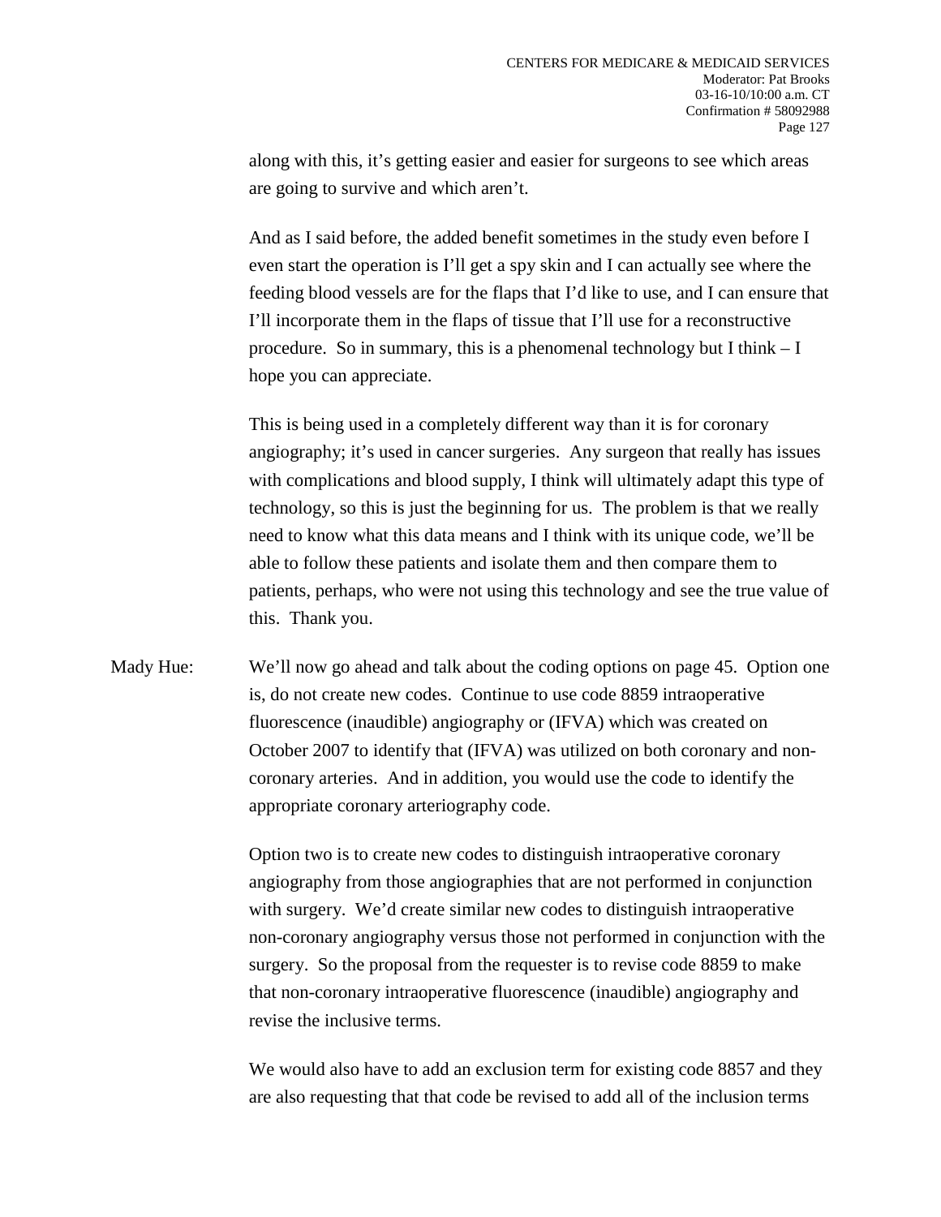along with this, it's getting easier and easier for surgeons to see which areas are going to survive and which aren't.

And as I said before, the added benefit sometimes in the study even before I even start the operation is I'll get a spy skin and I can actually see where the feeding blood vessels are for the flaps that I'd like to use, and I can ensure that I'll incorporate them in the flaps of tissue that I'll use for a reconstructive procedure. So in summary, this is a phenomenal technology but I think – I hope you can appreciate.

This is being used in a completely different way than it is for coronary angiography; it's used in cancer surgeries. Any surgeon that really has issues with complications and blood supply, I think will ultimately adapt this type of technology, so this is just the beginning for us. The problem is that we really need to know what this data means and I think with its unique code, we'll be able to follow these patients and isolate them and then compare them to patients, perhaps, who were not using this technology and see the true value of this. Thank you.

Mady Hue: We'll now go ahead and talk about the coding options on page 45. Option one is, do not create new codes. Continue to use code 8859 intraoperative fluorescence (inaudible) angiography or (IFVA) which was created on October 2007 to identify that (IFVA) was utilized on both coronary and non-coronary arteries. And in addition, you would use the code to identify the appropriate coronary arteriography code.

Option two is to create new codes to distinguish intraoperative coronary angiography from those angiographies that are not performed in conjunction with surgery. We'd create similar new codes to distinguish intraoperative non-coronary angiography versus those not performed in conjunction with the surgery. So the proposal from the requester is to revise code 8859 to make that non-coronary intraoperative fluorescence (inaudible) angiography and revise the inclusive terms.

We would also have to add an exclusion term for existing code 8857 and they are also requesting that that code be revised to add all of the inclusion terms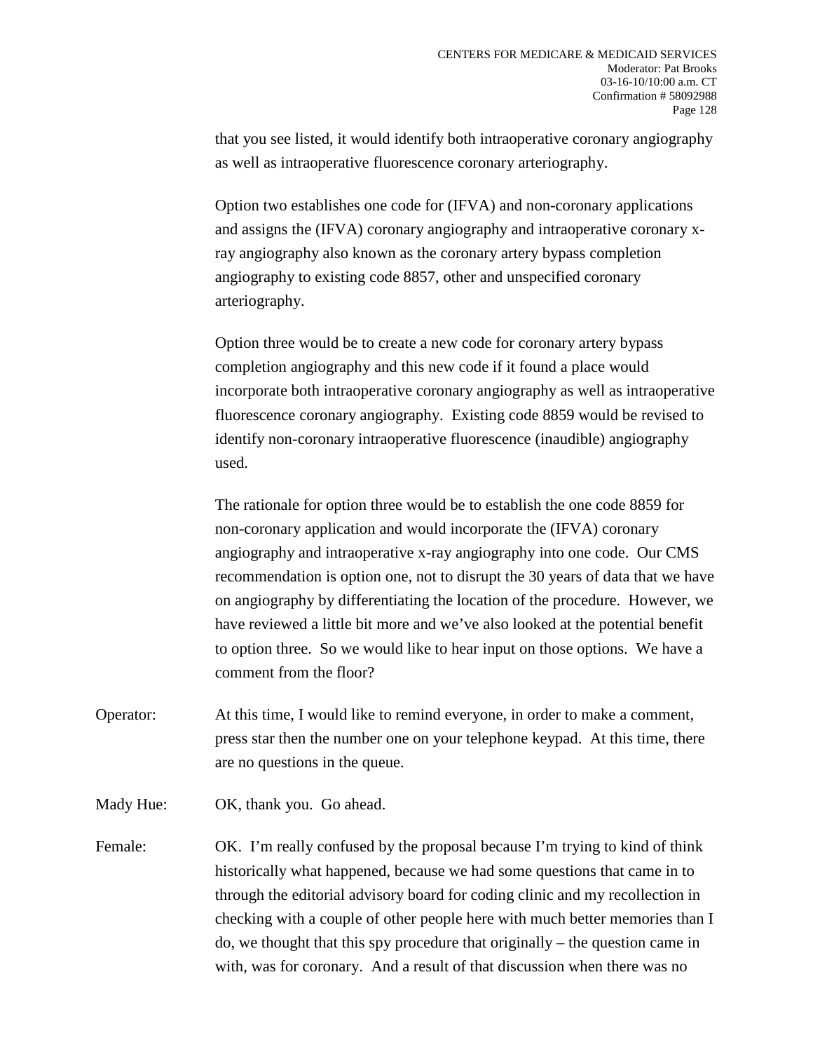that you see listed, it would identify both intraoperative coronary angiography as well as intraoperative fluorescence coronary arteriography.

Option two establishes one code for (IFVA) and non-coronary applications and assigns the (IFVA) coronary angiography and intraoperative coronary x-ray angiography also known as the coronary artery bypass completion angiography to existing code 8857, other and unspecified coronary arteriography.

Option three would be to create a new code for coronary artery bypass completion angiography and this new code if it found a place would incorporate both intraoperative coronary angiography as well as intraoperative fluorescence coronary angiography. Existing code 8859 would be revised to identify non-coronary intraoperative fluorescence (inaudible) angiography used.

The rationale for option three would be to establish the one code 8859 for non-coronary application and would incorporate the (IFVA) coronary angiography and intraoperative x-ray angiography into one code. Our CMS recommendation is option one, not to disrupt the 30 years of data that we have on angiography by differentiating the location of the procedure. However, we have reviewed a little bit more and we've also looked at the potential benefit to option three. So we would like to hear input on those options. We have a comment from the floor?

Operator: At this time, I would like to remind everyone, in order to make a comment, press star then the number one on your telephone keypad. At this time, there are no questions in the queue.

Mady Hue: OK, thank you. Go ahead.

Female: OK. I'm really confused by the proposal because I'm trying to kind of think historically what happened, because we had some questions that came in to through the editorial advisory board for coding clinic and my recollection in checking with a couple of other people here with much better memories than I do, we thought that this spy procedure that originally – the question came in with, was for coronary. And a result of that discussion when there was no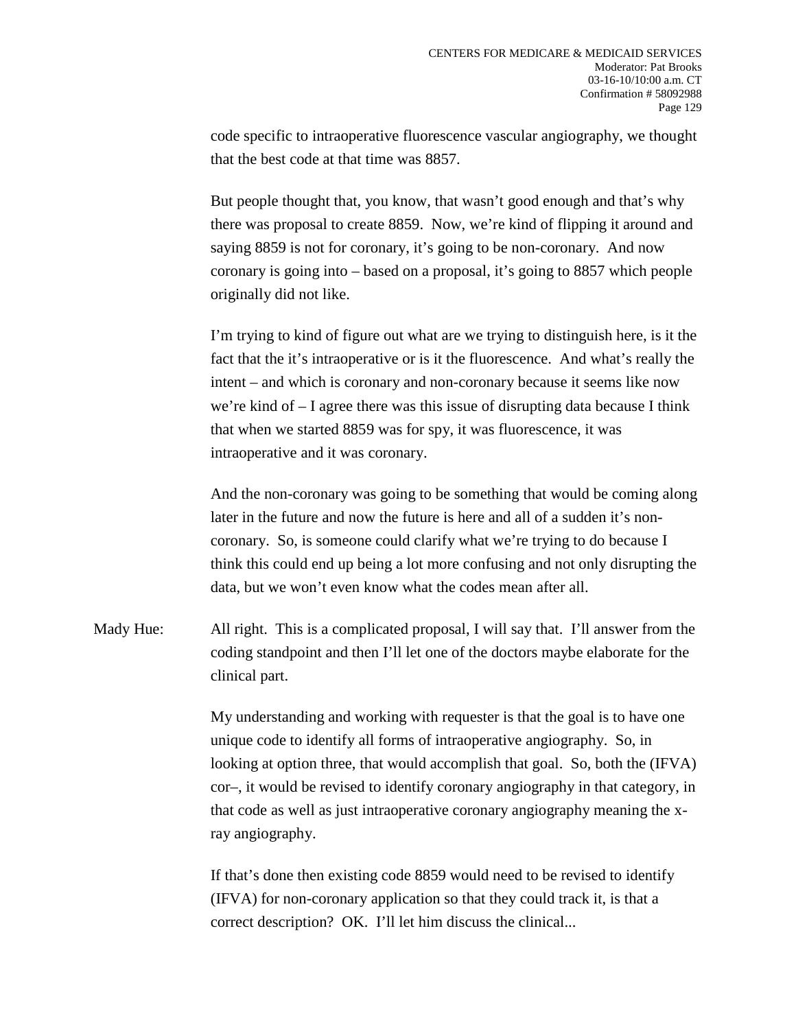code specific to intraoperative fluorescence vascular angiography, we thought that the best code at that time was 8857.

But people thought that, you know, that wasn't good enough and that's why there was proposal to create 8859. Now, we're kind of flipping it around and saying 8859 is not for coronary, it's going to be non-coronary. And now coronary is going into – based on a proposal, it's going to 8857 which people originally did not like.

I'm trying to kind of figure out what are we trying to distinguish here, is it the fact that the it's intraoperative or is it the fluorescence. And what's really the intent – and which is coronary and non-coronary because it seems like now we're kind of – I agree there was this issue of disrupting data because I think that when we started 8859 was for spy, it was fluorescence, it was intraoperative and it was coronary.

And the non-coronary was going to be something that would be coming along later in the future and now the future is here and all of a sudden it's non-coronary. So, is someone could clarify what we're trying to do because I think this could end up being a lot more confusing and not only disrupting the data, but we won't even know what the codes mean after all.

Mady Hue: All right. This is a complicated proposal, I will say that. I'll answer from the coding standpoint and then I'll let one of the doctors maybe elaborate for the clinical part.

My understanding and working with requester is that the goal is to have one unique code to identify all forms of intraoperative angiography. So, in looking at option three, that would accomplish that goal. So, both the (IFVA) cor–, it would be revised to identify coronary angiography in that category, in that code as well as just intraoperative coronary angiography meaning the x-ray angiography.

If that's done then existing code 8859 would need to be revised to identify (IFVA) for non-coronary application so that they could track it, is that a correct description? OK. I'll let him discuss the clinical...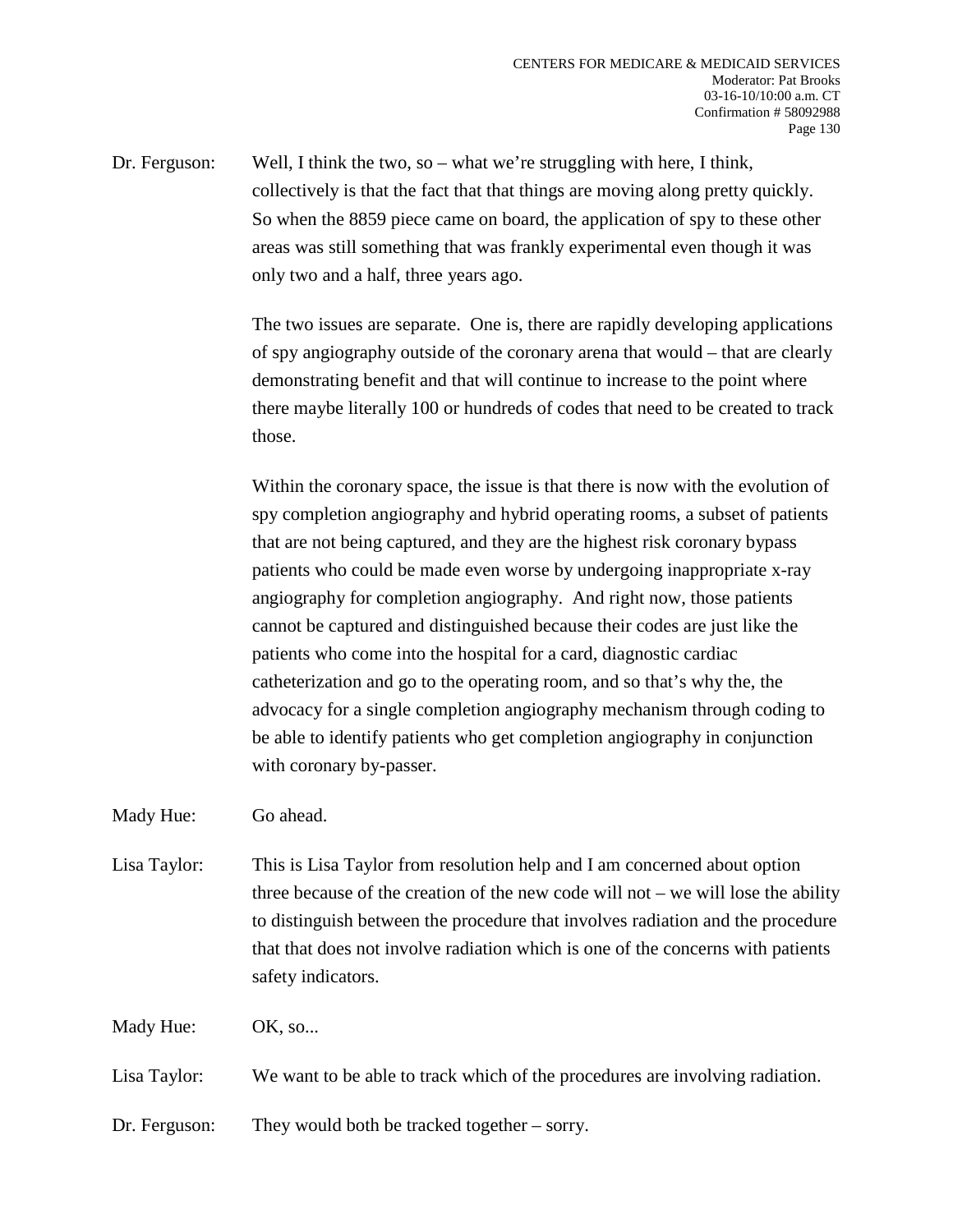Dr. Ferguson: Well, I think the two, so – what we're struggling with here, I think, collectively is that the fact that that things are moving along pretty quickly. So when the 8859 piece came on board, the application of spy to these other areas was still something that was frankly experimental even though it was only two and a half, three years ago.

The two issues are separate. One is, there are rapidly developing applications of spy angiography outside of the coronary arena that would – that are clearly demonstrating benefit and that will continue to increase to the point where there maybe literally 100 or hundreds of codes that need to be created to track those.

Within the coronary space, the issue is that there is now with the evolution of spy completion angiography and hybrid operating rooms, a subset of patients that are not being captured, and they are the highest risk coronary bypass patients who could be made even worse by undergoing inappropriate x-ray angiography for completion angiography. And right now, those patients cannot be captured and distinguished because their codes are just like the patients who come into the hospital for a card, diagnostic cardiac catheterization and go to the operating room, and so that's why the, the advocacy for a single completion angiography mechanism through coding to be able to identify patients who get completion angiography in conjunction with coronary by-passer.

Mady Hue: Go ahead.

Lisa Taylor: This is Lisa Taylor from resolution help and I am concerned about option three because of the creation of the new code will not – we will lose the ability to distinguish between the procedure that involves radiation and the procedure that that does not involve radiation which is one of the concerns with patients safety indicators.

Mady Hue: OK, so...

Lisa Taylor: We want to be able to track which of the procedures are involving radiation.

Dr. Ferguson: They would both be tracked together – sorry.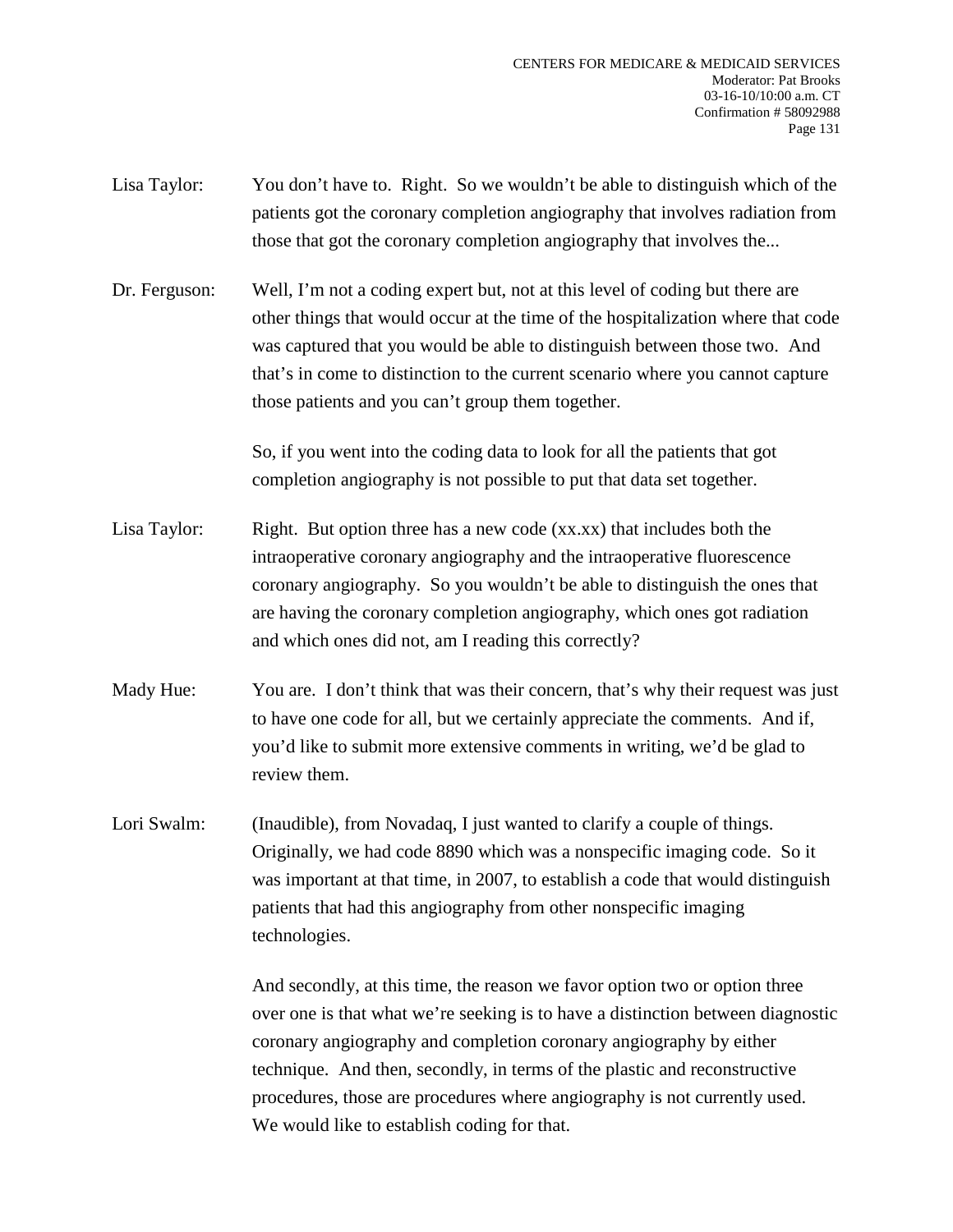Lisa Taylor: You don't have to. Right. So we wouldn't be able to distinguish which of the patients got the coronary completion angiography that involves radiation from those that got the coronary completion angiography that involves the...

Dr. Ferguson: Well, I'm not a coding expert but, not at this level of coding but there are other things that would occur at the time of the hospitalization where that code was captured that you would be able to distinguish between those two. And that's in come to distinction to the current scenario where you cannot capture those patients and you can't group them together.

So, if you went into the coding data to look for all the patients that got completion angiography is not possible to put that data set together.

Lisa Taylor: Right. But option three has a new code (xx.xx) that includes both the intraoperative coronary angiography and the intraoperative fluorescence coronary angiography. So you wouldn't be able to distinguish the ones that are having the coronary completion angiography, which ones got radiation and which ones did not, am I reading this correctly?

Mady Hue: You are. I don't think that was their concern, that's why their request was just to have one code for all, but we certainly appreciate the comments. And if, you'd like to submit more extensive comments in writing, we'd be glad to review them.

Lori Swalm: (Inaudible), from Novadaq, I just wanted to clarify a couple of things. Originally, we had code 8890 which was a nonspecific imaging code. So it was important at that time, in 2007, to establish a code that would distinguish patients that had this angiography from other nonspecific imaging technologies.

And secondly, at this time, the reason we favor option two or option three over one is that what we're seeking is to have a distinction between diagnostic coronary angiography and completion coronary angiography by either technique. And then, secondly, in terms of the plastic and reconstructive procedures, those are procedures where angiography is not currently used. We would like to establish coding for that.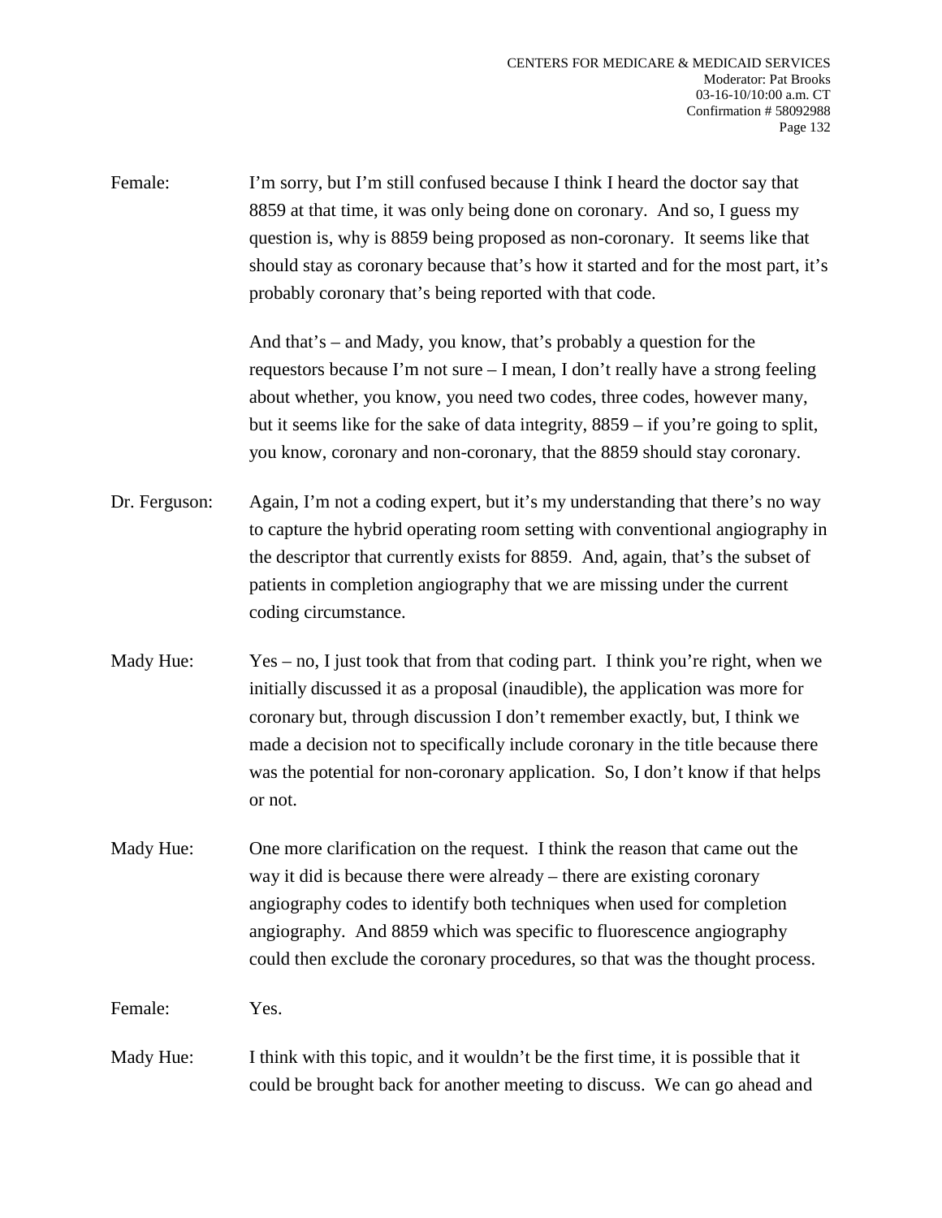Female: I'm sorry, but I'm still confused because I think I heard the doctor say that 8859 at that time, it was only being done on coronary. And so, I guess my question is, why is 8859 being proposed as non-coronary. It seems like that should stay as coronary because that's how it started and for the most part, it's probably coronary that's being reported with that code.

And that's – and Mady, you know, that's probably a question for the requestors because I'm not sure – I mean, I don't really have a strong feeling about whether, you know, you need two codes, three codes, however many, but it seems like for the sake of data integrity, 8859 – if you're going to split, you know, coronary and non-coronary, that the 8859 should stay coronary.

Dr. Ferguson: Again, I'm not a coding expert, but it's my understanding that there's no way to capture the hybrid operating room setting with conventional angiography in the descriptor that currently exists for 8859. And, again, that's the subset of patients in completion angiography that we are missing under the current coding circumstance.

Mady Hue: Yes – no, I just took that from that coding part. I think you're right, when we initially discussed it as a proposal (inaudible), the application was more for coronary but, through discussion I don't remember exactly, but, I think we made a decision not to specifically include coronary in the title because there was the potential for non-coronary application. So, I don't know if that helps or not.

Mady Hue: One more clarification on the request. I think the reason that came out the way it did is because there were already – there are existing coronary angiography codes to identify both techniques when used for completion angiography. And 8859 which was specific to fluorescence angiography could then exclude the coronary procedures, so that was the thought process.

Female: Yes.

Mady Hue: I think with this topic, and it wouldn't be the first time, it is possible that it could be brought back for another meeting to discuss. We can go ahead and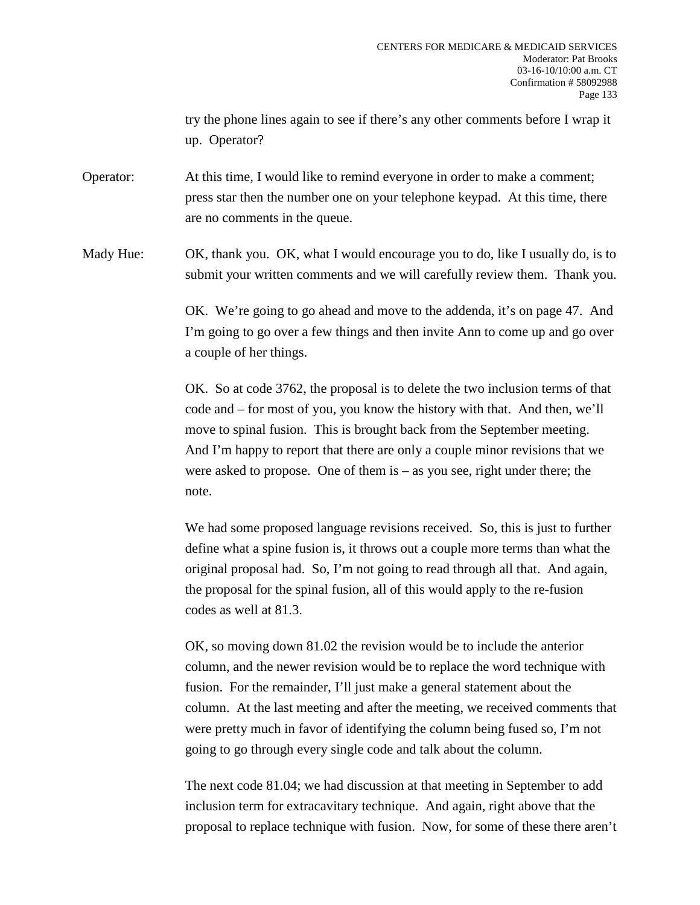try the phone lines again to see if there's any other comments before I wrap it up. Operator?

Operator: At this time, I would like to remind everyone in order to make a comment; press star then the number one on your telephone keypad. At this time, there are no comments in the queue.

Mady Hue: OK, thank you. OK, what I would encourage you to do, like I usually do, is to submit your written comments and we will carefully review them. Thank you.

OK. We're going to go ahead and move to the addenda, it's on page 47. And I'm going to go over a few things and then invite Ann to come up and go over a couple of her things.

OK. So at code 3762, the proposal is to delete the two inclusion terms of that code and – for most of you, you know the history with that. And then, we'll move to spinal fusion. This is brought back from the September meeting. And I'm happy to report that there are only a couple minor revisions that we were asked to propose. One of them is – as you see, right under there; the note.

We had some proposed language revisions received. So, this is just to further define what a spine fusion is, it throws out a couple more terms than what the original proposal had. So, I'm not going to read through all that. And again, the proposal for the spinal fusion, all of this would apply to the re-fusion codes as well at 81.3.

OK, so moving down 81.02 the revision would be to include the anterior column, and the newer revision would be to replace the word technique with fusion. For the remainder, I'll just make a general statement about the column. At the last meeting and after the meeting, we received comments that were pretty much in favor of identifying the column being fused so, I'm not going to go through every single code and talk about the column.

The next code 81.04; we had discussion at that meeting in September to add inclusion term for extracavitary technique. And again, right above that the proposal to replace technique with fusion. Now, for some of these there aren't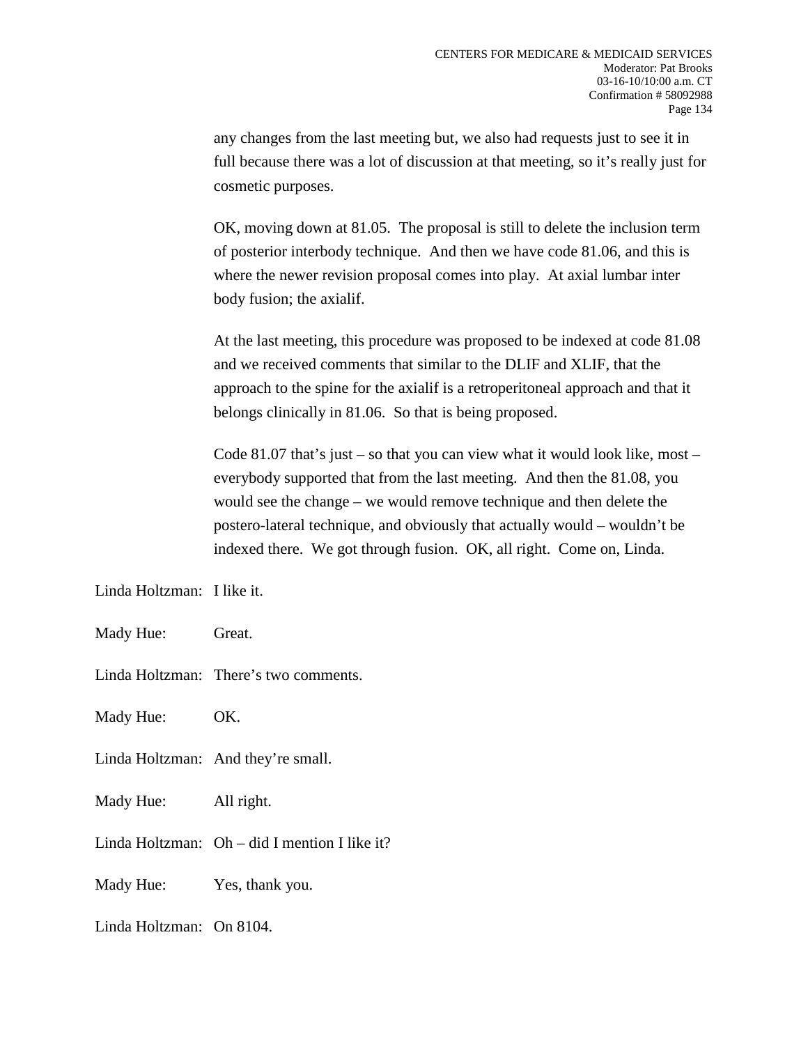any changes from the last meeting but, we also had requests just to see it in full because there was a lot of discussion at that meeting, so it's really just for cosmetic purposes.

OK, moving down at 81.05. The proposal is still to delete the inclusion term of posterior interbody technique. And then we have code 81.06, and this is where the newer revision proposal comes into play. At axial lumbar inter body fusion; the axialif.

At the last meeting, this procedure was proposed to be indexed at code 81.08 and we received comments that similar to the DLIF and XLIF, that the approach to the spine for the axialif is a retroperitoneal approach and that it belongs clinically in 81.06. So that is being proposed.

Code 81.07 that's just – so that you can view what it would look like, most – everybody supported that from the last meeting. And then the 81.08, you would see the change – we would remove technique and then delete the postero-lateral technique, and obviously that actually would – wouldn't be indexed there. We got through fusion. OK, all right. Come on, Linda.

Linda Holtzman: I like it.

Mady Hue: Great.

Linda Holtzman: There's two comments.

Mady Hue: OK.

Linda Holtzman: And they're small.

Mady Hue: All right.

Linda Holtzman: Oh – did I mention I like it?

Mady Hue: Yes, thank you.

Linda Holtzman: On 8104.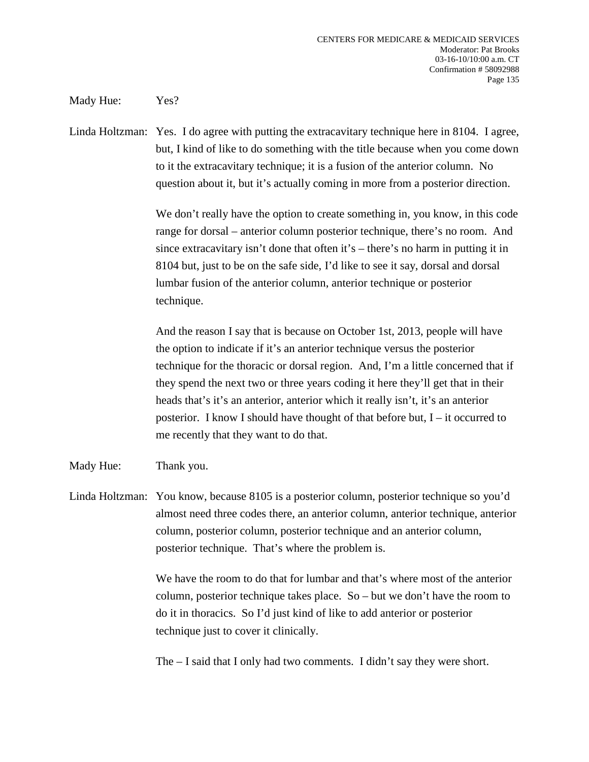Mady Hue: Yes?

Linda Holtzman: Yes. I do agree with putting the extracavitary technique here in 8104. I agree, but, I kind of like to do something with the title because when you come down to it the extracavitary technique; it is a fusion of the anterior column. No question about it, but it's actually coming in more from a posterior direction.

We don't really have the option to create something in, you know, in this code range for dorsal – anterior column posterior technique, there's no room. And since extracavitary isn't done that often it's – there's no harm in putting it in 8104 but, just to be on the safe side, I'd like to see it say, dorsal and dorsal lumbar fusion of the anterior column, anterior technique or posterior technique.

And the reason I say that is because on October 1st, 2013, people will have the option to indicate if it's an anterior technique versus the posterior technique for the thoracic or dorsal region. And, I'm a little concerned that if they spend the next two or three years coding it here they'll get that in their heads that's it's an anterior, anterior which it really isn't, it's an anterior posterior. I know I should have thought of that before but, I – it occurred to me recently that they want to do that.

Mady Hue: Thank you.

Linda Holtzman: You know, because 8105 is a posterior column, posterior technique so you'd almost need three codes there, an anterior column, anterior technique, anterior column, posterior column, posterior technique and an anterior column, posterior technique. That's where the problem is.

We have the room to do that for lumbar and that's where most of the anterior column, posterior technique takes place. So – but we don't have the room to do it in thoracics. So I'd just kind of like to add anterior or posterior technique just to cover it clinically.

The – I said that I only had two comments. I didn't say they were short.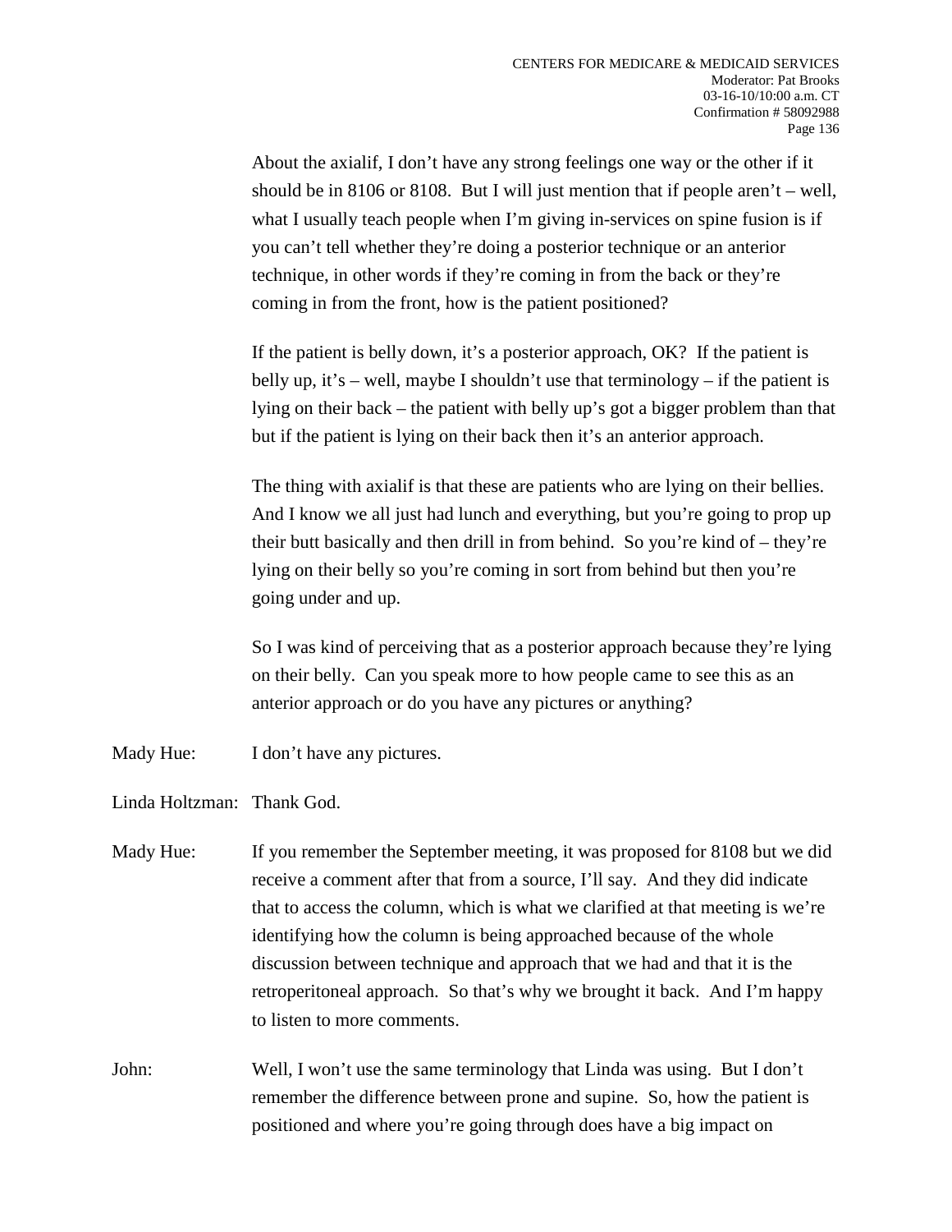About the axialif, I don't have any strong feelings one way or the other if it should be in 8106 or 8108. But I will just mention that if people aren't – well, what I usually teach people when I'm giving in-services on spine fusion is if you can't tell whether they're doing a posterior technique or an anterior technique, in other words if they're coming in from the back or they're coming in from the front, how is the patient positioned?

If the patient is belly down, it's a posterior approach, OK? If the patient is belly up, it's – well, maybe I shouldn't use that terminology – if the patient is lying on their back – the patient with belly up's got a bigger problem than that but if the patient is lying on their back then it's an anterior approach.

The thing with axialif is that these are patients who are lying on their bellies. And I know we all just had lunch and everything, but you're going to prop up their butt basically and then drill in from behind. So you're kind of – they're lying on their belly so you're coming in sort from behind but then you're going under and up.

So I was kind of perceiving that as a posterior approach because they're lying on their belly. Can you speak more to how people came to see this as an anterior approach or do you have any pictures or anything?

Mady Hue: I don't have any pictures.

Linda Holtzman: Thank God.

Mady Hue: If you remember the September meeting, it was proposed for 8108 but we did receive a comment after that from a source, I'll say. And they did indicate that to access the column, which is what we clarified at that meeting is we're identifying how the column is being approached because of the whole discussion between technique and approach that we had and that it is the retroperitoneal approach. So that's why we brought it back. And I'm happy to listen to more comments.

John: Well, I won't use the same terminology that Linda was using. But I don't remember the difference between prone and supine. So, how the patient is positioned and where you're going through does have a big impact on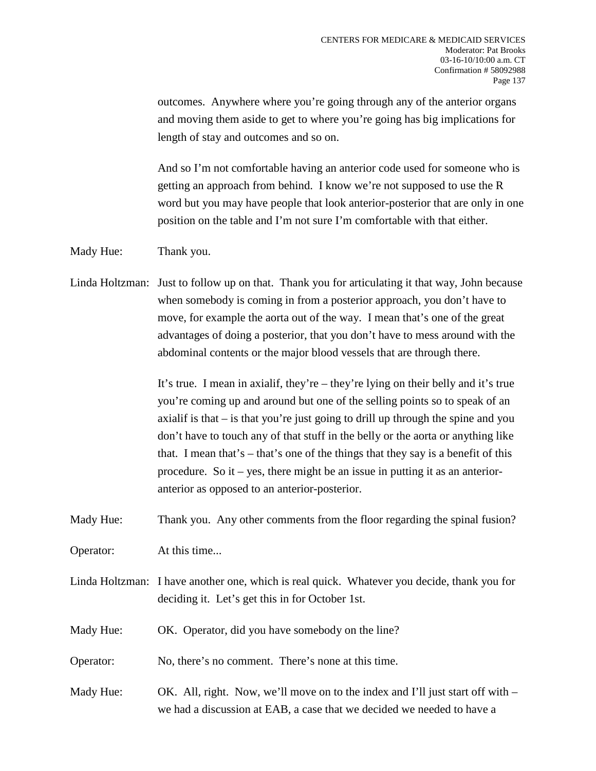outcomes. Anywhere where you're going through any of the anterior organs and moving them aside to get to where you're going has big implications for length of stay and outcomes and so on.

And so I'm not comfortable having an anterior code used for someone who is getting an approach from behind. I know we're not supposed to use the R word but you may have people that look anterior-posterior that are only in one position on the table and I'm not sure I'm comfortable with that either.

Mady Hue: Thank you.

Linda Holtzman: Just to follow up on that. Thank you for articulating it that way, John because when somebody is coming in from a posterior approach, you don't have to move, for example the aorta out of the way. I mean that's one of the great advantages of doing a posterior, that you don't have to mess around with the abdominal contents or the major blood vessels that are through there.

It's true. I mean in axialif, they're – they're lying on their belly and it's true you're coming up and around but one of the selling points so to speak of an axialif is that – is that you're just going to drill up through the spine and you don't have to touch any of that stuff in the belly or the aorta or anything like that. I mean that's – that's one of the things that they say is a benefit of this procedure. So it – yes, there might be an issue in putting it as an anterior-anterior as opposed to an anterior-posterior.

Mady Hue: Thank you. Any other comments from the floor regarding the spinal fusion?

Operator: At this time...

Linda Holtzman: I have another one, which is real quick. Whatever you decide, thank you for deciding it. Let's get this in for October 1st.

Mady Hue: OK. Operator, did you have somebody on the line?

Operator: No, there's no comment. There's none at this time.

Mady Hue: OK. All, right. Now, we'll move on to the index and I'll just start off with – we had a discussion at EAB, a case that we decided we needed to have a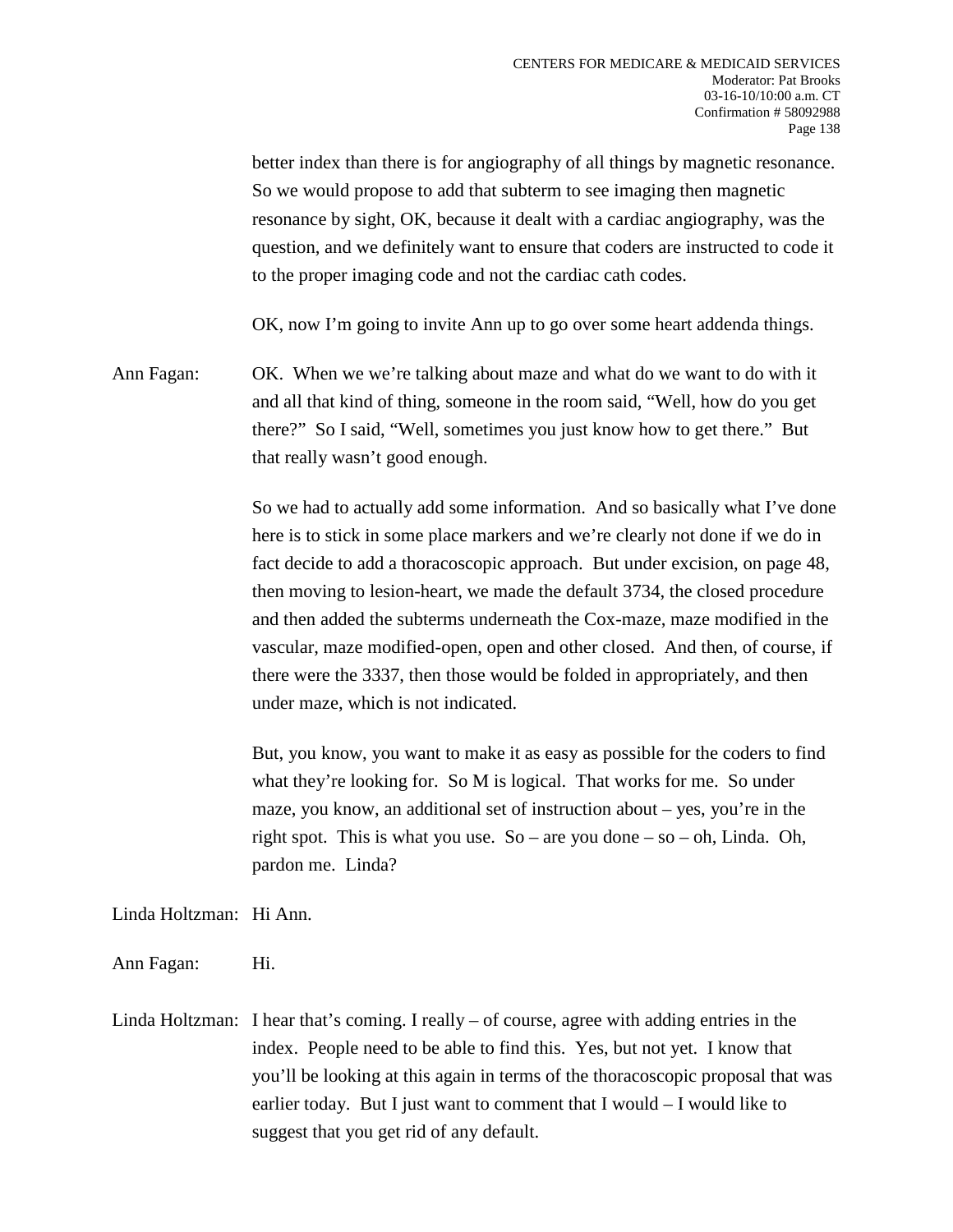better index than there is for angiography of all things by magnetic resonance. So we would propose to add that subterm to see imaging then magnetic resonance by sight, OK, because it dealt with a cardiac angiography, was the question, and we definitely want to ensure that coders are instructed to code it to the proper imaging code and not the cardiac cath codes.

OK, now I'm going to invite Ann up to go over some heart addenda things.

Ann Fagan: OK. When we we're talking about maze and what do we want to do with it and all that kind of thing, someone in the room said, "Well, how do you get there?" So I said, "Well, sometimes you just know how to get there." But that really wasn't good enough.

So we had to actually add some information. And so basically what I've done here is to stick in some place markers and we're clearly not done if we do in fact decide to add a thoracoscopic approach. But under excision, on page 48, then moving to lesion-heart, we made the default 3734, the closed procedure and then added the subterms underneath the Cox-maze, maze modified in the vascular, maze modified-open, open and other closed. And then, of course, if there were the 3337, then those would be folded in appropriately, and then under maze, which is not indicated.

But, you know, you want to make it as easy as possible for the coders to find what they're looking for. So M is logical. That works for me. So under maze, you know, an additional set of instruction about – yes, you're in the right spot. This is what you use. So – are you done – so – oh, Linda. Oh, pardon me. Linda?

Linda Holtzman: Hi Ann.

Ann Fagan: Hi.

Linda Holtzman: I hear that's coming. I really – of course, agree with adding entries in the index. People need to be able to find this. Yes, but not yet. I know that you'll be looking at this again in terms of the thoracoscopic proposal that was earlier today. But I just want to comment that I would – I would like to suggest that you get rid of any default.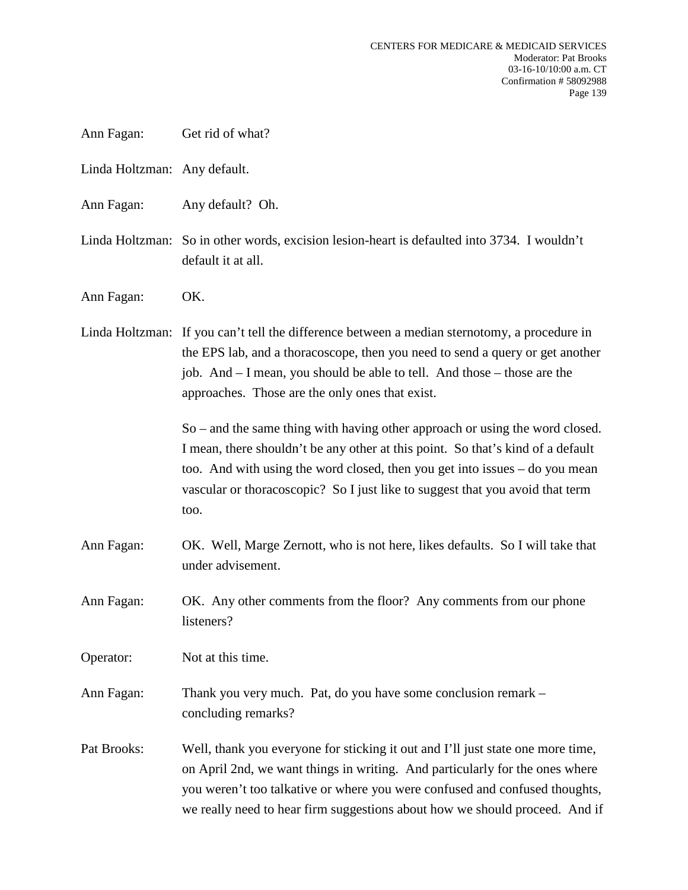Ann Fagan: Get rid of what?

Linda Holtzman: Any default.

Ann Fagan: Any default? Oh.

Linda Holtzman: So in other words, excision lesion-heart is defaulted into 3734. I wouldn't default it at all.

Ann Fagan: OK.

Linda Holtzman: If you can't tell the difference between a median sternotomy, a procedure in the EPS lab, and a thoracoscope, then you need to send a query or get another job. And – I mean, you should be able to tell. And those – those are the approaches. Those are the only ones that exist.

So – and the same thing with having other approach or using the word closed. I mean, there shouldn't be any other at this point. So that's kind of a default too. And with using the word closed, then you get into issues – do you mean vascular or thoracoscopic? So I just like to suggest that you avoid that term too.

Ann Fagan: OK. Well, Marge Zernott, who is not here, likes defaults. So I will take that under advisement.

Ann Fagan: OK. Any other comments from the floor? Any comments from our phone listeners?

Operator: Not at this time.

Ann Fagan: Thank you very much. Pat, do you have some conclusion remark – concluding remarks?

Pat Brooks: Well, thank you everyone for sticking it out and I'll just state one more time, on April 2nd, we want things in writing. And particularly for the ones where you weren't too talkative or where you were confused and confused thoughts, we really need to hear firm suggestions about how we should proceed. And if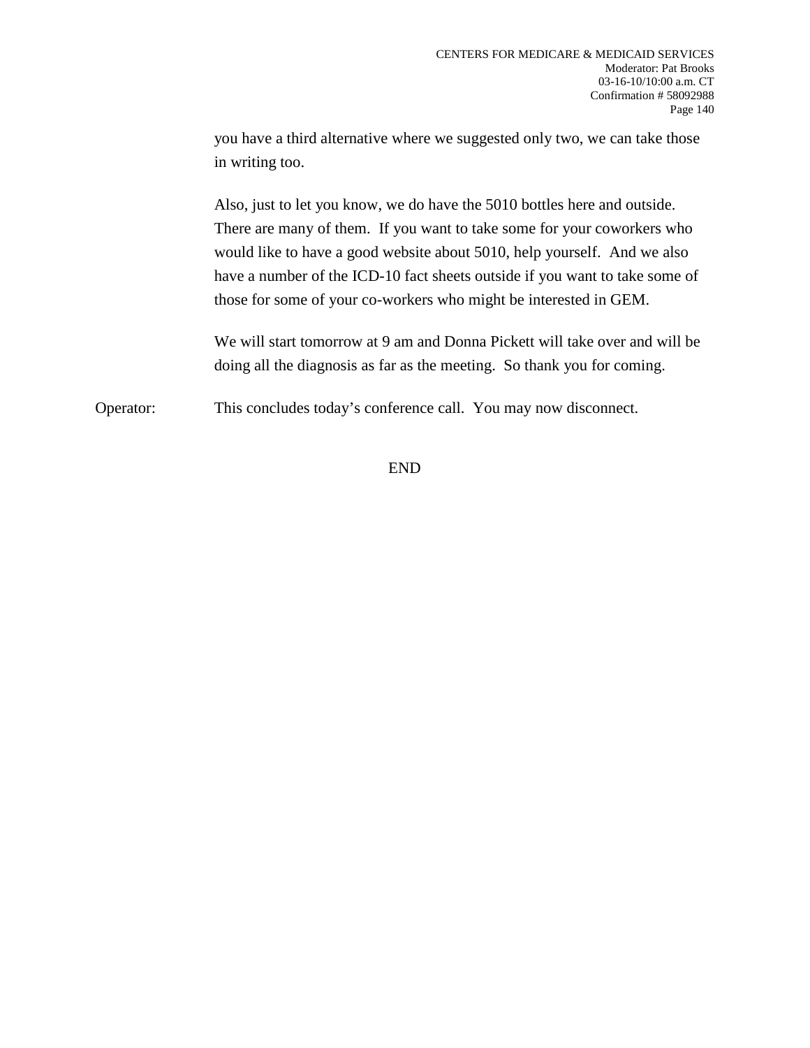you have a third alternative where we suggested only two, we can take those in writing too.

Also, just to let you know, we do have the 5010 bottles here and outside. There are many of them. If you want to take some for your coworkers who would like to have a good website about 5010, help yourself. And we also have a number of the ICD-10 fact sheets outside if you want to take some of those for some of your co-workers who might be interested in GEM.

We will start tomorrow at 9 am and Donna Pickett will take over and will be doing all the diagnosis as far as the meeting. So thank you for coming.

Operator: This concludes today's conference call. You may now disconnect.

END